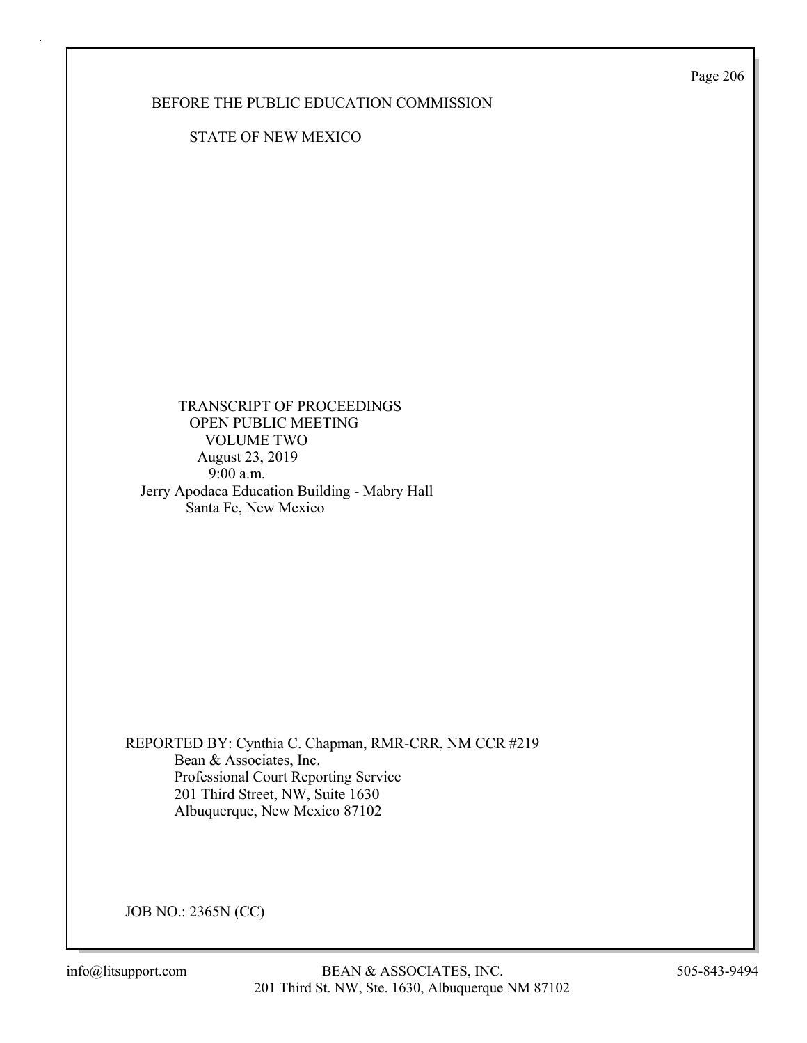BEFORE THE PUBLIC EDUCATION COMMISSION

STATE OF NEW MEXICO

TRANSCRIPT OF PROCEEDINGS
OPEN PUBLIC MEETING
VOLUME TWO
August 23, 2019
9:00 a.m.
Jerry Apodaca Education Building - Mabry Hall
Santa Fe, New Mexico

REPORTED BY: Cynthia C. Chapman, RMR-CRR, NM CCR #219
Bean & Associates, Inc.
Professional Court Reporting Service
201 Third Street, NW, Suite 1630
Albuquerque, New Mexico 87102

JOB NO.: 2365N (CC)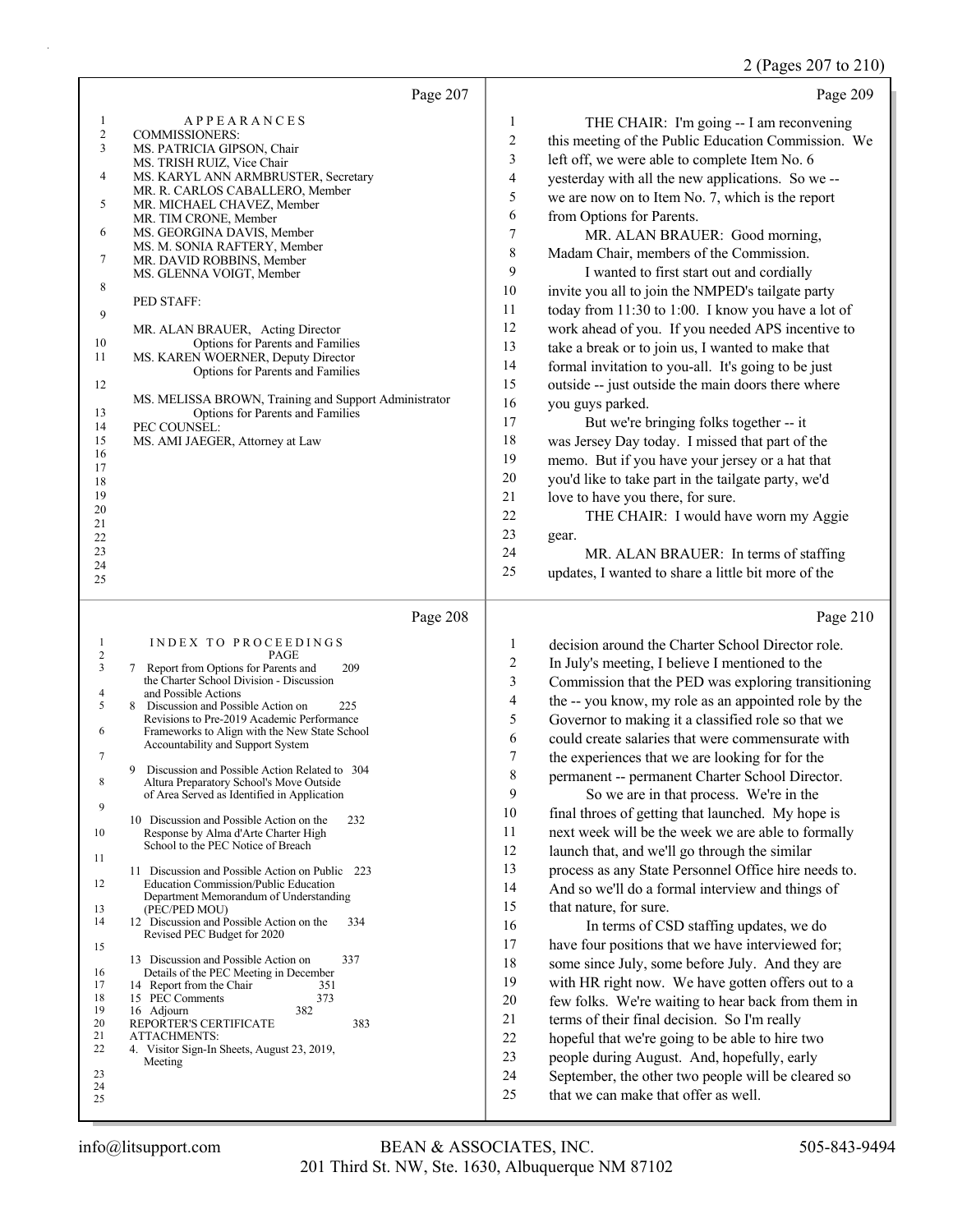Page 207

APPEARANCES

COMMISSIONERS:

MS. PATRICIA GIPSON, Chair
MS. TRISH RUIZ, Vice Chair
MS. KARYL ANN ARMBRUSTER, Secretary
MR. R. CARLOS CABALLERO, Member
MR. MICHAEL CHAVEZ, Member
MR. TIM CRONE, Member
MS. GEORGINA DAVIS, Member
MS. M. SONIA RAFTERY, Member
MR. DAVID ROBBINS, Member
MS. GLENNA VOIGT, Member

PED STAFF:

MR. ALAN BRAUER, Acting Director
Options for Parents and Families
MS. KAREN WOERNER, Deputy Director
Options for Parents and Families

MS. MELISSA BROWN, Training and Support Administrator
Options for Parents and Families

PEC COUNSEL:
MS. AMI JAEGER, Attorney at Law

Page 208

INDEX TO PROCEEDINGS

| | PAGE |
|---|---|
| 7 Report from Options for Parents and the Charter School Division - Discussion and Possible Actions | 209 |
| 8 Discussion and Possible Action on Revisions to Pre-2019 Academic Performance Frameworks to Align with the New State School Accountability and Support System | 225 |
| 9 Discussion and Possible Action Related to Altura Preparatory School's Move Outside of Area Served as Identified in Application | 304 |
| 10 Discussion and Possible Action on the Response by Alma d'Arte Charter High School to the PEC Notice of Breach | 232 |
| 11 Discussion and Possible Action on Public Education Commission/Public Education Department Memorandum of Understanding (PEC/PED MOU) | 223 |
| 12 Discussion and Possible Action on the Revised PEC Budget for 2020 | 334 |
| 13 Discussion and Possible Action on Details of the PEC Meeting in December | 337 |
| 14 Report from the Chair | 351 |
| 15 PEC Comments | 373 |
| 16 Adjourn | 382 |
| REPORTER'S CERTIFICATE | 383 |
| ATTACHMENTS: | |
| 4. Visitor Sign-In Sheets, August 23, 2019, Meeting | |

Page 209

1 THE CHAIR: I'm going -- I am reconvening
2 this meeting of the Public Education Commission. We
3 left off, we were able to complete Item No. 6
4 yesterday with all the new applications. So we --
5 we are now on to Item No. 7, which is the report
6 from Options for Parents.
7 MR. ALAN BRAUER: Good morning,
8 Madam Chair, members of the Commission.
9 I wanted to first start out and cordially
10 invite you all to join the NMPED's tailgate party
11 today from 11:30 to 1:00. I know you have a lot of
12 work ahead of you. If you needed APS incentive to
13 take a break or to join us, I wanted to make that
14 formal invitation to you-all. It's going to be just
15 outside -- just outside the main doors there where
16 you guys parked.
17 But we're bringing folks together -- it
18 was Jersey Day today. I missed that part of the
19 memo. But if you have your jersey or a hat that
20 you'd like to take part in the tailgate party, we'd
21 love to have you there, for sure.
22 THE CHAIR: I would have worn my Aggie
23 gear.
24 MR. ALAN BRAUER: In terms of staffing
25 updates, I wanted to share a little bit more of the

Page 210

1 decision around the Charter School Director role.
2 In July's meeting, I believe I mentioned to the
3 Commission that the PED was exploring transitioning
4 the -- you know, my role as an appointed role by the
5 Governor to making it a classified role so that we
6 could create salaries that were commensurate with
7 the experiences that we are looking for for the
8 permanent -- permanent Charter School Director.
9 So we are in that process. We're in the
10 final throes of getting that launched. My hope is
11 next week will be the week we are able to formally
12 launch that, and we'll go through the similar
13 process as any State Personnel Office hire needs to.
14 And so we'll do a formal interview and things of
15 that nature, for sure.
16 In terms of CSD staffing updates, we do
17 have four positions that we have interviewed for;
18 some since July, some before July. And they are
19 with HR right now. We have gotten offers out to a
20 few folks. We're waiting to hear back from them in
21 terms of their final decision. So I'm really
22 hopeful that we're going to be able to hire two
23 people during August. And, hopefully, early
24 September, the other two people will be cleared so
25 that we can make that offer as well.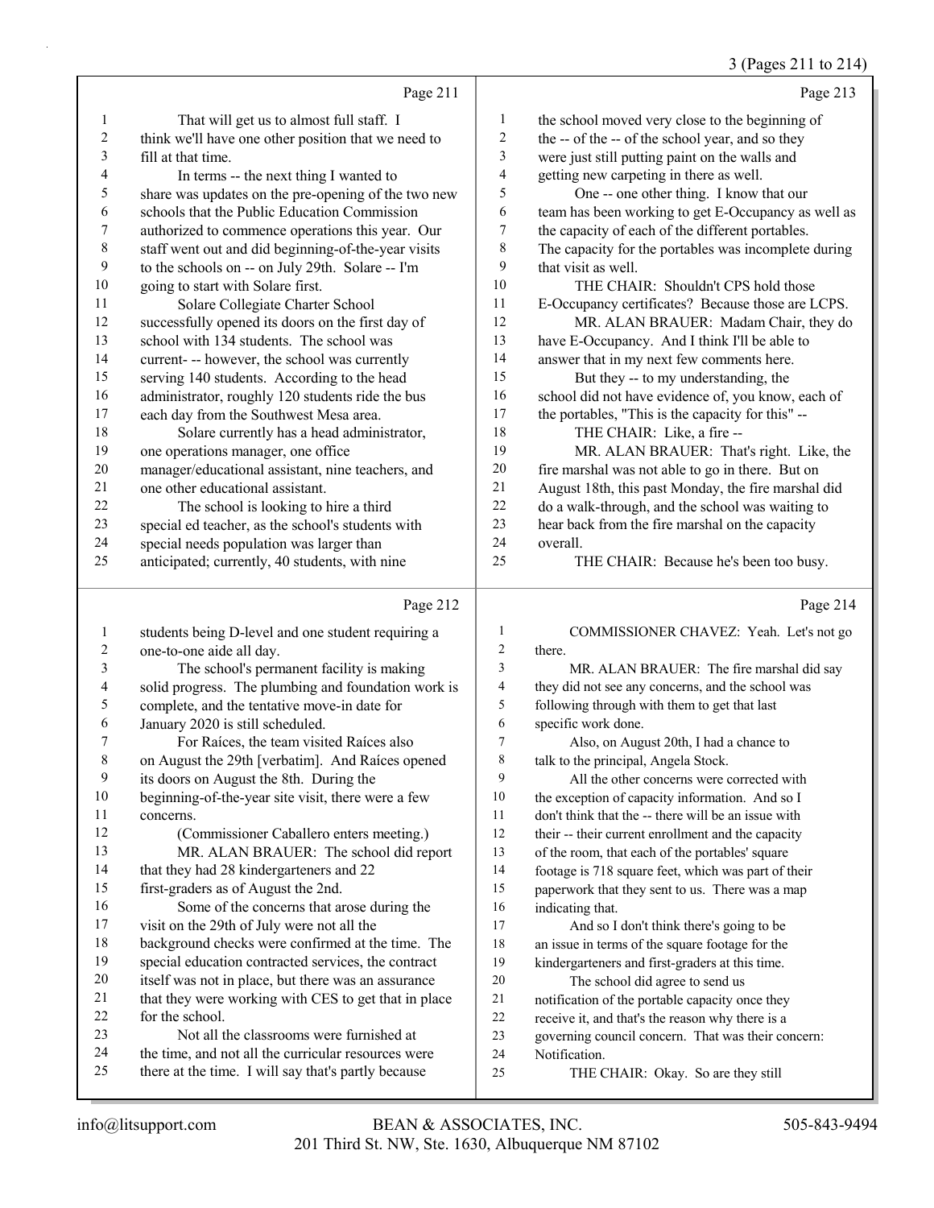Page 211

1 That will get us to almost full staff. I
2 think we'll have one other position that we need to
3 fill at that time.
4 In terms -- the next thing I wanted to
5 share was updates on the pre-opening of the two new
6 schools that the Public Education Commission
7 authorized to commence operations this year. Our
8 staff went out and did beginning-of-the-year visits
9 to the schools on -- on July 29th. Solare -- I'm
10 going to start with Solare first.
11 Solare Collegiate Charter School
12 successfully opened its doors on the first day of
13 school with 134 students. The school was
14 current- -- however, the school was currently
15 serving 140 students. According to the head
16 administrator, roughly 120 students ride the bus
17 each day from the Southwest Mesa area.
18 Solare currently has a head administrator,
19 one operations manager, one office
20 manager/educational assistant, nine teachers, and
21 one other educational assistant.
22 The school is looking to hire a third
23 special ed teacher, as the school's students with
24 special needs population was larger than
25 anticipated; currently, 40 students, with nine

Page 212

1 students being D-level and one student requiring a
2 one-to-one aide all day.
3 The school's permanent facility is making
4 solid progress. The plumbing and foundation work is
5 complete, and the tentative move-in date for
6 January 2020 is still scheduled.
7 For Raíces, the team visited Raíces also
8 on August the 29th [verbatim]. And Raíces opened
9 its doors on August the 8th. During the
10 beginning-of-the-year site visit, there were a few
11 concerns.
12 (Commissioner Caballero enters meeting.)
13 MR. ALAN BRAUER: The school did report
14 that they had 28 kindergarteners and 22
15 first-graders as of August the 2nd.
16 Some of the concerns that arose during the
17 visit on the 29th of July were not all the
18 background checks were confirmed at the time. The
19 special education contracted services, the contract
20 itself was not in place, but there was an assurance
21 that they were working with CES to get that in place
22 for the school.
23 Not all the classrooms were furnished at
24 the time, and not all the curricular resources were
25 there at the time. I will say that's partly because

Page 213

1 the school moved very close to the beginning of
2 the -- of the -- of the school year, and so they
3 were just still putting paint on the walls and
4 getting new carpeting in there as well.
5 One -- one other thing. I know that our
6 team has been working to get E-Occupancy as well as
7 the capacity of each of the different portables.
8 The capacity for the portables was incomplete during
9 that visit as well.
10 THE CHAIR: Shouldn't CPS hold those
11 E-Occupancy certificates? Because those are LCPS.
12 MR. ALAN BRAUER: Madam Chair, they do
13 have E-Occupancy. And I think I'll be able to
14 answer that in my next few comments here.
15 But they -- to my understanding, the
16 school did not have evidence of, you know, each of
17 the portables, "This is the capacity for this" --
18 THE CHAIR: Like, a fire --
19 MR. ALAN BRAUER: That's right. Like, the
20 fire marshal was not able to go in there. But on
21 August 18th, this past Monday, the fire marshal did
22 do a walk-through, and the school was waiting to
23 hear back from the fire marshal on the capacity
24 overall.
25 THE CHAIR: Because he's been too busy.

Page 214

1 COMMISSIONER CHAVEZ: Yeah. Let's not go
2 there.
3 MR. ALAN BRAUER: The fire marshal did say
4 they did not see any concerns, and the school was
5 following through with them to get that last
6 specific work done.
7 Also, on August 20th, I had a chance to
8 talk to the principal, Angela Stock.
9 All the other concerns were corrected with
10 the exception of capacity information. And so I
11 don't think that the -- there will be an issue with
12 their -- their current enrollment and the capacity
13 of the room, that each of the portables' square
14 footage is 718 square feet, which was part of their
15 paperwork that they sent to us. There was a map
16 indicating that.
17 And so I don't think there's going to be
18 an issue in terms of the square footage for the
19 kindergarteners and first-graders at this time.
20 The school did agree to send us
21 notification of the portable capacity once they
22 receive it, and that's the reason why there is a
23 governing council concern. That was their concern:
24 Notification.
25 THE CHAIR: Okay. So are they still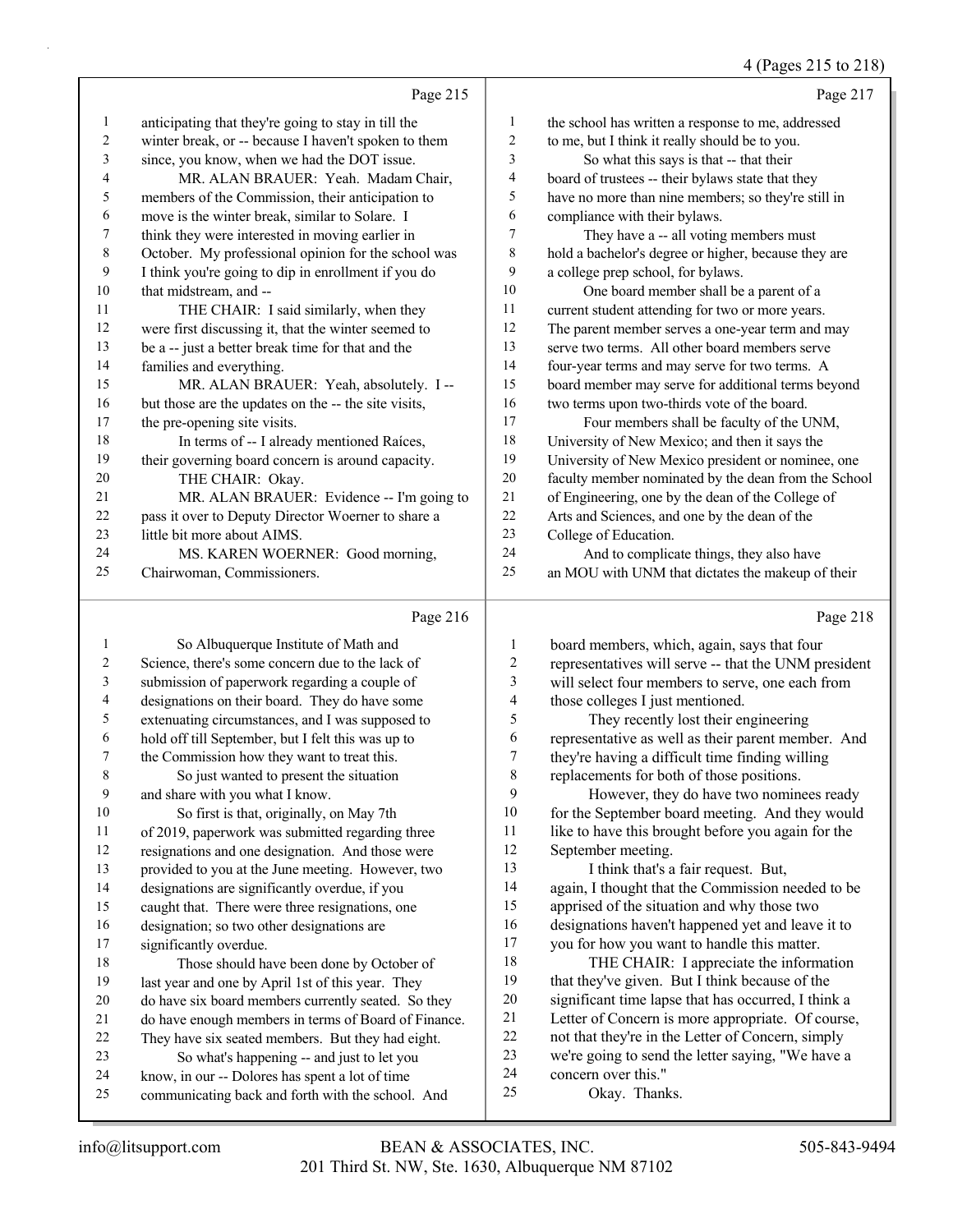Page 215

1 anticipating that they're going to stay in till the
2 winter break, or -- because I haven't spoken to them
3 since, you know, when we had the DOT issue.
4 MR. ALAN BRAUER: Yeah. Madam Chair,
5 members of the Commission, their anticipation to
6 move is the winter break, similar to Solare. I
7 think they were interested in moving earlier in
8 October. My professional opinion for the school was
9 I think you're going to dip in enrollment if you do
10 that midstream, and --
11 THE CHAIR: I said similarly, when they
12 were first discussing it, that the winter seemed to
13 be a -- just a better break time for that and the
14 families and everything.
15 MR. ALAN BRAUER: Yeah, absolutely. I --
16 but those are the updates on the -- the site visits,
17 the pre-opening site visits.
18 In terms of -- I already mentioned Raíces,
19 their governing board concern is around capacity.
20 THE CHAIR: Okay.
21 MR. ALAN BRAUER: Evidence -- I'm going to
22 pass it over to Deputy Director Woerner to share a
23 little bit more about AIMS.
24 MS. KAREN WOERNER: Good morning,
25 Chairwoman, Commissioners.

Page 216

1 So Albuquerque Institute of Math and
2 Science, there's some concern due to the lack of
3 submission of paperwork regarding a couple of
4 designations on their board. They do have some
5 extenuating circumstances, and I was supposed to
6 hold off till September, but I felt this was up to
7 the Commission how they want to treat this.
8 So just wanted to present the situation
9 and share with you what I know.
10 So first is that, originally, on May 7th
11 of 2019, paperwork was submitted regarding three
12 resignations and one designation. And those were
13 provided to you at the June meeting. However, two
14 designations are significantly overdue, if you
15 caught that. There were three resignations, one
16 designation; so two other designations are
17 significantly overdue.
18 Those should have been done by October of
19 last year and one by April 1st of this year. They
20 do have six board members currently seated. So they
21 do have enough members in terms of Board of Finance.
22 They have six seated members. But they had eight.
23 So what's happening -- and just to let you
24 know, in our -- Dolores has spent a lot of time
25 communicating back and forth with the school. And

Page 217

1 the school has written a response to me, addressed
2 to me, but I think it really should be to you.
3 So what this says is that -- that their
4 board of trustees -- their bylaws state that they
5 have no more than nine members; so they're still in
6 compliance with their bylaws.
7 They have a -- all voting members must
8 hold a bachelor's degree or higher, because they are
9 a college prep school, for bylaws.
10 One board member shall be a parent of a
11 current student attending for two or more years.
12 The parent member serves a one-year term and may
13 serve two terms. All other board members serve
14 four-year terms and may serve for two terms. A
15 board member may serve for additional terms beyond
16 two terms upon two-thirds vote of the board.
17 Four members shall be faculty of the UNM,
18 University of New Mexico; and then it says the
19 University of New Mexico president or nominee, one
20 faculty member nominated by the dean from the School
21 of Engineering, one by the dean of the College of
22 Arts and Sciences, and one by the dean of the
23 College of Education.
24 And to complicate things, they also have
25 an MOU with UNM that dictates the makeup of their

Page 218

1 board members, which, again, says that four
2 representatives will serve -- that the UNM president
3 will select four members to serve, one each from
4 those colleges I just mentioned.
5 They recently lost their engineering
6 representative as well as their parent member. And
7 they're having a difficult time finding willing
8 replacements for both of those positions.
9 However, they do have two nominees ready
10 for the September board meeting. And they would
11 like to have this brought before you again for the
12 September meeting.
13 I think that's a fair request. But,
14 again, I thought that the Commission needed to be
15 apprised of the situation and why those two
16 designations haven't happened yet and leave it to
17 you for how you want to handle this matter.
18 THE CHAIR: I appreciate the information
19 that they've given. But I think because of the
20 significant time lapse that has occurred, I think a
21 Letter of Concern is more appropriate. Of course,
22 not that they're in the Letter of Concern, simply
23 we're going to send the letter saying, "We have a
24 concern over this."
25 Okay. Thanks.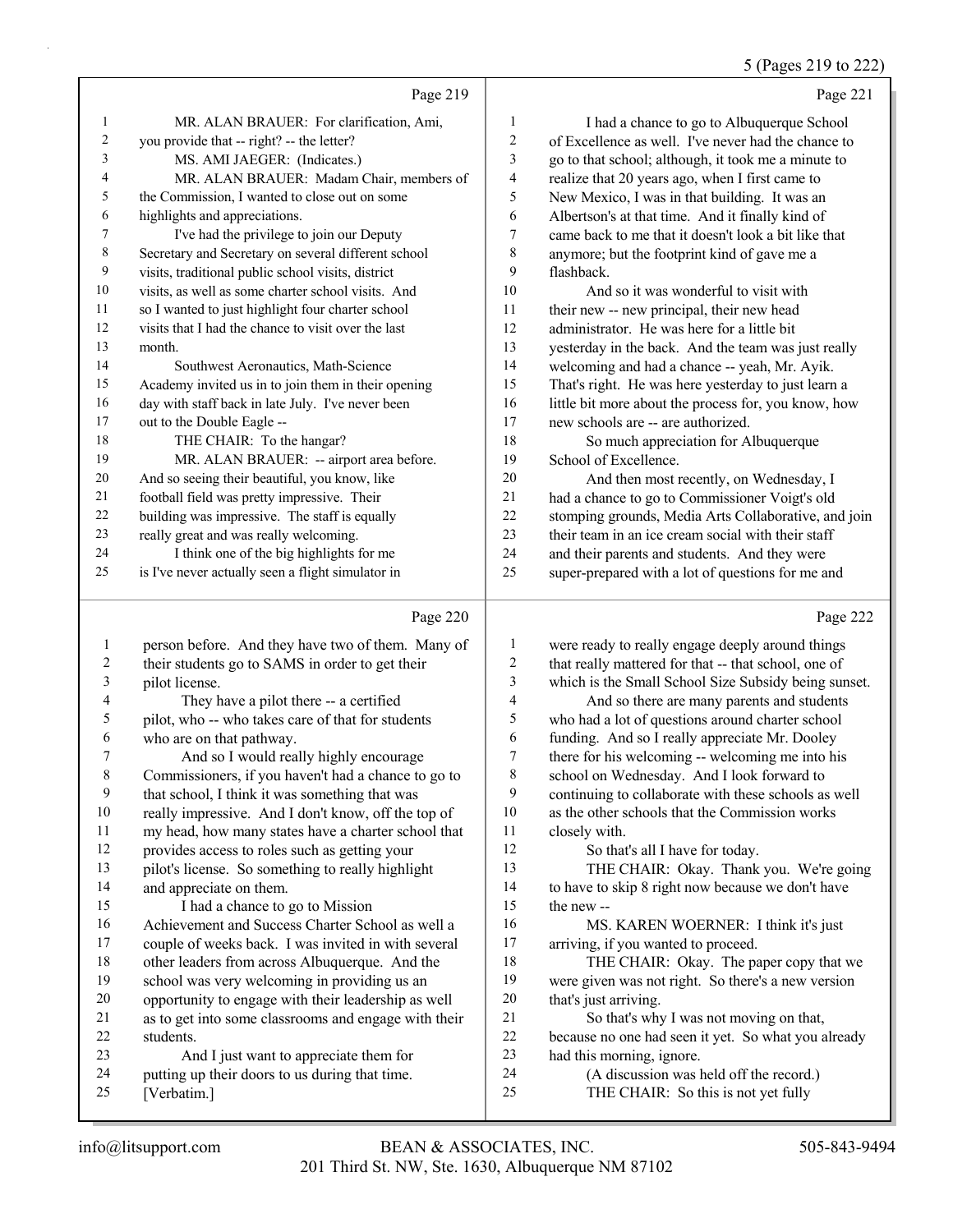Page 219

MR. ALAN BRAUER: For clarification, Ami, you provide that -- right? -- the letter?

MS. AMI JAEGER: (Indicates.)

MR. ALAN BRAUER: Madam Chair, members of the Commission, I wanted to close out on some highlights and appreciations.

I've had the privilege to join our Deputy Secretary and Secretary on several different school visits, traditional public school visits, district visits, as well as some charter school visits. And so I wanted to just highlight four charter school visits that I had the chance to visit over the last month.

Southwest Aeronautics, Math-Science Academy invited us in to join them in their opening day with staff back in late July. I've never been out to the Double Eagle --

THE CHAIR: To the hangar?

MR. ALAN BRAUER: -- airport area before. And so seeing their beautiful, you know, like football field was pretty impressive. Their building was impressive. The staff is equally really great and was really welcoming.

I think one of the big highlights for me is I've never actually seen a flight simulator in

Page 220

person before. And they have two of them. Many of their students go to SAMS in order to get their pilot license.

They have a pilot there -- a certified pilot, who -- who takes care of that for students who are on that pathway.

And so I would really highly encourage Commissioners, if you haven't had a chance to go to that school, I think it was something that was really impressive. And I don't know, off the top of my head, how many states have a charter school that provides access to roles such as getting your pilot's license. So something to really highlight and appreciate on them.

I had a chance to go to Mission Achievement and Success Charter School as well a couple of weeks back. I was invited in with several other leaders from across Albuquerque. And the school was very welcoming in providing us an opportunity to engage with their leadership as well as to get into some classrooms and engage with their students.

And I just want to appreciate them for putting up their doors to us during that time. [Verbatim.]

Page 221

I had a chance to go to Albuquerque School of Excellence as well. I've never had the chance to go to that school; although, it took me a minute to realize that 20 years ago, when I first came to New Mexico, I was in that building. It was an Albertson's at that time. And it finally kind of came back to me that it doesn't look a bit like that anymore; but the footprint kind of gave me a flashback.

And so it was wonderful to visit with their new -- new principal, their new head administrator. He was here for a little bit yesterday in the back. And the team was just really welcoming and had a chance -- yeah, Mr. Ayik. That's right. He was here yesterday to just learn a little bit more about the process for, you know, how new schools are -- are authorized.

So much appreciation for Albuquerque School of Excellence.

And then most recently, on Wednesday, I had a chance to go to Commissioner Voigt's old stomping grounds, Media Arts Collaborative, and join their team in an ice cream social with their staff and their parents and students. And they were super-prepared with a lot of questions for me and

Page 222

were ready to really engage deeply around things that really mattered for that -- that school, one of which is the Small School Size Subsidy being sunset.

And so there are many parents and students who had a lot of questions around charter school funding. And so I really appreciate Mr. Dooley there for his welcoming -- welcoming me into his school on Wednesday. And I look forward to continuing to collaborate with these schools as well as the other schools that the Commission works closely with.

So that's all I have for today.

THE CHAIR: Okay. Thank you. We're going to have to skip 8 right now because we don't have the new --

MS. KAREN WOERNER: I think it's just arriving, if you wanted to proceed.

THE CHAIR: Okay. The paper copy that we were given was not right. So there's a new version that's just arriving.

So that's why I was not moving on that, because no one had seen it yet. So what you already had this morning, ignore.

(A discussion was held off the record.)

THE CHAIR: So this is not yet fully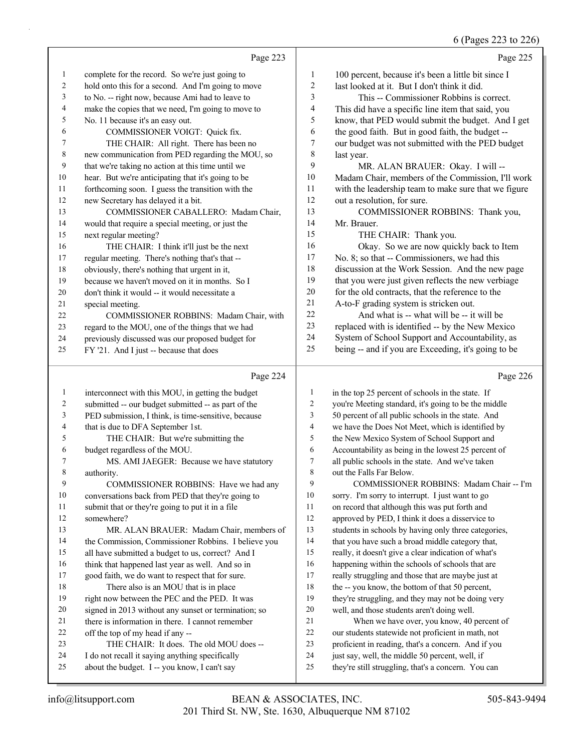Page 223

1 complete for the record. So we're just going to
2 hold onto this for a second. And I'm going to move
3 to No. -- right now, because Ami had to leave to
4 make the copies that we need, I'm going to move to
5 No. 11 because it's an easy out.
6 COMMISSIONER VOIGT: Quick fix.
7 THE CHAIR: All right. There has been no
8 new communication from PED regarding the MOU, so
9 that we're taking no action at this time until we
10 hear. But we're anticipating that it's going to be
11 forthcoming soon. I guess the transition with the
12 new Secretary has delayed it a bit.
13 COMMISSIONER CABALLERO: Madam Chair,
14 would that require a special meeting, or just the
15 next regular meeting?
16 THE CHAIR: I think it'll just be the next
17 regular meeting. There's nothing that's that --
18 obviously, there's nothing that urgent in it,
19 because we haven't moved on it in months. So I
20 don't think it would -- it would necessitate a
21 special meeting.
22 COMMISSIONER ROBBINS: Madam Chair, with
23 regard to the MOU, one of the things that we had
24 previously discussed was our proposed budget for
25 FY '21. And I just -- because that does

Page 224

1 interconnect with this MOU, in getting the budget
2 submitted -- our budget submitted -- as part of the
3 PED submission, I think, is time-sensitive, because
4 that is due to DFA September 1st.
5 THE CHAIR: But we're submitting the
6 budget regardless of the MOU.
7 MS. AMI JAEGER: Because we have statutory
8 authority.
9 COMMISSIONER ROBBINS: Have we had any
10 conversations back from PED that they're going to
11 submit that or they're going to put it in a file
12 somewhere?
13 MR. ALAN BRAUER: Madam Chair, members of
14 the Commission, Commissioner Robbins. I believe you
15 all have submitted a budget to us, correct? And I
16 think that happened last year as well. And so in
17 good faith, we do want to respect that for sure.
18 There also is an MOU that is in place
19 right now between the PEC and the PED. It was
20 signed in 2013 without any sunset or termination; so
21 there is information in there. I cannot remember
22 off the top of my head if any --
23 THE CHAIR: It does. The old MOU does --
24 I do not recall it saying anything specifically
25 about the budget. I -- you know, I can't say

Page 225

1 100 percent, because it's been a little bit since I
2 last looked at it. But I don't think it did.
3 This -- Commissioner Robbins is correct.
4 This did have a specific line item that said, you
5 know, that PED would submit the budget. And I get
6 the good faith. But in good faith, the budget --
7 our budget was not submitted with the PED budget
8 last year.
9 MR. ALAN BRAUER: Okay. I will --
10 Madam Chair, members of the Commission, I'll work
11 with the leadership team to make sure that we figure
12 out a resolution, for sure.
13 COMMISSIONER ROBBINS: Thank you,
14 Mr. Brauer.
15 THE CHAIR: Thank you.
16 Okay. So we are now quickly back to Item
17 No. 8; so that -- Commissioners, we had this
18 discussion at the Work Session. And the new page
19 that you were just given reflects the new verbiage
20 for the old contracts, that the reference to the
21 A-to-F grading system is stricken out.
22 And what is -- what will be -- it will be
23 replaced with is identified -- by the New Mexico
24 System of School Support and Accountability, as
25 being -- and if you are Exceeding, it's going to be

Page 226

1 in the top 25 percent of schools in the state. If
2 you're Meeting standard, it's going to be the middle
3 50 percent of all public schools in the state. And
4 we have the Does Not Meet, which is identified by
5 the New Mexico System of School Support and
6 Accountability as being in the lowest 25 percent of
7 all public schools in the state. And we've taken
8 out the Falls Far Below.
9 COMMISSIONER ROBBINS: Madam Chair -- I'm
10 sorry. I'm sorry to interrupt. I just want to go
11 on record that although this was put forth and
12 approved by PED, I think it does a disservice to
13 students in schools by having only three categories,
14 that you have such a broad middle category that,
15 really, it doesn't give a clear indication of what's
16 happening within the schools of schools that are
17 really struggling and those that are maybe just at
18 the -- you know, the bottom of that 50 percent,
19 they're struggling, and they may not be doing very
20 well, and those students aren't doing well.
21 When we have over, you know, 40 percent of
22 our students statewide not proficient in math, not
23 proficient in reading, that's a concern. And if you
24 just say, well, the middle 50 percent, well, if
25 they're still struggling, that's a concern. You can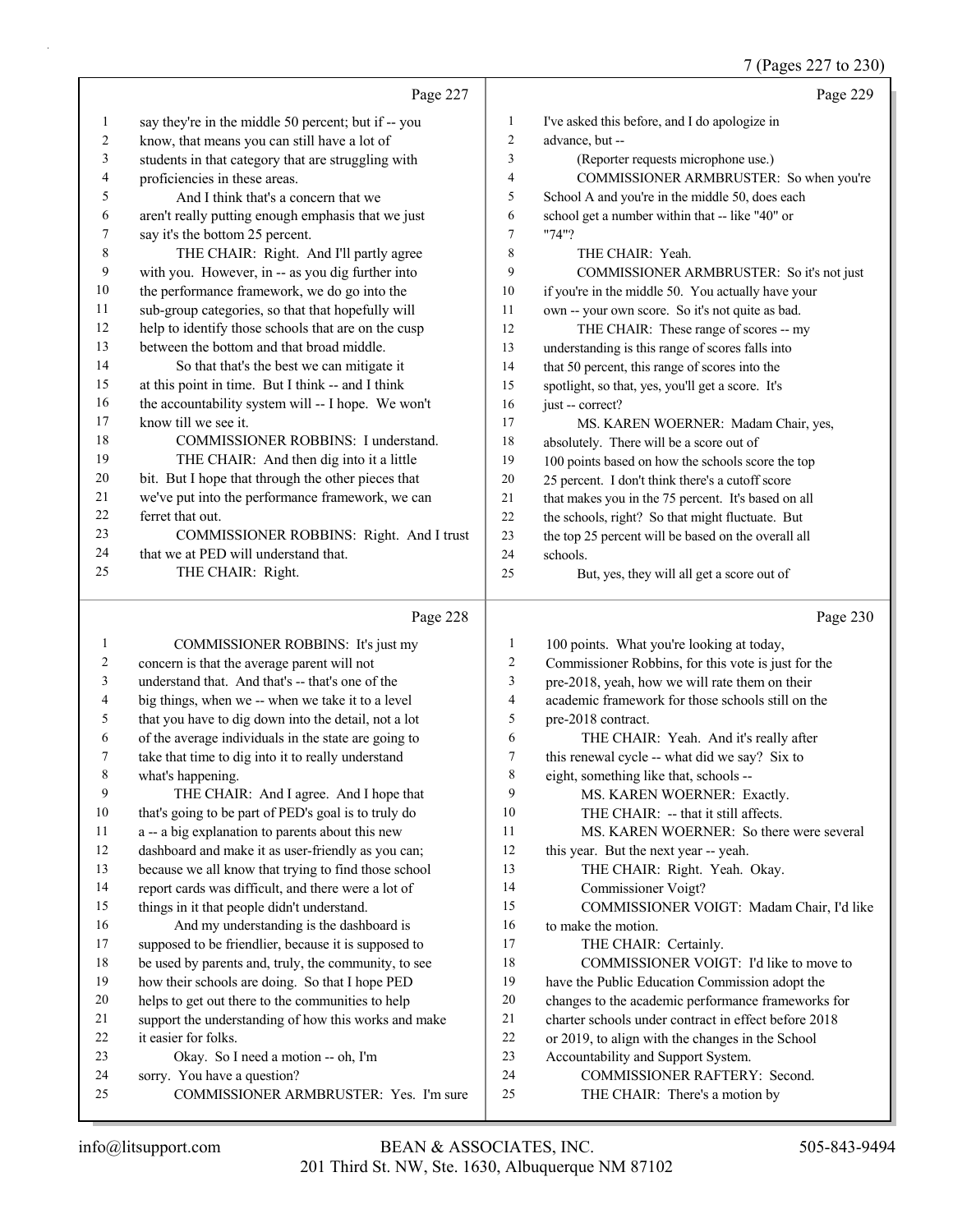Page 227

1 say they're in the middle 50 percent; but if -- you
2 know, that means you can still have a lot of
3 students in that category that are struggling with
4 proficiencies in these areas.
5 And I think that's a concern that we
6 aren't really putting enough emphasis that we just
7 say it's the bottom 25 percent.
8 THE CHAIR: Right. And I'll partly agree
9 with you. However, in -- as you dig further into
10 the performance framework, we do go into the
11 sub-group categories, so that that hopefully will
12 help to identify those schools that are on the cusp
13 between the bottom and that broad middle.
14 So that that's the best we can mitigate it
15 at this point in time. But I think -- and I think
16 the accountability system will -- I hope. We won't
17 know till we see it.
18 COMMISSIONER ROBBINS: I understand.
19 THE CHAIR: And then dig into it a little
20 bit. But I hope that through the other pieces that
21 we've put into the performance framework, we can
22 ferret that out.
23 COMMISSIONER ROBBINS: Right. And I trust
24 that we at PED will understand that.
25 THE CHAIR: Right.

Page 228

1 COMMISSIONER ROBBINS: It's just my
2 concern is that the average parent will not
3 understand that. And that's -- that's one of the
4 big things, when we -- when we take it to a level
5 that you have to dig down into the detail, not a lot
6 of the average individuals in the state are going to
7 take that time to dig into it to really understand
8 what's happening.
9 THE CHAIR: And I agree. And I hope that
10 that's going to be part of PED's goal is to truly do
11 a -- a big explanation to parents about this new
12 dashboard and make it as user-friendly as you can;
13 because we all know that trying to find those school
14 report cards was difficult, and there were a lot of
15 things in it that people didn't understand.
16 And my understanding is the dashboard is
17 supposed to be friendlier, because it is supposed to
18 be used by parents and, truly, the community, to see
19 how their schools are doing. So that I hope PED
20 helps to get out there to the communities to help
21 support the understanding of how this works and make
22 it easier for folks.
23 Okay. So I need a motion -- oh, I'm
24 sorry. You have a question?
25 COMMISSIONER ARMBRUSTER: Yes. I'm sure

Page 229

1 I've asked this before, and I do apologize in
2 advance, but --
3 (Reporter requests microphone use.)
4 COMMISSIONER ARMBRUSTER: So when you're
5 School A and you're in the middle 50, does each
6 school get a number within that -- like "40" or
7 "74"?
8 THE CHAIR: Yeah.
9 COMMISSIONER ARMBRUSTER: So it's not just
10 if you're in the middle 50. You actually have your
11 own -- your own score. So it's not quite as bad.
12 THE CHAIR: These range of scores -- my
13 understanding is this range of scores falls into
14 that 50 percent, this range of scores into the
15 spotlight, so that, yes, you'll get a score. It's
16 just -- correct?
17 MS. KAREN WOERNER: Madam Chair, yes,
18 absolutely. There will be a score out of
19 100 points based on how the schools score the top
20 25 percent. I don't think there's a cutoff score
21 that makes you in the 75 percent. It's based on all
22 the schools, right? So that might fluctuate. But
23 the top 25 percent will be based on the overall all
24 schools.
25 But, yes, they will all get a score out of

Page 230

1 100 points. What you're looking at today,
2 Commissioner Robbins, for this vote is just for the
3 pre-2018, yeah, how we will rate them on their
4 academic framework for those schools still on the
5 pre-2018 contract.
6 THE CHAIR: Yeah. And it's really after
7 this renewal cycle -- what did we say? Six to
8 eight, something like that, schools --
9 MS. KAREN WOERNER: Exactly.
10 THE CHAIR: -- that it still affects.
11 MS. KAREN WOERNER: So there were several
12 this year. But the next year -- yeah.
13 THE CHAIR: Right. Yeah. Okay.
14 Commissioner Voigt?
15 COMMISSIONER VOIGT: Madam Chair, I'd like
16 to make the motion.
17 THE CHAIR: Certainly.
18 COMMISSIONER VOIGT: I'd like to move to
19 have the Public Education Commission adopt the
20 changes to the academic performance frameworks for
21 charter schools under contract in effect before 2018
22 or 2019, to align with the changes in the School
23 Accountability and Support System.
24 COMMISSIONER RAFTERY: Second.
25 THE CHAIR: There's a motion by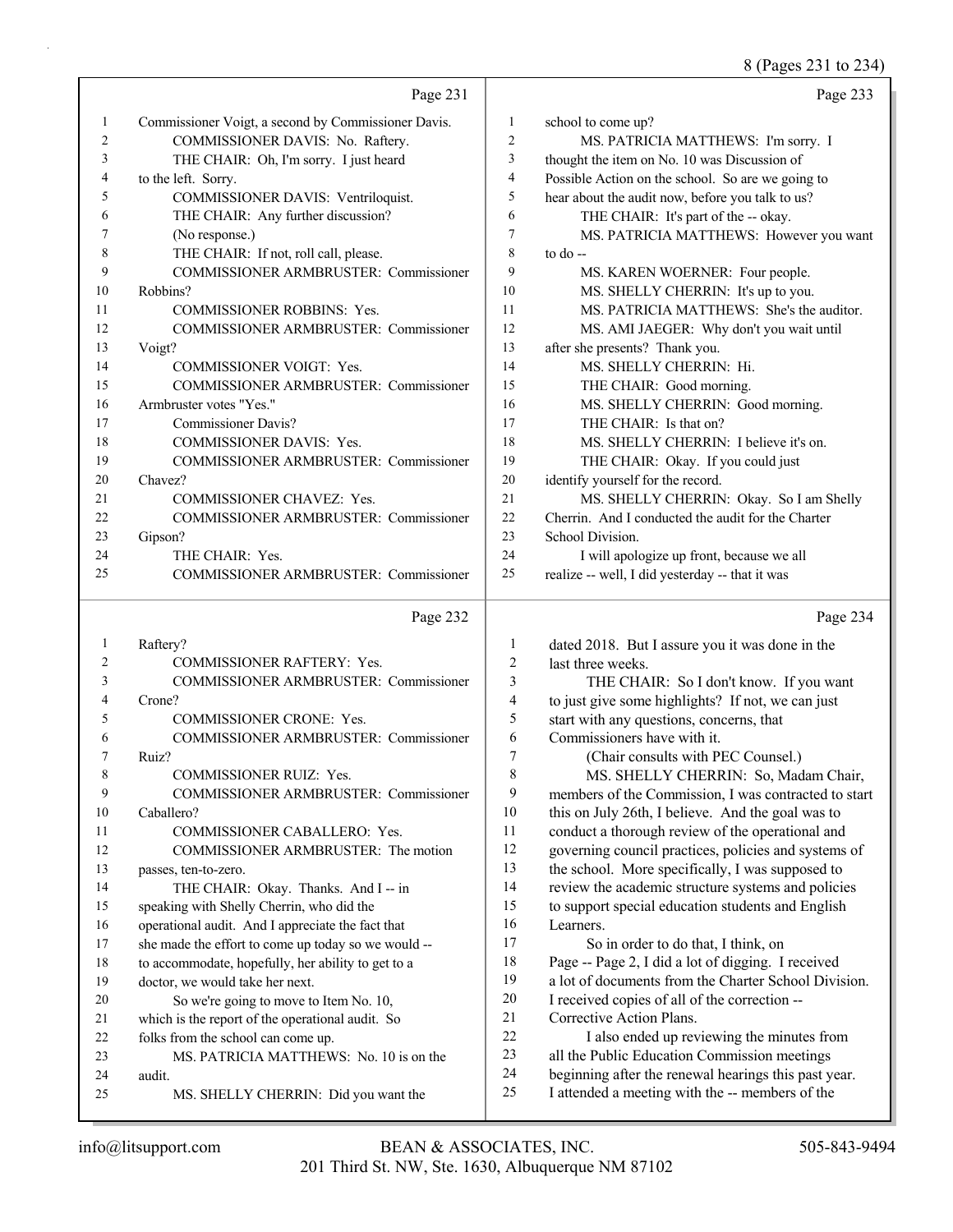Page 231

1 Commissioner Voigt, a second by Commissioner Davis.
2 COMMISSIONER DAVIS: No. Raftery.
3 THE CHAIR: Oh, I'm sorry. I just heard
4 to the left. Sorry.
5 COMMISSIONER DAVIS: Ventriloquist.
6 THE CHAIR: Any further discussion?
7 (No response.)
8 THE CHAIR: If not, roll call, please.
9 COMMISSIONER ARMBRUSTER: Commissioner
10 Robbins?
11 COMMISSIONER ROBBINS: Yes.
12 COMMISSIONER ARMBRUSTER: Commissioner
13 Voigt?
14 COMMISSIONER VOIGT: Yes.
15 COMMISSIONER ARMBRUSTER: Commissioner
16 Armbruster votes "Yes."
17 Commissioner Davis?
18 COMMISSIONER DAVIS: Yes.
19 COMMISSIONER ARMBRUSTER: Commissioner
20 Chavez?
21 COMMISSIONER CHAVEZ: Yes.
22 COMMISSIONER ARMBRUSTER: Commissioner
23 Gipson?
24 THE CHAIR: Yes.
25 COMMISSIONER ARMBRUSTER: Commissioner

Page 232

1 Raftery?
2 COMMISSIONER RAFTERY: Yes.
3 COMMISSIONER ARMBRUSTER: Commissioner
4 Crone?
5 COMMISSIONER CRONE: Yes.
6 COMMISSIONER ARMBRUSTER: Commissioner
7 Ruiz?
8 COMMISSIONER RUIZ: Yes.
9 COMMISSIONER ARMBRUSTER: Commissioner
10 Caballero?
11 COMMISSIONER CABALLERO: Yes.
12 COMMISSIONER ARMBRUSTER: The motion
13 passes, ten-to-zero.
14 THE CHAIR: Okay. Thanks. And I -- in
15 speaking with Shelly Cherrin, who did the
16 operational audit. And I appreciate the fact that
17 she made the effort to come up today so we would --
18 to accommodate, hopefully, her ability to get to a
19 doctor, we would take her next.
20 So we're going to move to Item No. 10,
21 which is the report of the operational audit. So
22 folks from the school can come up.
23 MS. PATRICIA MATTHEWS: No. 10 is on the
24 audit.
25 MS. SHELLY CHERRIN: Did you want the

Page 233

1 school to come up?
2 MS. PATRICIA MATTHEWS: I'm sorry. I
3 thought the item on No. 10 was Discussion of
4 Possible Action on the school. So are we going to
5 hear about the audit now, before you talk to us?
6 THE CHAIR: It's part of the -- okay.
7 MS. PATRICIA MATTHEWS: However you want
8 to do --
9 MS. KAREN WOERNER: Four people.
10 MS. SHELLY CHERRIN: It's up to you.
11 MS. PATRICIA MATTHEWS: She's the auditor.
12 MS. AMI JAEGER: Why don't you wait until
13 after she presents? Thank you.
14 MS. SHELLY CHERRIN: Hi.
15 THE CHAIR: Good morning.
16 MS. SHELLY CHERRIN: Good morning.
17 THE CHAIR: Is that on?
18 MS. SHELLY CHERRIN: I believe it's on.
19 THE CHAIR: Okay. If you could just
20 identify yourself for the record.
21 MS. SHELLY CHERRIN: Okay. So I am Shelly
22 Cherrin. And I conducted the audit for the Charter
23 School Division.
24 I will apologize up front, because we all
25 realize -- well, I did yesterday -- that it was

Page 234

1 dated 2018. But I assure you it was done in the
2 last three weeks.
3 THE CHAIR: So I don't know. If you want
4 to just give some highlights? If not, we can just
5 start with any questions, concerns, that
6 Commissioners have with it.
7 (Chair consults with PEC Counsel.)
8 MS. SHELLY CHERRIN: So, Madam Chair,
9 members of the Commission, I was contracted to start
10 this on July 26th, I believe. And the goal was to
11 conduct a thorough review of the operational and
12 governing council practices, policies and systems of
13 the school. More specifically, I was supposed to
14 review the academic structure systems and policies
15 to support special education students and English
16 Learners.
17 So in order to do that, I think, on
18 Page -- Page 2, I did a lot of digging. I received
19 a lot of documents from the Charter School Division.
20 I received copies of all of the correction --
21 Corrective Action Plans.
22 I also ended up reviewing the minutes from
23 all the Public Education Commission meetings
24 beginning after the renewal hearings this past year.
25 I attended a meeting with the -- members of the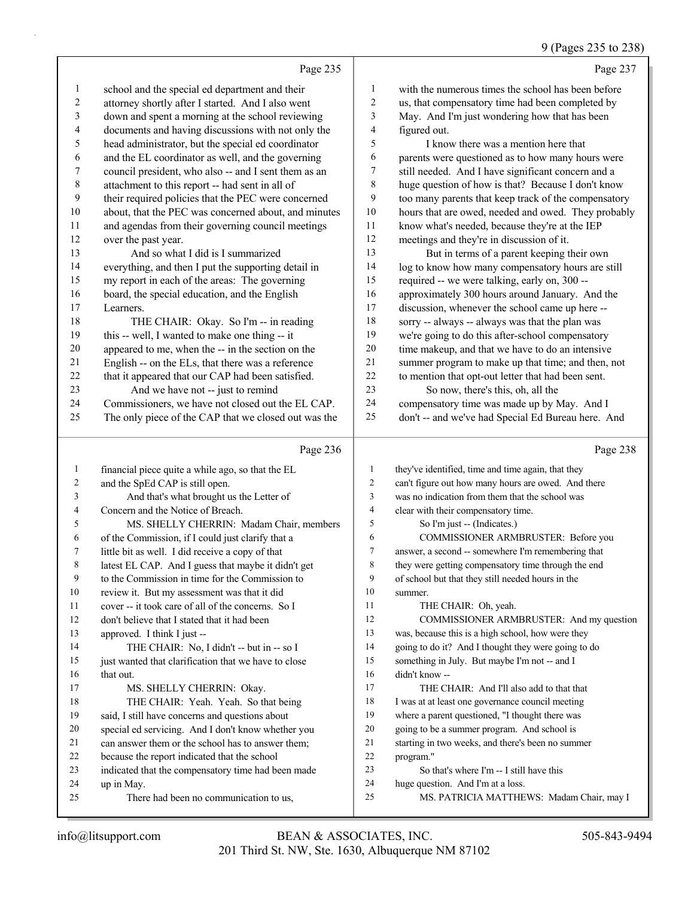Page 235

1 school and the special ed department and their
2 attorney shortly after I started. And I also went
3 down and spent a morning at the school reviewing
4 documents and having discussions with not only the
5 head administrator, but the special ed coordinator
6 and the EL coordinator as well, and the governing
7 council president, who also -- and I sent them as an
8 attachment to this report -- had sent in all of
9 their required policies that the PEC were concerned
10 about, that the PEC was concerned about, and minutes
11 and agendas from their governing council meetings
12 over the past year.
13 And so what I did is I summarized
14 everything, and then I put the supporting detail in
15 my report in each of the areas: The governing
16 board, the special education, and the English
17 Learners.
18 THE CHAIR: Okay. So I'm -- in reading
19 this -- well, I wanted to make one thing -- it
20 appeared to me, when the -- in the section on the
21 English -- on the ELs, that there was a reference
22 that it appeared that our CAP had been satisfied.
23 And we have not -- just to remind
24 Commissioners, we have not closed out the EL CAP.
25 The only piece of the CAP that we closed out was the

Page 236

1 financial piece quite a while ago, so that the EL
2 and the SpEd CAP is still open.
3 And that's what brought us the Letter of
4 Concern and the Notice of Breach.
5 MS. SHELLY CHERRIN: Madam Chair, members
6 of the Commission, if I could just clarify that a
7 little bit as well. I did receive a copy of that
8 latest EL CAP. And I guess that maybe it didn't get
9 to the Commission in time for the Commission to
10 review it. But my assessment was that it did
11 cover -- it took care of all of the concerns. So I
12 don't believe that I stated that it had been
13 approved. I think I just --
14 THE CHAIR: No, I didn't -- but in -- so I
15 just wanted that clarification that we have to close
16 that out.
17 MS. SHELLY CHERRIN: Okay.
18 THE CHAIR: Yeah. Yeah. So that being
19 said, I still have concerns and questions about
20 special ed servicing. And I don't know whether you
21 can answer them or the school has to answer them;
22 because the report indicated that the school
23 indicated that the compensatory time had been made
24 up in May.
25 There had been no communication to us,

Page 237

1 with the numerous times the school has been before
2 us, that compensatory time had been completed by
3 May. And I'm just wondering how that has been
4 figured out.
5 I know there was a mention here that
6 parents were questioned as to how many hours were
7 still needed. And I have significant concern and a
8 huge question of how is that? Because I don't know
9 too many parents that keep track of the compensatory
10 hours that are owed, needed and owed. They probably
11 know what's needed, because they're at the IEP
12 meetings and they're in discussion of it.
13 But in terms of a parent keeping their own
14 log to know how many compensatory hours are still
15 required -- we were talking, early on, 300 --
16 approximately 300 hours around January. And the
17 discussion, whenever the school came up here --
18 sorry -- always -- always was that the plan was
19 we're going to do this after-school compensatory
20 time makeup, and that we have to do an intensive
21 summer program to make up that time; and then, not
22 to mention that opt-out letter that had been sent.
23 So now, there's this, oh, all the
24 compensatory time was made up by May. And I
25 don't -- and we've had Special Ed Bureau here. And

Page 238

1 they've identified, time and time again, that they
2 can't figure out how many hours are owed. And there
3 was no indication from them that the school was
4 clear with their compensatory time.
5 So I'm just -- (Indicates.)
6 COMMISSIONER ARMBRUSTER: Before you
7 answer, a second -- somewhere I'm remembering that
8 they were getting compensatory time through the end
9 of school but that they still needed hours in the
10 summer.
11 THE CHAIR: Oh, yeah.
12 COMMISSIONER ARMBRUSTER: And my question
13 was, because this is a high school, how were they
14 going to do it? And I thought they were going to do
15 something in July. But maybe I'm not -- and I
16 didn't know --
17 THE CHAIR: And I'll also add to that that
18 I was at at least one governance council meeting
19 where a parent questioned, "I thought there was
20 going to be a summer program. And school is
21 starting in two weeks, and there's been no summer
22 program."
23 So that's where I'm -- I still have this
24 huge question. And I'm at a loss.
25 MS. PATRICIA MATTHEWS: Madam Chair, may I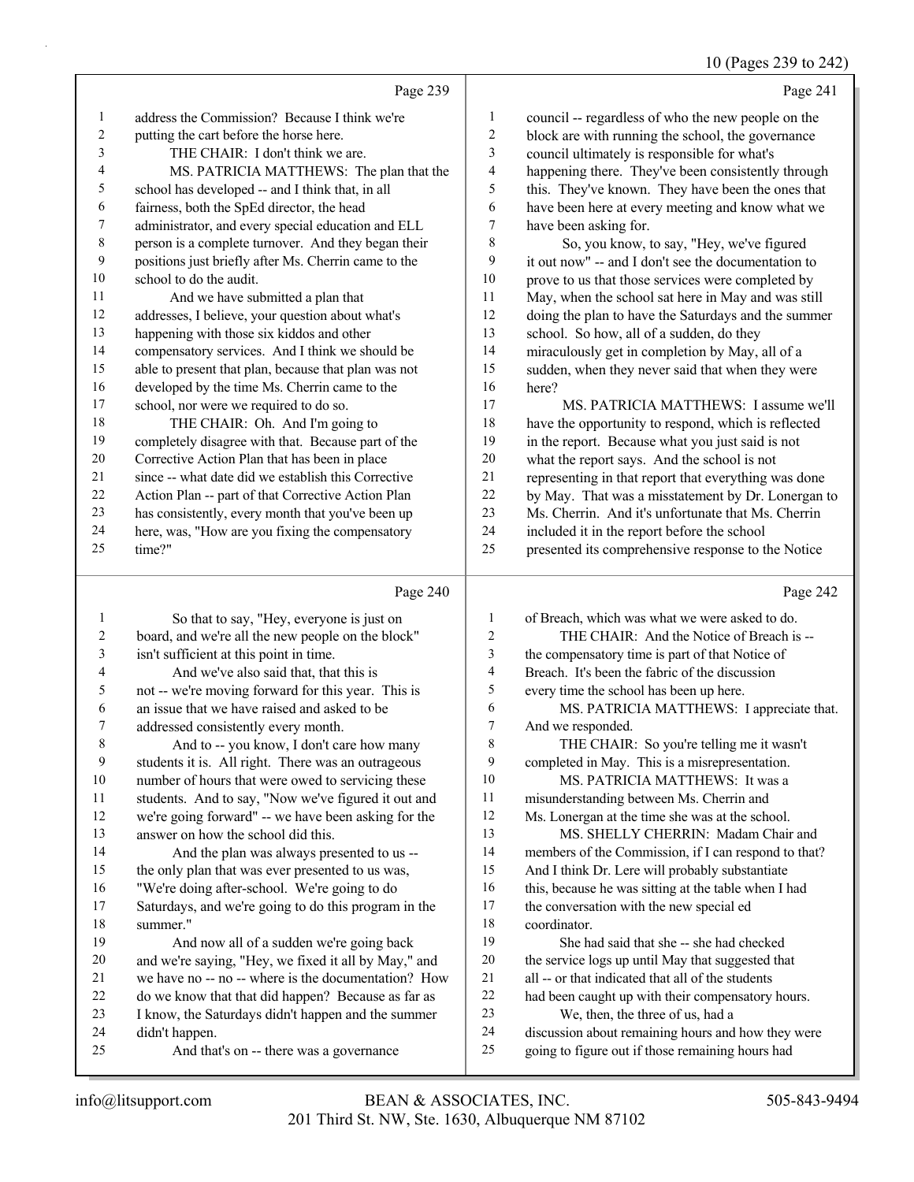Page 239

1 address the Commission? Because I think we're
2 putting the cart before the horse here.
3 THE CHAIR: I don't think we are.
4 MS. PATRICIA MATTHEWS: The plan that the
5 school has developed -- and I think that, in all
6 fairness, both the SpEd director, the head
7 administrator, and every special education and ELL
8 person is a complete turnover. And they began their
9 positions just briefly after Ms. Cherrin came to the
10 school to do the audit.
11 And we have submitted a plan that
12 addresses, I believe, your question about what's
13 happening with those six kiddos and other
14 compensatory services. And I think we should be
15 able to present that plan, because that plan was not
16 developed by the time Ms. Cherrin came to the
17 school, nor were we required to do so.
18 THE CHAIR: Oh. And I'm going to
19 completely disagree with that. Because part of the
20 Corrective Action Plan that has been in place
21 since -- what date did we establish this Corrective
22 Action Plan -- part of that Corrective Action Plan
23 has consistently, every month that you've been up
24 here, was, "How are you fixing the compensatory
25 time?"

Page 240

1 So that to say, "Hey, everyone is just on
2 board, and we're all the new people on the block"
3 isn't sufficient at this point in time.
4 And we've also said that, that this is
5 not -- we're moving forward for this year. This is
6 an issue that we have raised and asked to be
7 addressed consistently every month.
8 And to -- you know, I don't care how many
9 students it is. All right. There was an outrageous
10 number of hours that were owed to servicing these
11 students. And to say, "Now we've figured it out and
12 we're going forward" -- we have been asking for the
13 answer on how the school did this.
14 And the plan was always presented to us --
15 the only plan that was ever presented to us was,
16 "We're doing after-school. We're going to do
17 Saturdays, and we're going to do this program in the
18 summer."
19 And now all of a sudden we're going back
20 and we're saying, "Hey, we fixed it all by May," and
21 we have no -- no -- where is the documentation? How
22 do we know that that did happen? Because as far as
23 I know, the Saturdays didn't happen and the summer
24 didn't happen.
25 And that's on -- there was a governance

Page 241

1 council -- regardless of who the new people on the
2 block are with running the school, the governance
3 council ultimately is responsible for what's
4 happening there. They've been consistently through
5 this. They've known. They have been the ones that
6 have been here at every meeting and know what we
7 have been asking for.
8 So, you know, to say, "Hey, we've figured
9 it out now" -- and I don't see the documentation to
10 prove to us that those services were completed by
11 May, when the school sat here in May and was still
12 doing the plan to have the Saturdays and the summer
13 school. So how, all of a sudden, do they
14 miraculously get in completion by May, all of a
15 sudden, when they never said that when they were
16 here?
17 MS. PATRICIA MATTHEWS: I assume we'll
18 have the opportunity to respond, which is reflected
19 in the report. Because what you just said is not
20 what the report says. And the school is not
21 representing in that report that everything was done
22 by May. That was a misstatement by Dr. Lonergan to
23 Ms. Cherrin. And it's unfortunate that Ms. Cherrin
24 included it in the report before the school
25 presented its comprehensive response to the Notice

Page 242

1 of Breach, which was what we were asked to do.
2 THE CHAIR: And the Notice of Breach is --
3 the compensatory time is part of that Notice of
4 Breach. It's been the fabric of the discussion
5 every time the school has been up here.
6 MS. PATRICIA MATTHEWS: I appreciate that.
7 And we responded.
8 THE CHAIR: So you're telling me it wasn't
9 completed in May. This is a misrepresentation.
10 MS. PATRICIA MATTHEWS: It was a
11 misunderstanding between Ms. Cherrin and
12 Ms. Lonergan at the time she was at the school.
13 MS. SHELLY CHERRIN: Madam Chair and
14 members of the Commission, if I can respond to that?
15 And I think Dr. Lere will probably substantiate
16 this, because he was sitting at the table when I had
17 the conversation with the new special ed
18 coordinator.
19 She had said that she -- she had checked
20 the service logs up until May that suggested that
21 all -- or that indicated that all of the students
22 had been caught up with their compensatory hours.
23 We, then, the three of us, had a
24 discussion about remaining hours and how they were
25 going to figure out if those remaining hours had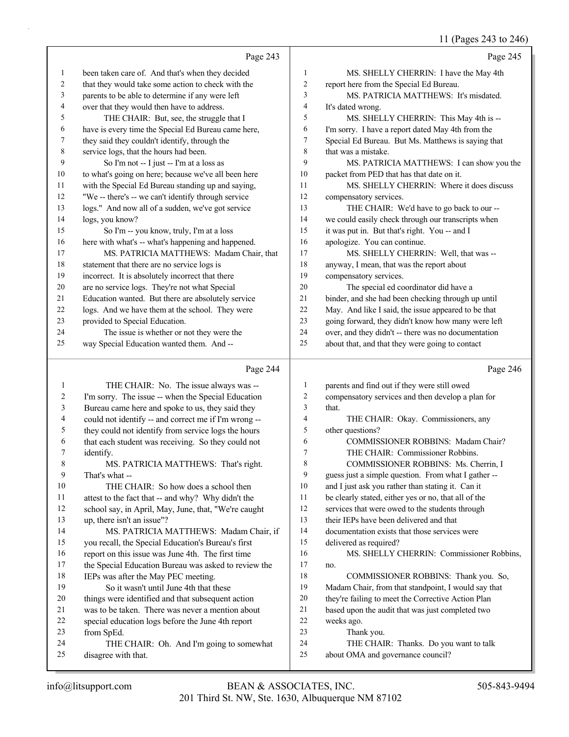11 (Pages 243 to 246)

Page 243

1 been taken care of. And that's when they decided
2 that they would take some action to check with the
3 parents to be able to determine if any were left
4 over that they would then have to address.
5 THE CHAIR: But, see, the struggle that I
6 have is every time the Special Ed Bureau came here,
7 they said they couldn't identify, through the
8 service logs, that the hours had been.
9 So I'm not -- I just -- I'm at a loss as
10 to what's going on here; because we've all been here
11 with the Special Ed Bureau standing up and saying,
12 "We -- there's -- we can't identify through service
13 logs." And now all of a sudden, we've got service
14 logs, you know?
15 So I'm -- you know, truly, I'm at a loss
16 here with what's -- what's happening and happened.
17 MS. PATRICIA MATTHEWS: Madam Chair, that
18 statement that there are no service logs is
19 incorrect. It is absolutely incorrect that there
20 are no service logs. They're not what Special
21 Education wanted. But there are absolutely service
22 logs. And we have them at the school. They were
23 provided to Special Education.
24 The issue is whether or not they were the
25 way Special Education wanted them. And --

Page 244

1 THE CHAIR: No. The issue always was --
2 I'm sorry. The issue -- when the Special Education
3 Bureau came here and spoke to us, they said they
4 could not identify -- and correct me if I'm wrong --
5 they could not identify from service logs the hours
6 that each student was receiving. So they could not
7 identify.
8 MS. PATRICIA MATTHEWS: That's right.
9 That's what --
10 THE CHAIR: So how does a school then
11 attest to the fact that -- and why? Why didn't the
12 school say, in April, May, June, that, "We're caught
13 up, there isn't an issue"?
14 MS. PATRICIA MATTHEWS: Madam Chair, if
15 you recall, the Special Education's Bureau's first
16 report on this issue was June 4th. The first time
17 the Special Education Bureau was asked to review the
18 IEPs was after the May PEC meeting.
19 So it wasn't until June 4th that these
20 things were identified and that subsequent action
21 was to be taken. There was never a mention about
22 special education logs before the June 4th report
23 from SpEd.
24 THE CHAIR: Oh. And I'm going to somewhat
25 disagree with that.

Page 245

1 MS. SHELLY CHERRIN: I have the May 4th
2 report here from the Special Ed Bureau.
3 MS. PATRICIA MATTHEWS: It's misdated.
4 It's dated wrong.
5 MS. SHELLY CHERRIN: This May 4th is --
6 I'm sorry. I have a report dated May 4th from the
7 Special Ed Bureau. But Ms. Matthews is saying that
8 that was a mistake.
9 MS. PATRICIA MATTHEWS: I can show you the
10 packet from PED that has that date on it.
11 MS. SHELLY CHERRIN: Where it does discuss
12 compensatory services.
13 THE CHAIR: We'd have to go back to our --
14 we could easily check through our transcripts when
15 it was put in. But that's right. You -- and I
16 apologize. You can continue.
17 MS. SHELLY CHERRIN: Well, that was --
18 anyway, I mean, that was the report about
19 compensatory services.
20 The special ed coordinator did have a
21 binder, and she had been checking through up until
22 May. And like I said, the issue appeared to be that
23 going forward, they didn't know how many were left
24 over, and they didn't -- there was no documentation
25 about that, and that they were going to contact

Page 246

1 parents and find out if they were still owed
2 compensatory services and then develop a plan for
3 that.
4 THE CHAIR: Okay. Commissioners, any
5 other questions?
6 COMMISSIONER ROBBINS: Madam Chair?
7 THE CHAIR: Commissioner Robbins.
8 COMMISSIONER ROBBINS: Ms. Cherrin, I
9 guess just a simple question. From what I gather --
10 and I just ask you rather than stating it. Can it
11 be clearly stated, either yes or no, that all of the
12 services that were owed to the students through
13 their IEPs have been delivered and that
14 documentation exists that those services were
15 delivered as required?
16 MS. SHELLY CHERRIN: Commissioner Robbins,
17 no.
18 COMMISSIONER ROBBINS: Thank you. So,
19 Madam Chair, from that standpoint, I would say that
20 they're failing to meet the Corrective Action Plan
21 based upon the audit that was just completed two
22 weeks ago.
23 Thank you.
24 THE CHAIR: Thanks. Do you want to talk
25 about OMA and governance council?

info@litsupport.com BEAN & ASSOCIATES, INC. 505-843-9494
201 Third St. NW, Ste. 1630, Albuquerque NM 87102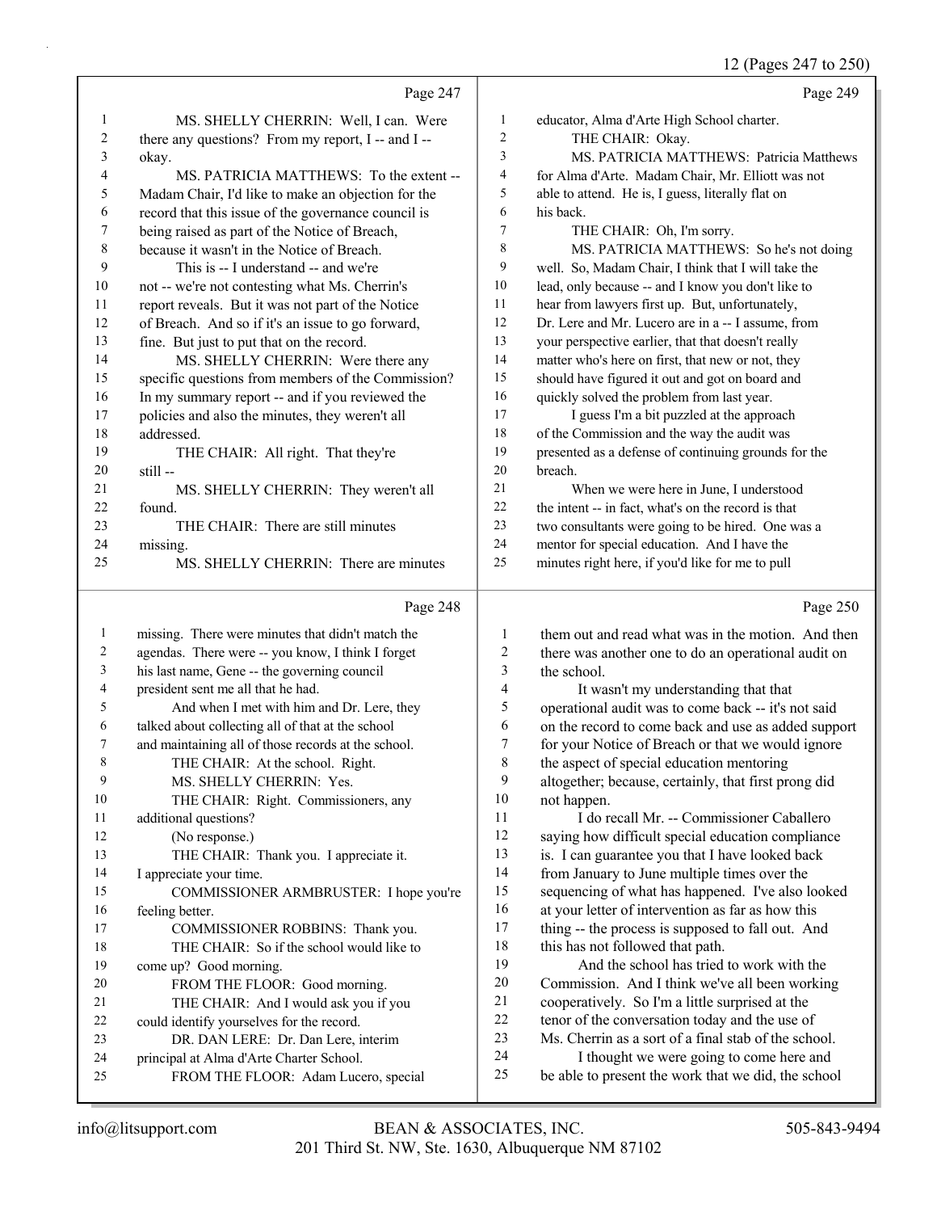Page 247

1 MS. SHELLY CHERRIN: Well, I can. Were
2 there any questions? From my report, I -- and I --
3 okay.
4 MS. PATRICIA MATTHEWS: To the extent --
5 Madam Chair, I'd like to make an objection for the
6 record that this issue of the governance council is
7 being raised as part of the Notice of Breach,
8 because it wasn't in the Notice of Breach.
9 This is -- I understand -- and we're
10 not -- we're not contesting what Ms. Cherrin's
11 report reveals. But it was not part of the Notice
12 of Breach. And so if it's an issue to go forward,
13 fine. But just to put that on the record.
14 MS. SHELLY CHERRIN: Were there any
15 specific questions from members of the Commission?
16 In my summary report -- and if you reviewed the
17 policies and also the minutes, they weren't all
18 addressed.
19 THE CHAIR: All right. That they're
20 still --
21 MS. SHELLY CHERRIN: They weren't all
22 found.
23 THE CHAIR: There are still minutes
24 missing.
25 MS. SHELLY CHERRIN: There are minutes

Page 248

1 missing. There were minutes that didn't match the
2 agendas. There were -- you know, I think I forget
3 his last name, Gene -- the governing council
4 president sent me all that he had.
5 And when I met with him and Dr. Lere, they
6 talked about collecting all of that at the school
7 and maintaining all of those records at the school.
8 THE CHAIR: At the school. Right.
9 MS. SHELLY CHERRIN: Yes.
10 THE CHAIR: Right. Commissioners, any
11 additional questions?
12 (No response.)
13 THE CHAIR: Thank you. I appreciate it.
14 I appreciate your time.
15 COMMISSIONER ARMBRUSTER: I hope you're
16 feeling better.
17 COMMISSIONER ROBBINS: Thank you.
18 THE CHAIR: So if the school would like to
19 come up? Good morning.
20 FROM THE FLOOR: Good morning.
21 THE CHAIR: And I would ask you if you
22 could identify yourselves for the record.
23 DR. DAN LERE: Dr. Dan Lere, interim
24 principal at Alma d'Arte Charter School.
25 FROM THE FLOOR: Adam Lucero, special

Page 249

1 educator, Alma d'Arte High School charter.
2 THE CHAIR: Okay.
3 MS. PATRICIA MATTHEWS: Patricia Matthews
4 for Alma d'Arte. Madam Chair, Mr. Elliott was not
5 able to attend. He is, I guess, literally flat on
6 his back.
7 THE CHAIR: Oh, I'm sorry.
8 MS. PATRICIA MATTHEWS: So he's not doing
9 well. So, Madam Chair, I think that I will take the
10 lead, only because -- and I know you don't like to
11 hear from lawyers first up. But, unfortunately,
12 Dr. Lere and Mr. Lucero are in a -- I assume, from
13 your perspective earlier, that that doesn't really
14 matter who's here on first, that new or not, they
15 should have figured it out and got on board and
16 quickly solved the problem from last year.
17 I guess I'm a bit puzzled at the approach
18 of the Commission and the way the audit was
19 presented as a defense of continuing grounds for the
20 breach.
21 When we were here in June, I understood
22 the intent -- in fact, what's on the record is that
23 two consultants were going to be hired. One was a
24 mentor for special education. And I have the
25 minutes right here, if you'd like for me to pull

Page 250

1 them out and read what was in the motion. And then
2 there was another one to do an operational audit on
3 the school.
4 It wasn't my understanding that that
5 operational audit was to come back -- it's not said
6 on the record to come back and use as added support
7 for your Notice of Breach or that we would ignore
8 the aspect of special education mentoring
9 altogether; because, certainly, that first prong did
10 not happen.
11 I do recall Mr. -- Commissioner Caballero
12 saying how difficult special education compliance
13 is. I can guarantee you that I have looked back
14 from January to June multiple times over the
15 sequencing of what has happened. I've also looked
16 at your letter of intervention as far as how this
17 thing -- the process is supposed to fall out. And
18 this has not followed that path.
19 And the school has tried to work with the
20 Commission. And I think we've all been working
21 cooperatively. So I'm a little surprised at the
22 tenor of the conversation today and the use of
23 Ms. Cherrin as a sort of a final stab of the school.
24 I thought we were going to come here and
25 be able to present the work that we did, the school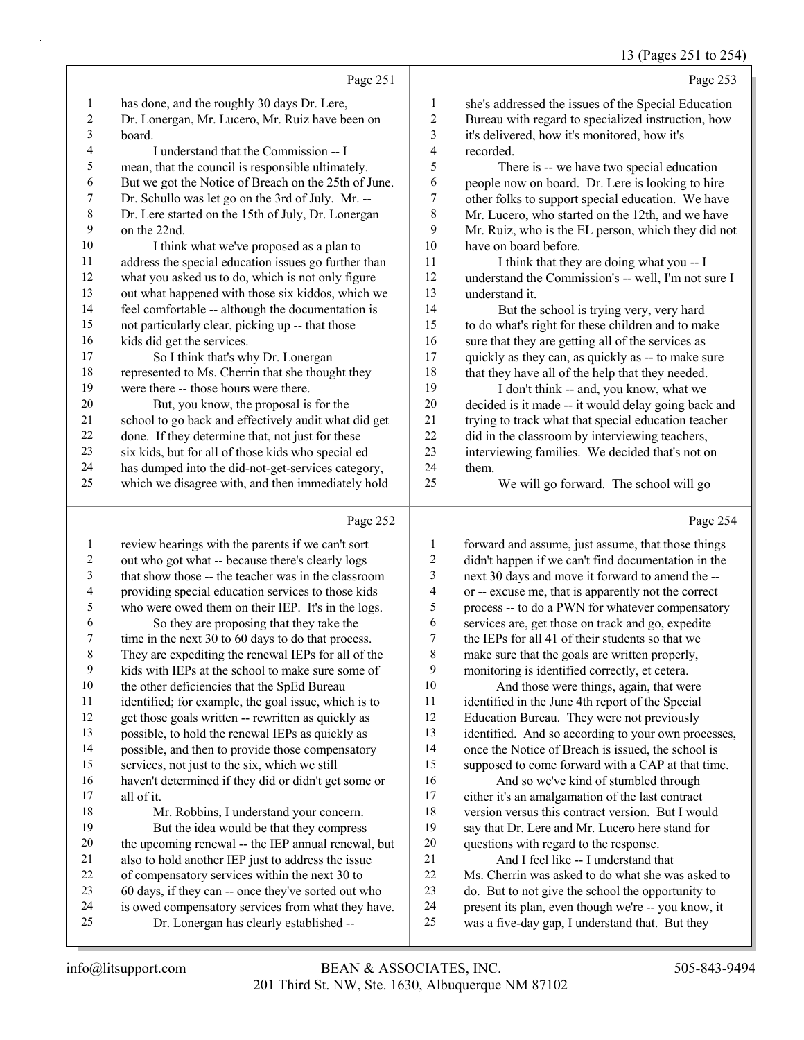Page 251

1 has done, and the roughly 30 days Dr. Lere,
2 Dr. Lonergan, Mr. Lucero, Mr. Ruiz have been on
3 board.
4 I understand that the Commission -- I
5 mean, that the council is responsible ultimately.
6 But we got the Notice of Breach on the 25th of June.
7 Dr. Schullo was let go on the 3rd of July. Mr. --
8 Dr. Lere started on the 15th of July, Dr. Lonergan
9 on the 22nd.
10 I think what we've proposed as a plan to
11 address the special education issues go further than
12 what you asked us to do, which is not only figure
13 out what happened with those six kiddos, which we
14 feel comfortable -- although the documentation is
15 not particularly clear, picking up -- that those
16 kids did get the services.
17 So I think that's why Dr. Lonergan
18 represented to Ms. Cherrin that she thought they
19 were there -- those hours were there.
20 But, you know, the proposal is for the
21 school to go back and effectively audit what did get
22 done. If they determine that, not just for these
23 six kids, but for all of those kids who special ed
24 has dumped into the did-not-get-services category,
25 which we disagree with, and then immediately hold

Page 252

1 review hearings with the parents if we can't sort
2 out who got what -- because there's clearly logs
3 that show those -- the teacher was in the classroom
4 providing special education services to those kids
5 who were owed them on their IEP. It's in the logs.
6 So they are proposing that they take the
7 time in the next 30 to 60 days to do that process.
8 They are expediting the renewal IEPs for all of the
9 kids with IEPs at the school to make sure some of
10 the other deficiencies that the SpEd Bureau
11 identified; for example, the goal issue, which is to
12 get those goals written -- rewritten as quickly as
13 possible, to hold the renewal IEPs as quickly as
14 possible, and then to provide those compensatory
15 services, not just to the six, which we still
16 haven't determined if they did or didn't get some or
17 all of it.
18 Mr. Robbins, I understand your concern.
19 But the idea would be that they compress
20 the upcoming renewal -- the IEP annual renewal, but
21 also to hold another IEP just to address the issue
22 of compensatory services within the next 30 to
23 60 days, if they can -- once they've sorted out who
24 is owed compensatory services from what they have.
25 Dr. Lonergan has clearly established --

Page 253

1 she's addressed the issues of the Special Education
2 Bureau with regard to specialized instruction, how
3 it's delivered, how it's monitored, how it's
4 recorded.
5 There is -- we have two special education
6 people now on board. Dr. Lere is looking to hire
7 other folks to support special education. We have
8 Mr. Lucero, who started on the 12th, and we have
9 Mr. Ruiz, who is the EL person, which they did not
10 have on board before.
11 I think that they are doing what you -- I
12 understand the Commission's -- well, I'm not sure I
13 understand it.
14 But the school is trying very, very hard
15 to do what's right for these children and to make
16 sure that they are getting all of the services as
17 quickly as they can, as quickly as -- to make sure
18 that they have all of the help that they needed.
19 I don't think -- and, you know, what we
20 decided is it made -- it would delay going back and
21 trying to track what that special education teacher
22 did in the classroom by interviewing teachers,
23 interviewing families. We decided that's not on
24 them.
25 We will go forward. The school will go

Page 254

1 forward and assume, just assume, that those things
2 didn't happen if we can't find documentation in the
3 next 30 days and move it forward to amend the --
4 or -- excuse me, that is apparently not the correct
5 process -- to do a PWN for whatever compensatory
6 services are, get those on track and go, expedite
7 the IEPs for all 41 of their students so that we
8 make sure that the goals are written properly,
9 monitoring is identified correctly, et cetera.
10 And those were things, again, that were
11 identified in the June 4th report of the Special
12 Education Bureau. They were not previously
13 identified. And so according to your own processes,
14 once the Notice of Breach is issued, the school is
15 supposed to come forward with a CAP at that time.
16 And so we've kind of stumbled through
17 either it's an amalgamation of the last contract
18 version versus this contract version. But I would
19 say that Dr. Lere and Mr. Lucero here stand for
20 questions with regard to the response.
21 And I feel like -- I understand that
22 Ms. Cherrin was asked to do what she was asked to
23 do. But to not give the school the opportunity to
24 present its plan, even though we're -- you know, it
25 was a five-day gap, I understand that. But they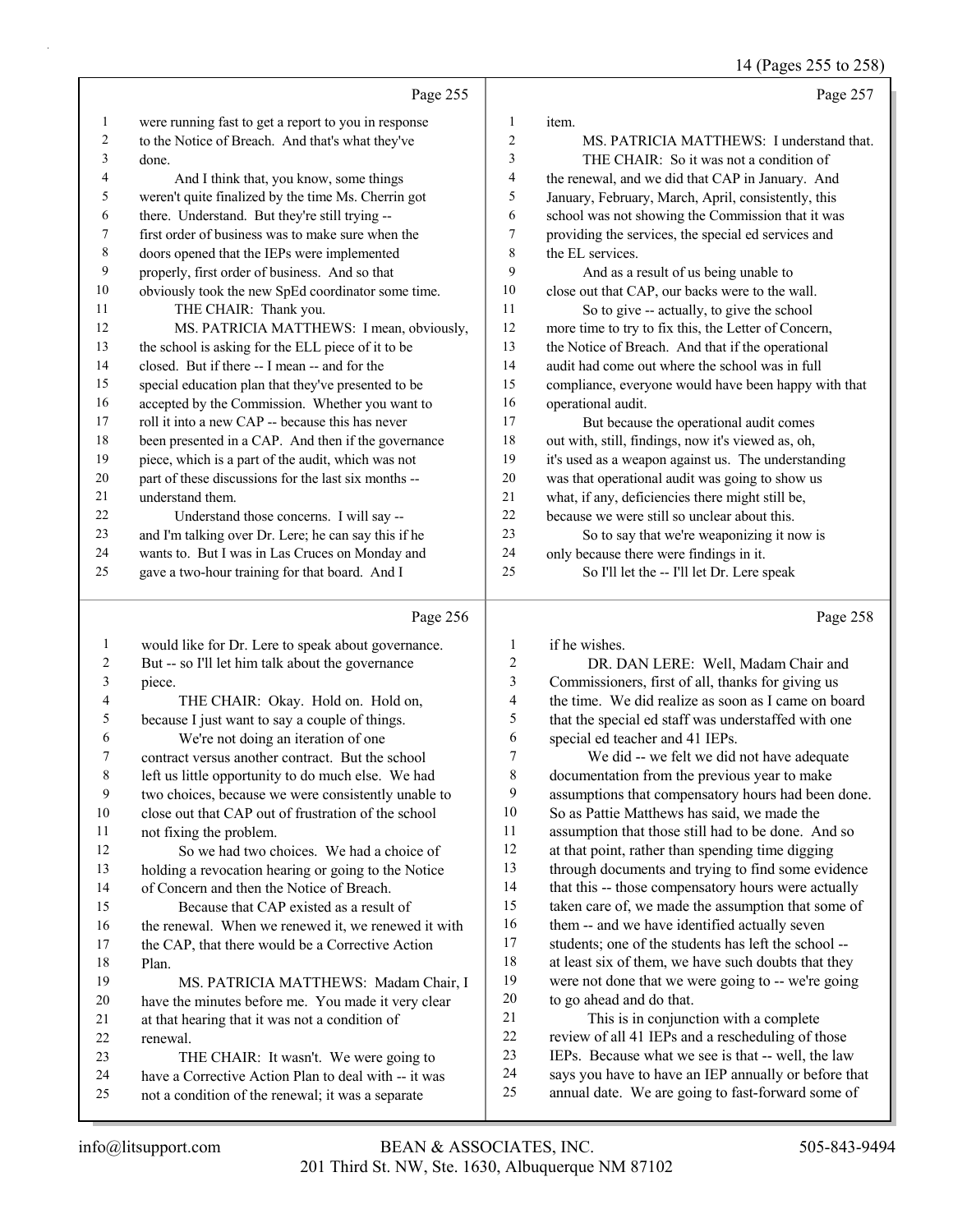**Page 255**

1 were running fast to get a report to you in response
2 to the Notice of Breach. And that's what they've
3 done.
4 And I think that, you know, some things
5 weren't quite finalized by the time Ms. Cherrin got
6 there. Understand. But they're still trying --
7 first order of business was to make sure when the
8 doors opened that the IEPs were implemented
9 properly, first order of business. And so that
10 obviously took the new SpEd coordinator some time.
11 THE CHAIR: Thank you.
12 MS. PATRICIA MATTHEWS: I mean, obviously,
13 the school is asking for the ELL piece of it to be
14 closed. But if there -- I mean -- and for the
15 special education plan that they've presented to be
16 accepted by the Commission. Whether you want to
17 roll it into a new CAP -- because this has never
18 been presented in a CAP. And then if the governance
19 piece, which is a part of the audit, which was not
20 part of these discussions for the last six months --
21 understand them.
22 Understand those concerns. I will say --
23 and I'm talking over Dr. Lere; he can say this if he
24 wants to. But I was in Las Cruces on Monday and
25 gave a two-hour training for that board. And I

**Page 256**

1 would like for Dr. Lere to speak about governance.
2 But -- so I'll let him talk about the governance
3 piece.
4 THE CHAIR: Okay. Hold on. Hold on,
5 because I just want to say a couple of things.
6 We're not doing an iteration of one
7 contract versus another contract. But the school
8 left us little opportunity to do much else. We had
9 two choices, because we were consistently unable to
10 close out that CAP out of frustration of the school
11 not fixing the problem.
12 So we had two choices. We had a choice of
13 holding a revocation hearing or going to the Notice
14 of Concern and then the Notice of Breach.
15 Because that CAP existed as a result of
16 the renewal. When we renewed it, we renewed it with
17 the CAP, that there would be a Corrective Action
18 Plan.
19 MS. PATRICIA MATTHEWS: Madam Chair, I
20 have the minutes before me. You made it very clear
21 at that hearing that it was not a condition of
22 renewal.
23 THE CHAIR: It wasn't. We were going to
24 have a Corrective Action Plan to deal with -- it was
25 not a condition of the renewal; it was a separate

**Page 257**

1 item.
2 MS. PATRICIA MATTHEWS: I understand that.
3 THE CHAIR: So it was not a condition of
4 the renewal, and we did that CAP in January. And
5 January, February, March, April, consistently, this
6 school was not showing the Commission that it was
7 providing the services, the special ed services and
8 the EL services.
9 And as a result of us being unable to
10 close out that CAP, our backs were to the wall.
11 So to give -- actually, to give the school
12 more time to try to fix this, the Letter of Concern,
13 the Notice of Breach. And that if the operational
14 audit had come out where the school was in full
15 compliance, everyone would have been happy with that
16 operational audit.
17 But because the operational audit comes
18 out with, still, findings, now it's viewed as, oh,
19 it's used as a weapon against us. The understanding
20 was that operational audit was going to show us
21 what, if any, deficiencies there might still be,
22 because we were still so unclear about this.
23 So to say that we're weaponizing it now is
24 only because there were findings in it.
25 So I'll let the -- I'll let Dr. Lere speak

**Page 258**

1 if he wishes.
2 DR. DAN LERE: Well, Madam Chair and
3 Commissioners, first of all, thanks for giving us
4 the time. We did realize as soon as I came on board
5 that the special ed staff was understaffed with one
6 special ed teacher and 41 IEPs.
7 We did -- we felt we did not have adequate
8 documentation from the previous year to make
9 assumptions that compensatory hours had been done.
10 So as Pattie Matthews has said, we made the
11 assumption that those still had to be done. And so
12 at that point, rather than spending time digging
13 through documents and trying to find some evidence
14 that this -- those compensatory hours were actually
15 taken care of, we made the assumption that some of
16 them -- and we have identified actually seven
17 students; one of the students has left the school --
18 at least six of them, we have such doubts that they
19 were not done that we were going to -- we're going
20 to go ahead and do that.
21 This is in conjunction with a complete
22 review of all 41 IEPs and a rescheduling of those
23 IEPs. Because what we see is that -- well, the law
24 says you have to have an IEP annually or before that
25 annual date. We are going to fast-forward some of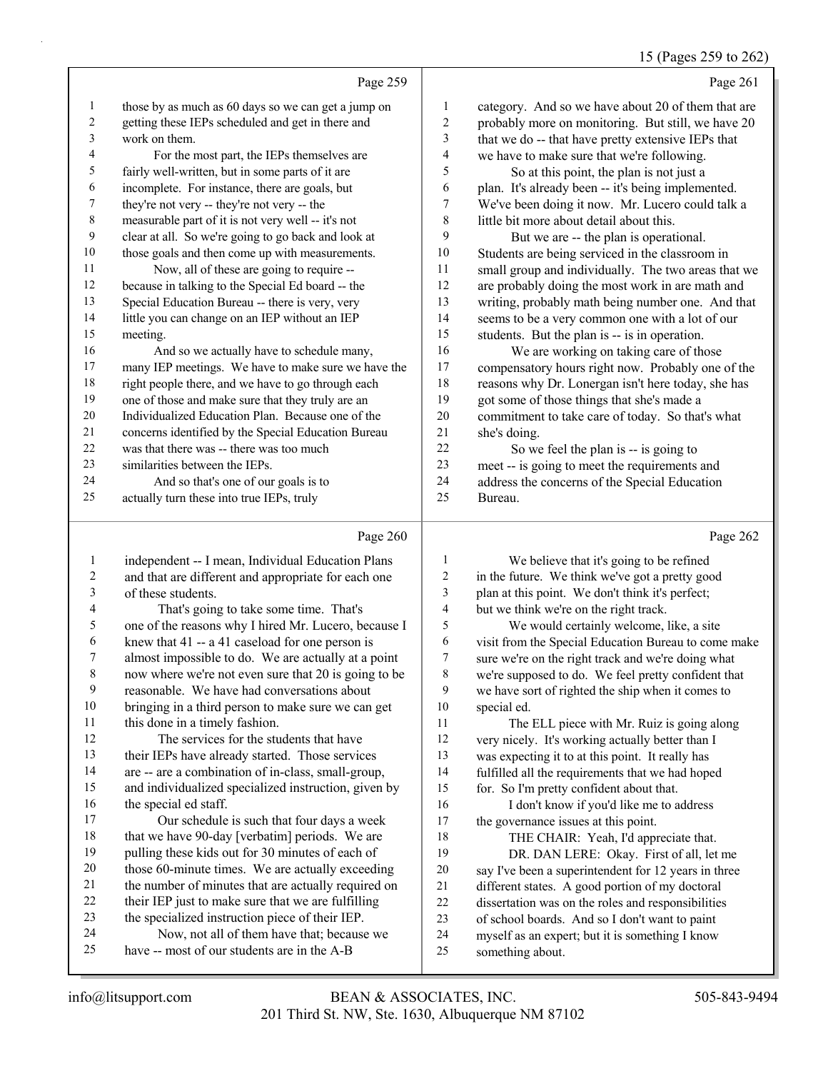Page 259

1 those by as much as 60 days so we can get a jump on
2 getting these IEPs scheduled and get in there and
3 work on them.
4 For the most part, the IEPs themselves are
5 fairly well-written, but in some parts of it are
6 incomplete. For instance, there are goals, but
7 they're not very -- they're not very -- the
8 measurable part of it is not very well -- it's not
9 clear at all. So we're going to go back and look at
10 those goals and then come up with measurements.
11 Now, all of these are going to require --
12 because in talking to the Special Ed board -- the
13 Special Education Bureau -- there is very, very
14 little you can change on an IEP without an IEP
15 meeting.
16 And so we actually have to schedule many,
17 many IEP meetings. We have to make sure we have the
18 right people there, and we have to go through each
19 one of those and make sure that they truly are an
20 Individualized Education Plan. Because one of the
21 concerns identified by the Special Education Bureau
22 was that there was -- there was too much
23 similarities between the IEPs.
24 And so that's one of our goals is to
25 actually turn these into true IEPs, truly

Page 260

1 independent -- I mean, Individual Education Plans
2 and that are different and appropriate for each one
3 of these students.
4 That's going to take some time. That's
5 one of the reasons why I hired Mr. Lucero, because I
6 knew that 41 -- a 41 caseload for one person is
7 almost impossible to do. We are actually at a point
8 now where we're not even sure that 20 is going to be
9 reasonable. We have had conversations about
10 bringing in a third person to make sure we can get
11 this done in a timely fashion.
12 The services for the students that have
13 their IEPs have already started. Those services
14 are -- are a combination of in-class, small-group,
15 and individualized specialized instruction, given by
16 the special ed staff.
17 Our schedule is such that four days a week
18 that we have 90-day [verbatim] periods. We are
19 pulling these kids out for 30 minutes of each of
20 those 60-minute times. We are actually exceeding
21 the number of minutes that are actually required on
22 their IEP just to make sure that we are fulfilling
23 the specialized instruction piece of their IEP.
24 Now, not all of them have that; because we
25 have -- most of our students are in the A-B

Page 261

1 category. And so we have about 20 of them that are
2 probably more on monitoring. But still, we have 20
3 that we do -- that have pretty extensive IEPs that
4 we have to make sure that we're following.
5 So at this point, the plan is not just a
6 plan. It's already been -- it's being implemented.
7 We've been doing it now. Mr. Lucero could talk a
8 little bit more about detail about this.
9 But we are -- the plan is operational.
10 Students are being serviced in the classroom in
11 small group and individually. The two areas that we
12 are probably doing the most work in are math and
13 writing, probably math being number one. And that
14 seems to be a very common one with a lot of our
15 students. But the plan is -- is in operation.
16 We are working on taking care of those
17 compensatory hours right now. Probably one of the
18 reasons why Dr. Lonergan isn't here today, she has
19 got some of those things that she's made a
20 commitment to take care of today. So that's what
21 she's doing.
22 So we feel the plan is -- is going to
23 meet -- is going to meet the requirements and
24 address the concerns of the Special Education
25 Bureau.

Page 262

1 We believe that it's going to be refined
2 in the future. We think we've got a pretty good
3 plan at this point. We don't think it's perfect;
4 but we think we're on the right track.
5 We would certainly welcome, like, a site
6 visit from the Special Education Bureau to come make
7 sure we're on the right track and we're doing what
8 we're supposed to do. We feel pretty confident that
9 we have sort of righted the ship when it comes to
10 special ed.
11 The ELL piece with Mr. Ruiz is going along
12 very nicely. It's working actually better than I
13 was expecting it to at this point. It really has
14 fulfilled all the requirements that we had hoped
15 for. So I'm pretty confident about that.
16 I don't know if you'd like me to address
17 the governance issues at this point.
18 THE CHAIR: Yeah, I'd appreciate that.
19 DR. DAN LERE: Okay. First of all, let me
20 say I've been a superintendent for 12 years in three
21 different states. A good portion of my doctoral
22 dissertation was on the roles and responsibilities
23 of school boards. And so I don't want to paint
24 myself as an expert; but it is something I know
25 something about.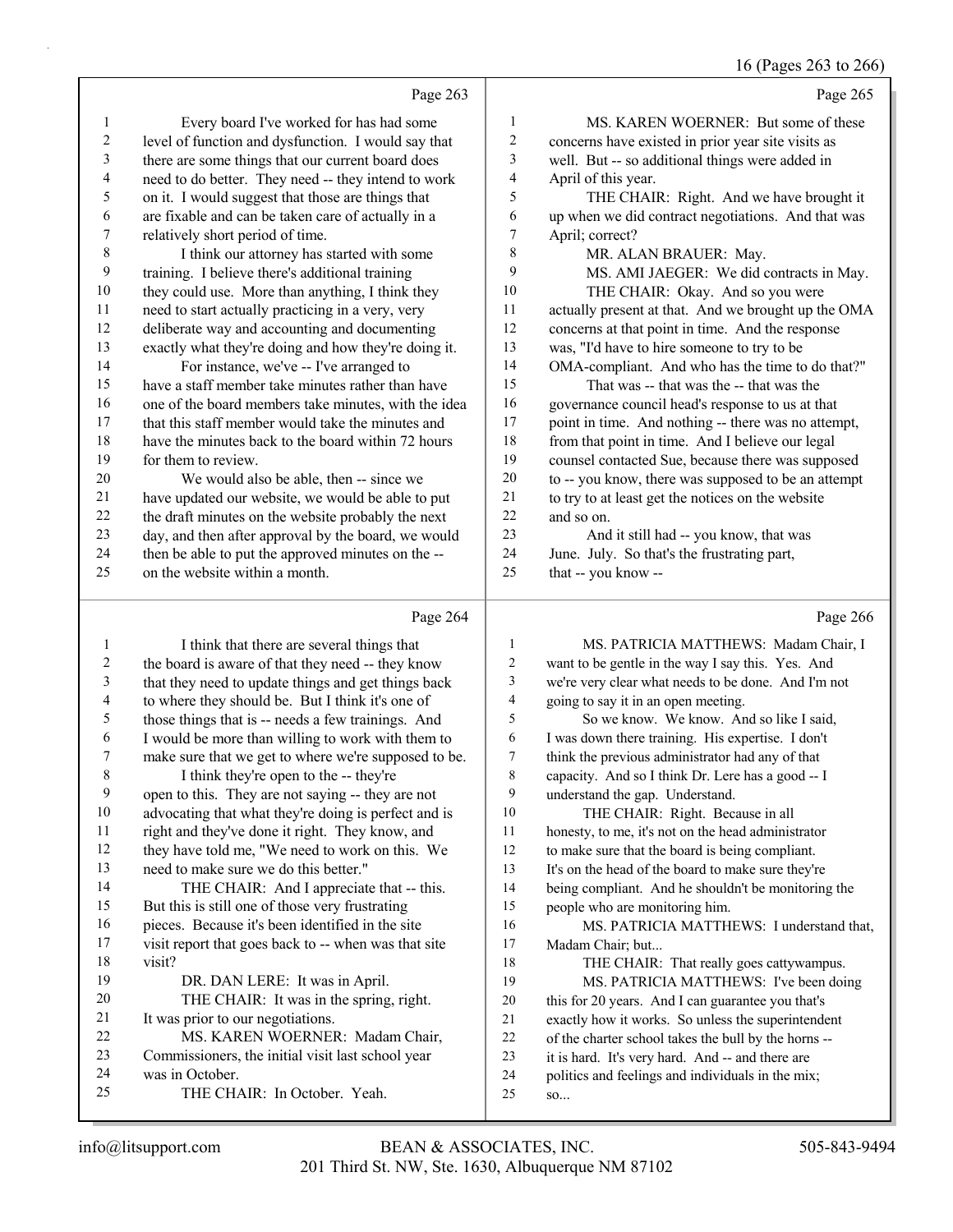Page 263

1 Every board I've worked for has had some
2 level of function and dysfunction. I would say that
3 there are some things that our current board does
4 need to do better. They need -- they intend to work
5 on it. I would suggest that those are things that
6 are fixable and can be taken care of actually in a
7 relatively short period of time.
8 I think our attorney has started with some
9 training. I believe there's additional training
10 they could use. More than anything, I think they
11 need to start actually practicing in a very, very
12 deliberate way and accounting and documenting
13 exactly what they're doing and how they're doing it.
14 For instance, we've -- I've arranged to
15 have a staff member take minutes rather than have
16 one of the board members take minutes, with the idea
17 that this staff member would take the minutes and
18 have the minutes back to the board within 72 hours
19 for them to review.
20 We would also be able, then -- since we
21 have updated our website, we would be able to put
22 the draft minutes on the website probably the next
23 day, and then after approval by the board, we would
24 then be able to put the approved minutes on the --
25 on the website within a month.

Page 264

1 I think that there are several things that
2 the board is aware of that they need -- they know
3 that they need to update things and get things back
4 to where they should be. But I think it's one of
5 those things that is -- needs a few trainings. And
6 I would be more than willing to work with them to
7 make sure that we get to where we're supposed to be.
8 I think they're open to the -- they're
9 open to this. They are not saying -- they are not
10 advocating that what they're doing is perfect and is
11 right and they've done it right. They know, and
12 they have told me, "We need to work on this. We
13 need to make sure we do this better."
14 THE CHAIR: And I appreciate that -- this.
15 But this is still one of those very frustrating
16 pieces. Because it's been identified in the site
17 visit report that goes back to -- when was that site
18 visit?
19 DR. DAN LERE: It was in April.
20 THE CHAIR: It was in the spring, right.
21 It was prior to our negotiations.
22 MS. KAREN WOERNER: Madam Chair,
23 Commissioners, the initial visit last school year
24 was in October.
25 THE CHAIR: In October. Yeah.

Page 265

1 MS. KAREN WOERNER: But some of these
2 concerns have existed in prior year site visits as
3 well. But -- so additional things were added in
4 April of this year.
5 THE CHAIR: Right. And we have brought it
6 up when we did contract negotiations. And that was
7 April; correct?
8 MR. ALAN BRAUER: May.
9 MS. AMI JAEGER: We did contracts in May.
10 THE CHAIR: Okay. And so you were
11 actually present at that. And we brought up the OMA
12 concerns at that point in time. And the response
13 was, "I'd have to hire someone to try to be
14 OMA-compliant. And who has the time to do that?"
15 That was -- that was the -- that was the
16 governance council head's response to us at that
17 point in time. And nothing -- there was no attempt,
18 from that point in time. And I believe our legal
19 counsel contacted Sue, because there was supposed
20 to -- you know, there was supposed to be an attempt
21 to try to at least get the notices on the website
22 and so on.
23 And it still had -- you know, that was
24 June. July. So that's the frustrating part,
25 that -- you know --

Page 266

1 MS. PATRICIA MATTHEWS: Madam Chair, I
2 want to be gentle in the way I say this. Yes. And
3 we're very clear what needs to be done. And I'm not
4 going to say it in an open meeting.
5 So we know. We know. And so like I said,
6 I was down there training. His expertise. I don't
7 think the previous administrator had any of that
8 capacity. And so I think Dr. Lere has a good -- I
9 understand the gap. Understand.
10 THE CHAIR: Right. Because in all
11 honesty, to me, it's not on the head administrator
12 to make sure that the board is being compliant.
13 It's on the head of the board to make sure they're
14 being compliant. And he shouldn't be monitoring the
15 people who are monitoring him.
16 MS. PATRICIA MATTHEWS: I understand that,
17 Madam Chair; but...
18 THE CHAIR: That really goes cattywampus.
19 MS. PATRICIA MATTHEWS: I've been doing
20 this for 20 years. And I can guarantee you that's
21 exactly how it works. So unless the superintendent
22 of the charter school takes the bull by the horns --
23 it is hard. It's very hard. And -- and there are
24 politics and feelings and individuals in the mix;
25 so...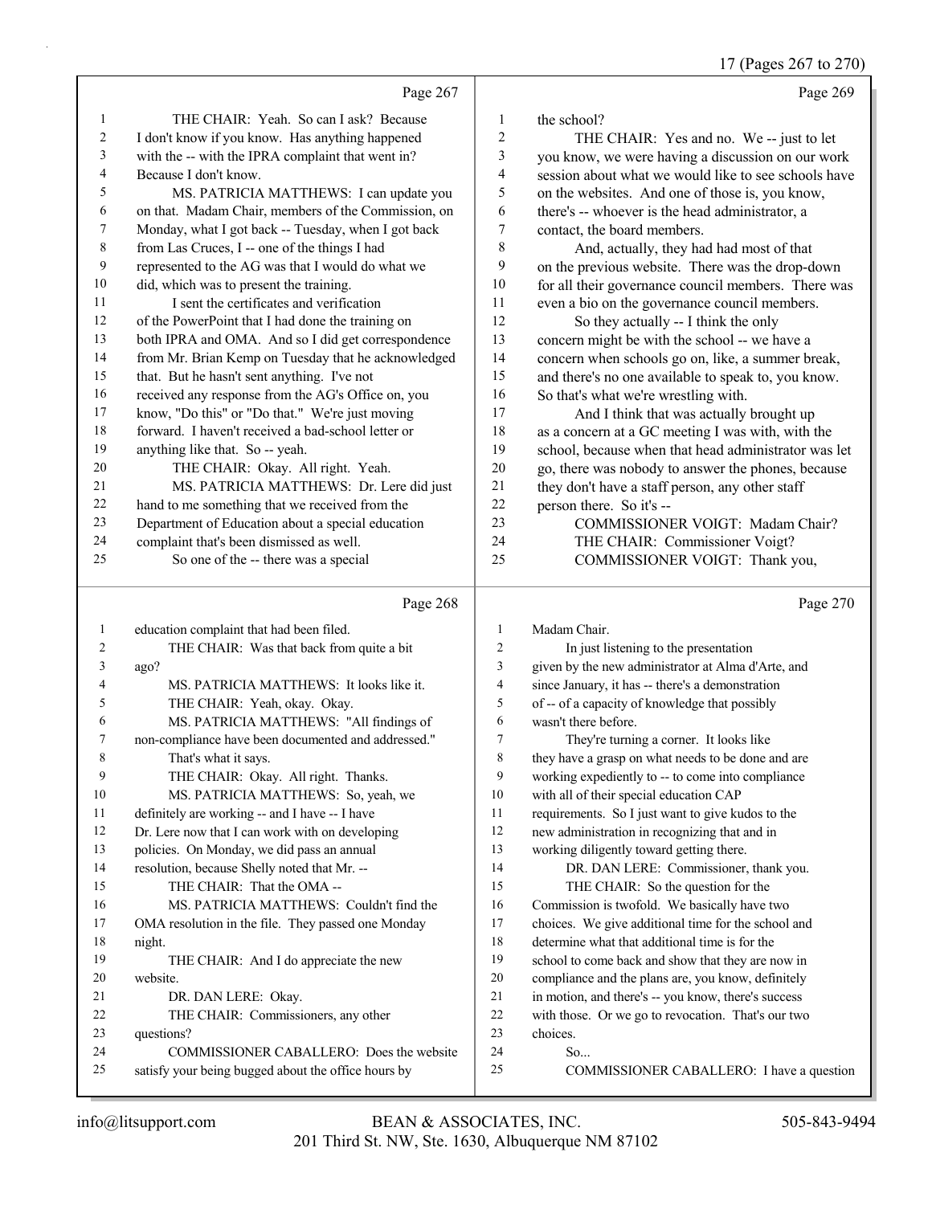Page 267

1 THE CHAIR: Yeah. So can I ask? Because
2 I don't know if you know. Has anything happened
3 with the -- with the IPRA complaint that went in?
4 Because I don't know.
5 MS. PATRICIA MATTHEWS: I can update you
6 on that. Madam Chair, members of the Commission, on
7 Monday, what I got back -- Tuesday, when I got back
8 from Las Cruces, I -- one of the things I had
9 represented to the AG was that I would do what we
10 did, which was to present the training.
11 I sent the certificates and verification
12 of the PowerPoint that I had done the training on
13 both IPRA and OMA. And so I did get correspondence
14 from Mr. Brian Kemp on Tuesday that he acknowledged
15 that. But he hasn't sent anything. I've not
16 received any response from the AG's Office on, you
17 know, "Do this" or "Do that." We're just moving
18 forward. I haven't received a bad-school letter or
19 anything like that. So -- yeah.
20 THE CHAIR: Okay. All right. Yeah.
21 MS. PATRICIA MATTHEWS: Dr. Lere did just
22 hand to me something that we received from the
23 Department of Education about a special education
24 complaint that's been dismissed as well.
25 So one of the -- there was a special

Page 268

1 education complaint that had been filed.
2 THE CHAIR: Was that back from quite a bit
3 ago?
4 MS. PATRICIA MATTHEWS: It looks like it.
5 THE CHAIR: Yeah, okay. Okay.
6 MS. PATRICIA MATTHEWS: "All findings of
7 non-compliance have been documented and addressed."
8 That's what it says.
9 THE CHAIR: Okay. All right. Thanks.
10 MS. PATRICIA MATTHEWS: So, yeah, we
11 definitely are working -- and I have -- I have
12 Dr. Lere now that I can work with on developing
13 policies. On Monday, we did pass an annual
14 resolution, because Shelly noted that Mr. --
15 THE CHAIR: That the OMA --
16 MS. PATRICIA MATTHEWS: Couldn't find the
17 OMA resolution in the file. They passed one Monday
18 night.
19 THE CHAIR: And I do appreciate the new
20 website.
21 DR. DAN LERE: Okay.
22 THE CHAIR: Commissioners, any other
23 questions?
24 COMMISSIONER CABALLERO: Does the website
25 satisfy your being bugged about the office hours by

Page 269

1 the school?
2 THE CHAIR: Yes and no. We -- just to let
3 you know, we were having a discussion on our work
4 session about what we would like to see schools have
5 on the websites. And one of those is, you know,
6 there's -- whoever is the head administrator, a
7 contact, the board members.
8 And, actually, they had had most of that
9 on the previous website. There was the drop-down
10 for all their governance council members. There was
11 even a bio on the governance council members.
12 So they actually -- I think the only
13 concern might be with the school -- we have a
14 concern when schools go on, like, a summer break,
15 and there's no one available to speak to, you know.
16 So that's what we're wrestling with.
17 And I think that was actually brought up
18 as a concern at a GC meeting I was with, with the
19 school, because when that head administrator was let
20 go, there was nobody to answer the phones, because
21 they don't have a staff person, any other staff
22 person there. So it's --
23 COMMISSIONER VOIGT: Madam Chair?
24 THE CHAIR: Commissioner Voigt?
25 COMMISSIONER VOIGT: Thank you,

Page 270

1 Madam Chair.
2 In just listening to the presentation
3 given by the new administrator at Alma d'Arte, and
4 since January, it has -- there's a demonstration
5 of -- of a capacity of knowledge that possibly
6 wasn't there before.
7 They're turning a corner. It looks like
8 they have a grasp on what needs to be done and are
9 working expediently to -- to come into compliance
10 with all of their special education CAP
11 requirements. So I just want to give kudos to the
12 new administration in recognizing that and in
13 working diligently toward getting there.
14 DR. DAN LERE: Commissioner, thank you.
15 THE CHAIR: So the question for the
16 Commission is twofold. We basically have two
17 choices. We give additional time for the school and
18 determine what that additional time is for the
19 school to come back and show that they are now in
20 compliance and the plans are, you know, definitely
21 in motion, and there's -- you know, there's success
22 with those. Or we go to revocation. That's our two
23 choices.
24 So...
25 COMMISSIONER CABALLERO: I have a question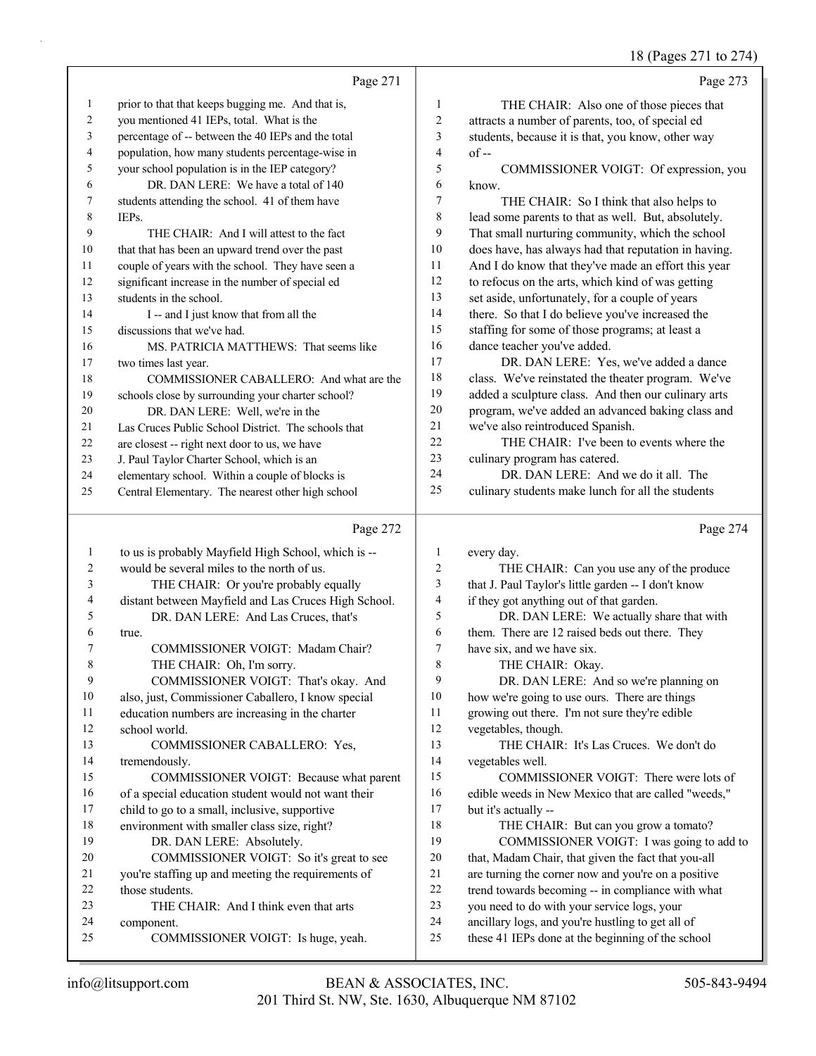Page 271

1 prior to that that keeps bugging me. And that is,
2 you mentioned 41 IEPs, total. What is the
3 percentage of -- between the 40 IEPs and the total
4 population, how many students percentage-wise in
5 your school population is in the IEP category?
6 DR. DAN LERE: We have a total of 140
7 students attending the school. 41 of them have
8 IEPs.
9 THE CHAIR: And I will attest to the fact
10 that that has been an upward trend over the past
11 couple of years with the school. They have seen a
12 significant increase in the number of special ed
13 students in the school.
14 I -- and I just know that from all the
15 discussions that we've had.
16 MS. PATRICIA MATTHEWS: That seems like
17 two times last year.
18 COMMISSIONER CABALLERO: And what are the
19 schools close by surrounding your charter school?
20 DR. DAN LERE: Well, we're in the
21 Las Cruces Public School District. The schools that
22 are closest -- right next door to us, we have
23 J. Paul Taylor Charter School, which is an
24 elementary school. Within a couple of blocks is
25 Central Elementary. The nearest other high school

Page 272

1 to us is probably Mayfield High School, which is --
2 would be several miles to the north of us.
3 THE CHAIR: Or you're probably equally
4 distant between Mayfield and Las Cruces High School.
5 DR. DAN LERE: And Las Cruces, that's
6 true.
7 COMMISSIONER VOIGT: Madam Chair?
8 THE CHAIR: Oh, I'm sorry.
9 COMMISSIONER VOIGT: That's okay. And
10 also, just, Commissioner Caballero, I know special
11 education numbers are increasing in the charter
12 school world.
13 COMMISSIONER CABALLERO: Yes,
14 tremendously.
15 COMMISSIONER VOIGT: Because what parent
16 of a special education student would not want their
17 child to go to a small, inclusive, supportive
18 environment with smaller class size, right?
19 DR. DAN LERE: Absolutely.
20 COMMISSIONER VOIGT: So it's great to see
21 you're staffing up and meeting the requirements of
22 those students.
23 THE CHAIR: And I think even that arts
24 component.
25 COMMISSIONER VOIGT: Is huge, yeah.

Page 273

1 THE CHAIR: Also one of those pieces that
2 attracts a number of parents, too, of special ed
3 students, because it is that, you know, other way
4 of --
5 COMMISSIONER VOIGT: Of expression, you
6 know.
7 THE CHAIR: So I think that also helps to
8 lead some parents to that as well. But, absolutely.
9 That small nurturing community, which the school
10 does have, has always had that reputation in having.
11 And I do know that they've made an effort this year
12 to refocus on the arts, which kind of was getting
13 set aside, unfortunately, for a couple of years
14 there. So that I do believe you've increased the
15 staffing for some of those programs; at least a
16 dance teacher you've added.
17 DR. DAN LERE: Yes, we've added a dance
18 class. We've reinstated the theater program. We've
19 added a sculpture class. And then our culinary arts
20 program, we've added an advanced baking class and
21 we've also reintroduced Spanish.
22 THE CHAIR: I've been to events where the
23 culinary program has catered.
24 DR. DAN LERE: And we do it all. The
25 culinary students make lunch for all the students

Page 274

1 every day.
2 THE CHAIR: Can you use any of the produce
3 that J. Paul Taylor's little garden -- I don't know
4 if they got anything out of that garden.
5 DR. DAN LERE: We actually share that with
6 them. There are 12 raised beds out there. They
7 have six, and we have six.
8 THE CHAIR: Okay.
9 DR. DAN LERE: And so we're planning on
10 how we're going to use ours. There are things
11 growing out there. I'm not sure they're edible
12 vegetables, though.
13 THE CHAIR: It's Las Cruces. We don't do
14 vegetables well.
15 COMMISSIONER VOIGT: There were lots of
16 edible weeds in New Mexico that are called "weeds,"
17 but it's actually --
18 THE CHAIR: But can you grow a tomato?
19 COMMISSIONER VOIGT: I was going to add to
20 that, Madam Chair, that given the fact that you-all
21 are turning the corner now and you're on a positive
22 trend towards becoming -- in compliance with what
23 you need to do with your service logs, your
24 ancillary logs, and you're hustling to get all of
25 these 41 IEPs done at the beginning of the school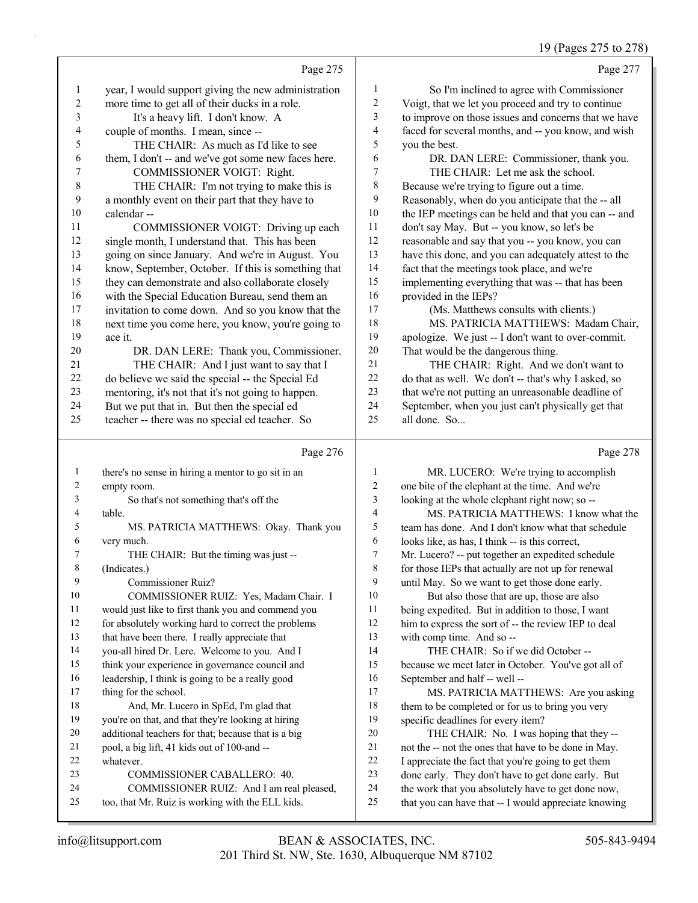Page 275

1 year, I would support giving the new administration
2 more time to get all of their ducks in a role.
3 It's a heavy lift. I don't know. A
4 couple of months. I mean, since --
5 THE CHAIR: As much as I'd like to see
6 them, I don't -- and we've got some new faces here.
7 COMMISSIONER VOIGT: Right.
8 THE CHAIR: I'm not trying to make this is
9 a monthly event on their part that they have to
10 calendar --
11 COMMISSIONER VOIGT: Driving up each
12 single month, I understand that. This has been
13 going on since January. And we're in August. You
14 know, September, October. If this is something that
15 they can demonstrate and also collaborate closely
16 with the Special Education Bureau, send them an
17 invitation to come down. And so you know that the
18 next time you come here, you know, you're going to
19 ace it.
20 DR. DAN LERE: Thank you, Commissioner.
21 THE CHAIR: And I just want to say that I
22 do believe we said the special -- the Special Ed
23 mentoring, it's not that it's not going to happen.
24 But we put that in. But then the special ed
25 teacher -- there was no special ed teacher. So

Page 276

1 there's no sense in hiring a mentor to go sit in an
2 empty room.
3 So that's not something that's off the
4 table.
5 MS. PATRICIA MATTHEWS: Okay. Thank you
6 very much.
7 THE CHAIR: But the timing was just --
8 (Indicates.)
9 Commissioner Ruiz?
10 COMMISSIONER RUIZ: Yes, Madam Chair. I
11 would just like to first thank you and commend you
12 for absolutely working hard to correct the problems
13 that have been there. I really appreciate that
14 you-all hired Dr. Lere. Welcome to you. And I
15 think your experience in governance council and
16 leadership, I think is going to be a really good
17 thing for the school.
18 And, Mr. Lucero in SpEd, I'm glad that
19 you're on that, and that they're looking at hiring
20 additional teachers for that; because that is a big
21 pool, a big lift, 41 kids out of 100-and --
22 whatever.
23 COMMISSIONER CABALLERO: 40.
24 COMMISSIONER RUIZ: And I am real pleased,
25 too, that Mr. Ruiz is working with the ELL kids.

Page 277

1 So I'm inclined to agree with Commissioner
2 Voigt, that we let you proceed and try to continue
3 to improve on those issues and concerns that we have
4 faced for several months, and -- you know, and wish
5 you the best.
6 DR. DAN LERE: Commissioner, thank you.
7 THE CHAIR: Let me ask the school.
8 Because we're trying to figure out a time.
9 Reasonably, when do you anticipate that the -- all
10 the IEP meetings can be held and that you can -- and
11 don't say May. But -- you know, so let's be
12 reasonable and say that you -- you know, you can
13 have this done, and you can adequately attest to the
14 fact that the meetings took place, and we're
15 implementing everything that was -- that has been
16 provided in the IEPs?
17 (Ms. Matthews consults with clients.)
18 MS. PATRICIA MATTHEWS: Madam Chair,
19 apologize. We just -- I don't want to over-commit.
20 That would be the dangerous thing.
21 THE CHAIR: Right. And we don't want to
22 do that as well. We don't -- that's why I asked, so
23 that we're not putting an unreasonable deadline of
24 September, when you just can't physically get that
25 all done. So...

Page 278

1 MR. LUCERO: We're trying to accomplish
2 one bite of the elephant at the time. And we're
3 looking at the whole elephant right now; so --
4 MS. PATRICIA MATTHEWS: I know what the
5 team has done. And I don't know what that schedule
6 looks like, as has, I think -- is this correct,
7 Mr. Lucero? -- put together an expedited schedule
8 for those IEPs that actually are not up for renewal
9 until May. So we want to get those done early.
10 But also those that are up, those are also
11 being expedited. But in addition to those, I want
12 him to express the sort of -- the review IEP to deal
13 with comp time. And so --
14 THE CHAIR: So if we did October --
15 because we meet later in October. You've got all of
16 September and half -- well --
17 MS. PATRICIA MATTHEWS: Are you asking
18 them to be completed or for us to bring you very
19 specific deadlines for every item?
20 THE CHAIR: No. I was hoping that they --
21 not the -- not the ones that have to be done in May.
22 I appreciate the fact that you're going to get them
23 done early. They don't have to get done early. But
24 the work that you absolutely have to get done now,
25 that you can have that -- I would appreciate knowing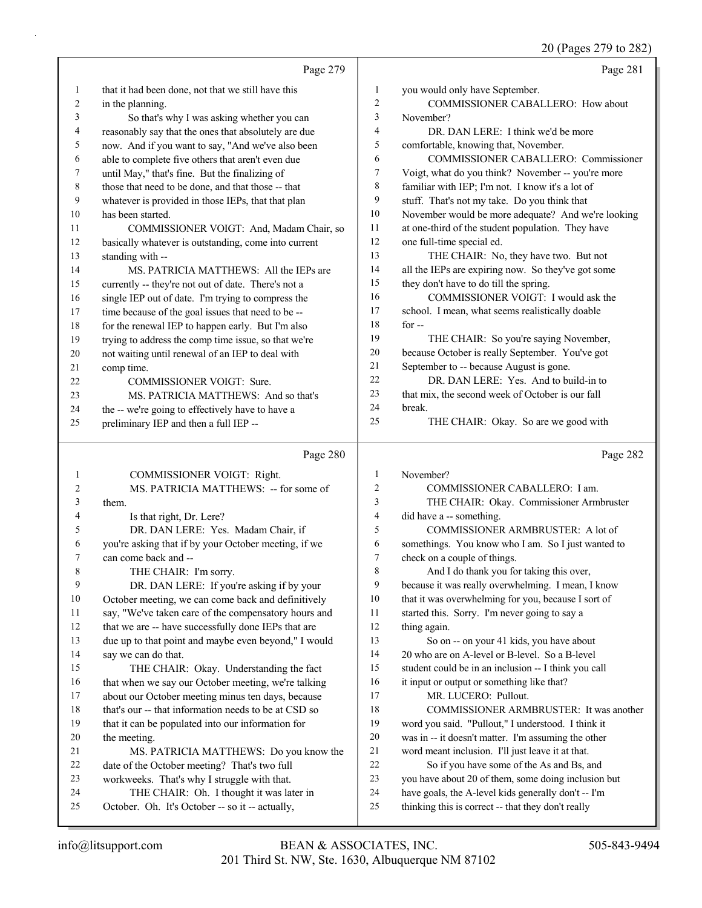Page 279

1 that it had been done, not that we still have this
2 in the planning.
3 So that's why I was asking whether you can
4 reasonably say that the ones that absolutely are due
5 now. And if you want to say, "And we've also been
6 able to complete five others that aren't even due
7 until May," that's fine. But the finalizing of
8 those that need to be done, and that those -- that
9 whatever is provided in those IEPs, that that plan
10 has been started.
11 COMMISSIONER VOIGT: And, Madam Chair, so
12 basically whatever is outstanding, come into current
13 standing with --
14 MS. PATRICIA MATTHEWS: All the IEPs are
15 currently -- they're not out of date. There's not a
16 single IEP out of date. I'm trying to compress the
17 time because of the goal issues that need to be --
18 for the renewal IEP to happen early. But I'm also
19 trying to address the comp time issue, so that we're
20 not waiting until renewal of an IEP to deal with
21 comp time.
22 COMMISSIONER VOIGT: Sure.
23 MS. PATRICIA MATTHEWS: And so that's
24 the -- we're going to effectively have to have a
25 preliminary IEP and then a full IEP --

Page 280

1 COMMISSIONER VOIGT: Right.
2 MS. PATRICIA MATTHEWS: -- for some of
3 them.
4 Is that right, Dr. Lere?
5 DR. DAN LERE: Yes. Madam Chair, if
6 you're asking that if by your October meeting, if we
7 can come back and --
8 THE CHAIR: I'm sorry.
9 DR. DAN LERE: If you're asking if by your
10 October meeting, we can come back and definitively
11 say, "We've taken care of the compensatory hours and
12 that we are -- have successfully done IEPs that are
13 due up to that point and maybe even beyond," I would
14 say we can do that.
15 THE CHAIR: Okay. Understanding the fact
16 that when we say our October meeting, we're talking
17 about our October meeting minus ten days, because
18 that's our -- that information needs to be at CSD so
19 that it can be populated into our information for
20 the meeting.
21 MS. PATRICIA MATTHEWS: Do you know the
22 date of the October meeting? That's two full
23 workweeks. That's why I struggle with that.
24 THE CHAIR: Oh. I thought it was later in
25 October. Oh. It's October -- so it -- actually,

Page 281

1 you would only have September.
2 COMMISSIONER CABALLERO: How about
3 November?
4 DR. DAN LERE: I think we'd be more
5 comfortable, knowing that, November.
6 COMMISSIONER CABALLERO: Commissioner
7 Voigt, what do you think? November -- you're more
8 familiar with IEP; I'm not. I know it's a lot of
9 stuff. That's not my take. Do you think that
10 November would be more adequate? And we're looking
11 at one-third of the student population. They have
12 one full-time special ed.
13 THE CHAIR: No, they have two. But not
14 all the IEPs are expiring now. So they've got some
15 they don't have to do till the spring.
16 COMMISSIONER VOIGT: I would ask the
17 school. I mean, what seems realistically doable
18 for --
19 THE CHAIR: So you're saying November,
20 because October is really September. You've got
21 September to -- because August is gone.
22 DR. DAN LERE: Yes. And to build-in to
23 that mix, the second week of October is our fall
24 break.
25 THE CHAIR: Okay. So are we good with

Page 282

1 November?
2 COMMISSIONER CABALLERO: I am.
3 THE CHAIR: Okay. Commissioner Armbruster
4 did have a -- something.
5 COMMISSIONER ARMBRUSTER: A lot of
6 somethings. You know who I am. So I just wanted to
7 check on a couple of things.
8 And I do thank you for taking this over,
9 because it was really overwhelming. I mean, I know
10 that it was overwhelming for you, because I sort of
11 started this. Sorry. I'm never going to say a
12 thing again.
13 So on -- on your 41 kids, you have about
14 20 who are on A-level or B-level. So a B-level
15 student could be in an inclusion -- I think you call
16 it input or output or something like that?
17 MR. LUCERO: Pullout.
18 COMMISSIONER ARMBRUSTER: It was another
19 word you said. "Pullout," I understood. I think it
20 was in -- it doesn't matter. I'm assuming the other
21 word meant inclusion. I'll just leave it at that.
22 So if you have some of the As and Bs, and
23 you have about 20 of them, some doing inclusion but
24 have goals, the A-level kids generally don't -- I'm
25 thinking this is correct -- that they don't really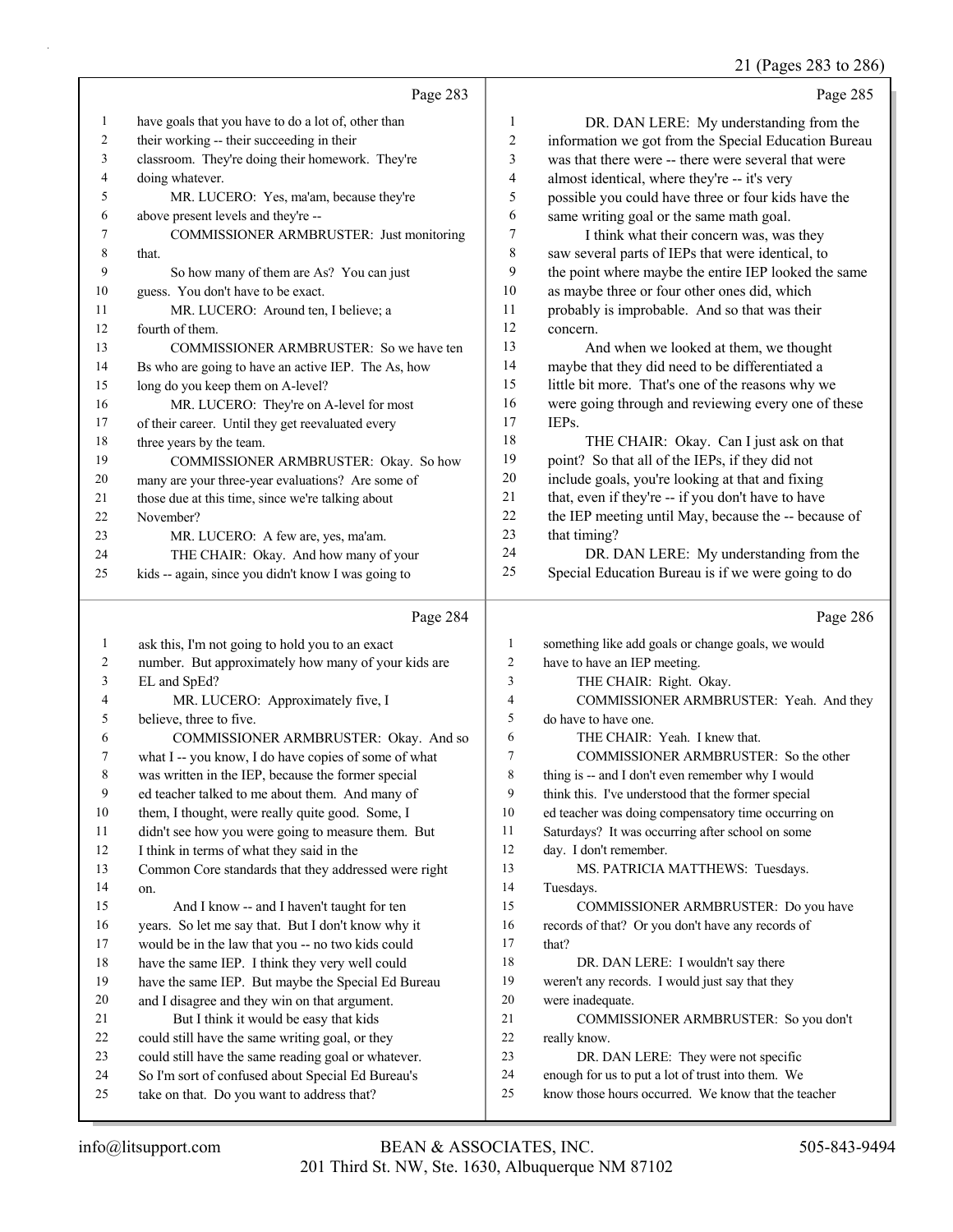Page 283

1 have goals that you have to do a lot of, other than
2 their working -- their succeeding in their
3 classroom. They're doing their homework. They're
4 doing whatever.
5 MR. LUCERO: Yes, ma'am, because they're
6 above present levels and they're --
7 COMMISSIONER ARMBRUSTER: Just monitoring
8 that.
9 So how many of them are As? You can just
10 guess. You don't have to be exact.
11 MR. LUCERO: Around ten, I believe; a
12 fourth of them.
13 COMMISSIONER ARMBRUSTER: So we have ten
14 Bs who are going to have an active IEP. The As, how
15 long do you keep them on A-level?
16 MR. LUCERO: They're on A-level for most
17 of their career. Until they get reevaluated every
18 three years by the team.
19 COMMISSIONER ARMBRUSTER: Okay. So how
20 many are your three-year evaluations? Are some of
21 those due at this time, since we're talking about
22 November?
23 MR. LUCERO: A few are, yes, ma'am.
24 THE CHAIR: Okay. And how many of your
25 kids -- again, since you didn't know I was going to

Page 284

1 ask this, I'm not going to hold you to an exact
2 number. But approximately how many of your kids are
3 EL and SpEd?
4 MR. LUCERO: Approximately five, I
5 believe, three to five.
6 COMMISSIONER ARMBRUSTER: Okay. And so
7 what I -- you know, I do have copies of some of what
8 was written in the IEP, because the former special
9 ed teacher talked to me about them. And many of
10 them, I thought, were really quite good. Some, I
11 didn't see how you were going to measure them. But
12 I think in terms of what they said in the
13 Common Core standards that they addressed were right
14 on.
15 And I know -- and I haven't taught for ten
16 years. So let me say that. But I don't know why it
17 would be in the law that you -- no two kids could
18 have the same IEP. I think they very well could
19 have the same IEP. But maybe the Special Ed Bureau
20 and I disagree and they win on that argument.
21 But I think it would be easy that kids
22 could still have the same writing goal, or they
23 could still have the same reading goal or whatever.
24 So I'm sort of confused about Special Ed Bureau's
25 take on that. Do you want to address that?

Page 285

1 DR. DAN LERE: My understanding from the
2 information we got from the Special Education Bureau
3 was that there were -- there were several that were
4 almost identical, where they're -- it's very
5 possible you could have three or four kids have the
6 same writing goal or the same math goal.
7 I think what their concern was, was they
8 saw several parts of IEPs that were identical, to
9 the point where maybe the entire IEP looked the same
10 as maybe three or four other ones did, which
11 probably is improbable. And so that was their
12 concern.
13 And when we looked at them, we thought
14 maybe that they did need to be differentiated a
15 little bit more. That's one of the reasons why we
16 were going through and reviewing every one of these
17 IEPs.
18 THE CHAIR: Okay. Can I just ask on that
19 point? So that all of the IEPs, if they did not
20 include goals, you're looking at that and fixing
21 that, even if they're -- if you don't have to have
22 the IEP meeting until May, because the -- because of
23 that timing?
24 DR. DAN LERE: My understanding from the
25 Special Education Bureau is if we were going to do

Page 286

1 something like add goals or change goals, we would
2 have to have an IEP meeting.
3 THE CHAIR: Right. Okay.
4 COMMISSIONER ARMBRUSTER: Yeah. And they
5 do have to have one.
6 THE CHAIR: Yeah. I knew that.
7 COMMISSIONER ARMBRUSTER: So the other
8 thing is -- and I don't even remember why I would
9 think this. I've understood that the former special
10 ed teacher was doing compensatory time occurring on
11 Saturdays? It was occurring after school on some
12 day. I don't remember.
13 MS. PATRICIA MATTHEWS: Tuesdays.
14 Tuesdays.
15 COMMISSIONER ARMBRUSTER: Do you have
16 records of that? Or you don't have any records of
17 that?
18 DR. DAN LERE: I wouldn't say there
19 weren't any records. I would just say that they
20 were inadequate.
21 COMMISSIONER ARMBRUSTER: So you don't
22 really know.
23 DR. DAN LERE: They were not specific
24 enough for us to put a lot of trust into them. We
25 know those hours occurred. We know that the teacher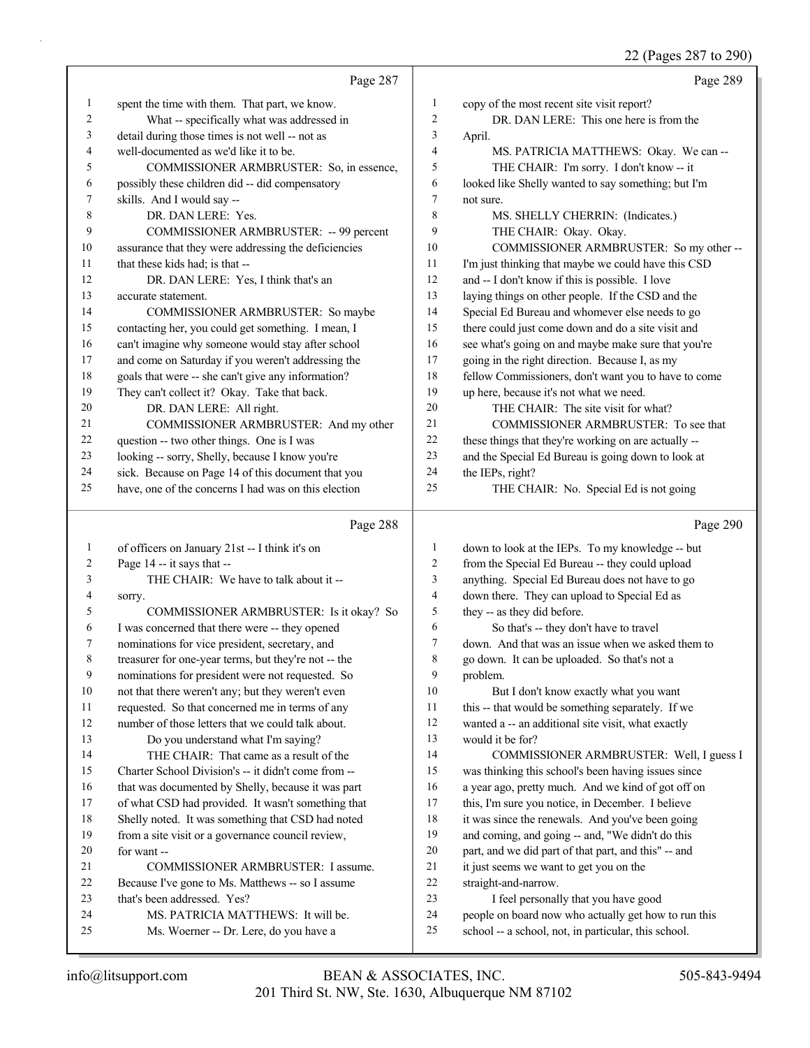Page 287

1 spent the time with them. That part, we know.
2 What -- specifically what was addressed in
3 detail during those times is not well -- not as
4 well-documented as we'd like it to be.
5 COMMISSIONER ARMBRUSTER: So, in essence,
6 possibly these children did -- did compensatory
7 skills. And I would say --
8 DR. DAN LERE: Yes.
9 COMMISSIONER ARMBRUSTER: -- 99 percent
10 assurance that they were addressing the deficiencies
11 that these kids had; is that --
12 DR. DAN LERE: Yes, I think that's an
13 accurate statement.
14 COMMISSIONER ARMBRUSTER: So maybe
15 contacting her, you could get something. I mean, I
16 can't imagine why someone would stay after school
17 and come on Saturday if you weren't addressing the
18 goals that were -- she can't give any information?
19 They can't collect it? Okay. Take that back.
20 DR. DAN LERE: All right.
21 COMMISSIONER ARMBRUSTER: And my other
22 question -- two other things. One is I was
23 looking -- sorry, Shelly, because I know you're
24 sick. Because on Page 14 of this document that you
25 have, one of the concerns I had was on this election

Page 288

1 of officers on January 21st -- I think it's on
2 Page 14 -- it says that --
3 THE CHAIR: We have to talk about it --
4 sorry.
5 COMMISSIONER ARMBRUSTER: Is it okay? So
6 I was concerned that there were -- they opened
7 nominations for vice president, secretary, and
8 treasurer for one-year terms, but they're not -- the
9 nominations for president were not requested. So
10 not that there weren't any; but they weren't even
11 requested. So that concerned me in terms of any
12 number of those letters that we could talk about.
13 Do you understand what I'm saying?
14 THE CHAIR: That came as a result of the
15 Charter School Division's -- it didn't come from --
16 that was documented by Shelly, because it was part
17 of what CSD had provided. It wasn't something that
18 Shelly noted. It was something that CSD had noted
19 from a site visit or a governance council review,
20 for want --
21 COMMISSIONER ARMBRUSTER: I assume.
22 Because I've gone to Ms. Matthews -- so I assume
23 that's been addressed. Yes?
24 MS. PATRICIA MATTHEWS: It will be.
25 Ms. Woerner -- Dr. Lere, do you have a

Page 289

1 copy of the most recent site visit report?
2 DR. DAN LERE: This one here is from the
3 April.
4 MS. PATRICIA MATTHEWS: Okay. We can --
5 THE CHAIR: I'm sorry. I don't know -- it
6 looked like Shelly wanted to say something; but I'm
7 not sure.
8 MS. SHELLY CHERRIN: (Indicates.)
9 THE CHAIR: Okay. Okay.
10 COMMISSIONER ARMBRUSTER: So my other --
11 I'm just thinking that maybe we could have this CSD
12 and -- I don't know if this is possible. I love
13 laying things on other people. If the CSD and the
14 Special Ed Bureau and whomever else needs to go
15 there could just come down and do a site visit and
16 see what's going on and maybe make sure that you're
17 going in the right direction. Because I, as my
18 fellow Commissioners, don't want you to have to come
19 up here, because it's not what we need.
20 THE CHAIR: The site visit for what?
21 COMMISSIONER ARMBRUSTER: To see that
22 these things that they're working on are actually --
23 and the Special Ed Bureau is going down to look at
24 the IEPs, right?
25 THE CHAIR: No. Special Ed is not going

Page 290

1 down to look at the IEPs. To my knowledge -- but
2 from the Special Ed Bureau -- they could upload
3 anything. Special Ed Bureau does not have to go
4 down there. They can upload to Special Ed as
5 they -- as they did before.
6 So that's -- they don't have to travel
7 down. And that was an issue when we asked them to
8 go down. It can be uploaded. So that's not a
9 problem.
10 But I don't know exactly what you want
11 this -- that would be something separately. If we
12 wanted a -- an additional site visit, what exactly
13 would it be for?
14 COMMISSIONER ARMBRUSTER: Well, I guess I
15 was thinking this school's been having issues since
16 a year ago, pretty much. And we kind of got off on
17 this, I'm sure you notice, in December. I believe
18 it was since the renewals. And you've been going
19 and coming, and going -- and, "We didn't do this
20 part, and we did part of that part, and this" -- and
21 it just seems we want to get you on the
22 straight-and-narrow.
23 I feel personally that you have good
24 people on board now who actually get how to run this
25 school -- a school, not, in particular, this school.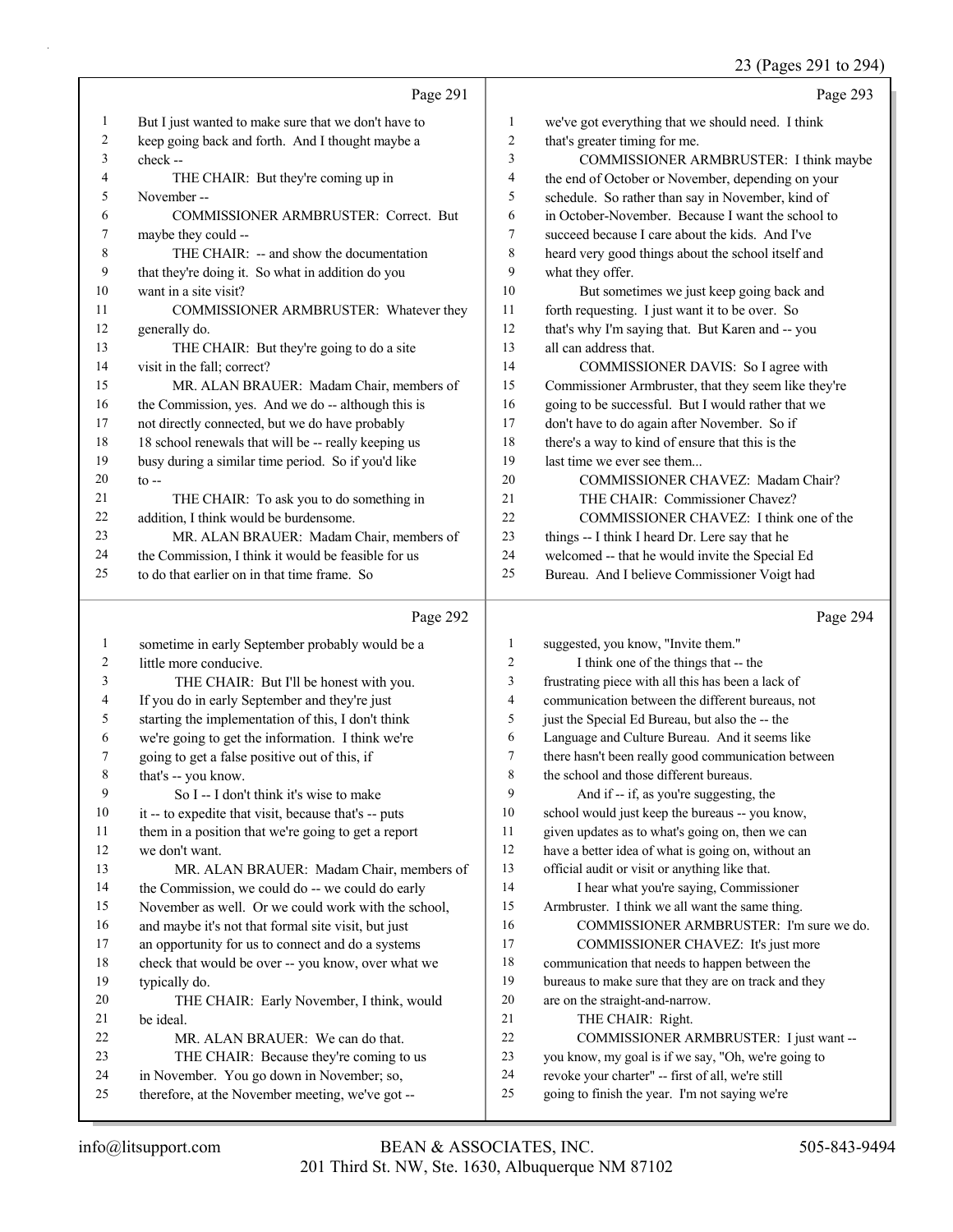23 (Pages 291 to 294)

Page 291

1 But I just wanted to make sure that we don't have to
2 keep going back and forth. And I thought maybe a
3 check --
4 THE CHAIR: But they're coming up in
5 November --
6 COMMISSIONER ARMBRUSTER: Correct. But
7 maybe they could --
8 THE CHAIR: -- and show the documentation
9 that they're doing it. So what in addition do you
10 want in a site visit?
11 COMMISSIONER ARMBRUSTER: Whatever they
12 generally do.
13 THE CHAIR: But they're going to do a site
14 visit in the fall; correct?
15 MR. ALAN BRAUER: Madam Chair, members of
16 the Commission, yes. And we do -- although this is
17 not directly connected, but we do have probably
18 18 school renewals that will be -- really keeping us
19 busy during a similar time period. So if you'd like
20 to --
21 THE CHAIR: To ask you to do something in
22 addition, I think would be burdensome.
23 MR. ALAN BRAUER: Madam Chair, members of
24 the Commission, I think it would be feasible for us
25 to do that earlier on in that time frame. So

Page 292

1 sometime in early September probably would be a
2 little more conducive.
3 THE CHAIR: But I'll be honest with you.
4 If you do in early September and they're just
5 starting the implementation of this, I don't think
6 we're going to get the information. I think we're
7 going to get a false positive out of this, if
8 that's -- you know.
9 So I -- I don't think it's wise to make
10 it -- to expedite that visit, because that's -- puts
11 them in a position that we're going to get a report
12 we don't want.
13 MR. ALAN BRAUER: Madam Chair, members of
14 the Commission, we could do -- we could do early
15 November as well. Or we could work with the school,
16 and maybe it's not that formal site visit, but just
17 an opportunity for us to connect and do a systems
18 check that would be over -- you know, over what we
19 typically do.
20 THE CHAIR: Early November, I think, would
21 be ideal.
22 MR. ALAN BRAUER: We can do that.
23 THE CHAIR: Because they're coming to us
24 in November. You go down in November; so,
25 therefore, at the November meeting, we've got --

Page 293

1 we've got everything that we should need. I think
2 that's greater timing for me.
3 COMMISSIONER ARMBRUSTER: I think maybe
4 the end of October or November, depending on your
5 schedule. So rather than say in November, kind of
6 in October-November. Because I want the school to
7 succeed because I care about the kids. And I've
8 heard very good things about the school itself and
9 what they offer.
10 But sometimes we just keep going back and
11 forth requesting. I just want it to be over. So
12 that's why I'm saying that. But Karen and -- you
13 all can address that.
14 COMMISSIONER DAVIS: So I agree with
15 Commissioner Armbruster, that they seem like they're
16 going to be successful. But I would rather that we
17 don't have to do again after November. So if
18 there's a way to kind of ensure that this is the
19 last time we ever see them...
20 COMMISSIONER CHAVEZ: Madam Chair?
21 THE CHAIR: Commissioner Chavez?
22 COMMISSIONER CHAVEZ: I think one of the
23 things -- I think I heard Dr. Lere say that he
24 welcomed -- that he would invite the Special Ed
25 Bureau. And I believe Commissioner Voigt had

Page 294

1 suggested, you know, "Invite them."
2 I think one of the things that -- the
3 frustrating piece with all this has been a lack of
4 communication between the different bureaus, not
5 just the Special Ed Bureau, but also the -- the
6 Language and Culture Bureau. And it seems like
7 there hasn't been really good communication between
8 the school and those different bureaus.
9 And if -- if, as you're suggesting, the
10 school would just keep the bureaus -- you know,
11 given updates as to what's going on, then we can
12 have a better idea of what is going on, without an
13 official audit or visit or anything like that.
14 I hear what you're saying, Commissioner
15 Armbruster. I think we all want the same thing.
16 COMMISSIONER ARMBRUSTER: I'm sure we do.
17 COMMISSIONER CHAVEZ: It's just more
18 communication that needs to happen between the
19 bureaus to make sure that they are on track and they
20 are on the straight-and-narrow.
21 THE CHAIR: Right.
22 COMMISSIONER ARMBRUSTER: I just want --
23 you know, my goal is if we say, "Oh, we're going to
24 revoke your charter" -- first of all, we're still
25 going to finish the year. I'm not saying we're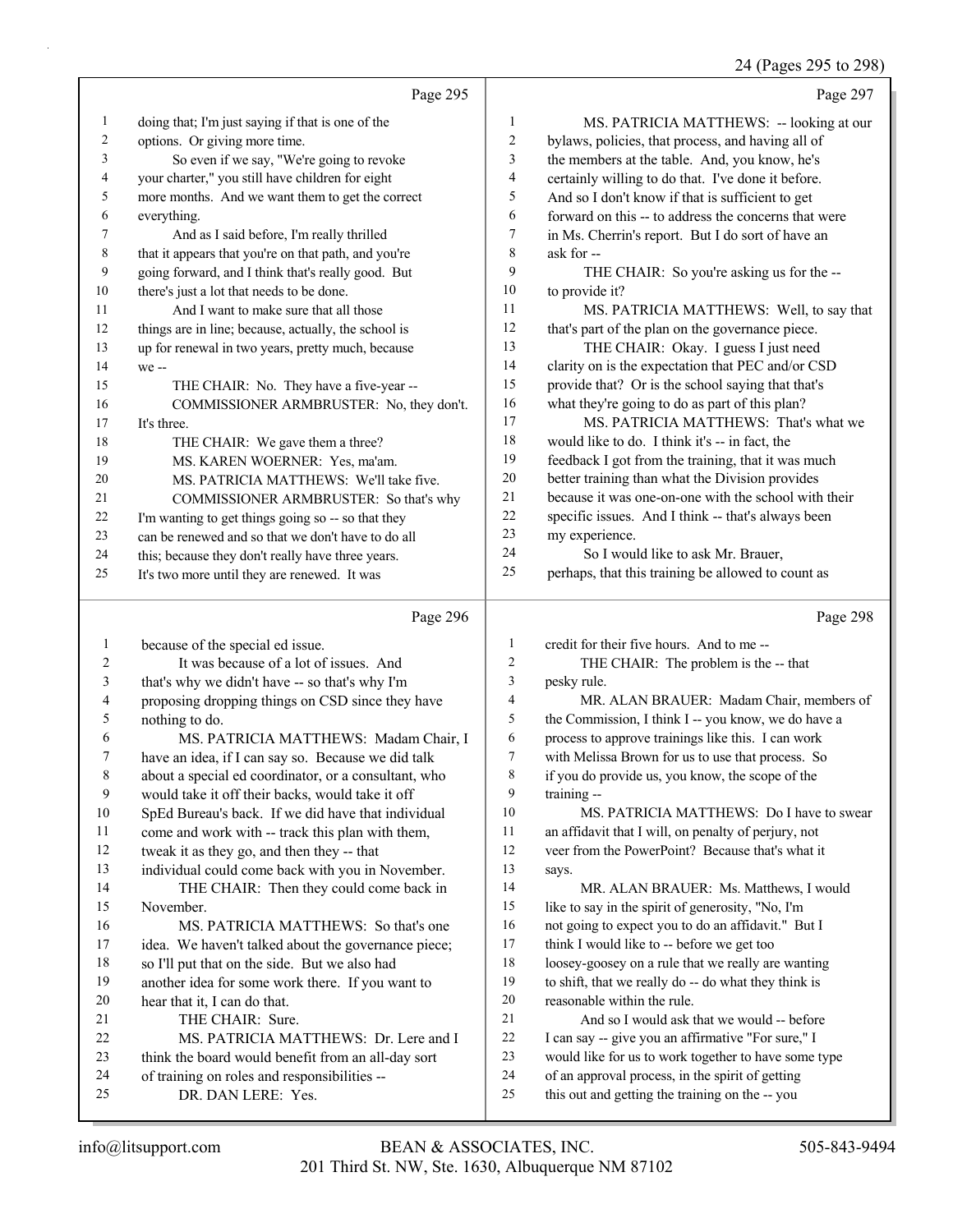Page 295

1 doing that; I'm just saying if that is one of the
2 options. Or giving more time.
3 So even if we say, "We're going to revoke
4 your charter," you still have children for eight
5 more months. And we want them to get the correct
6 everything.
7 And as I said before, I'm really thrilled
8 that it appears that you're on that path, and you're
9 going forward, and I think that's really good. But
10 there's just a lot that needs to be done.
11 And I want to make sure that all those
12 things are in line; because, actually, the school is
13 up for renewal in two years, pretty much, because
14 we --
15 THE CHAIR: No. They have a five-year --
16 COMMISSIONER ARMBRUSTER: No, they don't.
17 It's three.
18 THE CHAIR: We gave them a three?
19 MS. KAREN WOERNER: Yes, ma'am.
20 MS. PATRICIA MATTHEWS: We'll take five.
21 COMMISSIONER ARMBRUSTER: So that's why
22 I'm wanting to get things going so -- so that they
23 can be renewed and so that we don't have to do all
24 this; because they don't really have three years.
25 It's two more until they are renewed. It was

Page 296

1 because of the special ed issue.
2 It was because of a lot of issues. And
3 that's why we didn't have -- so that's why I'm
4 proposing dropping things on CSD since they have
5 nothing to do.
6 MS. PATRICIA MATTHEWS: Madam Chair, I
7 have an idea, if I can say so. Because we did talk
8 about a special ed coordinator, or a consultant, who
9 would take it off their backs, would take it off
10 SpEd Bureau's back. If we did have that individual
11 come and work with -- track this plan with them,
12 tweak it as they go, and then they -- that
13 individual could come back with you in November.
14 THE CHAIR: Then they could come back in
15 November.
16 MS. PATRICIA MATTHEWS: So that's one
17 idea. We haven't talked about the governance piece;
18 so I'll put that on the side. But we also had
19 another idea for some work there. If you want to
20 hear that it, I can do that.
21 THE CHAIR: Sure.
22 MS. PATRICIA MATTHEWS: Dr. Lere and I
23 think the board would benefit from an all-day sort
24 of training on roles and responsibilities --
25 DR. DAN LERE: Yes.

Page 297

1 MS. PATRICIA MATTHEWS: -- looking at our
2 bylaws, policies, that process, and having all of
3 the members at the table. And, you know, he's
4 certainly willing to do that. I've done it before.
5 And so I don't know if that is sufficient to get
6 forward on this -- to address the concerns that were
7 in Ms. Cherrin's report. But I do sort of have an
8 ask for --
9 THE CHAIR: So you're asking us for the --
10 to provide it?
11 MS. PATRICIA MATTHEWS: Well, to say that
12 that's part of the plan on the governance piece.
13 THE CHAIR: Okay. I guess I just need
14 clarity on is the expectation that PEC and/or CSD
15 provide that? Or is the school saying that that's
16 what they're going to do as part of this plan?
17 MS. PATRICIA MATTHEWS: That's what we
18 would like to do. I think it's -- in fact, the
19 feedback I got from the training, that it was much
20 better training than what the Division provides
21 because it was one-on-one with the school with their
22 specific issues. And I think -- that's always been
23 my experience.
24 So I would like to ask Mr. Brauer,
25 perhaps, that this training be allowed to count as

Page 298

1 credit for their five hours. And to me --
2 THE CHAIR: The problem is the -- that
3 pesky rule.
4 MR. ALAN BRAUER: Madam Chair, members of
5 the Commission, I think I -- you know, we do have a
6 process to approve trainings like this. I can work
7 with Melissa Brown for us to use that process. So
8 if you do provide us, you know, the scope of the
9 training --
10 MS. PATRICIA MATTHEWS: Do I have to swear
11 an affidavit that I will, on penalty of perjury, not
12 veer from the PowerPoint? Because that's what it
13 says.
14 MR. ALAN BRAUER: Ms. Matthews, I would
15 like to say in the spirit of generosity, "No, I'm
16 not going to expect you to do an affidavit." But I
17 think I would like to -- before we get too
18 loosey-goosey on a rule that we really are wanting
19 to shift, that we really do -- do what they think is
20 reasonable within the rule.
21 And so I would ask that we would -- before
22 I can say -- give you an affirmative "For sure," I
23 would like for us to work together to have some type
24 of an approval process, in the spirit of getting
25 this out and getting the training on the -- you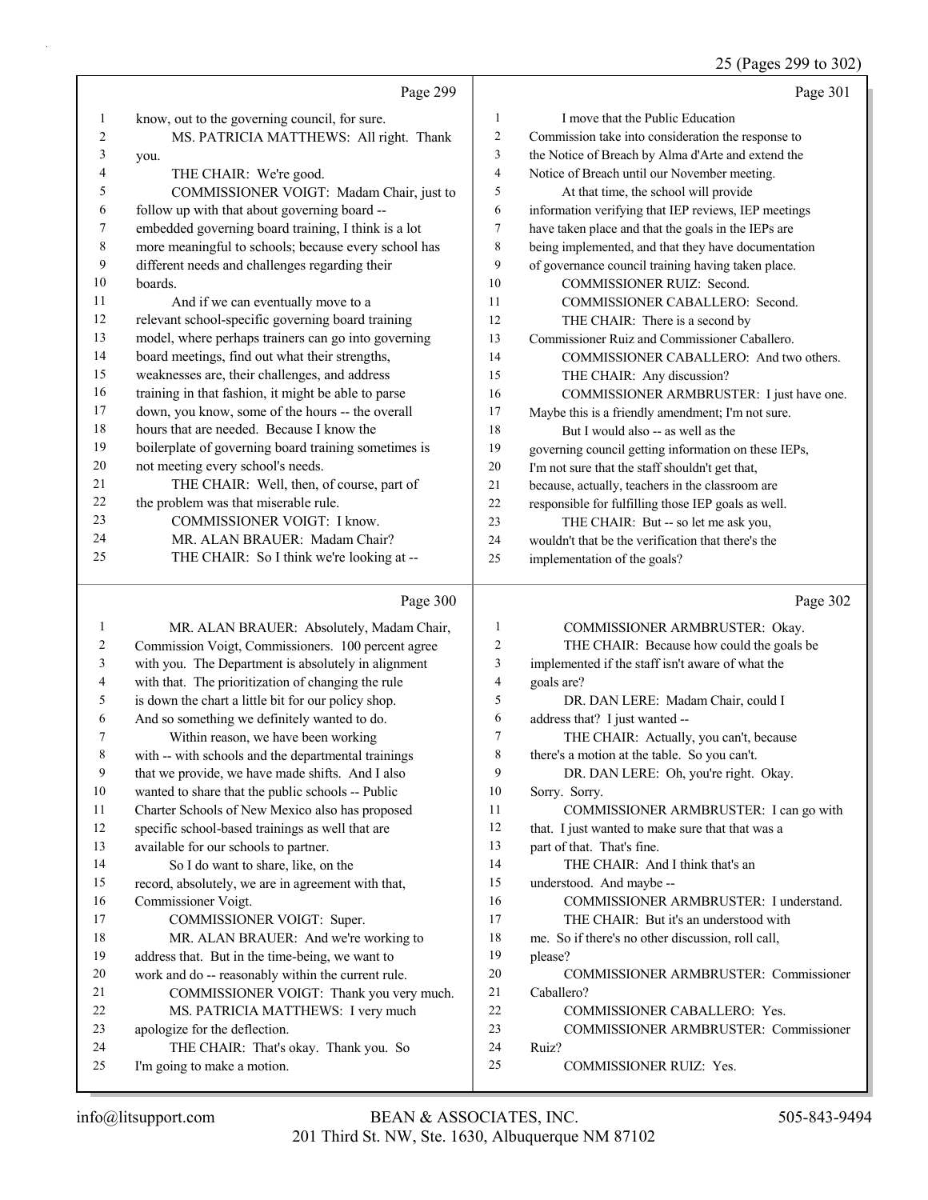Page 299

1 know, out to the governing council, for sure.
2 MS. PATRICIA MATTHEWS: All right. Thank
3 you.
4 THE CHAIR: We're good.
5 COMMISSIONER VOIGT: Madam Chair, just to
6 follow up with that about governing board --
7 embedded governing board training, I think is a lot
8 more meaningful to schools; because every school has
9 different needs and challenges regarding their
10 boards.
11 And if we can eventually move to a
12 relevant school-specific governing board training
13 model, where perhaps trainers can go into governing
14 board meetings, find out what their strengths,
15 weaknesses are, their challenges, and address
16 training in that fashion, it might be able to parse
17 down, you know, some of the hours -- the overall
18 hours that are needed. Because I know the
19 boilerplate of governing board training sometimes is
20 not meeting every school's needs.
21 THE CHAIR: Well, then, of course, part of
22 the problem was that miserable rule.
23 COMMISSIONER VOIGT: I know.
24 MR. ALAN BRAUER: Madam Chair?
25 THE CHAIR: So I think we're looking at --

Page 300

1 MR. ALAN BRAUER: Absolutely, Madam Chair,
2 Commission Voigt, Commissioners. 100 percent agree
3 with you. The Department is absolutely in alignment
4 with that. The prioritization of changing the rule
5 is down the chart a little bit for our policy shop.
6 And so something we definitely wanted to do.
7 Within reason, we have been working
8 with -- with schools and the departmental trainings
9 that we provide, we have made shifts. And I also
10 wanted to share that the public schools -- Public
11 Charter Schools of New Mexico also has proposed
12 specific school-based trainings as well that are
13 available for our schools to partner.
14 So I do want to share, like, on the
15 record, absolutely, we are in agreement with that,
16 Commissioner Voigt.
17 COMMISSIONER VOIGT: Super.
18 MR. ALAN BRAUER: And we're working to
19 address that. But in the time-being, we want to
20 work and do -- reasonably within the current rule.
21 COMMISSIONER VOIGT: Thank you very much.
22 MS. PATRICIA MATTHEWS: I very much
23 apologize for the deflection.
24 THE CHAIR: That's okay. Thank you. So
25 I'm going to make a motion.

Page 301

1 I move that the Public Education
2 Commission take into consideration the response to
3 the Notice of Breach by Alma d'Arte and extend the
4 Notice of Breach until our November meeting.
5 At that time, the school will provide
6 information verifying that IEP reviews, IEP meetings
7 have taken place and that the goals in the IEPs are
8 being implemented, and that they have documentation
9 of governance council training having taken place.
10 COMMISSIONER RUIZ: Second.
11 COMMISSIONER CABALLERO: Second.
12 THE CHAIR: There is a second by
13 Commissioner Ruiz and Commissioner Caballero.
14 COMMISSIONER CABALLERO: And two others.
15 THE CHAIR: Any discussion?
16 COMMISSIONER ARMBRUSTER: I just have one.
17 Maybe this is a friendly amendment; I'm not sure.
18 But I would also -- as well as the
19 governing council getting information on these IEPs,
20 I'm not sure that the staff shouldn't get that,
21 because, actually, teachers in the classroom are
22 responsible for fulfilling those IEP goals as well.
23 THE CHAIR: But -- so let me ask you,
24 wouldn't that be the verification that there's the
25 implementation of the goals?

Page 302

1 COMMISSIONER ARMBRUSTER: Okay.
2 THE CHAIR: Because how could the goals be
3 implemented if the staff isn't aware of what the
4 goals are?
5 DR. DAN LERE: Madam Chair, could I
6 address that? I just wanted --
7 THE CHAIR: Actually, you can't, because
8 there's a motion at the table. So you can't.
9 DR. DAN LERE: Oh, you're right. Okay.
10 Sorry. Sorry.
11 COMMISSIONER ARMBRUSTER: I can go with
12 that. I just wanted to make sure that that was a
13 part of that. That's fine.
14 THE CHAIR: And I think that's an
15 understood. And maybe --
16 COMMISSIONER ARMBRUSTER: I understand.
17 THE CHAIR: But it's an understood with
18 me. So if there's no other discussion, roll call,
19 please?
20 COMMISSIONER ARMBRUSTER: Commissioner
21 Caballero?
22 COMMISSIONER CABALLERO: Yes.
23 COMMISSIONER ARMBRUSTER: Commissioner
24 Ruiz?
25 COMMISSIONER RUIZ: Yes.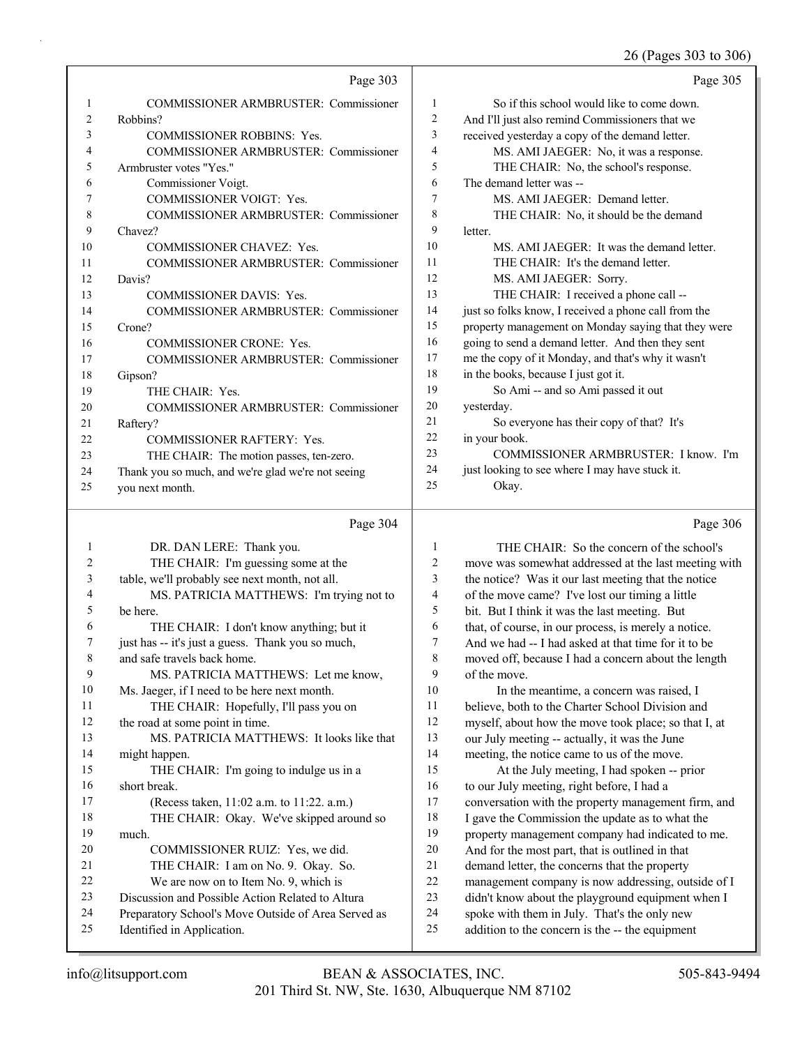Page 303

1 COMMISSIONER ARMBRUSTER: Commissioner
2 Robbins?
3 COMMISSIONER ROBBINS: Yes.
4 COMMISSIONER ARMBRUSTER: Commissioner
5 Armbruster votes "Yes."
6 Commissioner Voigt.
7 COMMISSIONER VOIGT: Yes.
8 COMMISSIONER ARMBRUSTER: Commissioner
9 Chavez?
10 COMMISSIONER CHAVEZ: Yes.
11 COMMISSIONER ARMBRUSTER: Commissioner
12 Davis?
13 COMMISSIONER DAVIS: Yes.
14 COMMISSIONER ARMBRUSTER: Commissioner
15 Crone?
16 COMMISSIONER CRONE: Yes.
17 COMMISSIONER ARMBRUSTER: Commissioner
18 Gipson?
19 THE CHAIR: Yes.
20 COMMISSIONER ARMBRUSTER: Commissioner
21 Raftery?
22 COMMISSIONER RAFTERY: Yes.
23 THE CHAIR: The motion passes, ten-zero.
24 Thank you so much, and we're glad we're not seeing
25 you next month.

Page 304

1 DR. DAN LERE: Thank you.
2 THE CHAIR: I'm guessing some at the
3 table, we'll probably see next month, not all.
4 MS. PATRICIA MATTHEWS: I'm trying not to
5 be here.
6 THE CHAIR: I don't know anything; but it
7 just has -- it's just a guess. Thank you so much,
8 and safe travels back home.
9 MS. PATRICIA MATTHEWS: Let me know,
10 Ms. Jaeger, if I need to be here next month.
11 THE CHAIR: Hopefully, I'll pass you on
12 the road at some point in time.
13 MS. PATRICIA MATTHEWS: It looks like that
14 might happen.
15 THE CHAIR: I'm going to indulge us in a
16 short break.
17 (Recess taken, 11:02 a.m. to 11:22. a.m.)
18 THE CHAIR: Okay. We've skipped around so
19 much.
20 COMMISSIONER RUIZ: Yes, we did.
21 THE CHAIR: I am on No. 9. Okay. So.
22 We are now on to Item No. 9, which is
23 Discussion and Possible Action Related to Altura
24 Preparatory School's Move Outside of Area Served as
25 Identified in Application.

Page 305

1 So if this school would like to come down.
2 And I'll just also remind Commissioners that we
3 received yesterday a copy of the demand letter.
4 MS. AMI JAEGER: No, it was a response.
5 THE CHAIR: No, the school's response.
6 The demand letter was --
7 MS. AMI JAEGER: Demand letter.
8 THE CHAIR: No, it should be the demand
9 letter.
10 MS. AMI JAEGER: It was the demand letter.
11 THE CHAIR: It's the demand letter.
12 MS. AMI JAEGER: Sorry.
13 THE CHAIR: I received a phone call --
14 just so folks know, I received a phone call from the
15 property management on Monday saying that they were
16 going to send a demand letter. And then they sent
17 me the copy of it Monday, and that's why it wasn't
18 in the books, because I just got it.
19 So Ami -- and so Ami passed it out
20 yesterday.
21 So everyone has their copy of that? It's
22 in your book.
23 COMMISSIONER ARMBRUSTER: I know. I'm
24 just looking to see where I may have stuck it.
25 Okay.

Page 306

1 THE CHAIR: So the concern of the school's
2 move was somewhat addressed at the last meeting with
3 the notice? Was it our last meeting that the notice
4 of the move came? I've lost our timing a little
5 bit. But I think it was the last meeting. But
6 that, of course, in our process, is merely a notice.
7 And we had -- I had asked at that time for it to be
8 moved off, because I had a concern about the length
9 of the move.
10 In the meantime, a concern was raised, I
11 believe, both to the Charter School Division and
12 myself, about how the move took place; so that I, at
13 our July meeting -- actually, it was the June
14 meeting, the notice came to us of the move.
15 At the July meeting, I had spoken -- prior
16 to our July meeting, right before, I had a
17 conversation with the property management firm, and
18 I gave the Commission the update as to what the
19 property management company had indicated to me.
20 And for the most part, that is outlined in that
21 demand letter, the concerns that the property
22 management company is now addressing, outside of I
23 didn't know about the playground equipment when I
24 spoke with them in July. That's the only new
25 addition to the concern is the -- the equipment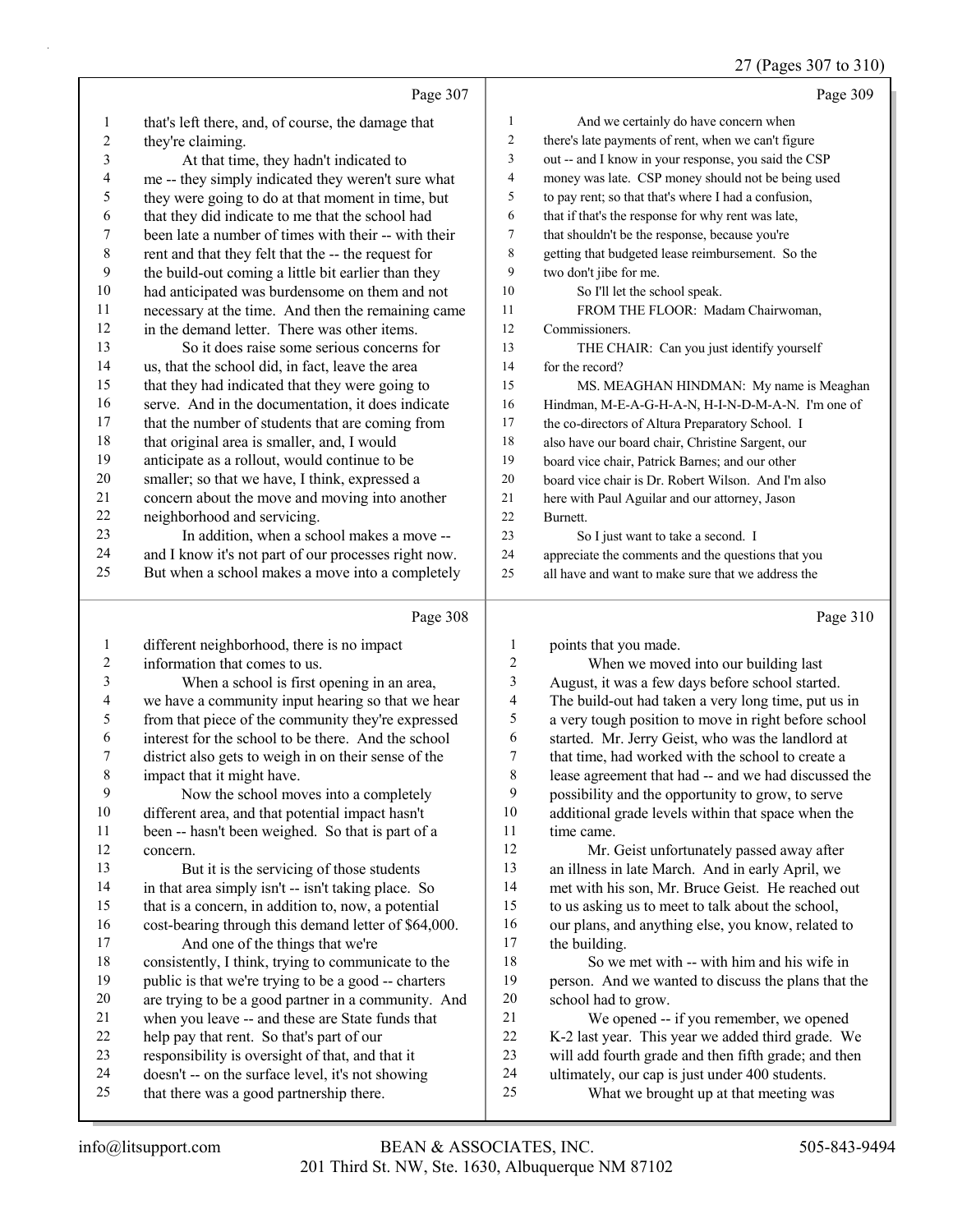Page 307

1 that's left there, and, of course, the damage that
2 they're claiming.
3 At that time, they hadn't indicated to
4 me -- they simply indicated they weren't sure what
5 they were going to do at that moment in time, but
6 that they did indicate to me that the school had
7 been late a number of times with their -- with their
8 rent and that they felt that the -- the request for
9 the build-out coming a little bit earlier than they
10 had anticipated was burdensome on them and not
11 necessary at the time. And then the remaining came
12 in the demand letter. There was other items.
13 So it does raise some serious concerns for
14 us, that the school did, in fact, leave the area
15 that they had indicated that they were going to
16 serve. And in the documentation, it does indicate
17 that the number of students that are coming from
18 that original area is smaller, and, I would
19 anticipate as a rollout, would continue to be
20 smaller; so that we have, I think, expressed a
21 concern about the move and moving into another
22 neighborhood and servicing.
23 In addition, when a school makes a move --
24 and I know it's not part of our processes right now.
25 But when a school makes a move into a completely

Page 308

1 different neighborhood, there is no impact
2 information that comes to us.
3 When a school is first opening in an area,
4 we have a community input hearing so that we hear
5 from that piece of the community they're expressed
6 interest for the school to be there. And the school
7 district also gets to weigh in on their sense of the
8 impact that it might have.
9 Now the school moves into a completely
10 different area, and that potential impact hasn't
11 been -- hasn't been weighed. So that is part of a
12 concern.
13 But it is the servicing of those students
14 in that area simply isn't -- isn't taking place. So
15 that is a concern, in addition to, now, a potential
16 cost-bearing through this demand letter of $64,000.
17 And one of the things that we're
18 consistently, I think, trying to communicate to the
19 public is that we're trying to be a good -- charters
20 are trying to be a good partner in a community. And
21 when you leave -- and these are State funds that
22 help pay that rent. So that's part of our
23 responsibility is oversight of that, and that it
24 doesn't -- on the surface level, it's not showing
25 that there was a good partnership there.

Page 309

1 And we certainly do have concern when
2 there's late payments of rent, when we can't figure
3 out -- and I know in your response, you said the CSP
4 money was late. CSP money should not be being used
5 to pay rent; so that that's where I had a confusion,
6 that if that's the response for why rent was late,
7 that shouldn't be the response, because you're
8 getting that budgeted lease reimbursement. So the
9 two don't jibe for me.
10 So I'll let the school speak.
11 FROM THE FLOOR: Madam Chairwoman,
12 Commissioners.
13 THE CHAIR: Can you just identify yourself
14 for the record?
15 MS. MEAGHAN HINDMAN: My name is Meaghan
16 Hindman, M-E-A-G-H-A-N, H-I-N-D-M-A-N. I'm one of
17 the co-directors of Altura Preparatory School. I
18 also have our board chair, Christine Sargent, our
19 board vice chair, Patrick Barnes; and our other
20 board vice chair is Dr. Robert Wilson. And I'm also
21 here with Paul Aguilar and our attorney, Jason
22 Burnett.
23 So I just want to take a second. I
24 appreciate the comments and the questions that you
25 all have and want to make sure that we address the

Page 310

1 points that you made.
2 When we moved into our building last
3 August, it was a few days before school started.
4 The build-out had taken a very long time, put us in
5 a very tough position to move in right before school
6 started. Mr. Jerry Geist, who was the landlord at
7 that time, had worked with the school to create a
8 lease agreement that had -- and we had discussed the
9 possibility and the opportunity to grow, to serve
10 additional grade levels within that space when the
11 time came.
12 Mr. Geist unfortunately passed away after
13 an illness in late March. And in early April, we
14 met with his son, Mr. Bruce Geist. He reached out
15 to us asking us to meet to talk about the school,
16 our plans, and anything else, you know, related to
17 the building.
18 So we met with -- with him and his wife in
19 person. And we wanted to discuss the plans that the
20 school had to grow.
21 We opened -- if you remember, we opened
22 K-2 last year. This year we added third grade. We
23 will add fourth grade and then fifth grade; and then
24 ultimately, our cap is just under 400 students.
25 What we brought up at that meeting was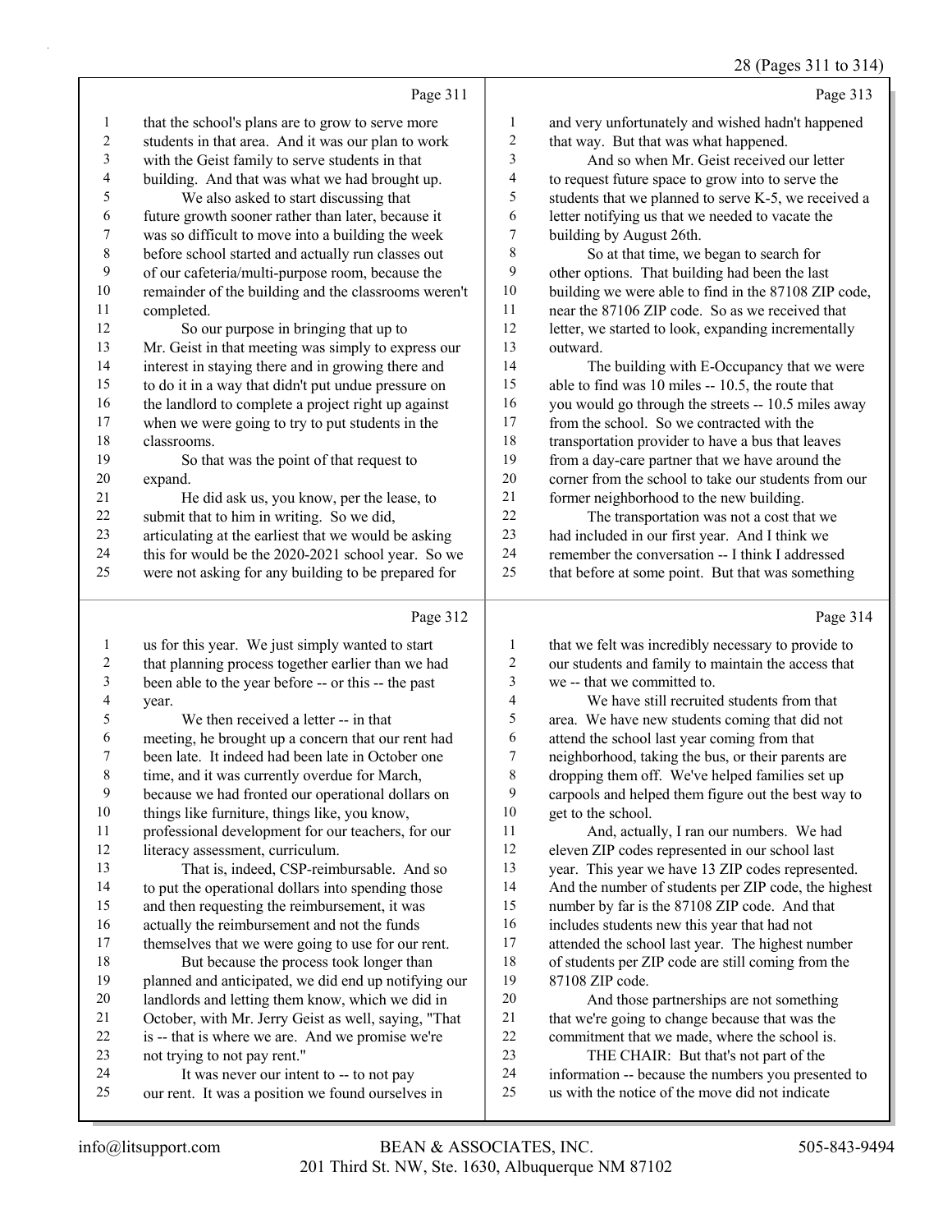Page 311

1 that the school's plans are to grow to serve more
2 students in that area. And it was our plan to work
3 with the Geist family to serve students in that
4 building. And that was what we had brought up.
5 We also asked to start discussing that
6 future growth sooner rather than later, because it
7 was so difficult to move into a building the week
8 before school started and actually run classes out
9 of our cafeteria/multi-purpose room, because the
10 remainder of the building and the classrooms weren't
11 completed.
12 So our purpose in bringing that up to
13 Mr. Geist in that meeting was simply to express our
14 interest in staying there and in growing there and
15 to do it in a way that didn't put undue pressure on
16 the landlord to complete a project right up against
17 when we were going to try to put students in the
18 classrooms.
19 So that was the point of that request to
20 expand.
21 He did ask us, you know, per the lease, to
22 submit that to him in writing. So we did,
23 articulating at the earliest that we would be asking
24 this for would be the 2020-2021 school year. So we
25 were not asking for any building to be prepared for

Page 312

1 us for this year. We just simply wanted to start
2 that planning process together earlier than we had
3 been able to the year before -- or this -- the past
4 year.
5 We then received a letter -- in that
6 meeting, he brought up a concern that our rent had
7 been late. It indeed had been late in October one
8 time, and it was currently overdue for March,
9 because we had fronted our operational dollars on
10 things like furniture, things like, you know,
11 professional development for our teachers, for our
12 literacy assessment, curriculum.
13 That is, indeed, CSP-reimbursable. And so
14 to put the operational dollars into spending those
15 and then requesting the reimbursement, it was
16 actually the reimbursement and not the funds
17 themselves that we were going to use for our rent.
18 But because the process took longer than
19 planned and anticipated, we did end up notifying our
20 landlords and letting them know, which we did in
21 October, with Mr. Jerry Geist as well, saying, "That
22 is -- that is where we are. And we promise we're
23 not trying to not pay rent."
24 It was never our intent to -- to not pay
25 our rent. It was a position we found ourselves in

Page 313

1 and very unfortunately and wished hadn't happened
2 that way. But that was what happened.
3 And so when Mr. Geist received our letter
4 to request future space to grow into to serve the
5 students that we planned to serve K-5, we received a
6 letter notifying us that we needed to vacate the
7 building by August 26th.
8 So at that time, we began to search for
9 other options. That building had been the last
10 building we were able to find in the 87108 ZIP code,
11 near the 87106 ZIP code. So as we received that
12 letter, we started to look, expanding incrementally
13 outward.
14 The building with E-Occupancy that we were
15 able to find was 10 miles -- 10.5, the route that
16 you would go through the streets -- 10.5 miles away
17 from the school. So we contracted with the
18 transportation provider to have a bus that leaves
19 from a day-care partner that we have around the
20 corner from the school to take our students from our
21 former neighborhood to the new building.
22 The transportation was not a cost that we
23 had included in our first year. And I think we
24 remember the conversation -- I think I addressed
25 that before at some point. But that was something

Page 314

1 that we felt was incredibly necessary to provide to
2 our students and family to maintain the access that
3 we -- that we committed to.
4 We have still recruited students from that
5 area. We have new students coming that did not
6 attend the school last year coming from that
7 neighborhood, taking the bus, or their parents are
8 dropping them off. We've helped families set up
9 carpools and helped them figure out the best way to
10 get to the school.
11 And, actually, I ran our numbers. We had
12 eleven ZIP codes represented in our school last
13 year. This year we have 13 ZIP codes represented.
14 And the number of students per ZIP code, the highest
15 number by far is the 87108 ZIP code. And that
16 includes students new this year that had not
17 attended the school last year. The highest number
18 of students per ZIP code are still coming from the
19 87108 ZIP code.
20 And those partnerships are not something
21 that we're going to change because that was the
22 commitment that we made, where the school is.
23 THE CHAIR: But that's not part of the
24 information -- because the numbers you presented to
25 us with the notice of the move did not indicate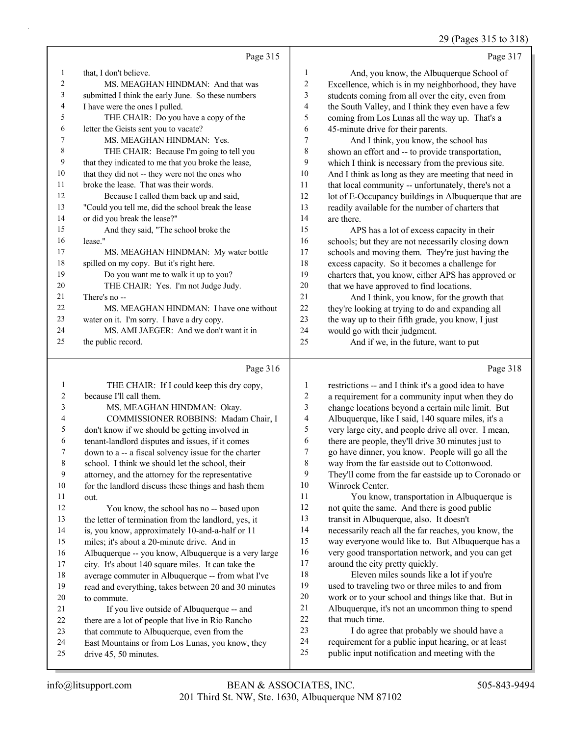Page 315

1 that, I don't believe.
2 MS. MEAGHAN HINDMAN: And that was
3 submitted I think the early June. So these numbers
4 I have were the ones I pulled.
5 THE CHAIR: Do you have a copy of the
6 letter the Geists sent you to vacate?
7 MS. MEAGHAN HINDMAN: Yes.
8 THE CHAIR: Because I'm going to tell you
9 that they indicated to me that you broke the lease,
10 that they did not -- they were not the ones who
11 broke the lease. That was their words.
12 Because I called them back up and said,
13 "Could you tell me, did the school break the lease
14 or did you break the lease?"
15 And they said, "The school broke the
16 lease."
17 MS. MEAGHAN HINDMAN: My water bottle
18 spilled on my copy. But it's right here.
19 Do you want me to walk it up to you?
20 THE CHAIR: Yes. I'm not Judge Judy.
21 There's no --
22 MS. MEAGHAN HINDMAN: I have one without
23 water on it. I'm sorry. I have a dry copy.
24 MS. AMI JAEGER: And we don't want it in
25 the public record.

Page 316

1 THE CHAIR: If I could keep this dry copy,
2 because I'll call them.
3 MS. MEAGHAN HINDMAN: Okay.
4 COMMISSIONER ROBBINS: Madam Chair, I
5 don't know if we should be getting involved in
6 tenant-landlord disputes and issues, if it comes
7 down to a -- a fiscal solvency issue for the charter
8 school. I think we should let the school, their
9 attorney, and the attorney for the representative
10 for the landlord discuss these things and hash them
11 out.
12 You know, the school has no -- based upon
13 the letter of termination from the landlord, yes, it
14 is, you know, approximately 10-and-a-half or 11
15 miles; it's about a 20-minute drive. And in
16 Albuquerque -- you know, Albuquerque is a very large
17 city. It's about 140 square miles. It can take the
18 average commuter in Albuquerque -- from what I've
19 read and everything, takes between 20 and 30 minutes
20 to commute.
21 If you live outside of Albuquerque -- and
22 there are a lot of people that live in Rio Rancho
23 that commute to Albuquerque, even from the
24 East Mountains or from Los Lunas, you know, they
25 drive 45, 50 minutes.

Page 317

1 And, you know, the Albuquerque School of
2 Excellence, which is in my neighborhood, they have
3 students coming from all over the city, even from
4 the South Valley, and I think they even have a few
5 coming from Los Lunas all the way up. That's a
6 45-minute drive for their parents.
7 And I think, you know, the school has
8 shown an effort and -- to provide transportation,
9 which I think is necessary from the previous site.
10 And I think as long as they are meeting that need in
11 that local community -- unfortunately, there's not a
12 lot of E-Occupancy buildings in Albuquerque that are
13 readily available for the number of charters that
14 are there.
15 APS has a lot of excess capacity in their
16 schools; but they are not necessarily closing down
17 schools and moving them. They're just having the
18 excess capacity. So it becomes a challenge for
19 charters that, you know, either APS has approved or
20 that we have approved to find locations.
21 And I think, you know, for the growth that
22 they're looking at trying to do and expanding all
23 the way up to their fifth grade, you know, I just
24 would go with their judgment.
25 And if we, in the future, want to put

Page 318

1 restrictions -- and I think it's a good idea to have
2 a requirement for a community input when they do
3 change locations beyond a certain mile limit. But
4 Albuquerque, like I said, 140 square miles, it's a
5 very large city, and people drive all over. I mean,
6 there are people, they'll drive 30 minutes just to
7 go have dinner, you know. People will go all the
8 way from the far eastside out to Cottonwood.
9 They'll come from the far eastside up to Coronado or
10 Winrock Center.
11 You know, transportation in Albuquerque is
12 not quite the same. And there is good public
13 transit in Albuquerque, also. It doesn't
14 necessarily reach all the far reaches, you know, the
15 way everyone would like to. But Albuquerque has a
16 very good transportation network, and you can get
17 around the city pretty quickly.
18 Eleven miles sounds like a lot if you're
19 used to traveling two or three miles to and from
20 work or to your school and things like that. But in
21 Albuquerque, it's not an uncommon thing to spend
22 that much time.
23 I do agree that probably we should have a
24 requirement for a public input hearing, or at least
25 public input notification and meeting with the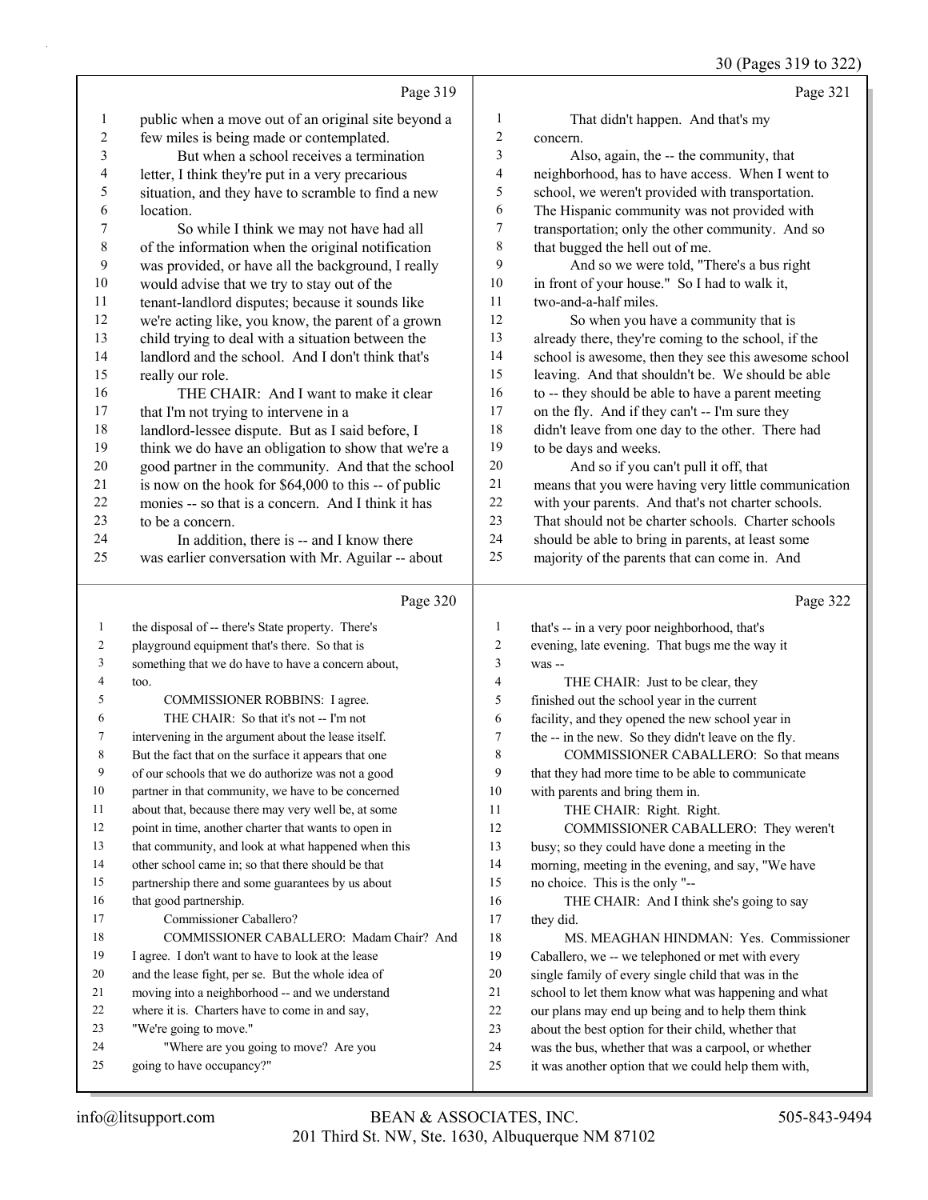Page 319

1 public when a move out of an original site beyond a
2 few miles is being made or contemplated.
3 But when a school receives a termination
4 letter, I think they're put in a very precarious
5 situation, and they have to scramble to find a new
6 location.
7 So while I think we may not have had all
8 of the information when the original notification
9 was provided, or have all the background, I really
10 would advise that we try to stay out of the
11 tenant-landlord disputes; because it sounds like
12 we're acting like, you know, the parent of a grown
13 child trying to deal with a situation between the
14 landlord and the school. And I don't think that's
15 really our role.
16 THE CHAIR: And I want to make it clear
17 that I'm not trying to intervene in a
18 landlord-lessee dispute. But as I said before, I
19 think we do have an obligation to show that we're a
20 good partner in the community. And that the school
21 is now on the hook for $64,000 to this -- of public
22 monies -- so that is a concern. And I think it has
23 to be a concern.
24 In addition, there is -- and I know there
25 was earlier conversation with Mr. Aguilar -- about

Page 320

1 the disposal of -- there's State property. There's
2 playground equipment that's there. So that is
3 something that we do have to have a concern about,
4 too.
5 COMMISSIONER ROBBINS: I agree.
6 THE CHAIR: So that it's not -- I'm not
7 intervening in the argument about the lease itself.
8 But the fact that on the surface it appears that one
9 of our schools that we do authorize was not a good
10 partner in that community, we have to be concerned
11 about that, because there may very well be, at some
12 point in time, another charter that wants to open in
13 that community, and look at what happened when this
14 other school came in; so that there should be that
15 partnership there and some guarantees by us about
16 that good partnership.
17 Commissioner Caballero?
18 COMMISSIONER CABALLERO: Madam Chair? And
19 I agree. I don't want to have to look at the lease
20 and the lease fight, per se. But the whole idea of
21 moving into a neighborhood -- and we understand
22 where it is. Charters have to come in and say,
23 "We're going to move."
24 "Where are you going to move? Are you
25 going to have occupancy?"

Page 321

1 That didn't happen. And that's my
2 concern.
3 Also, again, the -- the community, that
4 neighborhood, has to have access. When I went to
5 school, we weren't provided with transportation.
6 The Hispanic community was not provided with
7 transportation; only the other community. And so
8 that bugged the hell out of me.
9 And so we were told, "There's a bus right
10 in front of your house." So I had to walk it,
11 two-and-a-half miles.
12 So when you have a community that is
13 already there, they're coming to the school, if the
14 school is awesome, then they see this awesome school
15 leaving. And that shouldn't be. We should be able
16 to -- they should be able to have a parent meeting
17 on the fly. And if they can't -- I'm sure they
18 didn't leave from one day to the other. There had
19 to be days and weeks.
20 And so if you can't pull it off, that
21 means that you were having very little communication
22 with your parents. And that's not charter schools.
23 That should not be charter schools. Charter schools
24 should be able to bring in parents, at least some
25 majority of the parents that can come in. And

Page 322

1 that's -- in a very poor neighborhood, that's
2 evening, late evening. That bugs me the way it
3 was --
4 THE CHAIR: Just to be clear, they
5 finished out the school year in the current
6 facility, and they opened the new school year in
7 the -- in the new. So they didn't leave on the fly.
8 COMMISSIONER CABALLERO: So that means
9 that they had more time to be able to communicate
10 with parents and bring them in.
11 THE CHAIR: Right. Right.
12 COMMISSIONER CABALLERO: They weren't
13 busy; so they could have done a meeting in the
14 morning, meeting in the evening, and say, "We have
15 no choice. This is the only "--
16 THE CHAIR: And I think she's going to say
17 they did.
18 MS. MEAGHAN HINDMAN: Yes. Commissioner
19 Caballero, we -- we telephoned or met with every
20 single family of every single child that was in the
21 school to let them know what was happening and what
22 our plans may end up being and to help them think
23 about the best option for their child, whether that
24 was the bus, whether that was a carpool, or whether
25 it was another option that we could help them with,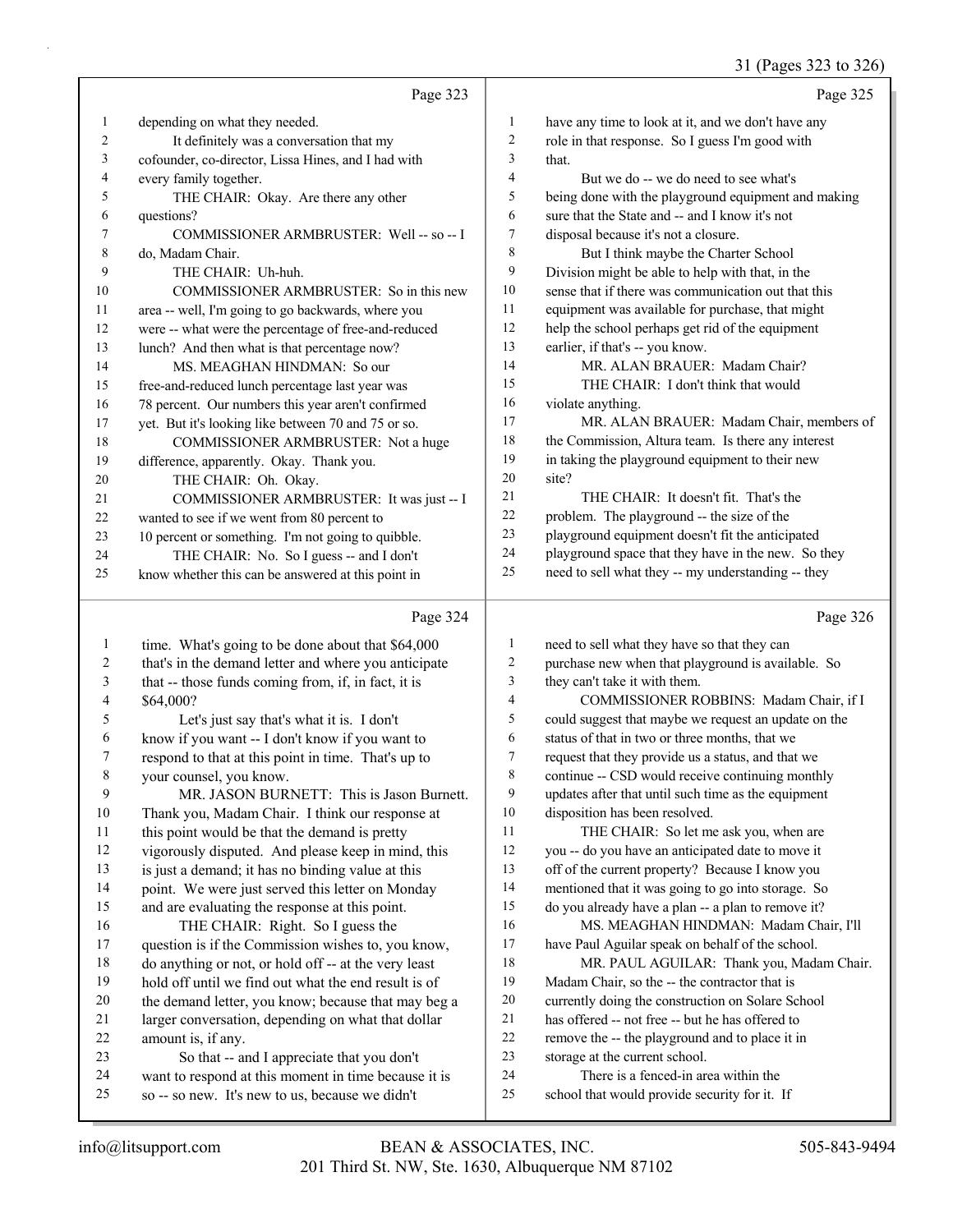Page 323

1 depending on what they needed.
2 It definitely was a conversation that my
3 cofounder, co-director, Lissa Hines, and I had with
4 every family together.
5 THE CHAIR: Okay. Are there any other
6 questions?
7 COMMISSIONER ARMBRUSTER: Well -- so -- I
8 do, Madam Chair.
9 THE CHAIR: Uh-huh.
10 COMMISSIONER ARMBRUSTER: So in this new
11 area -- well, I'm going to go backwards, where you
12 were -- what were the percentage of free-and-reduced
13 lunch? And then what is that percentage now?
14 MS. MEAGHAN HINDMAN: So our
15 free-and-reduced lunch percentage last year was
16 78 percent. Our numbers this year aren't confirmed
17 yet. But it's looking like between 70 and 75 or so.
18 COMMISSIONER ARMBRUSTER: Not a huge
19 difference, apparently. Okay. Thank you.
20 THE CHAIR: Oh. Okay.
21 COMMISSIONER ARMBRUSTER: It was just -- I
22 wanted to see if we went from 80 percent to
23 10 percent or something. I'm not going to quibble.
24 THE CHAIR: No. So I guess -- and I don't
25 know whether this can be answered at this point in

Page 324

1 time. What's going to be done about that $64,000
2 that's in the demand letter and where you anticipate
3 that -- those funds coming from, if, in fact, it is
4 $64,000?
5 Let's just say that's what it is. I don't
6 know if you want -- I don't know if you want to
7 respond to that at this point in time. That's up to
8 your counsel, you know.
9 MR. JASON BURNETT: This is Jason Burnett.
10 Thank you, Madam Chair. I think our response at
11 this point would be that the demand is pretty
12 vigorously disputed. And please keep in mind, this
13 is just a demand; it has no binding value at this
14 point. We were just served this letter on Monday
15 and are evaluating the response at this point.
16 THE CHAIR: Right. So I guess the
17 question is if the Commission wishes to, you know,
18 do anything or not, or hold off -- at the very least
19 hold off until we find out what the end result is of
20 the demand letter, you know; because that may beg a
21 larger conversation, depending on what that dollar
22 amount is, if any.
23 So that -- and I appreciate that you don't
24 want to respond at this moment in time because it is
25 so -- so new. It's new to us, because we didn't

Page 325

1 have any time to look at it, and we don't have any
2 role in that response. So I guess I'm good with
3 that.
4 But we do -- we do need to see what's
5 being done with the playground equipment and making
6 sure that the State and -- and I know it's not
7 disposal because it's not a closure.
8 But I think maybe the Charter School
9 Division might be able to help with that, in the
10 sense that if there was communication out that this
11 equipment was available for purchase, that might
12 help the school perhaps get rid of the equipment
13 earlier, if that's -- you know.
14 MR. ALAN BRAUER: Madam Chair?
15 THE CHAIR: I don't think that would
16 violate anything.
17 MR. ALAN BRAUER: Madam Chair, members of
18 the Commission, Altura team. Is there any interest
19 in taking the playground equipment to their new
20 site?
21 THE CHAIR: It doesn't fit. That's the
22 problem. The playground -- the size of the
23 playground equipment doesn't fit the anticipated
24 playground space that they have in the new. So they
25 need to sell what they -- my understanding -- they

Page 326

1 need to sell what they have so that they can
2 purchase new when that playground is available. So
3 they can't take it with them.
4 COMMISSIONER ROBBINS: Madam Chair, if I
5 could suggest that maybe we request an update on the
6 status of that in two or three months, that we
7 request that they provide us a status, and that we
8 continue -- CSD would receive continuing monthly
9 updates after that until such time as the equipment
10 disposition has been resolved.
11 THE CHAIR: So let me ask you, when are
12 you -- do you have an anticipated date to move it
13 off of the current property? Because I know you
14 mentioned that it was going to go into storage. So
15 do you already have a plan -- a plan to remove it?
16 MS. MEAGHAN HINDMAN: Madam Chair, I'll
17 have Paul Aguilar speak on behalf of the school.
18 MR. PAUL AGUILAR: Thank you, Madam Chair.
19 Madam Chair, so the -- the contractor that is
20 currently doing the construction on Solare School
21 has offered -- not free -- but he has offered to
22 remove the -- the playground and to place it in
23 storage at the current school.
24 There is a fenced-in area within the
25 school that would provide security for it. If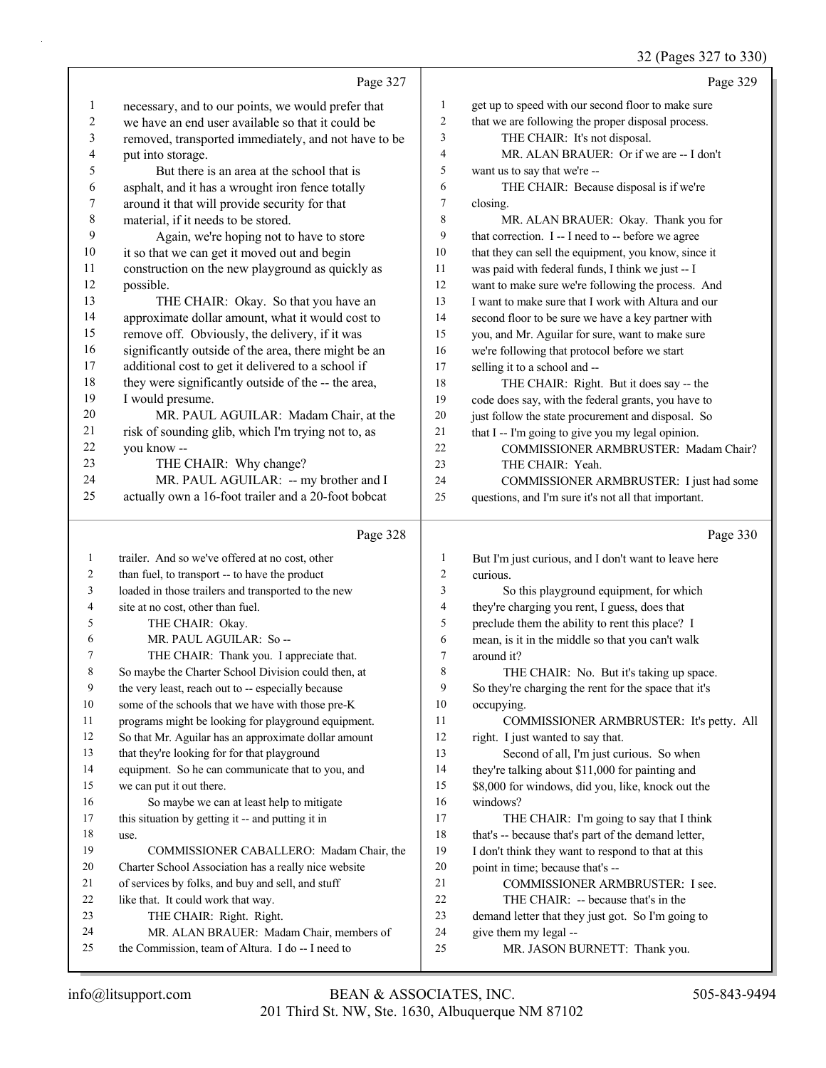Page 327

1 necessary, and to our points, we would prefer that
2 we have an end user available so that it could be
3 removed, transported immediately, and not have to be
4 put into storage.
5 But there is an area at the school that is
6 asphalt, and it has a wrought iron fence totally
7 around it that will provide security for that
8 material, if it needs to be stored.
9 Again, we're hoping not to have to store
10 it so that we can get it moved out and begin
11 construction on the new playground as quickly as
12 possible.
13 THE CHAIR: Okay. So that you have an
14 approximate dollar amount, what it would cost to
15 remove off. Obviously, the delivery, if it was
16 significantly outside of the area, there might be an
17 additional cost to get it delivered to a school if
18 they were significantly outside of the -- the area,
19 I would presume.
20 MR. PAUL AGUILAR: Madam Chair, at the
21 risk of sounding glib, which I'm trying not to, as
22 you know --
23 THE CHAIR: Why change?
24 MR. PAUL AGUILAR: -- my brother and I
25 actually own a 16-foot trailer and a 20-foot bobcat

Page 328

1 trailer. And so we've offered at no cost, other
2 than fuel, to transport -- to have the product
3 loaded in those trailers and transported to the new
4 site at no cost, other than fuel.
5 THE CHAIR: Okay.
6 MR. PAUL AGUILAR: So --
7 THE CHAIR: Thank you. I appreciate that.
8 So maybe the Charter School Division could then, at
9 the very least, reach out to -- especially because
10 some of the schools that we have with those pre-K
11 programs might be looking for playground equipment.
12 So that Mr. Aguilar has an approximate dollar amount
13 that they're looking for for that playground
14 equipment. So he can communicate that to you, and
15 we can put it out there.
16 So maybe we can at least help to mitigate
17 this situation by getting it -- and putting it in
18 use.
19 COMMISSIONER CABALLERO: Madam Chair, the
20 Charter School Association has a really nice website
21 of services by folks, and buy and sell, and stuff
22 like that. It could work that way.
23 THE CHAIR: Right. Right.
24 MR. ALAN BRAUER: Madam Chair, members of
25 the Commission, team of Altura. I do -- I need to

Page 329

1 get up to speed with our second floor to make sure
2 that we are following the proper disposal process.
3 THE CHAIR: It's not disposal.
4 MR. ALAN BRAUER: Or if we are -- I don't
5 want us to say that we're --
6 THE CHAIR: Because disposal is if we're
7 closing.
8 MR. ALAN BRAUER: Okay. Thank you for
9 that correction. I -- I need to -- before we agree
10 that they can sell the equipment, you know, since it
11 was paid with federal funds, I think we just -- I
12 want to make sure we're following the process. And
13 I want to make sure that I work with Altura and our
14 second floor to be sure we have a key partner with
15 you, and Mr. Aguilar for sure, want to make sure
16 we're following that protocol before we start
17 selling it to a school and --
18 THE CHAIR: Right. But it does say -- the
19 code does say, with the federal grants, you have to
20 just follow the state procurement and disposal. So
21 that I -- I'm going to give you my legal opinion.
22 COMMISSIONER ARMBRUSTER: Madam Chair?
23 THE CHAIR: Yeah.
24 COMMISSIONER ARMBRUSTER: I just had some
25 questions, and I'm sure it's not all that important.

Page 330

1 But I'm just curious, and I don't want to leave here
2 curious.
3 So this playground equipment, for which
4 they're charging you rent, I guess, does that
5 preclude them the ability to rent this place? I
6 mean, is it in the middle so that you can't walk
7 around it?
8 THE CHAIR: No. But it's taking up space.
9 So they're charging the rent for the space that it's
10 occupying.
11 COMMISSIONER ARMBRUSTER: It's petty. All
12 right. I just wanted to say that.
13 Second of all, I'm just curious. So when
14 they're talking about $11,000 for painting and
15 $8,000 for windows, did you, like, knock out the
16 windows?
17 THE CHAIR: I'm going to say that I think
18 that's -- because that's part of the demand letter,
19 I don't think they want to respond to that at this
20 point in time; because that's --
21 COMMISSIONER ARMBRUSTER: I see.
22 THE CHAIR: -- because that's in the
23 demand letter that they just got. So I'm going to
24 give them my legal --
25 MR. JASON BURNETT: Thank you.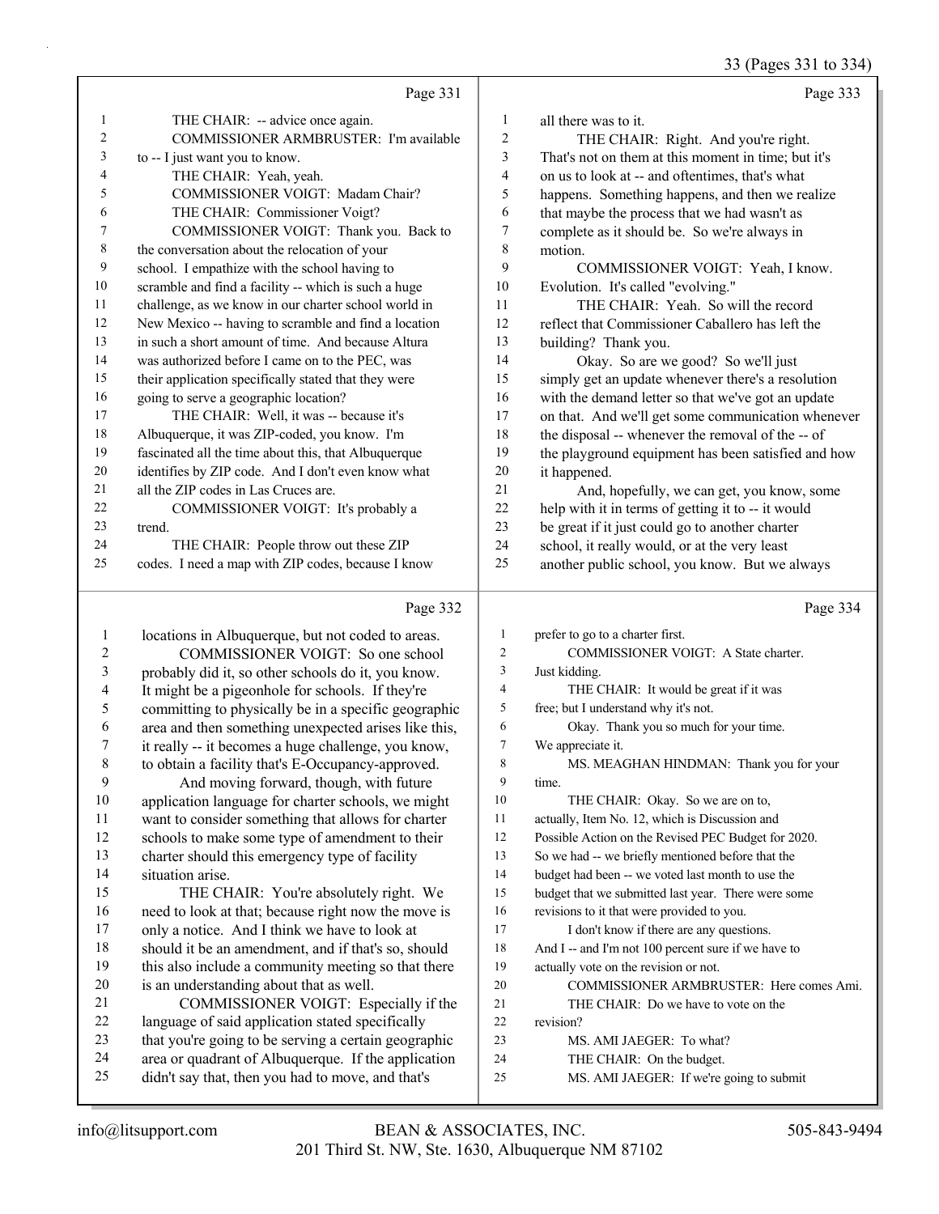Page 331

1 THE CHAIR: -- advice once again.
2 COMMISSIONER ARMBRUSTER: I'm available
3 to -- I just want you to know.
4 THE CHAIR: Yeah, yeah.
5 COMMISSIONER VOIGT: Madam Chair?
6 THE CHAIR: Commissioner Voigt?
7 COMMISSIONER VOIGT: Thank you. Back to
8 the conversation about the relocation of your
9 school. I empathize with the school having to
10 scramble and find a facility -- which is such a huge
11 challenge, as we know in our charter school world in
12 New Mexico -- having to scramble and find a location
13 in such a short amount of time. And because Altura
14 was authorized before I came on to the PEC, was
15 their application specifically stated that they were
16 going to serve a geographic location?
17 THE CHAIR: Well, it was -- because it's
18 Albuquerque, it was ZIP-coded, you know. I'm
19 fascinated all the time about this, that Albuquerque
20 identifies by ZIP code. And I don't even know what
21 all the ZIP codes in Las Cruces are.
22 COMMISSIONER VOIGT: It's probably a
23 trend.
24 THE CHAIR: People throw out these ZIP
25 codes. I need a map with ZIP codes, because I know

Page 332

1 locations in Albuquerque, but not coded to areas.
2 COMMISSIONER VOIGT: So one school
3 probably did it, so other schools do it, you know.
4 It might be a pigeonhole for schools. If they're
5 committing to physically be in a specific geographic
6 area and then something unexpected arises like this,
7 it really -- it becomes a huge challenge, you know,
8 to obtain a facility that's E-Occupancy-approved.
9 And moving forward, though, with future
10 application language for charter schools, we might
11 want to consider something that allows for charter
12 schools to make some type of amendment to their
13 charter should this emergency type of facility
14 situation arise.
15 THE CHAIR: You're absolutely right. We
16 need to look at that; because right now the move is
17 only a notice. And I think we have to look at
18 should it be an amendment, and if that's so, should
19 this also include a community meeting so that there
20 is an understanding about that as well.
21 COMMISSIONER VOIGT: Especially if the
22 language of said application stated specifically
23 that you're going to be serving a certain geographic
24 area or quadrant of Albuquerque. If the application
25 didn't say that, then you had to move, and that's

Page 333

1 all there was to it.
2 THE CHAIR: Right. And you're right.
3 That's not on them at this moment in time; but it's
4 on us to look at -- and oftentimes, that's what
5 happens. Something happens, and then we realize
6 that maybe the process that we had wasn't as
7 complete as it should be. So we're always in
8 motion.
9 COMMISSIONER VOIGT: Yeah, I know.
10 Evolution. It's called "evolving."
11 THE CHAIR: Yeah. So will the record
12 reflect that Commissioner Caballero has left the
13 building? Thank you.
14 Okay. So are we good? So we'll just
15 simply get an update whenever there's a resolution
16 with the demand letter so that we've got an update
17 on that. And we'll get some communication whenever
18 the disposal -- whenever the removal of the -- of
19 the playground equipment has been satisfied and how
20 it happened.
21 And, hopefully, we can get, you know, some
22 help with it in terms of getting it to -- it would
23 be great if it just could go to another charter
24 school, it really would, or at the very least
25 another public school, you know. But we always

Page 334

1 prefer to go to a charter first.
2 COMMISSIONER VOIGT: A State charter.
3 Just kidding.
4 THE CHAIR: It would be great if it was
5 free; but I understand why it's not.
6 Okay. Thank you so much for your time.
7 We appreciate it.
8 MS. MEAGHAN HINDMAN: Thank you for your
9 time.
10 THE CHAIR: Okay. So we are on to,
11 actually, Item No. 12, which is Discussion and
12 Possible Action on the Revised PEC Budget for 2020.
13 So we had -- we briefly mentioned before that the
14 budget had been -- we voted last month to use the
15 budget that we submitted last year. There were some
16 revisions to it that were provided to you.
17 I don't know if there are any questions.
18 And I -- and I'm not 100 percent sure if we have to
19 actually vote on the revision or not.
20 COMMISSIONER ARMBRUSTER: Here comes Ami.
21 THE CHAIR: Do we have to vote on the
22 revision?
23 MS. AMI JAEGER: To what?
24 THE CHAIR: On the budget.
25 MS. AMI JAEGER: If we're going to submit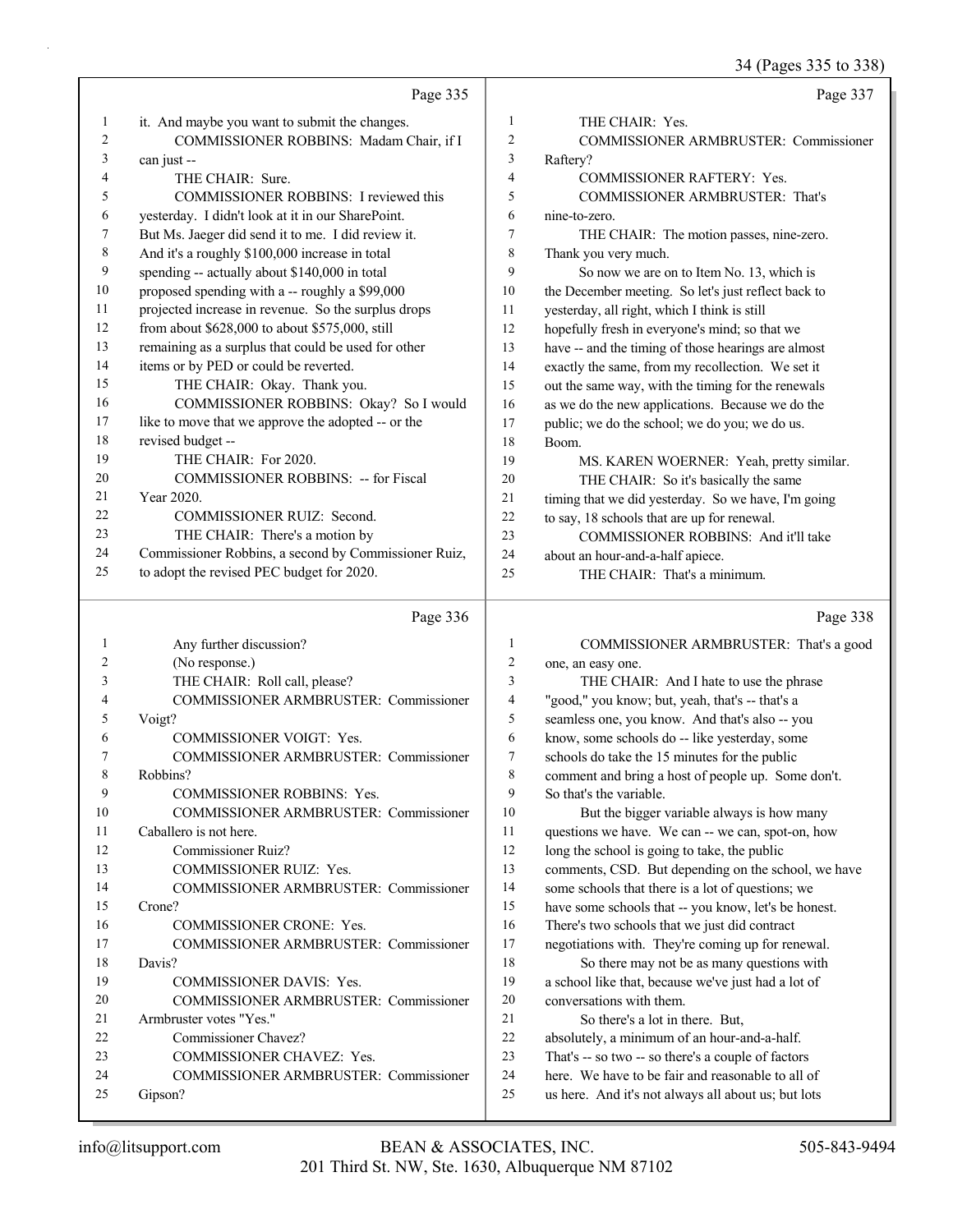Page 335

1 it. And maybe you want to submit the changes.
2 COMMISSIONER ROBBINS: Madam Chair, if I
3 can just --
4 THE CHAIR: Sure.
5 COMMISSIONER ROBBINS: I reviewed this
6 yesterday. I didn't look at it in our SharePoint.
7 But Ms. Jaeger did send it to me. I did review it.
8 And it's a roughly $100,000 increase in total
9 spending -- actually about $140,000 in total
10 proposed spending with a -- roughly a $99,000
11 projected increase in revenue. So the surplus drops
12 from about $628,000 to about $575,000, still
13 remaining as a surplus that could be used for other
14 items or by PED or could be reverted.
15 THE CHAIR: Okay. Thank you.
16 COMMISSIONER ROBBINS: Okay? So I would
17 like to move that we approve the adopted -- or the
18 revised budget --
19 THE CHAIR: For 2020.
20 COMMISSIONER ROBBINS: -- for Fiscal
21 Year 2020.
22 COMMISSIONER RUIZ: Second.
23 THE CHAIR: There's a motion by
24 Commissioner Robbins, a second by Commissioner Ruiz,
25 to adopt the revised PEC budget for 2020.

Page 336

1 Any further discussion?
2 (No response.)
3 THE CHAIR: Roll call, please?
4 COMMISSIONER ARMBRUSTER: Commissioner
5 Voigt?
6 COMMISSIONER VOIGT: Yes.
7 COMMISSIONER ARMBRUSTER: Commissioner
8 Robbins?
9 COMMISSIONER ROBBINS: Yes.
10 COMMISSIONER ARMBRUSTER: Commissioner
11 Caballero is not here.
12 Commissioner Ruiz?
13 COMMISSIONER RUIZ: Yes.
14 COMMISSIONER ARMBRUSTER: Commissioner
15 Crone?
16 COMMISSIONER CRONE: Yes.
17 COMMISSIONER ARMBRUSTER: Commissioner
18 Davis?
19 COMMISSIONER DAVIS: Yes.
20 COMMISSIONER ARMBRUSTER: Commissioner
21 Armbruster votes "Yes."
22 Commissioner Chavez?
23 COMMISSIONER CHAVEZ: Yes.
24 COMMISSIONER ARMBRUSTER: Commissioner
25 Gipson?

Page 337

1 THE CHAIR: Yes.
2 COMMISSIONER ARMBRUSTER: Commissioner
3 Raftery?
4 COMMISSIONER RAFTERY: Yes.
5 COMMISSIONER ARMBRUSTER: That's
6 nine-to-zero.
7 THE CHAIR: The motion passes, nine-zero.
8 Thank you very much.
9 So now we are on to Item No. 13, which is
10 the December meeting. So let's just reflect back to
11 yesterday, all right, which I think is still
12 hopefully fresh in everyone's mind; so that we
13 have -- and the timing of those hearings are almost
14 exactly the same, from my recollection. We set it
15 out the same way, with the timing for the renewals
16 as we do the new applications. Because we do the
17 public; we do the school; we do you; we do us.
18 Boom.
19 MS. KAREN WOERNER: Yeah, pretty similar.
20 THE CHAIR: So it's basically the same
21 timing that we did yesterday. So we have, I'm going
22 to say, 18 schools that are up for renewal.
23 COMMISSIONER ROBBINS: And it'll take
24 about an hour-and-a-half apiece.
25 THE CHAIR: That's a minimum.

Page 338

1 COMMISSIONER ARMBRUSTER: That's a good
2 one, an easy one.
3 THE CHAIR: And I hate to use the phrase
4 "good," you know; but, yeah, that's -- that's a
5 seamless one, you know. And that's also -- you
6 know, some schools do -- like yesterday, some
7 schools do take the 15 minutes for the public
8 comment and bring a host of people up. Some don't.
9 So that's the variable.
10 But the bigger variable always is how many
11 questions we have. We can -- we can, spot-on, how
12 long the school is going to take, the public
13 comments, CSD. But depending on the school, we have
14 some schools that there is a lot of questions; we
15 have some schools that -- you know, let's be honest.
16 There's two schools that we just did contract
17 negotiations with. They're coming up for renewal.
18 So there may not be as many questions with
19 a school like that, because we've just had a lot of
20 conversations with them.
21 So there's a lot in there. But,
22 absolutely, a minimum of an hour-and-a-half.
23 That's -- so two -- so there's a couple of factors
24 here. We have to be fair and reasonable to all of
25 us here. And it's not always all about us; but lots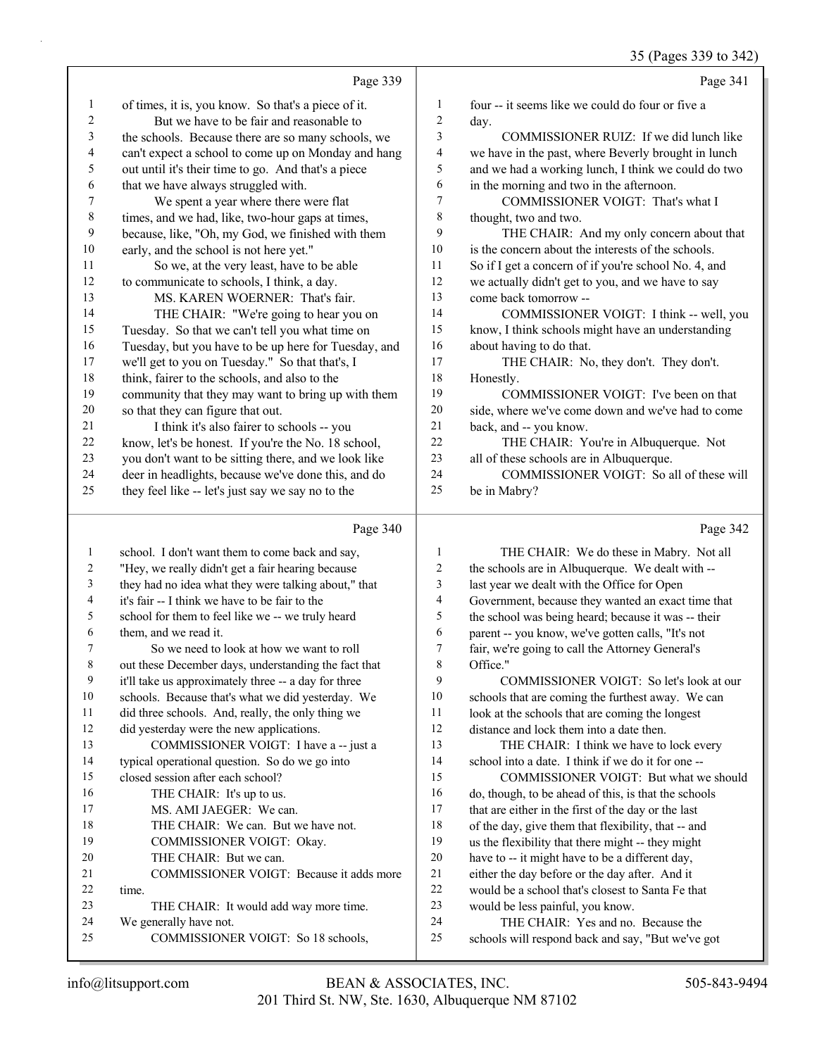Page 339

1 of times, it is, you know. So that's a piece of it.
2 But we have to be fair and reasonable to
3 the schools. Because there are so many schools, we
4 can't expect a school to come up on Monday and hang
5 out until it's their time to go. And that's a piece
6 that we have always struggled with.
7 We spent a year where there were flat
8 times, and we had, like, two-hour gaps at times,
9 because, like, "Oh, my God, we finished with them
10 early, and the school is not here yet."
11 So we, at the very least, have to be able
12 to communicate to schools, I think, a day.
13 MS. KAREN WOERNER: That's fair.
14 THE CHAIR: "We're going to hear you on
15 Tuesday. So that we can't tell you what time on
16 Tuesday, but you have to be up here for Tuesday, and
17 we'll get to you on Tuesday." So that that's, I
18 think, fairer to the schools, and also to the
19 community that they may want to bring up with them
20 so that they can figure that out.
21 I think it's also fairer to schools -- you
22 know, let's be honest. If you're the No. 18 school,
23 you don't want to be sitting there, and we look like
24 deer in headlights, because we've done this, and do
25 they feel like -- let's just say we say no to the

Page 340

1 school. I don't want them to come back and say,
2 "Hey, we really didn't get a fair hearing because
3 they had no idea what they were talking about," that
4 it's fair -- I think we have to be fair to the
5 school for them to feel like we -- we truly heard
6 them, and we read it.
7 So we need to look at how we want to roll
8 out these December days, understanding the fact that
9 it'll take us approximately three -- a day for three
10 schools. Because that's what we did yesterday. We
11 did three schools. And, really, the only thing we
12 did yesterday were the new applications.
13 COMMISSIONER VOIGT: I have a -- just a
14 typical operational question. So do we go into
15 closed session after each school?
16 THE CHAIR: It's up to us.
17 MS. AMI JAEGER: We can.
18 THE CHAIR: We can. But we have not.
19 COMMISSIONER VOIGT: Okay.
20 THE CHAIR: But we can.
21 COMMISSIONER VOIGT: Because it adds more
22 time.
23 THE CHAIR: It would add way more time.
24 We generally have not.
25 COMMISSIONER VOIGT: So 18 schools,

Page 341

1 four -- it seems like we could do four or five a
2 day.
3 COMMISSIONER RUIZ: If we did lunch like
4 we have in the past, where Beverly brought in lunch
5 and we had a working lunch, I think we could do two
6 in the morning and two in the afternoon.
7 COMMISSIONER VOIGT: That's what I
8 thought, two and two.
9 THE CHAIR: And my only concern about that
10 is the concern about the interests of the schools.
11 So if I get a concern of if you're school No. 4, and
12 we actually didn't get to you, and we have to say
13 come back tomorrow --
14 COMMISSIONER VOIGT: I think -- well, you
15 know, I think schools might have an understanding
16 about having to do that.
17 THE CHAIR: No, they don't. They don't.
18 Honestly.
19 COMMISSIONER VOIGT: I've been on that
20 side, where we've come down and we've had to come
21 back, and -- you know.
22 THE CHAIR: You're in Albuquerque. Not
23 all of these schools are in Albuquerque.
24 COMMISSIONER VOIGT: So all of these will
25 be in Mabry?

Page 342

1 THE CHAIR: We do these in Mabry. Not all
2 the schools are in Albuquerque. We dealt with --
3 last year we dealt with the Office for Open
4 Government, because they wanted an exact time that
5 the school was being heard; because it was -- their
6 parent -- you know, we've gotten calls, "It's not
7 fair, we're going to call the Attorney General's
8 Office."
9 COMMISSIONER VOIGT: So let's look at our
10 schools that are coming the furthest away. We can
11 look at the schools that are coming the longest
12 distance and lock them into a date then.
13 THE CHAIR: I think we have to lock every
14 school into a date. I think if we do it for one --
15 COMMISSIONER VOIGT: But what we should
16 do, though, to be ahead of this, is that the schools
17 that are either in the first of the day or the last
18 of the day, give them that flexibility, that -- and
19 us the flexibility that there might -- they might
20 have to -- it might have to be a different day,
21 either the day before or the day after. And it
22 would be a school that's closest to Santa Fe that
23 would be less painful, you know.
24 THE CHAIR: Yes and no. Because the
25 schools will respond back and say, "But we've got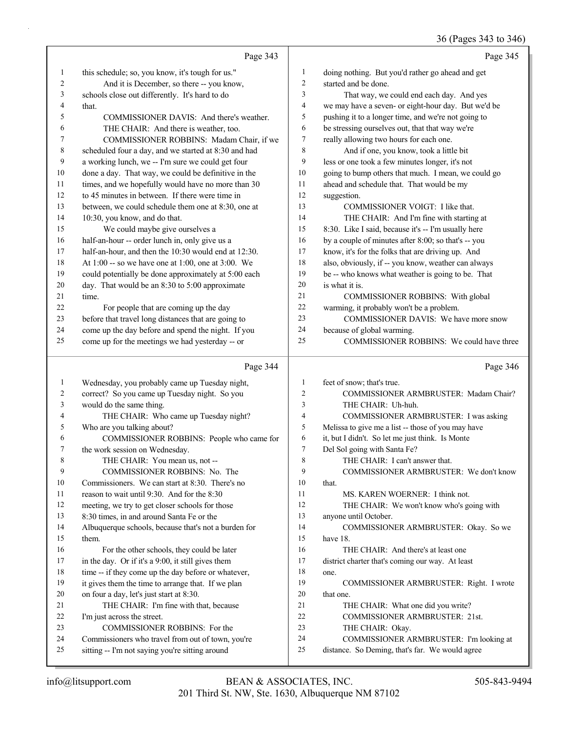Page 343

1 this schedule; so, you know, it's tough for us."
2 And it is December, so there -- you know,
3 schools close out differently. It's hard to do
4 that.
5 COMMISSIONER DAVIS: And there's weather.
6 THE CHAIR: And there is weather, too.
7 COMMISSIONER ROBBINS: Madam Chair, if we
8 scheduled four a day, and we started at 8:30 and had
9 a working lunch, we -- I'm sure we could get four
10 done a day. That way, we could be definitive in the
11 times, and we hopefully would have no more than 30
12 to 45 minutes in between. If there were time in
13 between, we could schedule them one at 8:30, one at
14 10:30, you know, and do that.
15 We could maybe give ourselves a
16 half-an-hour -- order lunch in, only give us a
17 half-an-hour, and then the 10:30 would end at 12:30.
18 At 1:00 -- so we have one at 1:00, one at 3:00. We
19 could potentially be done approximately at 5:00 each
20 day. That would be an 8:30 to 5:00 approximate
21 time.
22 For people that are coming up the day
23 before that travel long distances that are going to
24 come up the day before and spend the night. If you
25 come up for the meetings we had yesterday -- or

Page 344

1 Wednesday, you probably came up Tuesday night,
2 correct? So you came up Tuesday night. So you
3 would do the same thing.
4 THE CHAIR: Who came up Tuesday night?
5 Who are you talking about?
6 COMMISSIONER ROBBINS: People who came for
7 the work session on Wednesday.
8 THE CHAIR: You mean us, not --
9 COMMISSIONER ROBBINS: No. The
10 Commissioners. We can start at 8:30. There's no
11 reason to wait until 9:30. And for the 8:30
12 meeting, we try to get closer schools for those
13 8:30 times, in and around Santa Fe or the
14 Albuquerque schools, because that's not a burden for
15 them.
16 For the other schools, they could be later
17 in the day. Or if it's a 9:00, it still gives them
18 time -- if they come up the day before or whatever,
19 it gives them the time to arrange that. If we plan
20 on four a day, let's just start at 8:30.
21 THE CHAIR: I'm fine with that, because
22 I'm just across the street.
23 COMMISSIONER ROBBINS: For the
24 Commissioners who travel from out of town, you're
25 sitting -- I'm not saying you're sitting around

Page 345

1 doing nothing. But you'd rather go ahead and get
2 started and be done.
3 That way, we could end each day. And yes
4 we may have a seven- or eight-hour day. But we'd be
5 pushing it to a longer time, and we're not going to
6 be stressing ourselves out, that that way we're
7 really allowing two hours for each one.
8 And if one, you know, took a little bit
9 less or one took a few minutes longer, it's not
10 going to bump others that much. I mean, we could go
11 ahead and schedule that. That would be my
12 suggestion.
13 COMMISSIONER VOIGT: I like that.
14 THE CHAIR: And I'm fine with starting at
15 8:30. Like I said, because it's -- I'm usually here
16 by a couple of minutes after 8:00; so that's -- you
17 know, it's for the folks that are driving up. And
18 also, obviously, if -- you know, weather can always
19 be -- who knows what weather is going to be. That
20 is what it is.
21 COMMISSIONER ROBBINS: With global
22 warming, it probably won't be a problem.
23 COMMISSIONER DAVIS: We have more snow
24 because of global warming.
25 COMMISSIONER ROBBINS: We could have three

Page 346

1 feet of snow; that's true.
2 COMMISSIONER ARMBRUSTER: Madam Chair?
3 THE CHAIR: Uh-huh.
4 COMMISSIONER ARMBRUSTER: I was asking
5 Melissa to give me a list -- those of you may have
6 it, but I didn't. So let me just think. Is Monte
7 Del Sol going with Santa Fe?
8 THE CHAIR: I can't answer that.
9 COMMISSIONER ARMBRUSTER: We don't know
10 that.
11 MS. KAREN WOERNER: I think not.
12 THE CHAIR: We won't know who's going with
13 anyone until October.
14 COMMISSIONER ARMBRUSTER: Okay. So we
15 have 18.
16 THE CHAIR: And there's at least one
17 district charter that's coming our way. At least
18 one.
19 COMMISSIONER ARMBRUSTER: Right. I wrote
20 that one.
21 THE CHAIR: What one did you write?
22 COMMISSIONER ARMBRUSTER: 21st.
23 THE CHAIR: Okay.
24 COMMISSIONER ARMBRUSTER: I'm looking at
25 distance. So Deming, that's far. We would agree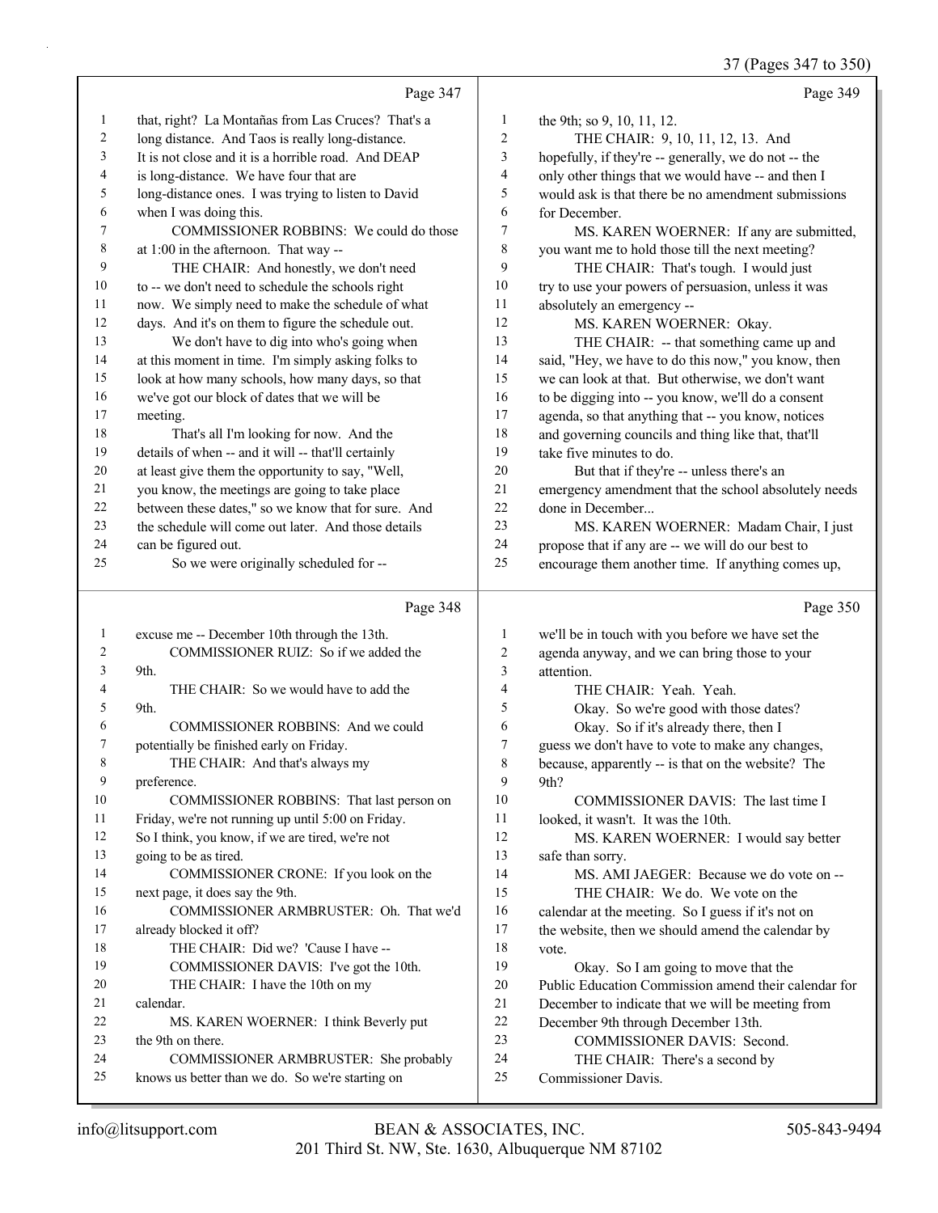Page 347

1 that, right? La Montañas from Las Cruces? That's a
2 long distance. And Taos is really long-distance.
3 It is not close and it is a horrible road. And DEAP
4 is long-distance. We have four that are
5 long-distance ones. I was trying to listen to David
6 when I was doing this.
7 COMMISSIONER ROBBINS: We could do those
8 at 1:00 in the afternoon. That way --
9 THE CHAIR: And honestly, we don't need
10 to -- we don't need to schedule the schools right
11 now. We simply need to make the schedule of what
12 days. And it's on them to figure the schedule out.
13 We don't have to dig into who's going when
14 at this moment in time. I'm simply asking folks to
15 look at how many schools, how many days, so that
16 we've got our block of dates that we will be
17 meeting.
18 That's all I'm looking for now. And the
19 details of when -- and it will -- that'll certainly
20 at least give them the opportunity to say, "Well,
21 you know, the meetings are going to take place
22 between these dates," so we know that for sure. And
23 the schedule will come out later. And those details
24 can be figured out.
25 So we were originally scheduled for --

Page 348

1 excuse me -- December 10th through the 13th.
2 COMMISSIONER RUIZ: So if we added the
3 9th.
4 THE CHAIR: So we would have to add the
5 9th.
6 COMMISSIONER ROBBINS: And we could
7 potentially be finished early on Friday.
8 THE CHAIR: And that's always my
9 preference.
10 COMMISSIONER ROBBINS: That last person on
11 Friday, we're not running up until 5:00 on Friday.
12 So I think, you know, if we are tired, we're not
13 going to be as tired.
14 COMMISSIONER CRONE: If you look on the
15 next page, it does say the 9th.
16 COMMISSIONER ARMBRUSTER: Oh. That we'd
17 already blocked it off?
18 THE CHAIR: Did we? 'Cause I have --
19 COMMISSIONER DAVIS: I've got the 10th.
20 THE CHAIR: I have the 10th on my
21 calendar.
22 MS. KAREN WOERNER: I think Beverly put
23 the 9th on there.
24 COMMISSIONER ARMBRUSTER: She probably
25 knows us better than we do. So we're starting on

Page 349

1 the 9th; so 9, 10, 11, 12.
2 THE CHAIR: 9, 10, 11, 12, 13. And
3 hopefully, if they're -- generally, we do not -- the
4 only other things that we would have -- and then I
5 would ask is that there be no amendment submissions
6 for December.
7 MS. KAREN WOERNER: If any are submitted,
8 you want me to hold those till the next meeting?
9 THE CHAIR: That's tough. I would just
10 try to use your powers of persuasion, unless it was
11 absolutely an emergency --
12 MS. KAREN WOERNER: Okay.
13 THE CHAIR: -- that something came up and
14 said, "Hey, we have to do this now," you know, then
15 we can look at that. But otherwise, we don't want
16 to be digging into -- you know, we'll do a consent
17 agenda, so that anything that -- you know, notices
18 and governing councils and thing like that, that'll
19 take five minutes to do.
20 But that if they're -- unless there's an
21 emergency amendment that the school absolutely needs
22 done in December...
23 MS. KAREN WOERNER: Madam Chair, I just
24 propose that if any are -- we will do our best to
25 encourage them another time. If anything comes up,

Page 350

1 we'll be in touch with you before we have set the
2 agenda anyway, and we can bring those to your
3 attention.
4 THE CHAIR: Yeah. Yeah.
5 Okay. So we're good with those dates?
6 Okay. So if it's already there, then I
7 guess we don't have to vote to make any changes,
8 because, apparently -- is that on the website? The
9 9th?
10 COMMISSIONER DAVIS: The last time I
11 looked, it wasn't. It was the 10th.
12 MS. KAREN WOERNER: I would say better
13 safe than sorry.
14 MS. AMI JAEGER: Because we do vote on --
15 THE CHAIR: We do. We vote on the
16 calendar at the meeting. So I guess if it's not on
17 the website, then we should amend the calendar by
18 vote.
19 Okay. So I am going to move that the
20 Public Education Commission amend their calendar for
21 December to indicate that we will be meeting from
22 December 9th through December 13th.
23 COMMISSIONER DAVIS: Second.
24 THE CHAIR: There's a second by
25 Commissioner Davis.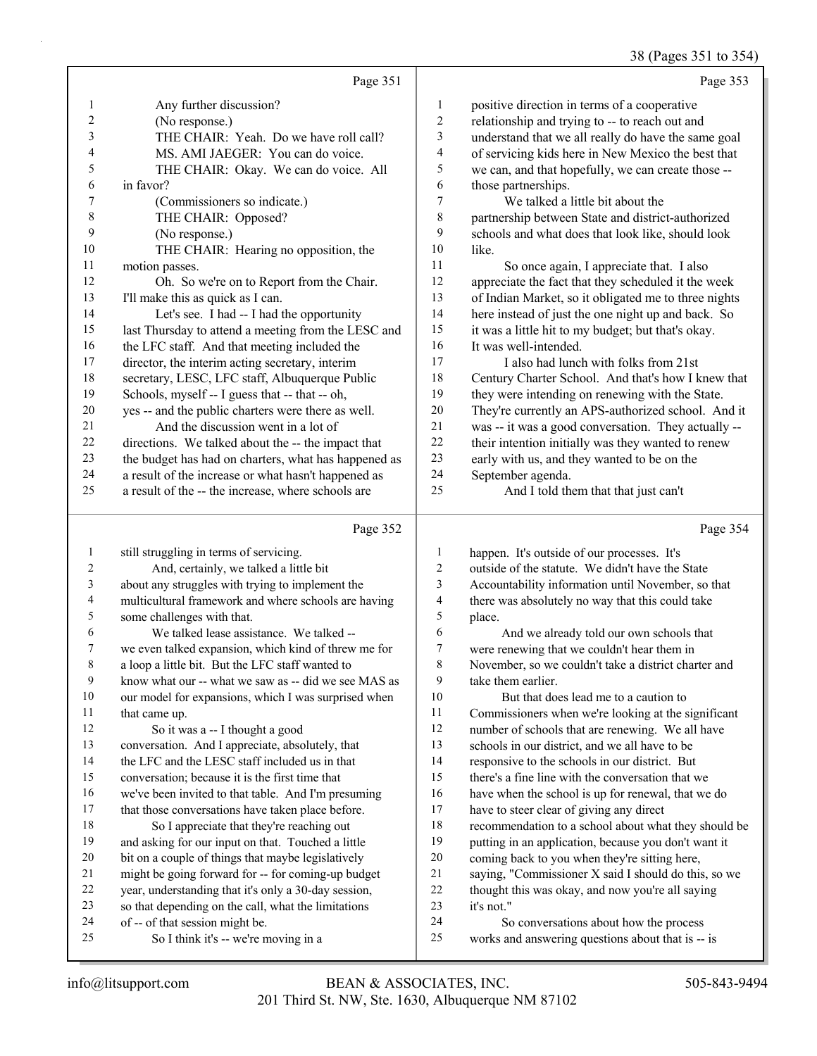Page 351

1 Any further discussion?
2 (No response.)
3 THE CHAIR: Yeah. Do we have roll call?
4 MS. AMI JAEGER: You can do voice.
5 THE CHAIR: Okay. We can do voice. All
6 in favor?
7 (Commissioners so indicate.)
8 THE CHAIR: Opposed?
9 (No response.)
10 THE CHAIR: Hearing no opposition, the
11 motion passes.
12 Oh. So we're on to Report from the Chair.
13 I'll make this as quick as I can.
14 Let's see. I had -- I had the opportunity
15 last Thursday to attend a meeting from the LESC and
16 the LFC staff. And that meeting included the
17 director, the interim acting secretary, interim
18 secretary, LESC, LFC staff, Albuquerque Public
19 Schools, myself -- I guess that -- that -- oh,
20 yes -- and the public charters were there as well.
21 And the discussion went in a lot of
22 directions. We talked about the -- the impact that
23 the budget has had on charters, what has happened as
24 a result of the increase or what hasn't happened as
25 a result of the -- the increase, where schools are

Page 352

1 still struggling in terms of servicing.
2 And, certainly, we talked a little bit
3 about any struggles with trying to implement the
4 multicultural framework and where schools are having
5 some challenges with that.
6 We talked lease assistance. We talked --
7 we even talked expansion, which kind of threw me for
8 a loop a little bit. But the LFC staff wanted to
9 know what our -- what we saw as -- did we see MAS as
10 our model for expansions, which I was surprised when
11 that came up.
12 So it was a -- I thought a good
13 conversation. And I appreciate, absolutely, that
14 the LFC and the LESC staff included us in that
15 conversation; because it is the first time that
16 we've been invited to that table. And I'm presuming
17 that those conversations have taken place before.
18 So I appreciate that they're reaching out
19 and asking for our input on that. Touched a little
20 bit on a couple of things that maybe legislatively
21 might be going forward for -- for coming-up budget
22 year, understanding that it's only a 30-day session,
23 so that depending on the call, what the limitations
24 of -- of that session might be.
25 So I think it's -- we're moving in a

Page 353

1 positive direction in terms of a cooperative
2 relationship and trying to -- to reach out and
3 understand that we all really do have the same goal
4 of servicing kids here in New Mexico the best that
5 we can, and that hopefully, we can create those --
6 those partnerships.
7 We talked a little bit about the
8 partnership between State and district-authorized
9 schools and what does that look like, should look
10 like.
11 So once again, I appreciate that. I also
12 appreciate the fact that they scheduled it the week
13 of Indian Market, so it obligated me to three nights
14 here instead of just the one night up and back. So
15 it was a little hit to my budget; but that's okay.
16 It was well-intended.
17 I also had lunch with folks from 21st
18 Century Charter School. And that's how I knew that
19 they were intending on renewing with the State.
20 They're currently an APS-authorized school. And it
21 was -- it was a good conversation. They actually --
22 their intention initially was they wanted to renew
23 early with us, and they wanted to be on the
24 September agenda.
25 And I told them that that just can't

Page 354

1 happen. It's outside of our processes. It's
2 outside of the statute. We didn't have the State
3 Accountability information until November, so that
4 there was absolutely no way that this could take
5 place.
6 And we already told our own schools that
7 were renewing that we couldn't hear them in
8 November, so we couldn't take a district charter and
9 take them earlier.
10 But that does lead me to a caution to
11 Commissioners when we're looking at the significant
12 number of schools that are renewing. We all have
13 schools in our district, and we all have to be
14 responsive to the schools in our district. But
15 there's a fine line with the conversation that we
16 have when the school is up for renewal, that we do
17 have to steer clear of giving any direct
18 recommendation to a school about what they should be
19 putting in an application, because you don't want it
20 coming back to you when they're sitting here,
21 saying, "Commissioner X said I should do this, so we
22 thought this was okay, and now you're all saying
23 it's not."
24 So conversations about how the process
25 works and answering questions about that is -- is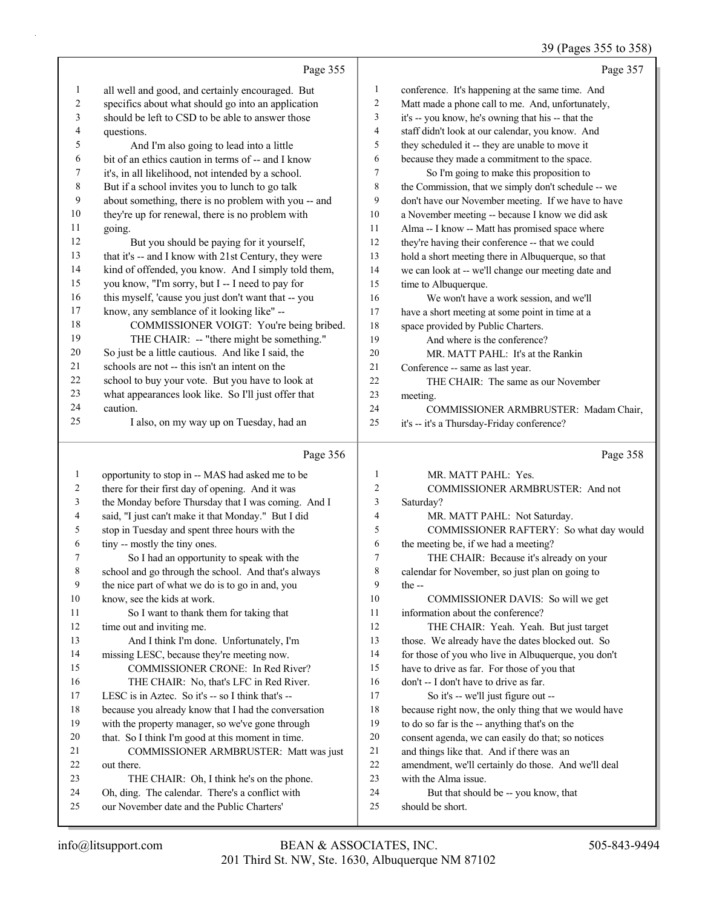Page 355

1 all well and good, and certainly encouraged. But
2 specifics about what should go into an application
3 should be left to CSD to be able to answer those
4 questions.
5 And I'm also going to lead into a little
6 bit of an ethics caution in terms of -- and I know
7 it's, in all likelihood, not intended by a school.
8 But if a school invites you to lunch to go talk
9 about something, there is no problem with you -- and
10 they're up for renewal, there is no problem with
11 going.
12 But you should be paying for it yourself,
13 that it's -- and I know with 21st Century, they were
14 kind of offended, you know. And I simply told them,
15 you know, "I'm sorry, but I -- I need to pay for
16 this myself, 'cause you just don't want that -- you
17 know, any semblance of it looking like" --
18 COMMISSIONER VOIGT: You're being bribed.
19 THE CHAIR: -- "there might be something."
20 So just be a little cautious. And like I said, the
21 schools are not -- this isn't an intent on the
22 school to buy your vote. But you have to look at
23 what appearances look like. So I'll just offer that
24 caution.
25 I also, on my way up on Tuesday, had an

Page 356

1 opportunity to stop in -- MAS had asked me to be
2 there for their first day of opening. And it was
3 the Monday before Thursday that I was coming. And I
4 said, "I just can't make it that Monday." But I did
5 stop in Tuesday and spent three hours with the
6 tiny -- mostly the tiny ones.
7 So I had an opportunity to speak with the
8 school and go through the school. And that's always
9 the nice part of what we do is to go in and, you
10 know, see the kids at work.
11 So I want to thank them for taking that
12 time out and inviting me.
13 And I think I'm done. Unfortunately, I'm
14 missing LESC, because they're meeting now.
15 COMMISSIONER CRONE: In Red River?
16 THE CHAIR: No, that's LFC in Red River.
17 LESC is in Aztec. So it's -- so I think that's --
18 because you already know that I had the conversation
19 with the property manager, so we've gone through
20 that. So I think I'm good at this moment in time.
21 COMMISSIONER ARMBRUSTER: Matt was just
22 out there.
23 THE CHAIR: Oh, I think he's on the phone.
24 Oh, ding. The calendar. There's a conflict with
25 our November date and the Public Charters'

Page 357

1 conference. It's happening at the same time. And
2 Matt made a phone call to me. And, unfortunately,
3 it's -- you know, he's owning that his -- that the
4 staff didn't look at our calendar, you know. And
5 they scheduled it -- they are unable to move it
6 because they made a commitment to the space.
7 So I'm going to make this proposition to
8 the Commission, that we simply don't schedule -- we
9 don't have our November meeting. If we have to have
10 a November meeting -- because I know we did ask
11 Alma -- I know -- Matt has promised space where
12 they're having their conference -- that we could
13 hold a short meeting there in Albuquerque, so that
14 we can look at -- we'll change our meeting date and
15 time to Albuquerque.
16 We won't have a work session, and we'll
17 have a short meeting at some point in time at a
18 space provided by Public Charters.
19 And where is the conference?
20 MR. MATT PAHL: It's at the Rankin
21 Conference -- same as last year.
22 THE CHAIR: The same as our November
23 meeting.
24 COMMISSIONER ARMBRUSTER: Madam Chair,
25 it's -- it's a Thursday-Friday conference?

Page 358

1 MR. MATT PAHL: Yes.
2 COMMISSIONER ARMBRUSTER: And not
3 Saturday?
4 MR. MATT PAHL: Not Saturday.
5 COMMISSIONER RAFTERY: So what day would
6 the meeting be, if we had a meeting?
7 THE CHAIR: Because it's already on your
8 calendar for November, so just plan on going to
9 the --
10 COMMISSIONER DAVIS: So will we get
11 information about the conference?
12 THE CHAIR: Yeah. Yeah. But just target
13 those. We already have the dates blocked out. So
14 for those of you who live in Albuquerque, you don't
15 have to drive as far. For those of you that
16 don't -- I don't have to drive as far.
17 So it's -- we'll just figure out --
18 because right now, the only thing that we would have
19 to do so far is the -- anything that's on the
20 consent agenda, we can easily do that; so notices
21 and things like that. And if there was an
22 amendment, we'll certainly do those. And we'll deal
23 with the Alma issue.
24 But that should be -- you know, that
25 should be short.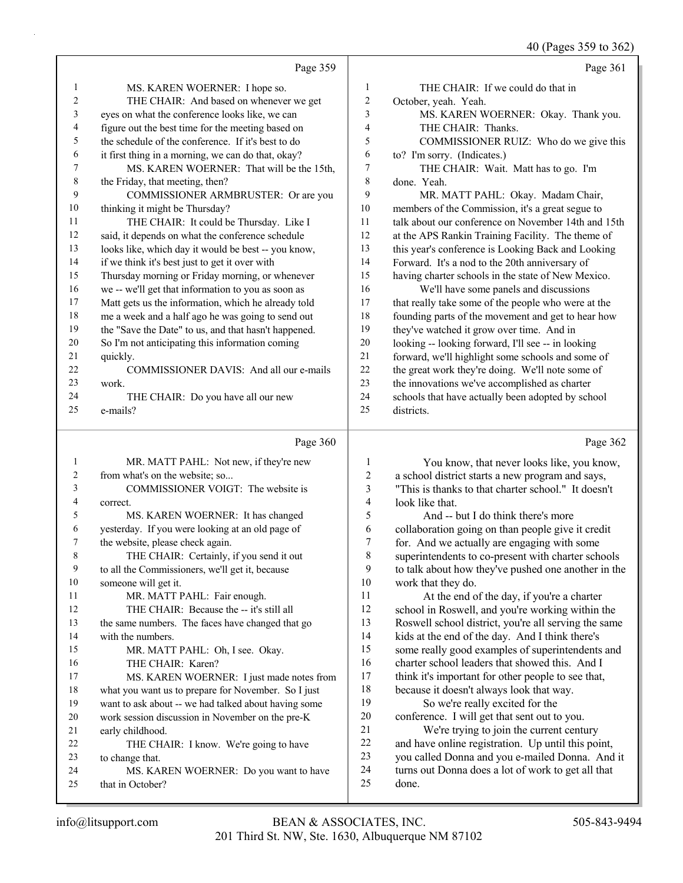Page 359

1 MS. KAREN WOERNER: I hope so.
2 THE CHAIR: And based on whenever we get
3 eyes on what the conference looks like, we can
4 figure out the best time for the meeting based on
5 the schedule of the conference. If it's best to do
6 it first thing in a morning, we can do that, okay?
7 MS. KAREN WOERNER: That will be the 15th,
8 the Friday, that meeting, then?
9 COMMISSIONER ARMBRUSTER: Or are you
10 thinking it might be Thursday?
11 THE CHAIR: It could be Thursday. Like I
12 said, it depends on what the conference schedule
13 looks like, which day it would be best -- you know,
14 if we think it's best just to get it over with
15 Thursday morning or Friday morning, or whenever
16 we -- we'll get that information to you as soon as
17 Matt gets us the information, which he already told
18 me a week and a half ago he was going to send out
19 the "Save the Date" to us, and that hasn't happened.
20 So I'm not anticipating this information coming
21 quickly.
22 COMMISSIONER DAVIS: And all our e-mails
23 work.
24 THE CHAIR: Do you have all our new
25 e-mails?

Page 360

1 MR. MATT PAHL: Not new, if they're new
2 from what's on the website; so...
3 COMMISSIONER VOIGT: The website is
4 correct.
5 MS. KAREN WOERNER: It has changed
6 yesterday. If you were looking at an old page of
7 the website, please check again.
8 THE CHAIR: Certainly, if you send it out
9 to all the Commissioners, we'll get it, because
10 someone will get it.
11 MR. MATT PAHL: Fair enough.
12 THE CHAIR: Because the -- it's still all
13 the same numbers. The faces have changed that go
14 with the numbers.
15 MR. MATT PAHL: Oh, I see. Okay.
16 THE CHAIR: Karen?
17 MS. KAREN WOERNER: I just made notes from
18 what you want us to prepare for November. So I just
19 want to ask about -- we had talked about having some
20 work session discussion in November on the pre-K
21 early childhood.
22 THE CHAIR: I know. We're going to have
23 to change that.
24 MS. KAREN WOERNER: Do you want to have
25 that in October?

Page 361

1 THE CHAIR: If we could do that in
2 October, yeah. Yeah.
3 MS. KAREN WOERNER: Okay. Thank you.
4 THE CHAIR: Thanks.
5 COMMISSIONER RUIZ: Who do we give this
6 to? I'm sorry. (Indicates.)
7 THE CHAIR: Wait. Matt has to go. I'm
8 done. Yeah.
9 MR. MATT PAHL: Okay. Madam Chair,
10 members of the Commission, it's a great segue to
11 talk about our conference on November 14th and 15th
12 at the APS Rankin Training Facility. The theme of
13 this year's conference is Looking Back and Looking
14 Forward. It's a nod to the 20th anniversary of
15 having charter schools in the state of New Mexico.
16 We'll have some panels and discussions
17 that really take some of the people who were at the
18 founding parts of the movement and get to hear how
19 they've watched it grow over time. And in
20 looking -- looking forward, I'll see -- in looking
21 forward, we'll highlight some schools and some of
22 the great work they're doing. We'll note some of
23 the innovations we've accomplished as charter
24 schools that have actually been adopted by school
25 districts.

Page 362

1 You know, that never looks like, you know,
2 a school district starts a new program and says,
3 "This is thanks to that charter school." It doesn't
4 look like that.
5 And -- but I do think there's more
6 collaboration going on than people give it credit
7 for. And we actually are engaging with some
8 superintendents to co-present with charter schools
9 to talk about how they've pushed one another in the
10 work that they do.
11 At the end of the day, if you're a charter
12 school in Roswell, and you're working within the
13 Roswell school district, you're all serving the same
14 kids at the end of the day. And I think there's
15 some really good examples of superintendents and
16 charter school leaders that showed this. And I
17 think it's important for other people to see that,
18 because it doesn't always look that way.
19 So we're really excited for the
20 conference. I will get that sent out to you.
21 We're trying to join the current century
22 and have online registration. Up until this point,
23 you called Donna and you e-mailed Donna. And it
24 turns out Donna does a lot of work to get all that
25 done.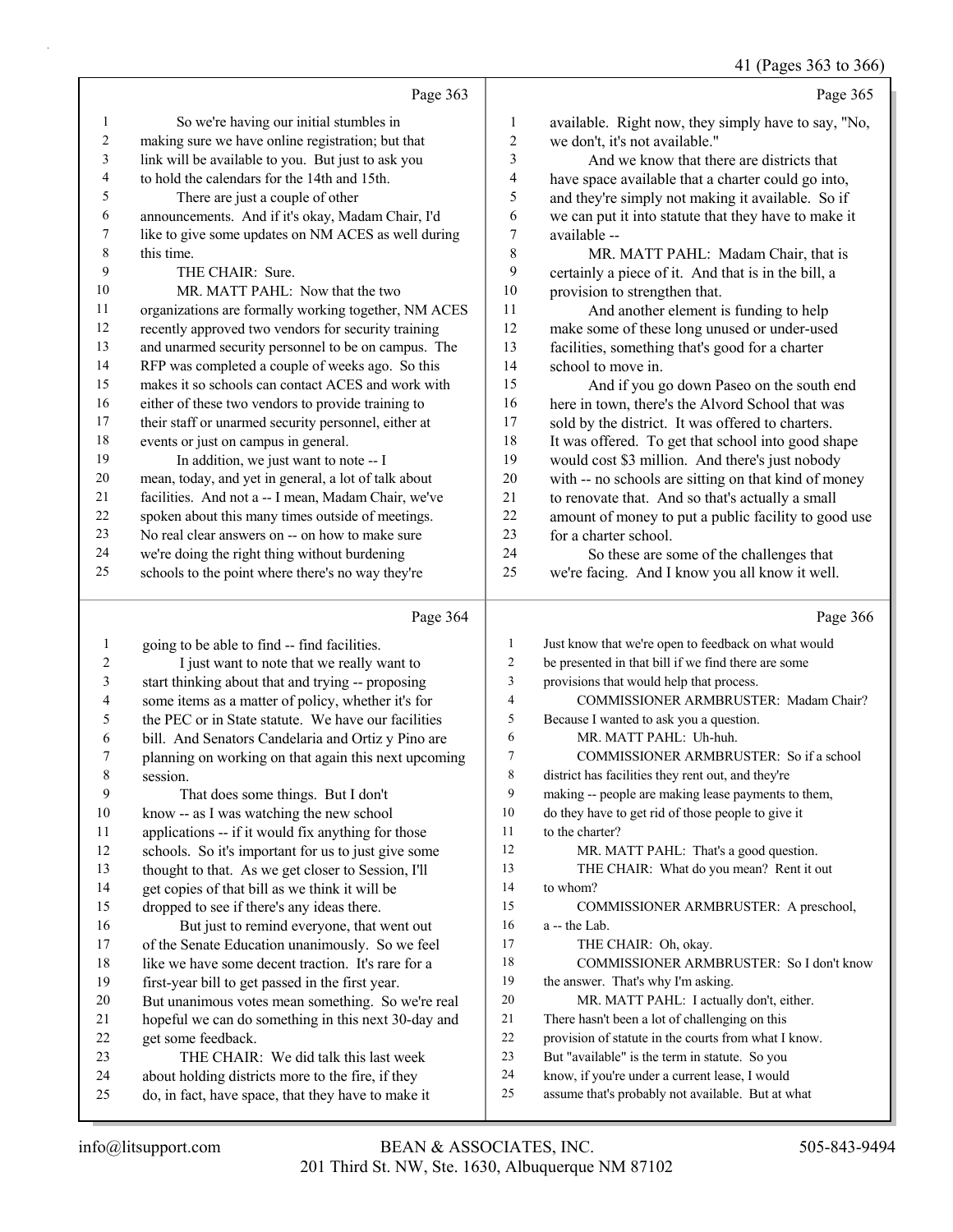## Page 363

1 So we're having our initial stumbles in
2 making sure we have online registration; but that
3 link will be available to you. But just to ask you
4 to hold the calendars for the 14th and 15th.
5 There are just a couple of other
6 announcements. And if it's okay, Madam Chair, I'd
7 like to give some updates on NM ACES as well during
8 this time.
9 THE CHAIR: Sure.
10 MR. MATT PAHL: Now that the two
11 organizations are formally working together, NM ACES
12 recently approved two vendors for security training
13 and unarmed security personnel to be on campus. The
14 RFP was completed a couple of weeks ago. So this
15 makes it so schools can contact ACES and work with
16 either of these two vendors to provide training to
17 their staff or unarmed security personnel, either at
18 events or just on campus in general.
19 In addition, we just want to note -- I
20 mean, today, and yet in general, a lot of talk about
21 facilities. And not a -- I mean, Madam Chair, we've
22 spoken about this many times outside of meetings.
23 No real clear answers on -- on how to make sure
24 we're doing the right thing without burdening
25 schools to the point where there's no way they're

## Page 364

1 going to be able to find -- find facilities.
2 I just want to note that we really want to
3 start thinking about that and trying -- proposing
4 some items as a matter of policy, whether it's for
5 the PEC or in State statute. We have our facilities
6 bill. And Senators Candelaria and Ortiz y Pino are
7 planning on working on that again this next upcoming
8 session.
9 That does some things. But I don't
10 know -- as I was watching the new school
11 applications -- if it would fix anything for those
12 schools. So it's important for us to just give some
13 thought to that. As we get closer to Session, I'll
14 get copies of that bill as we think it will be
15 dropped to see if there's any ideas there.
16 But just to remind everyone, that went out
17 of the Senate Education unanimously. So we feel
18 like we have some decent traction. It's rare for a
19 first-year bill to get passed in the first year.
20 But unanimous votes mean something. So we're real
21 hopeful we can do something in this next 30-day and
22 get some feedback.
23 THE CHAIR: We did talk this last week
24 about holding districts more to the fire, if they
25 do, in fact, have space, that they have to make it

## Page 365

1 available. Right now, they simply have to say, "No,
2 we don't, it's not available."
3 And we know that there are districts that
4 have space available that a charter could go into,
5 and they're simply not making it available. So if
6 we can put it into statute that they have to make it
7 available --
8 MR. MATT PAHL: Madam Chair, that is
9 certainly a piece of it. And that is in the bill, a
10 provision to strengthen that.
11 And another element is funding to help
12 make some of these long unused or under-used
13 facilities, something that's good for a charter
14 school to move in.
15 And if you go down Paseo on the south end
16 here in town, there's the Alvord School that was
17 sold by the district. It was offered to charters.
18 It was offered. To get that school into good shape
19 would cost $3 million. And there's just nobody
20 with -- no schools are sitting on that kind of money
21 to renovate that. And so that's actually a small
22 amount of money to put a public facility to good use
23 for a charter school.
24 So these are some of the challenges that
25 we're facing. And I know you all know it well.

## Page 366

1 Just know that we're open to feedback on what would
2 be presented in that bill if we find there are some
3 provisions that would help that process.
4 COMMISSIONER ARMBRUSTER: Madam Chair?
5 Because I wanted to ask you a question.
6 MR. MATT PAHL: Uh-huh.
7 COMMISSIONER ARMBRUSTER: So if a school
8 district has facilities they rent out, and they're
9 making -- people are making lease payments to them,
10 do they have to get rid of those people to give it
11 to the charter?
12 MR. MATT PAHL: That's a good question.
13 THE CHAIR: What do you mean? Rent it out
14 to whom?
15 COMMISSIONER ARMBRUSTER: A preschool,
16 a -- the Lab.
17 THE CHAIR: Oh, okay.
18 COMMISSIONER ARMBRUSTER: So I don't know
19 the answer. That's why I'm asking.
20 MR. MATT PAHL: I actually don't, either.
21 There hasn't been a lot of challenging on this
22 provision of statute in the courts from what I know.
23 But "available" is the term in statute. So you
24 know, if you're under a current lease, I would
25 assume that's probably not available. But at what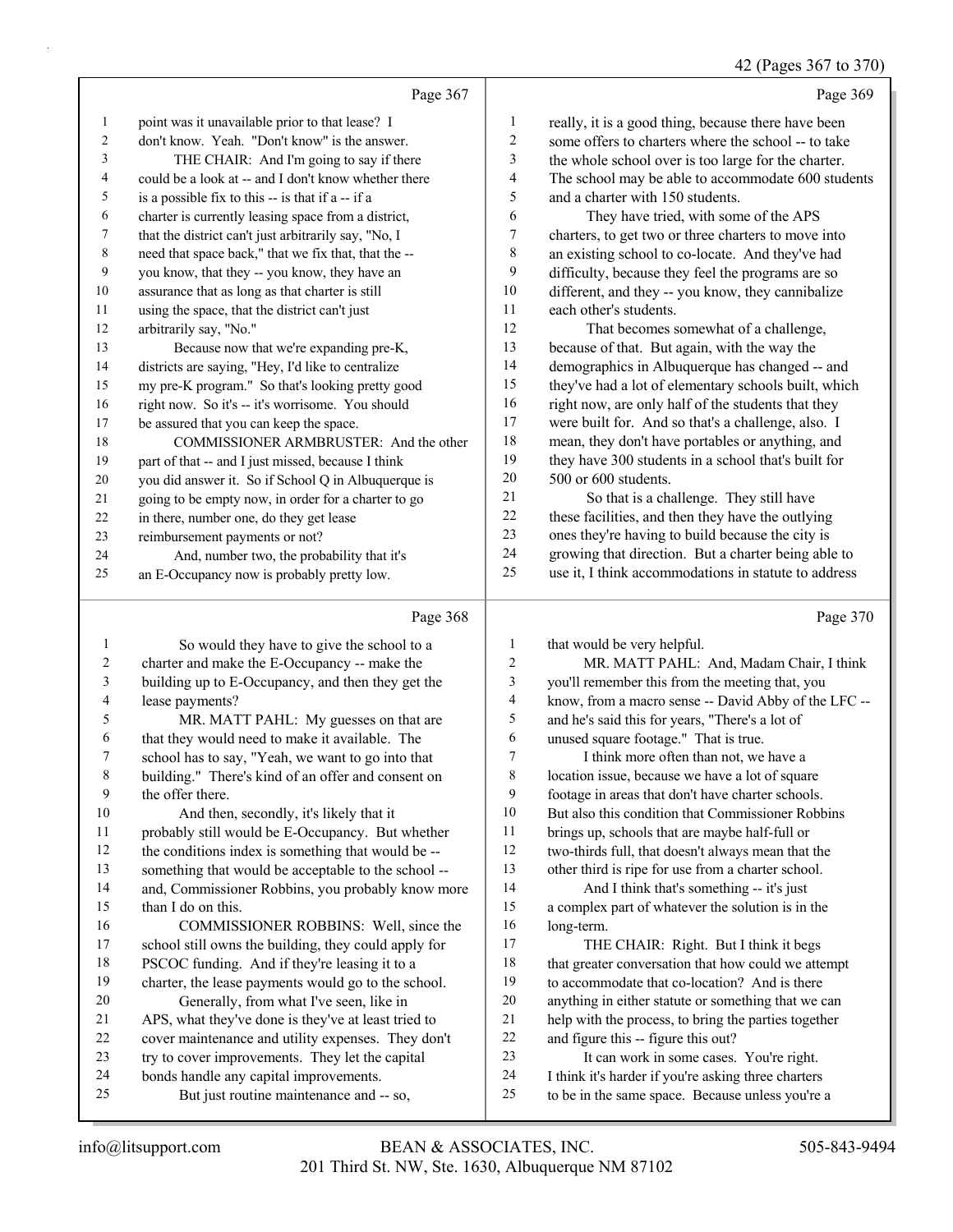## Page 367

1 point was it unavailable prior to that lease? I
2 don't know. Yeah. "Don't know" is the answer.
3 THE CHAIR: And I'm going to say if there
4 could be a look at -- and I don't know whether there
5 is a possible fix to this -- is that if a -- if a
6 charter is currently leasing space from a district,
7 that the district can't just arbitrarily say, "No, I
8 need that space back," that we fix that, that the --
9 you know, that they -- you know, they have an
10 assurance that as long as that charter is still
11 using the space, that the district can't just
12 arbitrarily say, "No."
13 Because now that we're expanding pre-K,
14 districts are saying, "Hey, I'd like to centralize
15 my pre-K program." So that's looking pretty good
16 right now. So it's -- it's worrisome. You should
17 be assured that you can keep the space.
18 COMMISSIONER ARMBRUSTER: And the other
19 part of that -- and I just missed, because I think
20 you did answer it. So if School Q in Albuquerque is
21 going to be empty now, in order for a charter to go
22 in there, number one, do they get lease
23 reimbursement payments or not?
24 And, number two, the probability that it's
25 an E-Occupancy now is probably pretty low.

## Page 368

1 So would they have to give the school to a
2 charter and make the E-Occupancy -- make the
3 building up to E-Occupancy, and then they get the
4 lease payments?
5 MR. MATT PAHL: My guesses on that are
6 that they would need to make it available. The
7 school has to say, "Yeah, we want to go into that
8 building." There's kind of an offer and consent on
9 the offer there.
10 And then, secondly, it's likely that it
11 probably still would be E-Occupancy. But whether
12 the conditions index is something that would be --
13 something that would be acceptable to the school --
14 and, Commissioner Robbins, you probably know more
15 than I do on this.
16 COMMISSIONER ROBBINS: Well, since the
17 school still owns the building, they could apply for
18 PSCOC funding. And if they're leasing it to a
19 charter, the lease payments would go to the school.
20 Generally, from what I've seen, like in
21 APS, what they've done is they've at least tried to
22 cover maintenance and utility expenses. They don't
23 try to cover improvements. They let the capital
24 bonds handle any capital improvements.
25 But just routine maintenance and -- so,

## Page 369

1 really, it is a good thing, because there have been
2 some offers to charters where the school -- to take
3 the whole school over is too large for the charter.
4 The school may be able to accommodate 600 students
5 and a charter with 150 students.
6 They have tried, with some of the APS
7 charters, to get two or three charters to move into
8 an existing school to co-locate. And they've had
9 difficulty, because they feel the programs are so
10 different, and they -- you know, they cannibalize
11 each other's students.
12 That becomes somewhat of a challenge,
13 because of that. But again, with the way the
14 demographics in Albuquerque has changed -- and
15 they've had a lot of elementary schools built, which
16 right now, are only half of the students that they
17 were built for. And so that's a challenge, also. I
18 mean, they don't have portables or anything, and
19 they have 300 students in a school that's built for
20 500 or 600 students.
21 So that is a challenge. They still have
22 these facilities, and then they have the outlying
23 ones they're having to build because the city is
24 growing that direction. But a charter being able to
25 use it, I think accommodations in statute to address

## Page 370

1 that would be very helpful.
2 MR. MATT PAHL: And, Madam Chair, I think
3 you'll remember this from the meeting that, you
4 know, from a macro sense -- David Abby of the LFC --
5 and he's said this for years, "There's a lot of
6 unused square footage." That is true.
7 I think more often than not, we have a
8 location issue, because we have a lot of square
9 footage in areas that don't have charter schools.
10 But also this condition that Commissioner Robbins
11 brings up, schools that are maybe half-full or
12 two-thirds full, that doesn't always mean that the
13 other third is ripe for use from a charter school.
14 And I think that's something -- it's just
15 a complex part of whatever the solution is in the
16 long-term.
17 THE CHAIR: Right. But I think it begs
18 that greater conversation that how could we attempt
19 to accommodate that co-location? And is there
20 anything in either statute or something that we can
21 help with the process, to bring the parties together
22 and figure this -- figure this out?
23 It can work in some cases. You're right.
24 I think it's harder if you're asking three charters
25 to be in the same space. Because unless you're a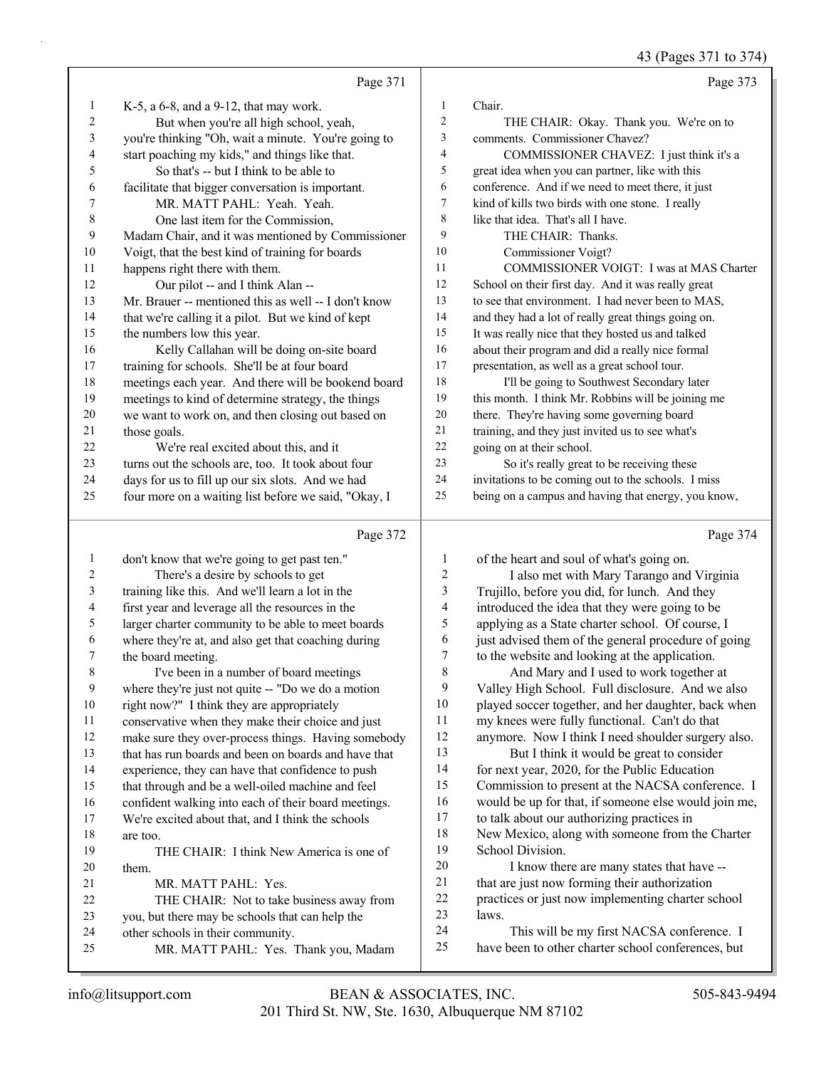Page 371

1 K-5, a 6-8, and a 9-12, that may work.
2 But when you're all high school, yeah,
3 you're thinking "Oh, wait a minute. You're going to
4 start poaching my kids," and things like that.
5 So that's -- but I think to be able to
6 facilitate that bigger conversation is important.
7 MR. MATT PAHL: Yeah. Yeah.
8 One last item for the Commission,
9 Madam Chair, and it was mentioned by Commissioner
10 Voigt, that the best kind of training for boards
11 happens right there with them.
12 Our pilot -- and I think Alan --
13 Mr. Brauer -- mentioned this as well -- I don't know
14 that we're calling it a pilot. But we kind of kept
15 the numbers low this year.
16 Kelly Callahan will be doing on-site board
17 training for schools. She'll be at four board
18 meetings each year. And there will be bookend board
19 meetings to kind of determine strategy, the things
20 we want to work on, and then closing out based on
21 those goals.
22 We're real excited about this, and it
23 turns out the schools are, too. It took about four
24 days for us to fill up our six slots. And we had
25 four more on a waiting list before we said, "Okay, I

Page 372

1 don't know that we're going to get past ten."
2 There's a desire by schools to get
3 training like this. And we'll learn a lot in the
4 first year and leverage all the resources in the
5 larger charter community to be able to meet boards
6 where they're at, and also get that coaching during
7 the board meeting.
8 I've been in a number of board meetings
9 where they're just not quite -- "Do we do a motion
10 right now?" I think they are appropriately
11 conservative when they make their choice and just
12 make sure they over-process things. Having somebody
13 that has run boards and been on boards and have that
14 experience, they can have that confidence to push
15 that through and be a well-oiled machine and feel
16 confident walking into each of their board meetings.
17 We're excited about that, and I think the schools
18 are too.
19 THE CHAIR: I think New America is one of
20 them.
21 MR. MATT PAHL: Yes.
22 THE CHAIR: Not to take business away from
23 you, but there may be schools that can help the
24 other schools in their community.
25 MR. MATT PAHL: Yes. Thank you, Madam

Page 373

1 Chair.
2 THE CHAIR: Okay. Thank you. We're on to
3 comments. Commissioner Chavez?
4 COMMISSIONER CHAVEZ: I just think it's a
5 great idea when you can partner, like with this
6 conference. And if we need to meet there, it just
7 kind of kills two birds with one stone. I really
8 like that idea. That's all I have.
9 THE CHAIR: Thanks.
10 Commissioner Voigt?
11 COMMISSIONER VOIGT: I was at MAS Charter
12 School on their first day. And it was really great
13 to see that environment. I had never been to MAS,
14 and they had a lot of really great things going on.
15 It was really nice that they hosted us and talked
16 about their program and did a really nice formal
17 presentation, as well as a great school tour.
18 I'll be going to Southwest Secondary later
19 this month. I think Mr. Robbins will be joining me
20 there. They're having some governing board
21 training, and they just invited us to see what's
22 going on at their school.
23 So it's really great to be receiving these
24 invitations to be coming out to the schools. I miss
25 being on a campus and having that energy, you know,

Page 374

1 of the heart and soul of what's going on.
2 I also met with Mary Tarango and Virginia
3 Trujillo, before you did, for lunch. And they
4 introduced the idea that they were going to be
5 applying as a State charter school. Of course, I
6 just advised them of the general procedure of going
7 to the website and looking at the application.
8 And Mary and I used to work together at
9 Valley High School. Full disclosure. And we also
10 played soccer together, and her daughter, back when
11 my knees were fully functional. Can't do that
12 anymore. Now I think I need shoulder surgery also.
13 But I think it would be great to consider
14 for next year, 2020, for the Public Education
15 Commission to present at the NACSA conference. I
16 would be up for that, if someone else would join me,
17 to talk about our authorizing practices in
18 New Mexico, along with someone from the Charter
19 School Division.
20 I know there are many states that have --
21 that are just now forming their authorization
22 practices or just now implementing charter school
23 laws.
24 This will be my first NACSA conference. I
25 have been to other charter school conferences, but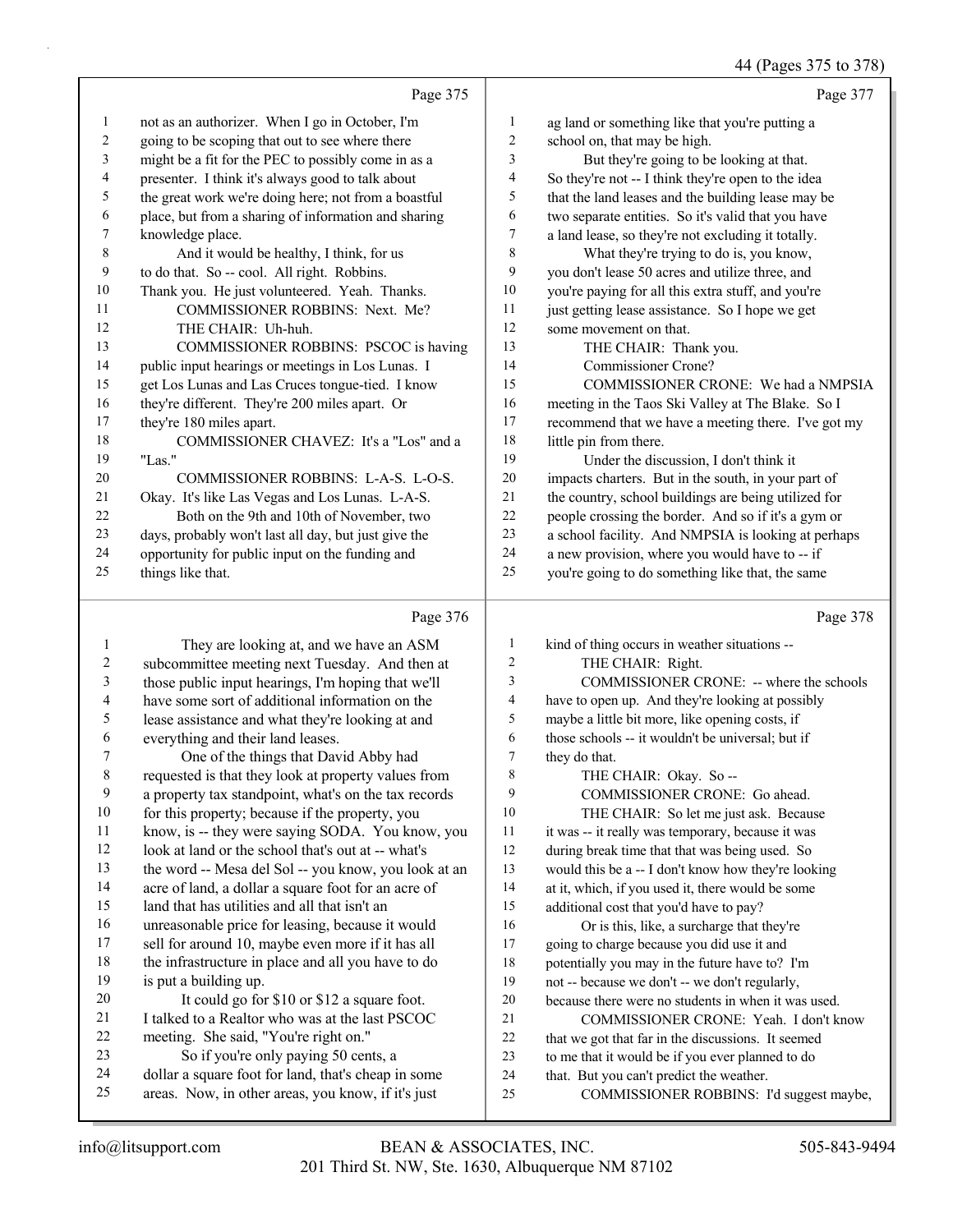Page 375

1 not as an authorizer. When I go in October, I'm
2 going to be scoping that out to see where there
3 might be a fit for the PEC to possibly come in as a
4 presenter. I think it's always good to talk about
5 the great work we're doing here; not from a boastful
6 place, but from a sharing of information and sharing
7 knowledge place.
8 And it would be healthy, I think, for us
9 to do that. So -- cool. All right. Robbins.
10 Thank you. He just volunteered. Yeah. Thanks.
11 COMMISSIONER ROBBINS: Next. Me?
12 THE CHAIR: Uh-huh.
13 COMMISSIONER ROBBINS: PSCOC is having
14 public input hearings or meetings in Los Lunas. I
15 get Los Lunas and Las Cruces tongue-tied. I know
16 they're different. They're 200 miles apart. Or
17 they're 180 miles apart.
18 COMMISSIONER CHAVEZ: It's a "Los" and a
19 "Las."
20 COMMISSIONER ROBBINS: L-A-S. L-O-S.
21 Okay. It's like Las Vegas and Los Lunas. L-A-S.
22 Both on the 9th and 10th of November, two
23 days, probably won't last all day, but just give the
24 opportunity for public input on the funding and
25 things like that.

Page 376

1 They are looking at, and we have an ASM
2 subcommittee meeting next Tuesday. And then at
3 those public input hearings, I'm hoping that we'll
4 have some sort of additional information on the
5 lease assistance and what they're looking at and
6 everything and their land leases.
7 One of the things that David Abby had
8 requested is that they look at property values from
9 a property tax standpoint, what's on the tax records
10 for this property; because if the property, you
11 know, is -- they were saying SODA. You know, you
12 look at land or the school that's out at -- what's
13 the word -- Mesa del Sol -- you know, you look at an
14 acre of land, a dollar a square foot for an acre of
15 land that has utilities and all that isn't an
16 unreasonable price for leasing, because it would
17 sell for around 10, maybe even more if it has all
18 the infrastructure in place and all you have to do
19 is put a building up.
20 It could go for $10 or $12 a square foot.
21 I talked to a Realtor who was at the last PSCOC
22 meeting. She said, "You're right on."
23 So if you're only paying 50 cents, a
24 dollar a square foot for land, that's cheap in some
25 areas. Now, in other areas, you know, if it's just

Page 377

1 ag land or something like that you're putting a
2 school on, that may be high.
3 But they're going to be looking at that.
4 So they're not -- I think they're open to the idea
5 that the land leases and the building lease may be
6 two separate entities. So it's valid that you have
7 a land lease, so they're not excluding it totally.
8 What they're trying to do is, you know,
9 you don't lease 50 acres and utilize three, and
10 you're paying for all this extra stuff, and you're
11 just getting lease assistance. So I hope we get
12 some movement on that.
13 THE CHAIR: Thank you.
14 Commissioner Crone?
15 COMMISSIONER CRONE: We had a NMPSIA
16 meeting in the Taos Ski Valley at The Blake. So I
17 recommend that we have a meeting there. I've got my
18 little pin from there.
19 Under the discussion, I don't think it
20 impacts charters. But in the south, in your part of
21 the country, school buildings are being utilized for
22 people crossing the border. And so if it's a gym or
23 a school facility. And NMPSIA is looking at perhaps
24 a new provision, where you would have to -- if
25 you're going to do something like that, the same

Page 378

1 kind of thing occurs in weather situations --
2 THE CHAIR: Right.
3 COMMISSIONER CRONE: -- where the schools
4 have to open up. And they're looking at possibly
5 maybe a little bit more, like opening costs, if
6 those schools -- it wouldn't be universal; but if
7 they do that.
8 THE CHAIR: Okay. So --
9 COMMISSIONER CRONE: Go ahead.
10 THE CHAIR: So let me just ask. Because
11 it was -- it really was temporary, because it was
12 during break time that that was being used. So
13 would this be a -- I don't know how they're looking
14 at it, which, if you used it, there would be some
15 additional cost that you'd have to pay?
16 Or is this, like, a surcharge that they're
17 going to charge because you did use it and
18 potentially you may in the future have to? I'm
19 not -- because we don't -- we don't regularly,
20 because there were no students in when it was used.
21 COMMISSIONER CRONE: Yeah. I don't know
22 that we got that far in the discussions. It seemed
23 to me that it would be if you ever planned to do
24 that. But you can't predict the weather.
25 COMMISSIONER ROBBINS: I'd suggest maybe,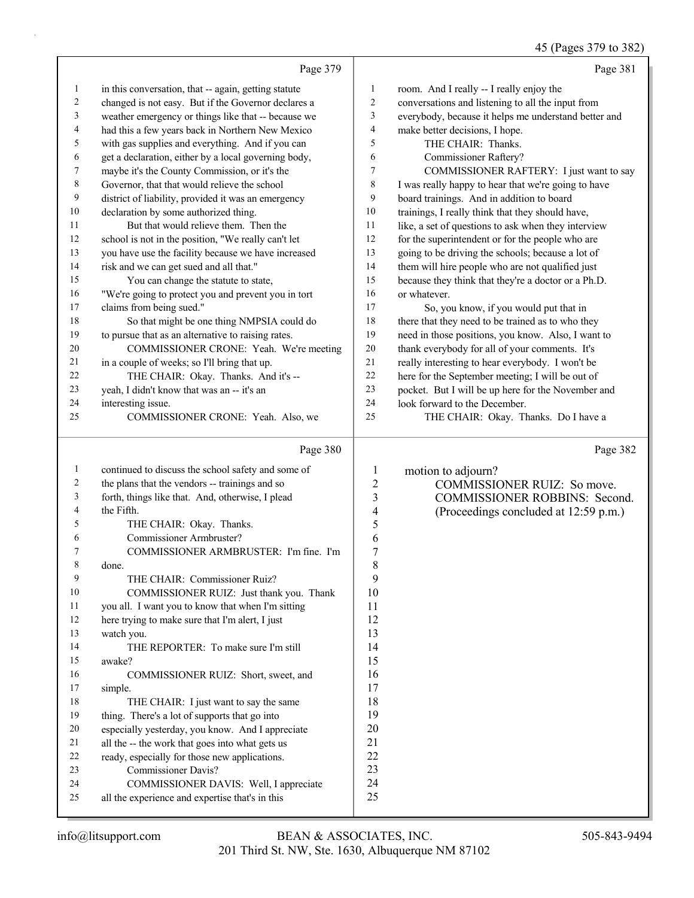Page 379

in this conversation, that -- again, getting statute changed is not easy. But if the Governor declares a weather emergency or things like that -- because we had this a few years back in Northern New Mexico with gas supplies and everything. And if you can get a declaration, either by a local governing body, maybe it's the County Commission, or it's the Governor, that that would relieve the school district of liability, provided it was an emergency declaration by some authorized thing.

But that would relieve them. Then the school is not in the position, "We really can't let you have use the facility because we have increased risk and we can get sued and all that."

You can change the statute to state, "We're going to protect you and prevent you in tort claims from being sued."

So that might be one thing NMPSIA could do to pursue that as an alternative to raising rates.

COMMISSIONER CRONE: Yeah. We're meeting in a couple of weeks; so I'll bring that up.

THE CHAIR: Okay. Thanks. And it's -- yeah, I didn't know that was an -- it's an interesting issue.

COMMISSIONER CRONE: Yeah. Also, we

Page 380

continued to discuss the school safety and some of the plans that the vendors -- trainings and so forth, things like that. And, otherwise, I plead the Fifth.

THE CHAIR: Okay. Thanks.

Commissioner Armbruster?

COMMISSIONER ARMBRUSTER: I'm fine. I'm done.

THE CHAIR: Commissioner Ruiz?

COMMISSIONER RUIZ: Just thank you. Thank you all. I want you to know that when I'm sitting here trying to make sure that I'm alert, I just watch you.

THE REPORTER: To make sure I'm still awake?

COMMISSIONER RUIZ: Short, sweet, and simple.

THE CHAIR: I just want to say the same thing. There's a lot of supports that go into especially yesterday, you know. And I appreciate all the -- the work that goes into what gets us ready, especially for those new applications.

Commissioner Davis?

COMMISSIONER DAVIS: Well, I appreciate all the experience and expertise that's in this

Page 381

room. And I really -- I really enjoy the conversations and listening to all the input from everybody, because it helps me understand better and make better decisions, I hope.

THE CHAIR: Thanks.

Commissioner Raftery?

COMMISSIONER RAFTERY: I just want to say I was really happy to hear that we're going to have board trainings. And in addition to board trainings, I really think that they should have, like, a set of questions to ask when they interview for the superintendent or for the people who are going to be driving the schools; because a lot of them will hire people who are not qualified just because they think that they're a doctor or a Ph.D. or whatever.

So, you know, if you would put that in there that they need to be trained as to who they need in those positions, you know. Also, I want to thank everybody for all of your comments. It's really interesting to hear everybody. I won't be here for the September meeting; I will be out of pocket. But I will be up here for the November and look forward to the December.

THE CHAIR: Okay. Thanks. Do I have a

Page 382

motion to adjourn?

COMMISSIONER RUIZ: So move.

COMMISSIONER ROBBINS: Second.

(Proceedings concluded at 12:59 p.m.)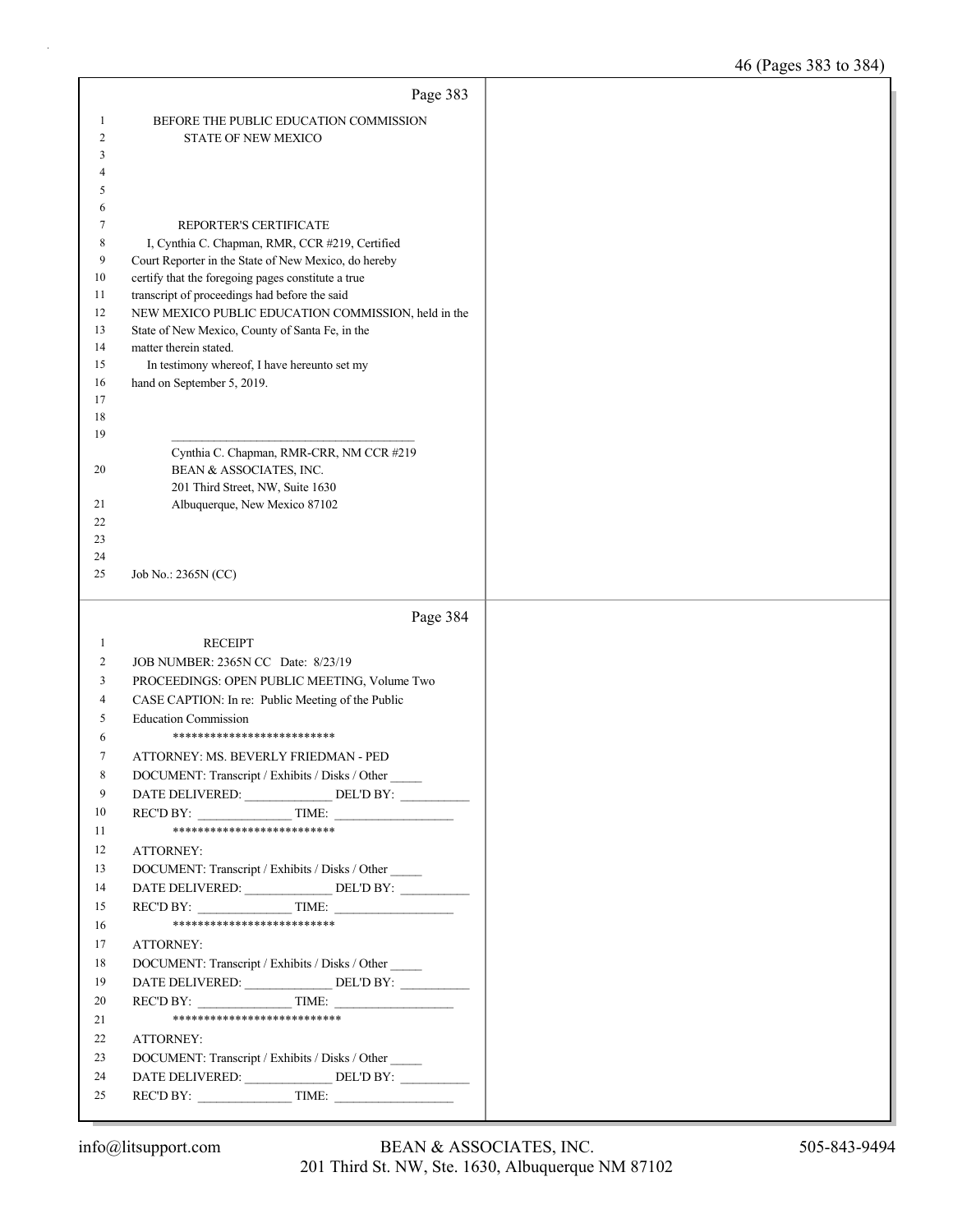Page 383

BEFORE THE PUBLIC EDUCATION COMMISSION
STATE OF NEW MEXICO

REPORTER'S CERTIFICATE

I, Cynthia C. Chapman, RMR, CCR #219, Certified Court Reporter in the State of New Mexico, do hereby certify that the foregoing pages constitute a true transcript of proceedings had before the said NEW MEXICO PUBLIC EDUCATION COMMISSION, held in the State of New Mexico, County of Santa Fe, in the matter therein stated.

In testimony whereof, I have hereunto set my hand on September 5, 2019.

_______________________________________
Cynthia C. Chapman, RMR-CRR, NM CCR #219
BEAN & ASSOCIATES, INC.
201 Third Street, NW, Suite 1630
Albuquerque, New Mexico 87102

Job No.: 2365N (CC)

Page 384

RECEIPT

JOB NUMBER: 2365N CC Date: 8/23/19
PROCEEDINGS: OPEN PUBLIC MEETING, Volume Two
CASE CAPTION: In re: Public Meeting of the Public Education Commission

**************************

ATTORNEY: MS. BEVERLY FRIEDMAN - PED
DOCUMENT: Transcript / Exhibits / Disks / Other _____
DATE DELIVERED: ______________ DEL'D BY: ___________
REC'D BY: _______________ TIME: ___________________

**************************

ATTORNEY:
DOCUMENT: Transcript / Exhibits / Disks / Other _____
DATE DELIVERED: ______________ DEL'D BY: ___________
REC'D BY: _______________ TIME: ___________________

**************************

ATTORNEY:
DOCUMENT: Transcript / Exhibits / Disks / Other _____
DATE DELIVERED: ______________ DEL'D BY: ___________
REC'D BY: _______________ TIME: ___________________

***************************

ATTORNEY:
DOCUMENT: Transcript / Exhibits / Disks / Other _____
DATE DELIVERED: ______________ DEL'D BY: ___________
REC'D BY: _______________ TIME: ___________________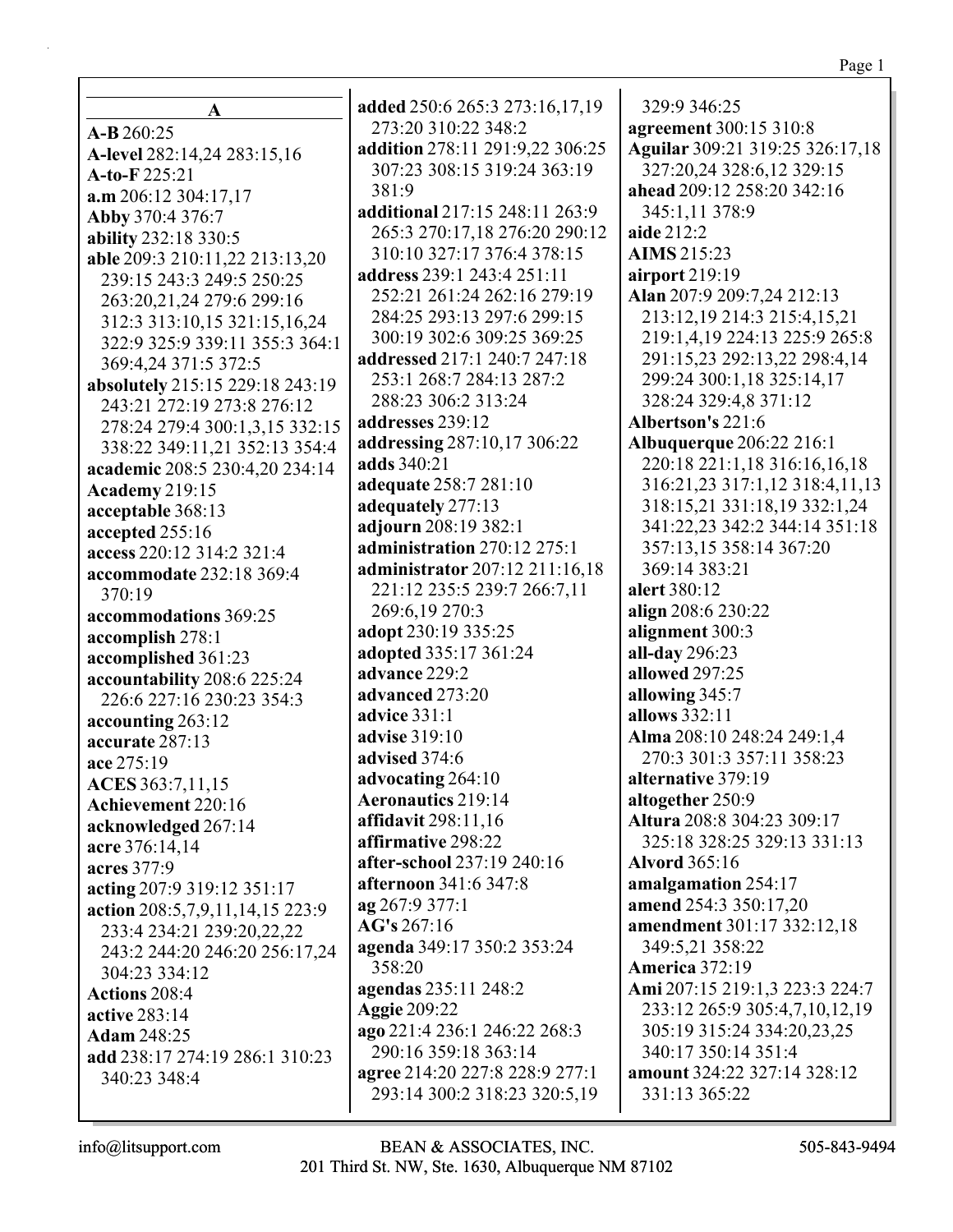## A

**A-B** 260:25
**A-level** 282:14,24 283:15,16
**A-to-F** 225:21
**a.m** 206:12 304:17,17
**Abby** 370:4 376:7
**ability** 232:18 330:5
**able** 209:3 210:11,22 213:13,20 239:15 243:3 249:5 250:25 263:20,21,24 279:6 299:16 312:3 313:10,15 321:15,16,24 322:9 325:9 339:11 355:3 364:1 369:4,24 371:5 372:5
**absolutely** 215:15 229:18 243:19 243:21 272:19 273:8 276:12 278:24 279:4 300:1,3,15 332:15 338:22 349:11,21 352:13 354:4
**academic** 208:5 230:4,20 234:14
**Academy** 219:15
**acceptable** 368:13
**accepted** 255:16
**access** 220:12 314:2 321:4
**accommodate** 232:18 369:4 370:19
**accommodations** 369:25
**accomplish** 278:1
**accomplished** 361:23
**accountability** 208:6 225:24 226:6 227:16 230:23 354:3
**accounting** 263:12
**accurate** 287:13
**ace** 275:19
**ACES** 363:7,11,15
**Achievement** 220:16
**acknowledged** 267:14
**acre** 376:14,14
**acres** 377:9
**acting** 207:9 319:12 351:17
**action** 208:5,7,9,11,14,15 223:9 233:4 234:21 239:20,22,22 243:2 244:20 246:20 256:17,24 304:23 334:12
**Actions** 208:4
**active** 283:14
**Adam** 248:25
**add** 238:17 274:19 286:1 310:23 340:23 348:4
**added** 250:6 265:3 273:16,17,19 273:20 310:22 348:2
**addition** 278:11 291:9,22 306:25 307:23 308:15 319:24 363:19 381:9
**additional** 217:15 248:11 263:9 265:3 270:17,18 276:20 290:12 310:10 327:17 376:4 378:15
**address** 239:1 243:4 251:11 252:21 261:24 262:16 279:19 284:25 293:13 297:6 299:15 300:19 302:6 309:25 369:25
**addressed** 217:1 240:7 247:18 253:1 268:7 284:13 287:2 288:23 306:2 313:24
**addresses** 239:12
**addressing** 287:10,17 306:22
**adds** 340:21
**adequate** 258:7 281:10
**adequately** 277:13
**adjourn** 208:19 382:1
**administration** 270:12 275:1
**administrator** 207:12 211:16,18 221:12 235:5 239:7 266:7,11 269:6,19 270:3
**adopt** 230:19 335:25
**adopted** 335:17 361:24
**advance** 229:2
**advanced** 273:20
**advice** 331:1
**advise** 319:10
**advised** 374:6
**advocating** 264:10
**Aeronautics** 219:14
**affidavit** 298:11,16
**affirmative** 298:22
**after-school** 237:19 240:16
**afternoon** 341:6 347:8
**ag** 267:9 377:1
**AG's** 267:16
**agenda** 349:17 350:2 353:24 358:20
**agendas** 235:11 248:2
**Aggie** 209:22
**ago** 221:4 236:1 246:22 268:3 290:16 359:18 363:14
**agree** 214:20 227:8 228:9 277:1 293:14 300:2 318:23 320:5,19 329:9 346:25
**agreement** 300:15 310:8
**Aguilar** 309:21 319:25 326:17,18 327:20,24 328:6,12 329:15
**ahead** 209:12 258:20 342:16 345:1,11 378:9
**aide** 212:2
**AIMS** 215:23
**airport** 219:19
**Alan** 207:9 209:7,24 212:13 213:12,19 214:3 215:4,15,21 219:1,4,19 224:13 225:9 265:8 291:15,23 292:13,22 298:4,14 299:24 300:1,18 325:14,17 328:24 329:4,8 371:12
**Albertson's** 221:6
**Albuquerque** 206:22 216:1 220:18 221:1,18 316:16,16,18 316:21,23 317:1,12 318:4,11,13 318:15,21 331:18,19 332:1,24 341:22,23 342:2 344:14 351:18 357:13,15 358:14 367:20 369:14 383:21
**alert** 380:12
**align** 208:6 230:22
**alignment** 300:3
**all-day** 296:23
**allowed** 297:25
**allowing** 345:7
**allows** 332:11
**Alma** 208:10 248:24 249:1,4 270:3 301:3 357:11 358:23
**alternative** 379:19
**altogether** 250:9
**Altura** 208:8 304:23 309:17 325:18 328:25 329:13 331:13
**Alvord** 365:16
**amalgamation** 254:17
**amend** 254:3 350:17,20
**amendment** 301:17 332:12,18 349:5,21 358:22
**America** 372:19
**Ami** 207:15 219:1,3 223:3 224:7 233:12 265:9 305:4,7,10,12,19 305:19 315:24 334:20,23,25 340:17 350:14 351:4
**amount** 324:22 327:14 328:12 331:13 365:22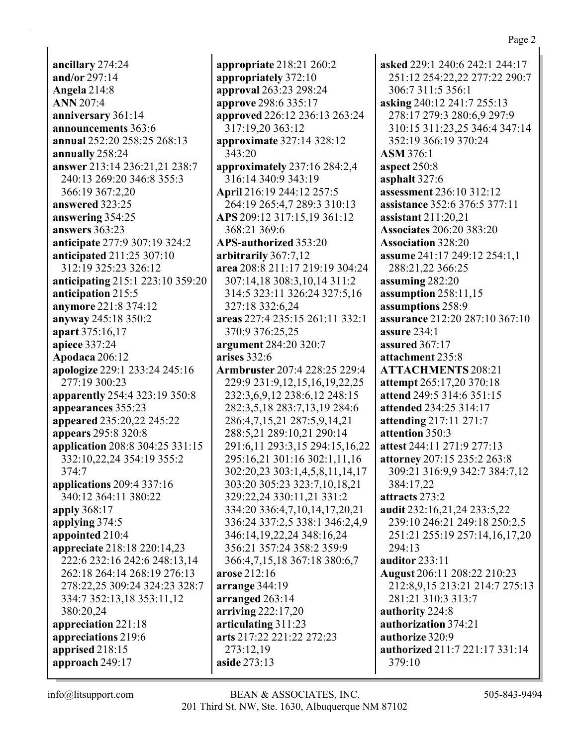**ancillary** 274:24
**and/or** 297:14
**Angela** 214:8
**ANN** 207:4
**anniversary** 361:14
**announcements** 363:6
**annual** 252:20 258:25 268:13
**annually** 258:24
**answer** 213:14 236:21,21 238:7 240:13 269:20 346:8 355:3 366:19 367:2,20
**answered** 323:25
**answering** 354:25
**answers** 363:23
**anticipate** 277:9 307:19 324:2
**anticipated** 211:25 307:10 312:19 325:23 326:12
**anticipating** 215:1 223:10 359:20
**anticipation** 215:5
**anymore** 221:8 374:12
**anyway** 245:18 350:2
**apart** 375:16,17
**apiece** 337:24
**Apodaca** 206:12
**apologize** 229:1 233:24 245:16 277:19 300:23
**apparently** 254:4 323:19 350:8
**appearances** 355:23
**appeared** 235:20,22 245:22
**appears** 295:8 320:8
**application** 208:8 304:25 331:15 332:10,22,24 354:19 355:2 374:7
**applications** 209:4 337:16 340:12 364:11 380:22
**apply** 368:17
**applying** 374:5
**appointed** 210:4
**appreciate** 218:18 220:14,23 222:6 232:16 242:6 248:13,14 262:18 264:14 268:19 276:13 278:22,25 309:24 324:23 328:7 334:7 352:13,18 353:11,12 380:20,24
**appreciation** 221:18
**appreciations** 219:6
**apprised** 218:15
**approach** 249:17
**appropriate** 218:21 260:2
**appropriately** 372:10
**approval** 263:23 298:24
**approve** 298:6 335:17
**approved** 226:12 236:13 263:24 317:19,20 363:12
**approximate** 327:14 328:12 343:20
**approximately** 237:16 284:2,4 316:14 340:9 343:19
**April** 216:19 244:12 257:5 264:19 265:4,7 289:3 310:13
**APS** 209:12 317:15,19 361:12 368:21 369:6
**APS-authorized** 353:20
**arbitrarily** 367:7,12
**area** 208:8 211:17 219:19 304:24 307:14,18 308:3,10,14 311:2 314:5 323:11 326:24 327:5,16 327:18 332:6,24
**areas** 227:4 235:15 261:11 332:1 370:9 376:25,25
**argument** 284:20 320:7
**arises** 332:6
**Armbruster** 207:4 228:25 229:4 229:9 231:9,12,15,16,19,22,25 232:3,6,9,12 238:6,12 248:15 282:3,5,18 283:7,13,19 284:6 286:4,7,15,21 287:5,9,14,21 288:5,21 289:10,21 290:14 291:6,11 293:3,15 294:15,16,22 295:16,21 301:16 302:1,11,16 302:20,23 303:1,4,5,8,11,14,17 303:20 305:23 323:7,10,18,21 329:22,24 330:11,21 331:2 334:20 336:4,7,10,14,17,20,21 336:24 337:2,5 338:1 346:2,4,9 346:14,19,22,24 348:16,24 356:21 357:24 358:2 359:9 366:4,7,15,18 367:18 380:6,7
**arose** 212:16
**arrange** 344:19
**arranged** 263:14
**arriving** 222:17,20
**articulating** 311:23
**arts** 217:22 221:22 272:23 273:12,19
**aside** 273:13
**asked** 229:1 240:6 242:1 244:17 251:12 254:22,22 277:22 290:7 306:7 311:5 356:1
**asking** 240:12 241:7 255:13 278:17 279:3 280:6,9 297:9 310:15 311:23,25 346:4 347:14 352:19 366:19 370:24
**ASM** 376:1
**aspect** 250:8
**asphalt** 327:6
**assessment** 236:10 312:12
**assistance** 352:6 376:5 377:11
**assistant** 211:20,21
**Associates** 206:20 383:20
**Association** 328:20
**assume** 241:17 249:12 254:1,1 288:21,22 366:25
**assuming** 282:20
**assumption** 258:11,15
**assumptions** 258:9
**assurance** 212:20 287:10 367:10
**assure** 234:1
**assured** 367:17
**attachment** 235:8
**ATTACHMENTS** 208:21
**attempt** 265:17,20 370:18
**attend** 249:5 314:6 351:15
**attended** 234:25 314:17
**attending** 217:11 271:7
**attention** 350:3
**attest** 244:11 271:9 277:13
**attorney** 207:15 235:2 263:8 309:21 316:9,9 342:7 384:7,12 384:17,22
**attracts** 273:2
**audit** 232:16,21,24 233:5,22 239:10 246:21 249:18 250:2,5 251:21 255:19 257:14,16,17,20 294:13
**auditor** 233:11
**August** 206:11 208:22 210:23 212:8,9,15 213:21 214:7 275:13 281:21 310:3 313:7
**authority** 224:8
**authorization** 374:21
**authorize** 320:9
**authorized** 211:7 221:17 331:14 379:10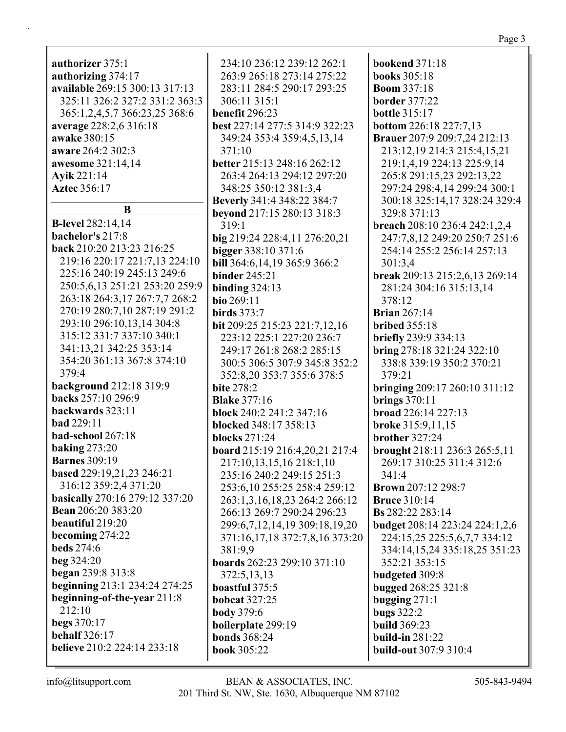**authorizer** 375:1
**authorizing** 374:17
**available** 269:15 300:13 317:13 325:11 326:2 327:2 331:2 363:3 365:1,2,4,5,7 366:23,25 368:6
**average** 228:2,6 316:18
**awake** 380:15
**aware** 264:2 302:3
**awesome** 321:14,14
**Ayik** 221:14
**Aztec** 356:17

## B

**B-level** 282:14,14
**bachelor's** 217:8
**back** 210:20 213:23 216:25 219:16 220:17 221:7,13 224:10 225:16 240:19 245:13 249:6 250:5,6,13 251:21 253:20 259:9 263:18 264:3,17 267:7,7 268:2 270:19 280:7,10 287:19 291:2 293:10 296:10,13,14 304:8 315:12 331:7 337:10 340:1 341:13,21 342:25 353:14 354:20 361:13 367:8 374:10 379:4
**background** 212:18 319:9
**backs** 257:10 296:9
**backwards** 323:11
**bad** 229:11
**bad-school** 267:18
**baking** 273:20
**Barnes** 309:19
**based** 229:19,21,23 246:21 316:12 359:2,4 371:20
**basically** 270:16 279:12 337:20
**Bean** 206:20 383:20
**beautiful** 219:20
**becoming** 274:22
**beds** 274:6
**beg** 324:20
**began** 239:8 313:8
**beginning** 213:1 234:24 274:25
**beginning-of-the-year** 211:8 212:10
**begs** 370:17
**behalf** 326:17
**believe** 210:2 224:14 233:18 234:10 236:12 239:12 262:1 263:9 265:18 273:14 275:22 283:11 284:5 290:17 293:25 306:11 315:1
**benefit** 296:23
**best** 227:14 277:5 314:9 322:23 349:24 353:4 359:4,5,13,14 371:10
**better** 215:13 248:16 262:12 263:4 264:13 294:12 297:20 348:25 350:12 381:3,4
**Beverly** 341:4 348:22 384:7
**beyond** 217:15 280:13 318:3 319:1
**big** 219:24 228:4,11 276:20,21
**bigger** 338:10 371:6
**bill** 364:6,14,19 365:9 366:2
**binder** 245:21
**binding** 324:13
**bio** 269:11
**birds** 373:7
**bit** 209:25 215:23 221:7,12,16 223:12 225:1 227:20 236:7 249:17 261:8 268:2 285:15 300:5 306:5 307:9 345:8 352:2 352:8,20 353:7 355:6 378:5
**bite** 278:2
**Blake** 377:16
**block** 240:2 241:2 347:16
**blocked** 348:17 358:13
**blocks** 271:24
**board** 215:19 216:4,20,21 217:4 217:10,13,15,16 218:1,10 235:16 240:2 249:15 251:3 253:6,10 255:25 258:4 259:12 263:1,3,16,18,23 264:2 266:12 266:13 269:7 290:24 296:23 299:6,7,12,14,19 309:18,19,20 371:16,17,18 372:7,8,16 373:20 381:9,9
**boards** 262:23 299:10 371:10 372:5,13,13
**boastful** 375:5
**bobcat** 327:25
**body** 379:6
**boilerplate** 299:19
**bonds** 368:24
**book** 305:22
**bookend** 371:18
**books** 305:18
**Boom** 337:18
**border** 377:22
**bottle** 315:17
**bottom** 226:18 227:7,13
**Brauer** 207:9 209:7,24 212:13 213:12,19 214:3 215:4,15,21 219:1,4,19 224:13 225:9,14 265:8 291:15,23 292:13,22 297:24 298:4,14 299:24 300:1 300:18 325:14,17 328:24 329:4 329:8 371:13
**breach** 208:10 236:4 242:1,2,4 247:7,8,12 249:20 250:7 251:6 254:14 255:2 256:14 257:13 301:3,4
**break** 209:13 215:2,6,13 269:14 281:24 304:16 315:13,14 378:12
**Brian** 267:14
**bribed** 355:18
**briefly** 239:9 334:13
**bring** 278:18 321:24 322:10 338:8 339:19 350:2 370:21 379:21
**bringing** 209:17 260:10 311:12
**brings** 370:11
**broad** 226:14 227:13
**broke** 315:9,11,15
**brother** 327:24
**brought** 218:11 236:3 265:5,11 269:17 310:25 311:4 312:6 341:4
**Brown** 207:12 298:7
**Bruce** 310:14
**Bs** 282:22 283:14
**budget** 208:14 223:24 224:1,2,6 224:15,25 225:5,6,7,7 334:12 334:14,15,24 335:18,25 351:23 352:21 353:15
**budgeted** 309:8
**bugged** 268:25 321:8
**bugging** 271:1
**bugs** 322:2
**build** 369:23
**build-in** 281:22
**build-out** 307:9 310:4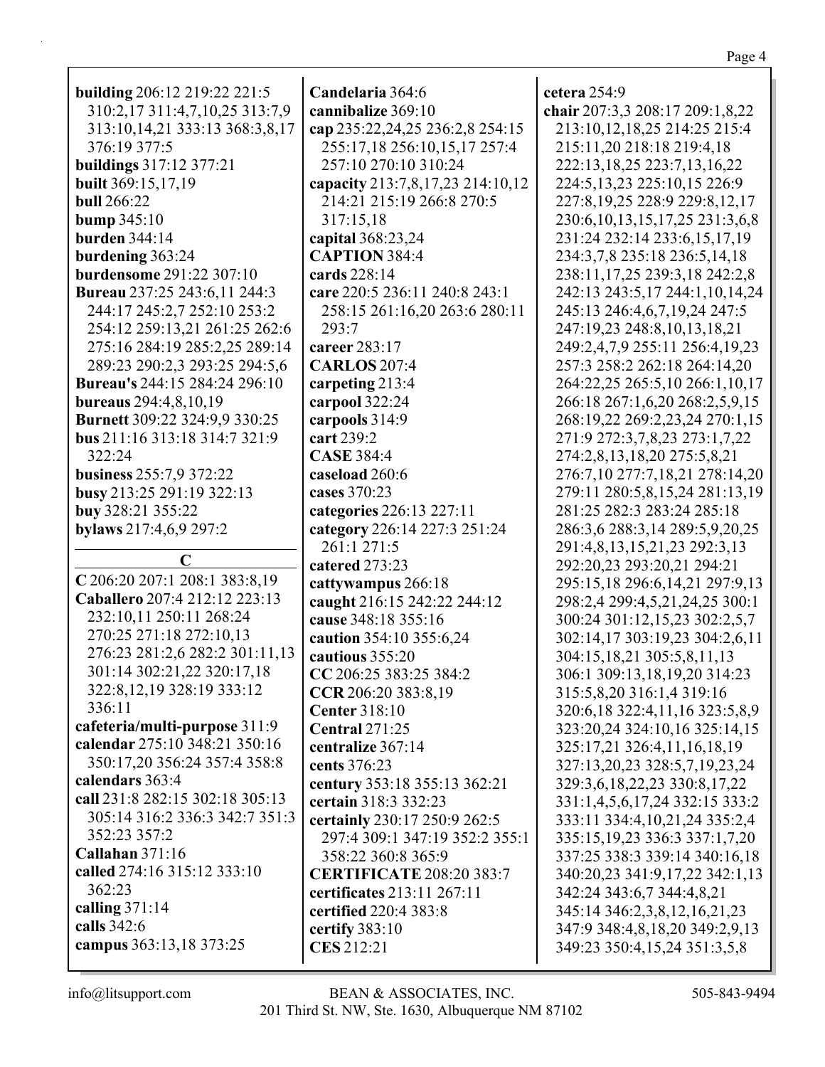**building** 206:12 219:22 221:5 310:2,17 311:4,7,10,25 313:7,9 313:10,14,21 333:13 368:3,8,17 376:19 377:5
**buildings** 317:12 377:21
**built** 369:15,17,19
**bull** 266:22
**bump** 345:10
**burden** 344:14
**burdening** 363:24
**burdensome** 291:22 307:10
**Bureau** 237:25 243:6,11 244:3 244:17 245:2,7 252:10 253:2 254:12 259:13,21 261:25 262:6 275:16 284:19 285:2,25 289:14 289:23 290:2,3 293:25 294:5,6
**Bureau's** 244:15 284:24 296:10
**bureaus** 294:4,8,10,19
**Burnett** 309:22 324:9,9 330:25
**bus** 211:16 313:18 314:7 321:9 322:24
**business** 255:7,9 372:22
**busy** 213:25 291:19 322:13
**buy** 328:21 355:22
**bylaws** 217:4,6,9 297:2

## C

**C** 206:20 207:1 208:1 383:8,19
**Caballero** 207:4 212:12 223:13 232:10,11 250:11 268:24 270:25 271:18 272:10,13 276:23 281:2,6 282:2 301:11,13 301:14 302:21,22 320:17,18 322:8,12,19 328:19 333:12 336:11
**cafeteria/multi-purpose** 311:9
**calendar** 275:10 348:21 350:16 350:17,20 356:24 357:4 358:8
**calendars** 363:4
**call** 231:8 282:15 302:18 305:13 305:14 316:2 336:3 342:7 351:3 352:23 357:2
**Callahan** 371:16
**called** 274:16 315:12 333:10 362:23
**calling** 371:14
**calls** 342:6
**campus** 363:13,18 373:25
**Candelaria** 364:6
**cannibalize** 369:10
**cap** 235:22,24,25 236:2,8 254:15 255:17,18 256:10,15,17 257:4 257:10 270:10 310:24
**capacity** 213:7,8,17,23 214:10,12 214:21 215:19 266:8 270:5 317:15,18
**capital** 368:23,24
**CAPTION** 384:4
**cards** 228:14
**care** 220:5 236:11 240:8 243:1 258:15 261:16,20 263:6 280:11 293:7
**career** 283:17
**CARLOS** 207:4
**carpeting** 213:4
**carpool** 322:24
**carpools** 314:9
**cart** 239:2
**CASE** 384:4
**caseload** 260:6
**cases** 370:23
**categories** 226:13 227:11
**category** 226:14 227:3 251:24 261:1 271:5
**catered** 273:23
**cattywampus** 266:18
**caught** 216:15 242:22 244:12
**cause** 348:18 355:16
**caution** 354:10 355:6,24
**cautious** 355:20
**CC** 206:25 383:25 384:2
**CCR** 206:20 383:8,19
**Center** 318:10
**Central** 271:25
**centralize** 367:14
**cents** 376:23
**century** 353:18 355:13 362:21
**certain** 318:3 332:23
**certainly** 230:17 250:9 262:5 297:4 309:1 347:19 352:2 355:1 358:22 360:8 365:9
**CERTIFICATE** 208:20 383:7
**certificates** 213:11 267:11
**certified** 220:4 383:8
**certify** 383:10
**CES** 212:21
**cetera** 254:9
**chair** 207:3,3 208:17 209:1,8,22 213:10,12,18,25 214:25 215:4 215:11,20 218:18 219:4,18 222:13,18,25 223:7,13,16,22 224:5,13,23 225:10,15 226:9 227:8,19,25 228:9 229:8,12,17 230:6,10,13,15,17,25 231:3,6,8 231:24 232:14 233:6,15,17,19 234:3,7,8 235:18 236:5,14,18 238:11,17,25 239:3,18 242:2,8 242:13 243:5,17 244:1,10,14,24 245:13 246:4,6,7,19,24 247:5 247:19,23 248:8,10,13,18,21 249:2,4,7,9 255:11 256:4,19,23 257:3 258:2 262:18 264:14,20 264:22,25 265:5,10 266:1,10,17 266:18 267:1,6,20 268:2,5,9,15 268:19,22 269:2,23,24 270:1,15 271:9 272:3,7,8,23 273:1,7,22 274:2,8,13,18,20 275:5,8,21 276:7,10 277:7,18,21 278:14,20 279:11 280:5,8,15,24 281:13,19 281:25 282:3 283:24 285:18 286:3,6 288:3,14 289:5,9,20,25 291:4,8,13,15,21,23 292:3,13 292:20,23 293:20,21 294:21 295:15,18 296:6,14,21 297:9,13 298:2,4 299:4,5,21,24,25 300:1 300:24 301:12,15,23 302:2,5,7 302:14,17 303:19,23 304:2,6,11 304:15,18,21 305:5,8,11,13 306:1 309:13,18,19,20 314:23 315:5,8,20 316:1,4 319:16 320:6,18 322:4,11,16 323:5,8,9 323:20,24 324:10,16 325:14,15 325:17,21 326:4,11,16,18,19 327:13,20,23 328:5,7,19,23,24 329:3,6,18,22,23 330:8,17,22 331:1,4,5,6,17,24 332:15 333:2 333:11 334:4,10,21,24 335:2,4 335:15,19,23 336:3 337:1,7,20 337:25 338:3 339:14 340:16,18 340:20,23 341:9,17,22 342:1,13 342:24 343:6,7 344:4,8,21 345:14 346:2,3,8,12,16,21,23 347:9 348:4,8,18,20 349:2,9,13 349:23 350:4,15,24 351:3,5,8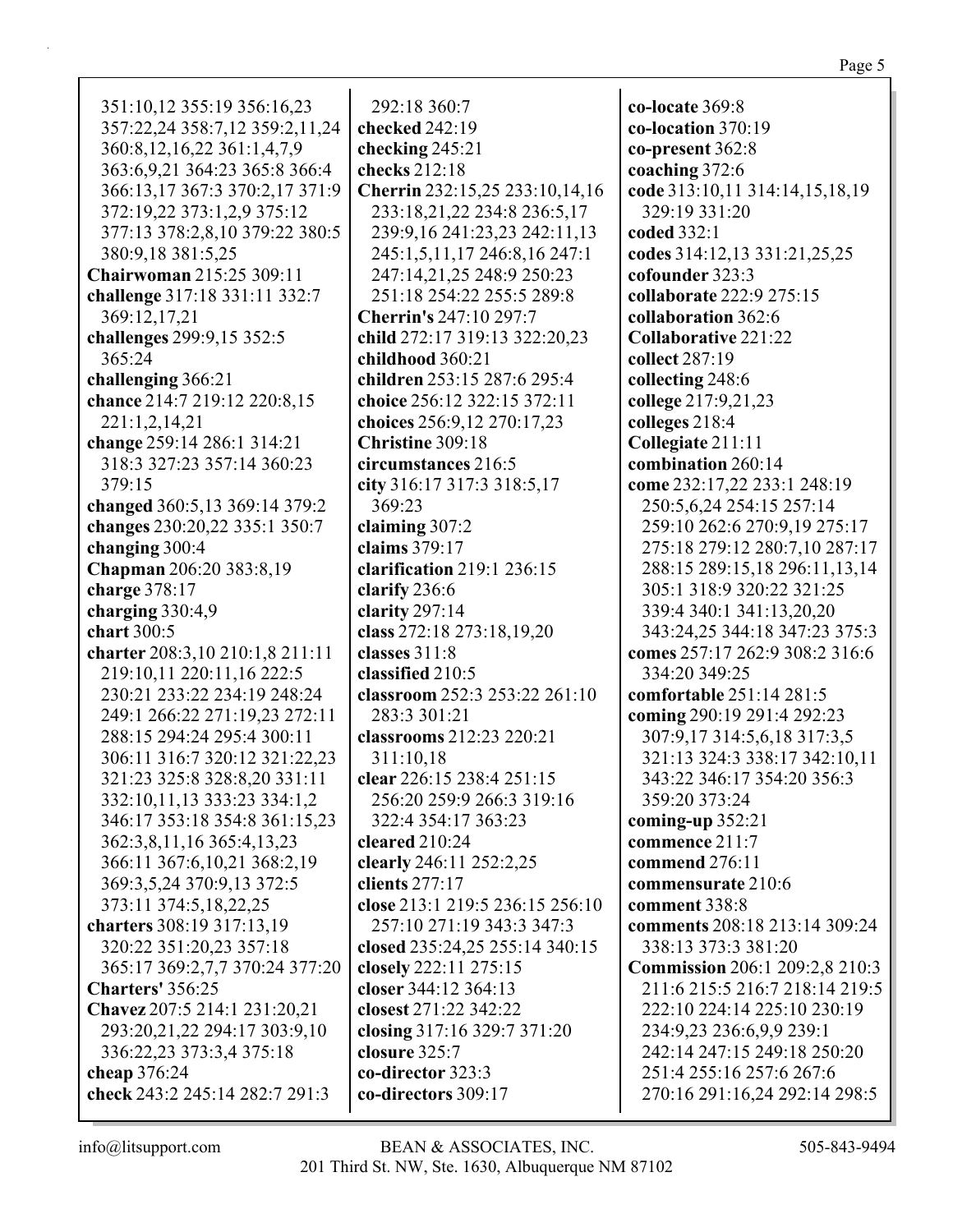351:10,12 355:19 356:16,23 357:22,24 358:7,12 359:2,11,24 360:8,12,16,22 361:1,4,7,9 363:6,9,21 364:23 365:8 366:4 366:13,17 367:3 370:2,17 371:9 372:19,22 373:1,2,9 375:12 377:13 378:2,8,10 379:22 380:5 380:9,18 381:5,25
**Chairwoman** 215:25 309:11
**challenge** 317:18 331:11 332:7 369:12,17,21
**challenges** 299:9,15 352:5 365:24
**challenging** 366:21
**chance** 214:7 219:12 220:8,15 221:1,2,14,21
**change** 259:14 286:1 314:21 318:3 327:23 357:14 360:23 379:15
**changed** 360:5,13 369:14 379:2
**changes** 230:20,22 335:1 350:7
**changing** 300:4
**Chapman** 206:20 383:8,19
**charge** 378:17
**charging** 330:4,9
**chart** 300:5
**charter** 208:3,10 210:1,8 211:11 219:10,11 220:11,16 222:5 230:21 233:22 234:19 248:24 249:1 266:22 271:19,23 272:11 288:15 294:24 295:4 300:11 306:11 316:7 320:12 321:22,23 321:23 325:8 328:8,20 331:11 332:10,11,13 333:23 334:1,2 346:17 353:18 354:8 361:15,23 362:3,8,11,16 365:4,13,23 366:11 367:6,10,21 368:2,19 369:3,5,24 370:9,13 372:5 373:11 374:5,18,22,25
**charters** 308:19 317:13,19 320:22 351:20,23 357:18 365:17 369:2,7,7 370:24 377:20
**Charters'** 356:25
**Chavez** 207:5 214:1 231:20,21 293:20,21,22 294:17 303:9,10 336:22,23 373:3,4 375:18
**cheap** 376:24
**check** 243:2 245:14 282:7 291:3 292:18 360:7
**checked** 242:19
**checking** 245:21
**checks** 212:18
**Cherrin** 232:15,25 233:10,14,16 233:18,21,22 234:8 236:5,17 239:9,16 241:23,23 242:11,13 245:1,5,11,17 246:8,16 247:1 247:14,21,25 248:9 250:23 251:18 254:22 255:5 289:8
**Cherrin's** 247:10 297:7
**child** 272:17 319:13 322:20,23
**childhood** 360:21
**children** 253:15 287:6 295:4
**choice** 256:12 322:15 372:11
**choices** 256:9,12 270:17,23
**Christine** 309:18
**circumstances** 216:5
**city** 316:17 317:3 318:5,17 369:23
**claiming** 307:2
**claims** 379:17
**clarification** 219:1 236:15
**clarify** 236:6
**clarity** 297:14
**class** 272:18 273:18,19,20
**classes** 311:8
**classified** 210:5
**classroom** 252:3 253:22 261:10 283:3 301:21
**classrooms** 212:23 220:21 311:10,18
**clear** 226:15 238:4 251:15 256:20 259:9 266:3 319:16 322:4 354:17 363:23
**cleared** 210:24
**clearly** 246:11 252:2,25
**clients** 277:17
**close** 213:1 219:5 236:15 256:10 257:10 271:19 343:3 347:3
**closed** 235:24,25 255:14 340:15
**closely** 222:11 275:15
**closer** 344:12 364:13
**closest** 271:22 342:22
**closing** 317:16 329:7 371:20
**closure** 325:7
**co-director** 323:3
**co-directors** 309:17
**co-locate** 369:8
**co-location** 370:19
**co-present** 362:8
**coaching** 372:6
**code** 313:10,11 314:14,15,18,19 329:19 331:20
**coded** 332:1
**codes** 314:12,13 331:21,25,25
**cofounder** 323:3
**collaborate** 222:9 275:15
**collaboration** 362:6
**Collaborative** 221:22
**collect** 287:19
**collecting** 248:6
**college** 217:9,21,23
**colleges** 218:4
**Collegiate** 211:11
**combination** 260:14
**come** 232:17,22 233:1 248:19 250:5,6,24 254:15 257:14 259:10 262:6 270:9,19 275:17 275:18 279:12 280:7,10 287:17 288:15 289:15,18 296:11,13,14 305:1 318:9 320:22 321:25 339:4 340:1 341:13,20,20 343:24,25 344:18 347:23 375:3
**comes** 257:17 262:9 308:2 316:6 334:20 349:25
**comfortable** 251:14 281:5
**coming** 290:19 291:4 292:23 307:9,17 314:5,6,18 317:3,5 321:13 324:3 338:17 342:10,11 343:22 346:17 354:20 356:3 359:20 373:24
**coming-up** 352:21
**commence** 211:7
**commend** 276:11
**commensurate** 210:6
**comment** 338:8
**comments** 208:18 213:14 309:24 338:13 373:3 381:20
**Commission** 206:1 209:2,8 210:3 211:6 215:5 216:7 218:14 219:5 222:10 224:14 225:10 230:19 234:9,23 236:6,9,9 239:1 242:14 247:15 249:18 250:20 251:4 255:16 257:6 267:6 270:16 291:16,24 292:14 298:5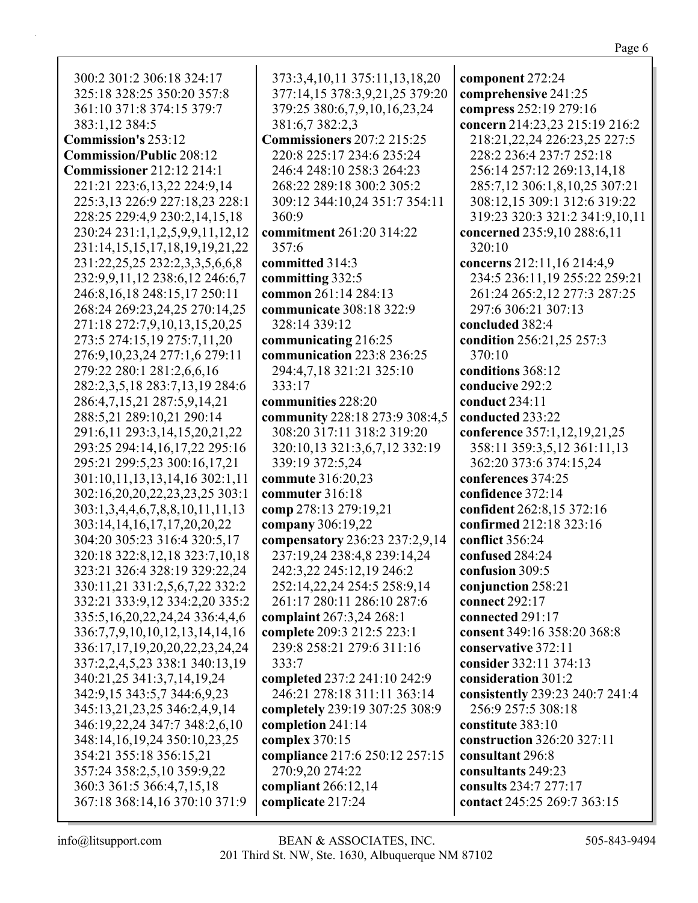300:2 301:2 306:18 324:17 325:18 328:25 350:20 357:8 361:10 371:8 374:15 379:7 383:1,12 384:5

**Commission's** 253:12

**Commission/Public** 208:12

**Commissioner** 212:12 214:1 221:21 223:6,13,22 224:9,14 225:3,13 226:9 227:18,23 228:1 228:25 229:4,9 230:2,14,15,18 230:24 231:1,1,2,5,9,9,11,12,12 231:14,15,15,17,18,19,19,21,22 231:22,25,25 232:2,3,3,5,6,6,8 232:9,9,11,12 238:6,12 246:6,7 246:8,16,18 248:15,17 250:11 268:24 269:23,24,25 270:14,25 271:18 272:7,9,10,13,15,20,25 273:5 274:15,19 275:7,11,20 276:9,10,23,24 277:1,6 279:11 279:22 280:1 281:2,6,6,16 282:2,3,5,18 283:7,13,19 284:6 286:4,7,15,21 287:5,9,14,21 288:5,21 289:10,21 290:14 291:6,11 293:3,14,15,20,21,22 293:25 294:14,16,17,22 295:16 295:21 299:5,23 300:16,17,21 301:10,11,13,13,14,16 302:1,11 302:16,20,20,22,23,23,25 303:1 303:1,3,4,4,6,7,8,8,10,11,11,13 303:14,14,16,17,17,20,20,22 304:20 305:23 316:4 320:5,17 320:18 322:8,12,18 323:7,10,18 323:21 326:4 328:19 329:22,24 330:11,21 331:2,5,6,7,22 332:2 332:21 333:9,12 334:2,20 335:2 335:5,16,20,22,24,24 336:4,4,6 336:7,7,9,10,10,12,13,14,14,16 336:17,17,19,20,20,22,23,24,24 337:2,2,4,5,23 338:1 340:13,19 340:21,25 341:3,7,14,19,24 342:9,15 343:5,7 344:6,9,23 345:13,21,23,25 346:2,4,9,14 346:19,22,24 347:7 348:2,6,10 348:14,16,19,24 350:10,23,25 354:21 355:18 356:15,21 357:24 358:2,5,10 359:9,22 360:3 361:5 366:4,7,15,18 367:18 368:14,16 370:10 371:9 373:3,4,10,11 375:11,13,18,20 377:14,15 378:3,9,21,25 379:20 379:25 380:6,7,9,10,16,23,24 381:6,7 382:2,3

**Commissioners** 207:2 215:25 220:8 225:17 234:6 235:24 246:4 248:10 258:3 264:23 268:22 289:18 300:2 305:2 309:12 344:10,24 351:7 354:11 360:9

**commitment** 261:20 314:22 357:6

**committed** 314:3

**committing** 332:5

**common** 261:14 284:13

**communicate** 308:18 322:9 328:14 339:12

**communicating** 216:25

**communication** 223:8 236:25 294:4,7,18 321:21 325:10 333:17

**communities** 228:20

**community** 228:18 273:9 308:4,5 308:20 317:11 318:2 319:20 320:10,13 321:3,6,7,12 332:19 339:19 372:5,24

**commute** 316:20,23

**commuter** 316:18

**comp** 278:13 279:19,21

**company** 306:19,22

**compensatory** 236:23 237:2,9,14 237:19,24 238:4,8 239:14,24 242:3,22 245:12,19 246:2 252:14,22,24 254:5 258:9,14 261:17 280:11 286:10 287:6

**complaint** 267:3,24 268:1

**complete** 209:3 212:5 223:1 239:8 258:21 279:6 311:16 333:7

**completed** 237:2 241:10 242:9 246:21 278:18 311:11 363:14

**completely** 239:19 307:25 308:9

**completion** 241:14

**complex** 370:15

**compliance** 217:6 250:12 257:15 270:9,20 274:22

**compliant** 266:12,14

**complicate** 217:24

**component** 272:24

**comprehensive** 241:25

**compress** 252:19 279:16

**concern** 214:23,23 215:19 216:2 218:21,22,24 226:23,25 227:5 228:2 236:4 237:7 252:18 256:14 257:12 269:13,14,18 285:7,12 306:1,8,10,25 307:21 308:12,15 309:1 312:6 319:22 319:23 320:3 321:2 341:9,10,11

**concerned** 235:9,10 288:6,11 320:10

**concerns** 212:11,16 214:4,9 234:5 236:11,19 255:22 259:21 261:24 265:2,12 277:3 287:25 297:6 306:21 307:13

**concluded** 382:4

**condition** 256:21,25 257:3 370:10

**conditions** 368:12

**conducive** 292:2

**conduct** 234:11

**conducted** 233:22

**conference** 357:1,12,19,21,25 358:11 359:3,5,12 361:11,13 362:20 373:6 374:15,24

**conferences** 374:25

**confidence** 372:14

**confident** 262:8,15 372:16

**confirmed** 212:18 323:16

**conflict** 356:24

**confused** 284:24

**confusion** 309:5

**conjunction** 258:21

**connect** 292:17

**connected** 291:17

**consent** 349:16 358:20 368:8

**conservative** 372:11

**consider** 332:11 374:13

**consideration** 301:2

**consistently** 239:23 240:7 241:4 256:9 257:5 308:18

**constitute** 383:10

**construction** 326:20 327:11

**consultant** 296:8

**consultants** 249:23

**consults** 234:7 277:17

**contact** 245:25 269:7 363:15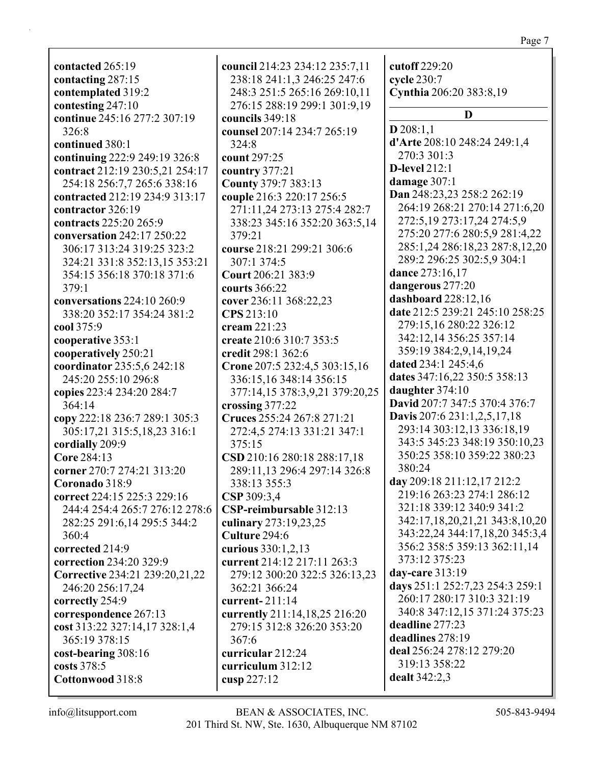**contacted** 265:19
**contacting** 287:15
**contemplated** 319:2
**contesting** 247:10
**continue** 245:16 277:2 307:19 326:8
**continued** 380:1
**continuing** 222:9 249:19 326:8
**contract** 212:19 230:5,21 254:17 254:18 256:7,7 265:6 338:16
**contracted** 212:19 234:9 313:17
**contractor** 326:19
**contracts** 225:20 265:9
**conversation** 242:17 250:22 306:17 313:24 319:25 323:2 324:21 331:8 352:13,15 353:21 354:15 356:18 370:18 371:6 379:1
**conversations** 224:10 260:9 338:20 352:17 354:24 381:2
**cool** 375:9
**cooperative** 353:1
**cooperatively** 250:21
**coordinator** 235:5,6 242:18 245:20 255:10 296:8
**copies** 223:4 234:20 284:7 364:14
**copy** 222:18 236:7 289:1 305:3 305:17,21 315:5,18,23 316:1
**cordially** 209:9
**Core** 284:13
**corner** 270:7 274:21 313:20
**Coronado** 318:9
**correct** 224:15 225:3 229:16 244:4 254:4 265:7 276:12 278:6 282:25 291:6,14 295:5 344:2 360:4
**corrected** 214:9
**correction** 234:20 329:9
**Corrective** 234:21 239:20,21,22 246:20 256:17,24
**correctly** 254:9
**correspondence** 267:13
**cost** 313:22 327:14,17 328:1,4 365:19 378:15
**cost-bearing** 308:16
**costs** 378:5
**Cottonwood** 318:8
**council** 214:23 234:12 235:7,11 238:18 241:1,3 246:25 247:6 248:3 251:5 265:16 269:10,11 276:15 288:19 299:1 301:9,19
**councils** 349:18
**counsel** 207:14 234:7 265:19 324:8
**count** 297:25
**country** 377:21
**County** 379:7 383:13
**couple** 216:3 220:17 256:5 271:11,24 273:13 275:4 282:7 338:23 345:16 352:20 363:5,14 379:21
**course** 218:21 299:21 306:6 307:1 374:5
**Court** 206:21 383:9
**courts** 366:22
**cover** 236:11 368:22,23
**CPS** 213:10
**cream** 221:23
**create** 210:6 310:7 353:5
**credit** 298:1 362:6
**Crone** 207:5 232:4,5 303:15,16 336:15,16 348:14 356:15 377:14,15 378:3,9,21 379:20,25
**crossing** 377:22
**Cruces** 255:24 267:8 271:21 272:4,5 274:13 331:21 347:1 375:15
**CSD** 210:16 280:18 288:17,18 289:11,13 296:4 297:14 326:8 338:13 355:3
**CSP** 309:3,4
**CSP-reimbursable** 312:13
**culinary** 273:19,23,25
**Culture** 294:6
**curious** 330:1,2,13
**current** 214:12 217:11 263:3 279:12 300:20 322:5 326:13,23 362:21 366:24
**current-** 211:14
**currently** 211:14,18,25 216:20 279:15 312:8 326:20 353:20 367:6
**curricular** 212:24
**curriculum** 312:12
**cusp** 227:12
**cutoff** 229:20
**cycle** 230:7
**Cynthia** 206:20 383:8,19

## D

**D** 208:1,1
**d'Arte** 208:10 248:24 249:1,4 270:3 301:3
**D-level** 212:1
**damage** 307:1
**Dan** 248:23,23 258:2 262:19 264:19 268:21 270:14 271:6,20 272:5,19 273:17,24 274:5,9 275:20 277:6 280:5,9 281:4,22 285:1,24 286:18,23 287:8,12,20 289:2 296:25 302:5,9 304:1
**dance** 273:16,17
**dangerous** 277:20
**dashboard** 228:12,16
**date** 212:5 239:21 245:10 258:25 279:15,16 280:22 326:12 342:12,14 356:25 357:14 359:19 384:2,9,14,19,24
**dated** 234:1 245:4,6
**dates** 347:16,22 350:5 358:13
**daughter** 374:10
**David** 207:7 347:5 370:4 376:7
**Davis** 207:6 231:1,2,5,17,18 293:14 303:12,13 336:18,19 343:5 345:23 348:19 350:10,23 350:25 358:10 359:22 380:23 380:24
**day** 209:18 211:12,17 212:2 219:16 263:23 274:1 286:12 321:18 339:12 340:9 341:2 342:17,18,20,21,21 343:8,10,20 343:22,24 344:17,18,20 345:3,4 356:2 358:5 359:13 362:11,14 373:12 375:23
**day-care** 313:19
**days** 251:1 252:7,23 254:3 259:1 260:17 280:17 310:3 321:19 340:8 347:12,15 371:24 375:23
**deadline** 277:23
**deadlines** 278:19
**deal** 256:24 278:12 279:20 319:13 358:22
**dealt** 342:2,3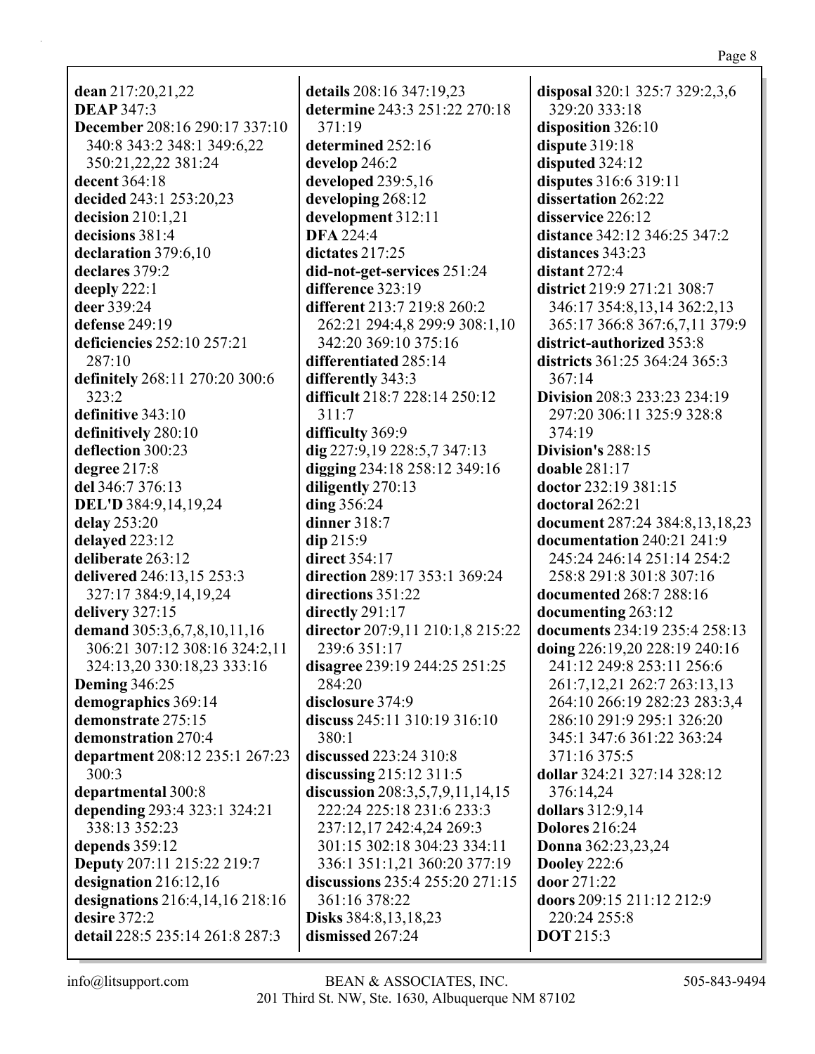**dean** 217:20,21,22
**DEAP** 347:3
**December** 208:16 290:17 337:10 340:8 343:2 348:1 349:6,22 350:21,22,22 381:24
**decent** 364:18
**decided** 243:1 253:20,23
**decision** 210:1,21
**decisions** 381:4
**declaration** 379:6,10
**declares** 379:2
**deeply** 222:1
**deer** 339:24
**defense** 249:19
**deficiencies** 252:10 257:21 287:10
**definitely** 268:11 270:20 300:6 323:2
**definitive** 343:10
**definitively** 280:10
**deflection** 300:23
**degree** 217:8
**del** 346:7 376:13
**DEL'D** 384:9,14,19,24
**delay** 253:20
**delayed** 223:12
**deliberate** 263:12
**delivered** 246:13,15 253:3 327:17 384:9,14,19,24
**delivery** 327:15
**demand** 305:3,6,7,8,10,11,16 306:21 307:12 308:16 324:2,11 324:13,20 330:18,23 333:16
**Deming** 346:25
**demographics** 369:14
**demonstrate** 275:15
**demonstration** 270:4
**department** 208:12 235:1 267:23 300:3
**departmental** 300:8
**depending** 293:4 323:1 324:21 338:13 352:23
**depends** 359:12
**Deputy** 207:11 215:22 219:7
**designation** 216:12,16
**designations** 216:4,14,16 218:16
**desire** 372:2
**detail** 228:5 235:14 261:8 287:3
**details** 208:16 347:19,23
**determine** 243:3 251:22 270:18 371:19
**determined** 252:16
**develop** 246:2
**developed** 239:5,16
**developing** 268:12
**development** 312:11
**DFA** 224:4
**dictates** 217:25
**did-not-get-services** 251:24
**difference** 323:19
**different** 213:7 219:8 260:2 262:21 294:4,8 299:9 308:1,10 342:20 369:10 375:16
**differentiated** 285:14
**differently** 343:3
**difficult** 218:7 228:14 250:12 311:7
**difficulty** 369:9
**dig** 227:9,19 228:5,7 347:13
**digging** 234:18 258:12 349:16
**diligently** 270:13
**ding** 356:24
**dinner** 318:7
**dip** 215:9
**direct** 354:17
**direction** 289:17 353:1 369:24
**directions** 351:22
**directly** 291:17
**director** 207:9,11 210:1,8 215:22 239:6 351:17
**disagree** 239:19 244:25 251:25 284:20
**disclosure** 374:9
**discuss** 245:11 310:19 316:10 380:1
**discussed** 223:24 310:8
**discussing** 215:12 311:5
**discussion** 208:3,5,7,9,11,14,15 222:24 225:18 231:6 233:3 237:12,17 242:4,24 269:3 301:15 302:18 304:23 334:11 336:1 351:1,21 360:20 377:19
**discussions** 235:4 255:20 271:15 361:16 378:22
**Disks** 384:8,13,18,23
**dismissed** 267:24
**disposal** 320:1 325:7 329:2,3,6 329:20 333:18
**disposition** 326:10
**dispute** 319:18
**disputed** 324:12
**disputes** 316:6 319:11
**dissertation** 262:22
**disservice** 226:12
**distance** 342:12 346:25 347:2
**distances** 343:23
**distant** 272:4
**district** 219:9 271:21 308:7 346:17 354:8,13,14 362:2,13 365:17 366:8 367:6,7,11 379:9
**district-authorized** 353:8
**districts** 361:25 364:24 365:3 367:14
**Division** 208:3 233:23 234:19 297:20 306:11 325:9 328:8 374:19
**Division's** 288:15
**doable** 281:17
**doctor** 232:19 381:15
**doctoral** 262:21
**document** 287:24 384:8,13,18,23
**documentation** 240:21 241:9 245:24 246:14 251:14 254:2 258:8 291:8 301:8 307:16
**documented** 268:7 288:16
**documenting** 263:12
**documents** 234:19 235:4 258:13
**doing** 226:19,20 228:19 240:16 241:12 249:8 253:11 256:6 261:7,12,21 262:7 263:13,13 264:10 266:19 282:23 283:3,4 286:10 291:9 295:1 326:20 345:1 347:6 361:22 363:24 371:16 375:5
**dollar** 324:21 327:14 328:12 376:14,24
**dollars** 312:9,14
**Dolores** 216:24
**Donna** 362:23,23,24
**Dooley** 222:6
**door** 271:22
**doors** 209:15 211:12 212:9 220:24 255:8
**DOT** 215:3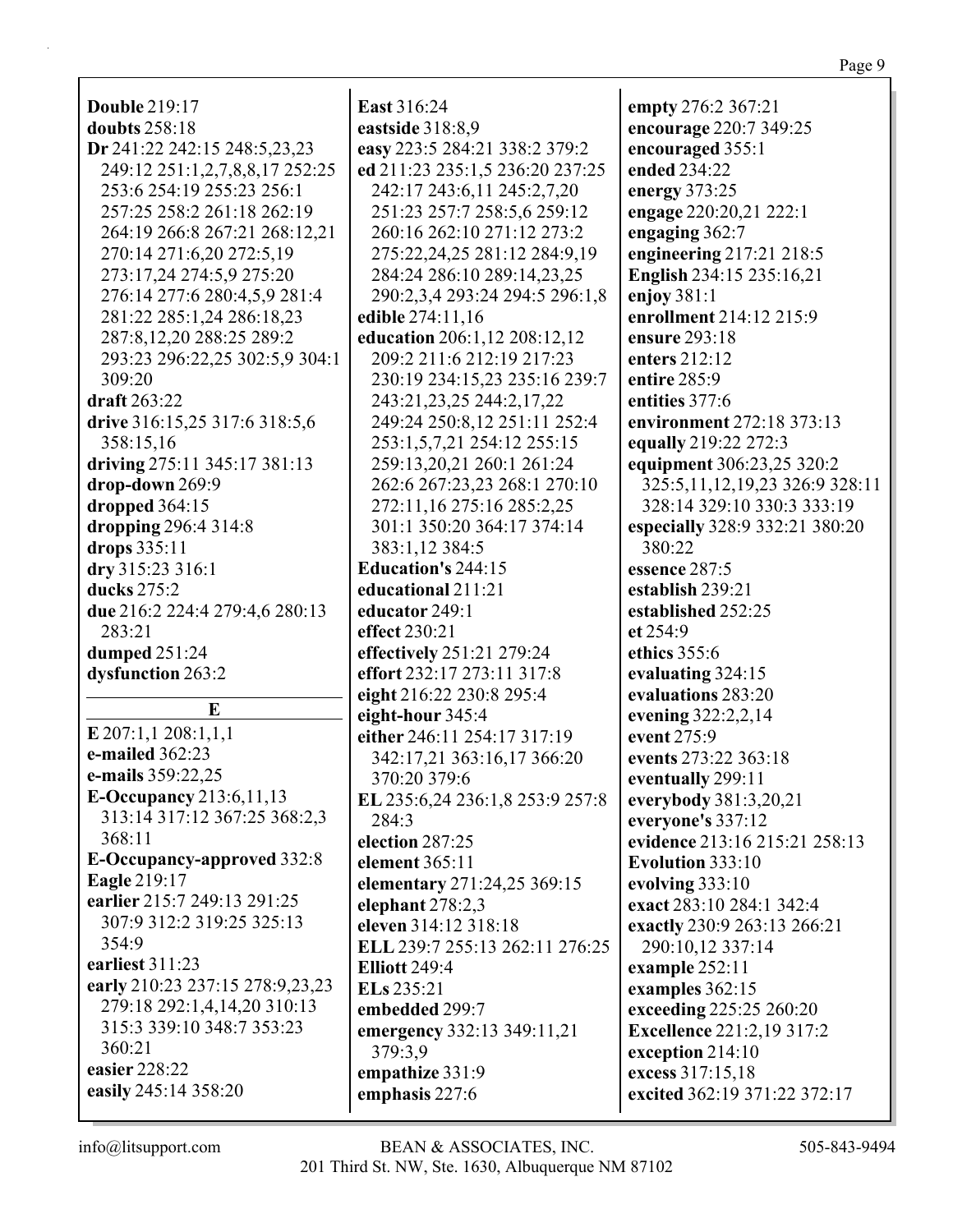**Double** 219:17
**doubts** 258:18
**Dr** 241:22 242:15 248:5,23,23 249:12 251:1,2,7,8,8,17 252:25 253:6 254:19 255:23 256:1 257:25 258:2 261:18 262:19 264:19 266:8 267:21 268:12,21 270:14 271:6,20 272:5,19 273:17,24 274:5,9 275:20 276:14 277:6 280:4,5,9 281:4 281:22 285:1,24 286:18,23 287:8,12,20 288:25 289:2 293:23 296:22,25 302:5,9 304:1 309:20
**draft** 263:22
**drive** 316:15,25 317:6 318:5,6 358:15,16
**driving** 275:11 345:17 381:13
**drop-down** 269:9
**dropped** 364:15
**dropping** 296:4 314:8
**drops** 335:11
**dry** 315:23 316:1
**ducks** 275:2
**due** 216:2 224:4 279:4,6 280:13 283:21
**dumped** 251:24
**dysfunction** 263:2

## E

**E** 207:1,1 208:1,1,1
**e-mailed** 362:23
**e-mails** 359:22,25
**E-Occupancy** 213:6,11,13 313:14 317:12 367:25 368:2,3 368:11
**E-Occupancy-approved** 332:8
**Eagle** 219:17
**earlier** 215:7 249:13 291:25 307:9 312:2 319:25 325:13 354:9
**earliest** 311:23
**early** 210:23 237:15 278:9,23,23 279:18 292:1,4,14,20 310:13 315:3 339:10 348:7 353:23 360:21
**easier** 228:22
**easily** 245:14 358:20
**East** 316:24
**eastside** 318:8,9
**easy** 223:5 284:21 338:2 379:2
**ed** 211:23 235:1,5 236:20 237:25 242:17 243:6,11 245:2,7,20 251:23 257:7 258:5,6 259:12 260:16 262:10 271:12 273:2 275:22,24,25 281:12 284:9,19 284:24 286:10 289:14,23,25 290:2,3,4 293:24 294:5 296:1,8
**edible** 274:11,16
**education** 206:1,12 208:12,12 209:2 211:6 212:19 217:23 230:19 234:15,23 235:16 239:7 243:21,23,25 244:2,17,22 249:24 250:8,12 251:11 252:4 253:1,5,7,21 254:12 255:15 259:13,20,21 260:1 261:24 262:6 267:23,23 268:1 270:10 272:11,16 275:16 285:2,25 301:1 350:20 364:17 374:14 383:1,12 384:5
**Education's** 244:15
**educational** 211:21
**educator** 249:1
**effect** 230:21
**effectively** 251:21 279:24
**effort** 232:17 273:11 317:8
**eight** 216:22 230:8 295:4
**eight-hour** 345:4
**either** 246:11 254:17 317:19 342:17,21 363:16,17 366:20 370:20 379:6
**EL** 235:6,24 236:1,8 253:9 257:8 284:3
**election** 287:25
**element** 365:11
**elementary** 271:24,25 369:15
**elephant** 278:2,3
**eleven** 314:12 318:18
**ELL** 239:7 255:13 262:11 276:25
**Elliott** 249:4
**ELs** 235:21
**embedded** 299:7
**emergency** 332:13 349:11,21 379:3,9
**empathize** 331:9
**emphasis** 227:6
**empty** 276:2 367:21
**encourage** 220:7 349:25
**encouraged** 355:1
**ended** 234:22
**energy** 373:25
**engage** 220:20,21 222:1
**engaging** 362:7
**engineering** 217:21 218:5
**English** 234:15 235:16,21
**enjoy** 381:1
**enrollment** 214:12 215:9
**ensure** 293:18
**enters** 212:12
**entire** 285:9
**entities** 377:6
**environment** 272:18 373:13
**equally** 219:22 272:3
**equipment** 306:23,25 320:2 325:5,11,12,19,23 326:9 328:11 328:14 329:10 330:3 333:19
**especially** 328:9 332:21 380:20 380:22
**essence** 287:5
**establish** 239:21
**established** 252:25
**et** 254:9
**ethics** 355:6
**evaluating** 324:15
**evaluations** 283:20
**evening** 322:2,2,14
**event** 275:9
**events** 273:22 363:18
**eventually** 299:11
**everybody** 381:3,20,21
**everyone's** 337:12
**evidence** 213:16 215:21 258:13
**Evolution** 333:10
**evolving** 333:10
**exact** 283:10 284:1 342:4
**exactly** 230:9 263:13 266:21 290:10,12 337:14
**example** 252:11
**examples** 362:15
**exceeding** 225:25 260:20
**Excellence** 221:2,19 317:2
**exception** 214:10
**excess** 317:15,18
**excited** 362:19 371:22 372:17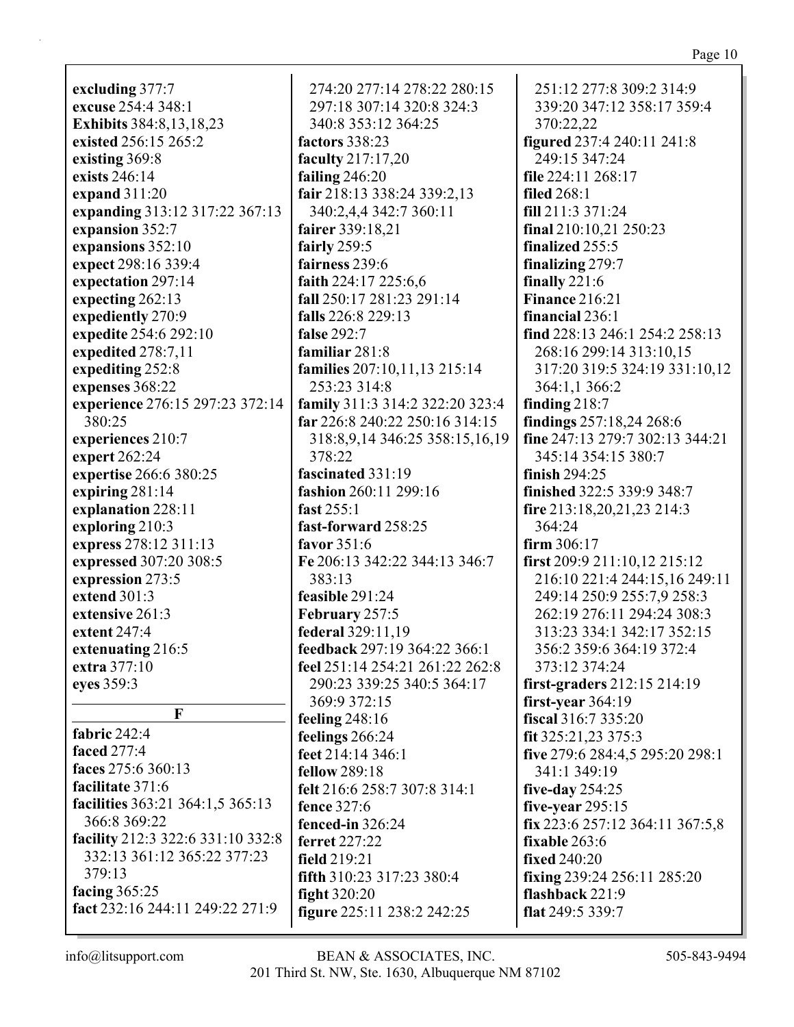**excluding** 377:7
**excuse** 254:4 348:1
**Exhibits** 384:8,13,18,23
**existed** 256:15 265:2
**existing** 369:8
**exists** 246:14
**expand** 311:20
**expanding** 313:12 317:22 367:13
**expansion** 352:7
**expansions** 352:10
**expect** 298:16 339:4
**expectation** 297:14
**expecting** 262:13
**expediently** 270:9
**expedite** 254:6 292:10
**expedited** 278:7,11
**expediting** 252:8
**expenses** 368:22
**experience** 276:15 297:23 372:14 380:25
**experiences** 210:7
**expert** 262:24
**expertise** 266:6 380:25
**expiring** 281:14
**explanation** 228:11
**exploring** 210:3
**express** 278:12 311:13
**expressed** 307:20 308:5
**expression** 273:5
**extend** 301:3
**extensive** 261:3
**extent** 247:4
**extenuating** 216:5
**extra** 377:10
**eyes** 359:3

## F

**fabric** 242:4
**faced** 277:4
**faces** 275:6 360:13
**facilitate** 371:6
**facilities** 363:21 364:1,5 365:13 366:8 369:22
**facility** 212:3 322:6 331:10 332:8 332:13 361:12 365:22 377:23 379:13
**facing** 365:25
**fact** 232:16 244:11 249:22 271:9 274:20 277:14 278:22 280:15 297:18 307:14 320:8 324:3 340:8 353:12 364:25
**factors** 338:23
**faculty** 217:17,20
**failing** 246:20
**fair** 218:13 338:24 339:2,13 340:2,4,4 342:7 360:11
**fairer** 339:18,21
**fairly** 259:5
**fairness** 239:6
**faith** 224:17 225:6,6
**fall** 250:17 281:23 291:14
**falls** 226:8 229:13
**false** 292:7
**familiar** 281:8
**families** 207:10,11,13 215:14 253:23 314:8
**family** 311:3 314:2 322:20 323:4
**far** 226:8 240:22 250:16 314:15 318:8,9,14 346:25 358:15,16,19 378:22
**fascinated** 331:19
**fashion** 260:11 299:16
**fast** 255:1
**fast-forward** 258:25
**favor** 351:6
**Fe** 206:13 342:22 344:13 346:7 383:13
**feasible** 291:24
**February** 257:5
**federal** 329:11,19
**feedback** 297:19 364:22 366:1
**feel** 251:14 254:21 261:22 262:8 290:23 339:25 340:5 364:17 369:9 372:15
**feeling** 248:16
**feelings** 266:24
**feet** 214:14 346:1
**fellow** 289:18
**felt** 216:6 258:7 307:8 314:1
**fence** 327:6
**fenced-in** 326:24
**ferret** 227:22
**field** 219:21
**fifth** 310:23 317:23 380:4
**fight** 320:20
**figure** 225:11 238:2 242:25 251:12 277:8 309:2 314:9 339:20 347:12 358:17 359:4 370:22,22
**figured** 237:4 240:11 241:8 249:15 347:24
**file** 224:11 268:17
**filed** 268:1
**fill** 211:3 371:24
**final** 210:10,21 250:23
**finalized** 255:5
**finalizing** 279:7
**finally** 221:6
**Finance** 216:21
**financial** 236:1
**find** 228:13 246:1 254:2 258:13 268:16 299:14 313:10,15 317:20 319:5 324:19 331:10,12 364:1,1 366:2
**finding** 218:7
**findings** 257:18,24 268:6
**fine** 247:13 279:7 302:13 344:21 345:14 354:15 380:7
**finish** 294:25
**finished** 322:5 339:9 348:7
**fire** 213:18,20,21,23 214:3 364:24
**firm** 306:17
**first** 209:9 211:10,12 215:12 216:10 221:4 244:15,16 249:11 249:14 250:9 255:7,9 258:3 262:19 276:11 294:24 308:3 313:23 334:1 342:17 352:15 356:2 359:6 364:19 372:4 373:12 374:24
**first-graders** 212:15 214:19
**first-year** 364:19
**fiscal** 316:7 335:20
**fit** 325:21,23 375:3
**five** 279:6 284:4,5 295:20 298:1 341:1 349:19
**five-day** 254:25
**five-year** 295:15
**fix** 223:6 257:12 364:11 367:5,8
**fixable** 263:6
**fixed** 240:20
**fixing** 239:24 256:11 285:20
**flashback** 221:9
**flat** 249:5 339:7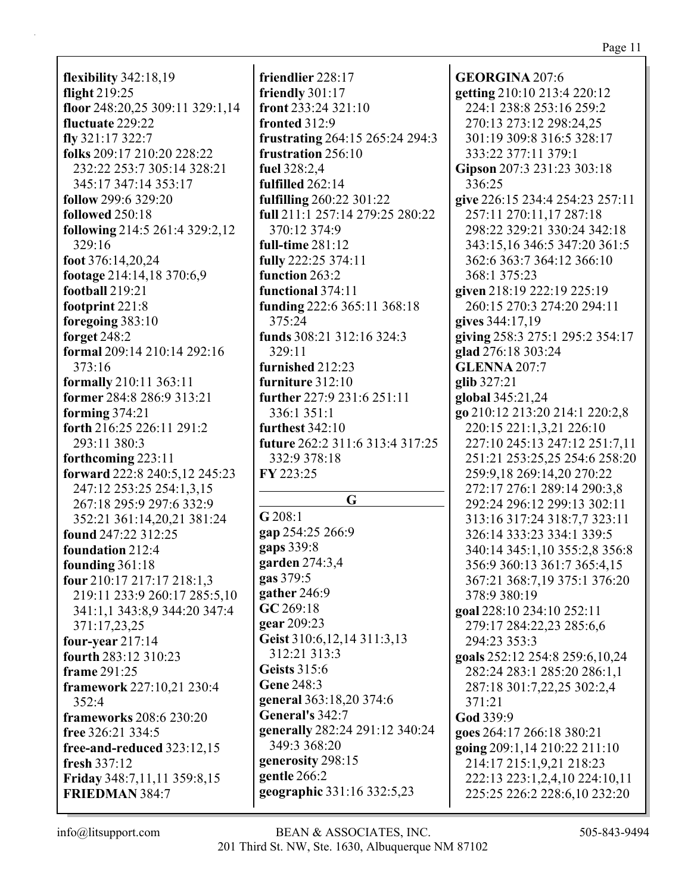**flexibility** 342:18,19
**flight** 219:25
**floor** 248:20,25 309:11 329:1,14
**fluctuate** 229:22
**fly** 321:17 322:7
**folks** 209:17 210:20 228:22 232:22 253:7 305:14 328:21 345:17 347:14 353:17
**follow** 299:6 329:20
**followed** 250:18
**following** 214:5 261:4 329:2,12 329:16
**foot** 376:14,20,24
**footage** 214:14,18 370:6,9
**football** 219:21
**footprint** 221:8
**foregoing** 383:10
**forget** 248:2
**formal** 209:14 210:14 292:16 373:16
**formally** 210:11 363:11
**former** 284:8 286:9 313:21
**forming** 374:21
**forth** 216:25 226:11 291:2 293:11 380:3
**forthcoming** 223:11
**forward** 222:8 240:5,12 245:23 247:12 253:25 254:1,3,15 267:18 295:9 297:6 332:9 352:21 361:14,20,21 381:24
**found** 247:22 312:25
**foundation** 212:4
**founding** 361:18
**four** 210:17 217:17 218:1,3 219:11 233:9 260:17 285:5,10 341:1,1 343:8,9 344:20 347:4 371:17,23,25
**four-year** 217:14
**fourth** 283:12 310:23
**frame** 291:25
**framework** 227:10,21 230:4 352:4
**frameworks** 208:6 230:20
**free** 326:21 334:5
**free-and-reduced** 323:12,15
**fresh** 337:12
**Friday** 348:7,11,11 359:8,15
**FRIEDMAN** 384:7
**friendlier** 228:17
**friendly** 301:17
**front** 233:24 321:10
**fronted** 312:9
**frustrating** 264:15 265:24 294:3
**frustration** 256:10
**fuel** 328:2,4
**fulfilled** 262:14
**fulfilling** 260:22 301:22
**full** 211:1 257:14 279:25 280:22 370:12 374:9
**full-time** 281:12
**fully** 222:25 374:11
**function** 263:2
**functional** 374:11
**funding** 222:6 365:11 368:18 375:24
**funds** 308:21 312:16 324:3 329:11
**furnished** 212:23
**furniture** 312:10
**further** 227:9 231:6 251:11 336:1 351:1
**furthest** 342:10
**future** 262:2 311:6 313:4 317:25 332:9 378:18
**FY** 223:25

## G

**G** 208:1
**gap** 254:25 266:9
**gaps** 339:8
**garden** 274:3,4
**gas** 379:5
**gather** 246:9
**GC** 269:18
**gear** 209:23
**Geist** 310:6,12,14 311:3,13 312:21 313:3
**Geists** 315:6
**Gene** 248:3
**general** 363:18,20 374:6
**General's** 342:7
**generally** 282:24 291:12 340:24 349:3 368:20
**generosity** 298:15
**gentle** 266:2
**geographic** 331:16 332:5,23
**GEORGINA** 207:6
**getting** 210:10 213:4 220:12 224:1 238:8 253:16 259:2 270:13 273:12 298:24,25 301:19 309:8 316:5 328:17 333:22 377:11 379:1
**Gipson** 207:3 231:23 303:18 336:25
**give** 226:15 234:4 254:23 257:11 257:11 270:11,17 287:18 298:22 329:21 330:24 342:18 343:15,16 346:5 347:20 361:5 362:6 363:7 364:12 366:10 368:1 375:23
**given** 218:19 222:19 225:19 260:15 270:3 274:20 294:11
**gives** 344:17,19
**giving** 258:3 275:1 295:2 354:17
**glad** 276:18 303:24
**GLENNA** 207:7
**glib** 327:21
**global** 345:21,24
**go** 210:12 213:20 214:1 220:2,8 220:15 221:1,3,21 226:10 227:10 245:13 247:12 251:7,11 251:21 253:25,25 254:6 258:20 259:9,18 269:14,20 270:22 272:17 276:1 289:14 290:3,8 292:24 296:12 299:13 302:11 313:16 317:24 318:7,7 323:11 326:14 333:23 334:1 339:5 340:14 345:1,10 355:2,8 356:8 356:9 360:13 361:7 365:4,15 367:21 368:7,19 375:1 376:20 378:9 380:19
**goal** 228:10 234:10 252:11 279:17 284:22,23 285:6,6 294:23 353:3
**goals** 252:12 254:8 259:6,10,24 282:24 283:1 285:20 286:1,1 287:18 301:7,22,25 302:2,4 371:21
**God** 339:9
**goes** 264:17 266:18 380:21
**going** 209:1,14 210:22 211:10 214:17 215:1,9,21 218:23 222:13 223:1,2,4,10 224:10,11 225:25 226:2 228:6,10 232:20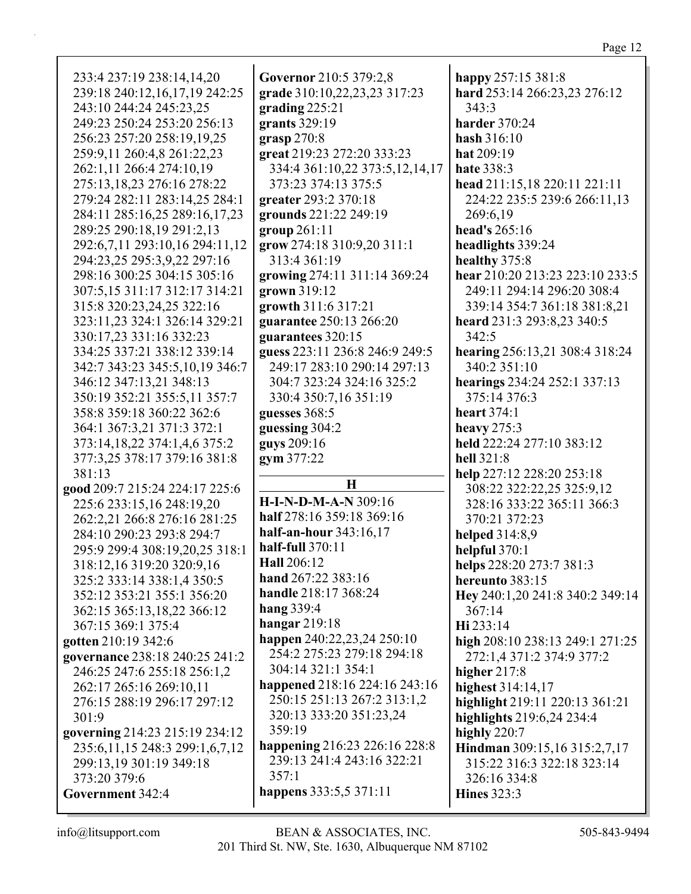233:4 237:19 238:14,14,20 239:18 240:12,16,17,19 242:25 243:10 244:24 245:23,25 249:23 250:24 253:20 256:13 256:23 257:20 258:19,19,25 259:9,11 260:4,8 261:22,23 262:1,11 266:4 274:10,19 275:13,18,23 276:16 278:22 279:24 282:11 283:14,25 284:1 284:11 285:16,25 289:16,17,23 289:25 290:18,19 291:2,13 292:6,7,11 293:10,16 294:11,12 294:23,25 295:3,9,22 297:16 298:16 300:25 304:15 305:16 307:5,15 311:17 312:17 314:21 315:8 320:23,24,25 322:16 323:11,23 324:1 326:14 329:21 330:17,23 331:16 332:23 334:25 337:21 338:12 339:14 342:7 343:23 345:5,10,19 346:7 346:12 347:13,21 348:13 350:19 352:21 355:5,11 357:7 358:8 359:18 360:22 362:6 364:1 367:3,21 371:3 372:1 373:14,18,22 374:1,4,6 375:2 377:3,25 378:17 379:16 381:8 381:13

**good** 209:7 215:24 224:17 225:6 225:6 233:15,16 248:19,20 262:2,21 266:8 276:16 281:25 284:10 290:23 293:8 294:7 295:9 299:4 308:19,20,25 318:1 318:12,16 319:20 320:9,16 325:2 333:14 338:1,4 350:5 352:12 353:21 355:1 356:20 362:15 365:13,18,22 366:12 367:15 369:1 375:4

**gotten** 210:19 342:6

**governance** 238:18 240:25 241:2 246:25 247:6 255:18 256:1,2 262:17 265:16 269:10,11 276:15 288:19 296:17 297:12 301:9

**governing** 214:23 215:19 234:12 235:6,11,15 248:3 299:1,6,7,12 299:13,19 301:19 349:18 373:20 379:6

**Government** 342:4

**Governor** 210:5 379:2,8

**grade** 310:10,22,23,23 317:23

**grading** 225:21

**grants** 329:19

**grasp** 270:8

**great** 219:23 272:20 333:23 334:4 361:10,22 373:5,12,14,17 373:23 374:13 375:5

**greater** 293:2 370:18

**grounds** 221:22 249:19

**group** 261:11

**grow** 274:18 310:9,20 311:1 313:4 361:19

**growing** 274:11 311:14 369:24

**grown** 319:12

**growth** 311:6 317:21

**guarantee** 250:13 266:20

**guarantees** 320:15

**guess** 223:11 236:8 246:9 249:5 249:17 283:10 290:14 297:13 304:7 323:24 324:16 325:2 330:4 350:7,16 351:19

**guesses** 368:5

**guessing** 304:2

**guys** 209:16

**gym** 377:22

## H

**H-I-N-D-M-A-N** 309:16

**half** 278:16 359:18 369:16

**half-an-hour** 343:16,17

**half-full** 370:11

**Hall** 206:12

**hand** 267:22 383:16

**handle** 218:17 368:24

**hang** 339:4

**hangar** 219:18

**happen** 240:22,23,24 250:10 254:2 275:23 279:18 294:18 304:14 321:1 354:1

**happened** 218:16 224:16 243:16 250:15 251:13 267:2 313:1,2 320:13 333:20 351:23,24 359:19

**happening** 216:23 226:16 228:8 239:13 241:4 243:16 322:21 357:1

**happens** 333:5,5 371:11

**happy** 257:15 381:8

**hard** 253:14 266:23,23 276:12 343:3

**harder** 370:24

**hash** 316:10

**hat** 209:19

**hate** 338:3

**head** 211:15,18 220:11 221:11 224:22 235:5 239:6 266:11,13 269:6,19

**head's** 265:16

**headlights** 339:24

**healthy** 375:8

**hear** 210:20 213:23 223:10 233:5 249:11 294:14 296:20 308:4 339:14 354:7 361:18 381:8,21

**heard** 231:3 293:8,23 340:5 342:5

**hearing** 256:13,21 308:4 318:24 340:2 351:10

**hearings** 234:24 252:1 337:13 375:14 376:3

**heart** 374:1

**heavy** 275:3

**held** 222:24 277:10 383:12

**hell** 321:8

**help** 227:12 228:20 253:18 308:22 322:22,25 325:9,12 328:16 333:22 365:11 366:3 370:21 372:23

**helped** 314:8,9

**helpful** 370:1

**helps** 228:20 273:7 381:3

**hereunto** 383:15

**Hey** 240:1,20 241:8 340:2 349:14 367:14

**Hi** 233:14

**high** 208:10 238:13 249:1 271:25 272:1,4 371:2 374:9 377:2

**higher** 217:8

**highest** 314:14,17

**highlight** 219:11 220:13 361:21

**highlights** 219:6,24 234:4

**highly** 220:7

**Hindman** 309:15,16 315:2,7,17 315:22 316:3 322:18 323:14 326:16 334:8

**Hines** 323:3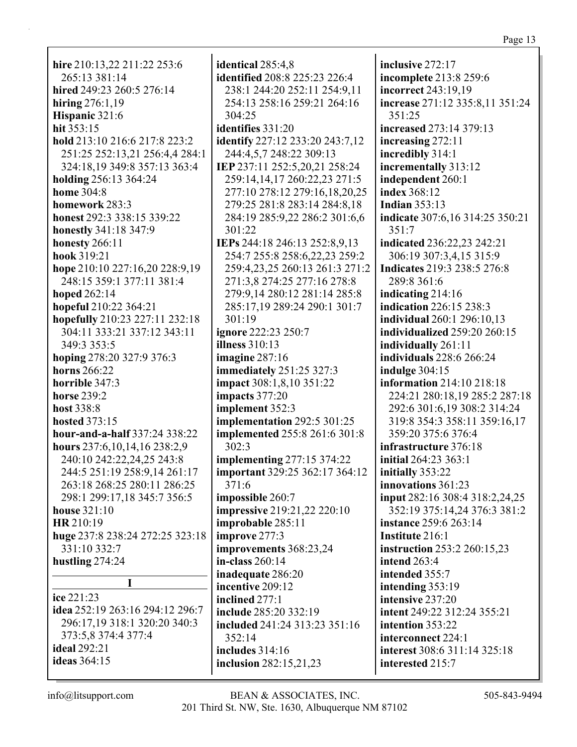**hire** 210:13,22 211:22 253:6 265:13 381:14
**hired** 249:23 260:5 276:14
**hiring** 276:1,19
**Hispanic** 321:6
**hit** 353:15
**hold** 213:10 216:6 217:8 223:2 251:25 252:13,21 256:4,4 284:1 324:18,19 349:8 357:13 363:4
**holding** 256:13 364:24
**home** 304:8
**homework** 283:3
**honest** 292:3 338:15 339:22
**honestly** 341:18 347:9
**honesty** 266:11
**hook** 319:21
**hope** 210:10 227:16,20 228:9,19 248:15 359:1 377:11 381:4
**hoped** 262:14
**hopeful** 210:22 364:21
**hopefully** 210:23 227:11 232:18 304:11 333:21 337:12 343:11 349:3 353:5
**hoping** 278:20 327:9 376:3
**horns** 266:22
**horrible** 347:3
**horse** 239:2
**host** 338:8
**hosted** 373:15
**hour-and-a-half** 337:24 338:22
**hours** 237:6,10,14,16 238:2,9 240:10 242:22,24,25 243:8 244:5 251:19 258:9,14 261:17 263:18 268:25 280:11 286:25 298:1 299:17,18 345:7 356:5
**house** 321:10
**HR** 210:19
**huge** 237:8 238:24 272:25 323:18 331:10 332:7
**hustling** 274:24

**I**

**ice** 221:23
**idea** 252:19 263:16 294:12 296:7 296:17,19 318:1 320:20 340:3 373:5,8 374:4 377:4
**ideal** 292:21
**ideas** 364:15
**identical** 285:4,8
**identified** 208:8 225:23 226:4 238:1 244:20 252:11 254:9,11 254:13 258:16 259:21 264:16 304:25
**identifies** 331:20
**identify** 227:12 233:20 243:7,12 244:4,5,7 248:22 309:13
**IEP** 237:11 252:5,20,21 258:24 259:14,14,17 260:22,23 271:5 277:10 278:12 279:16,18,20,25 279:25 281:8 283:14 284:8,18 284:19 285:9,22 286:2 301:6,6 301:22
**IEPs** 244:18 246:13 252:8,9,13 254:7 255:8 258:6,22,23 259:2 259:4,23,25 260:13 261:3 271:2 271:3,8 274:25 277:16 278:8 279:9,14 280:12 281:14 285:8 285:17,19 289:24 290:1 301:7 301:19
**ignore** 222:23 250:7
**illness** 310:13
**imagine** 287:16
**immediately** 251:25 327:3
**impact** 308:1,8,10 351:22
**impacts** 377:20
**implement** 352:3
**implementation** 292:5 301:25
**implemented** 255:8 261:6 301:8 302:3
**implementing** 277:15 374:22
**important** 329:25 362:17 364:12 371:6
**impossible** 260:7
**impressive** 219:21,22 220:10
**improbable** 285:11
**improve** 277:3
**improvements** 368:23,24
**in-class** 260:14
**inadequate** 286:20
**incentive** 209:12
**inclined** 277:1
**include** 285:20 332:19
**included** 241:24 313:23 351:16 352:14
**includes** 314:16
**inclusion** 282:15,21,23
**inclusive** 272:17
**incomplete** 213:8 259:6
**incorrect** 243:19,19
**increase** 271:12 335:8,11 351:24 351:25
**increased** 273:14 379:13
**increasing** 272:11
**incredibly** 314:1
**incrementally** 313:12
**independent** 260:1
**index** 368:12
**Indian** 353:13
**indicate** 307:6,16 314:25 350:21 351:7
**indicated** 236:22,23 242:21 306:19 307:3,4,15 315:9
**Indicates** 219:3 238:5 276:8 289:8 361:6
**indicating** 214:16
**indication** 226:15 238:3
**individual** 260:1 296:10,13
**individualized** 259:20 260:15
**individually** 261:11
**individuals** 228:6 266:24
**indulge** 304:15
**information** 214:10 218:18 224:21 280:18,19 285:2 287:18 292:6 301:6,19 308:2 314:24 319:8 354:3 358:11 359:16,17 359:20 375:6 376:4
**infrastructure** 376:18
**initial** 264:23 363:1
**initially** 353:22
**innovations** 361:23
**input** 282:16 308:4 318:2,24,25 352:19 375:14,24 376:3 381:2
**instance** 259:6 263:14
**Institute** 216:1
**instruction** 253:2 260:15,23
**intend** 263:4
**intended** 355:7
**intending** 353:19
**intensive** 237:20
**intent** 249:22 312:24 355:21
**intention** 353:22
**interconnect** 224:1
**interest** 308:6 311:14 325:18
**interested** 215:7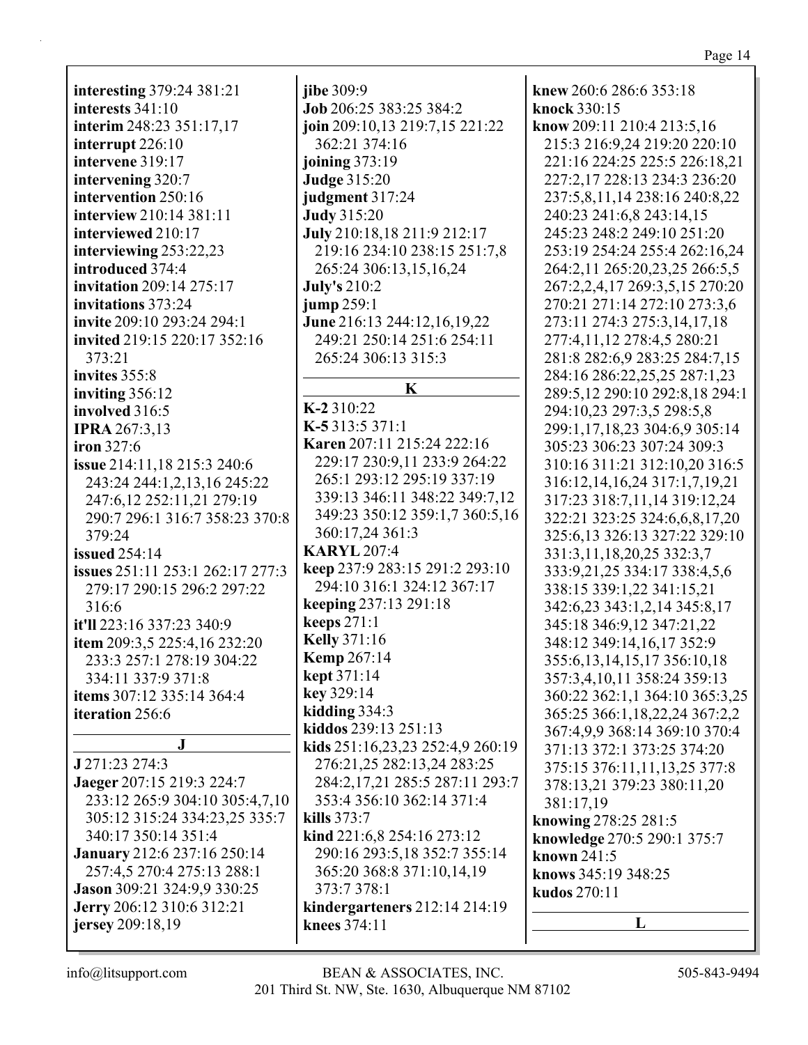**interesting** 379:24 381:21
**interests** 341:10
**interim** 248:23 351:17,17
**interrupt** 226:10
**intervene** 319:17
**intervening** 320:7
**intervention** 250:16
**interview** 210:14 381:11
**interviewed** 210:17
**interviewing** 253:22,23
**introduced** 374:4
**invitation** 209:14 275:17
**invitations** 373:24
**invite** 209:10 293:24 294:1
**invited** 219:15 220:17 352:16 373:21
**invites** 355:8
**inviting** 356:12
**involved** 316:5
**IPRA** 267:3,13
**iron** 327:6
**issue** 214:11,18 215:3 240:6 243:24 244:1,2,13,16 245:22 247:6,12 252:11,21 279:19 290:7 296:1 316:7 358:23 370:8 379:24
**issued** 254:14
**issues** 251:11 253:1 262:17 277:3 279:17 290:15 296:2 297:22 316:6
**it'll** 223:16 337:23 340:9
**item** 209:3,5 225:4,16 232:20 233:3 257:1 278:19 304:22 334:11 337:9 371:8
**items** 307:12 335:14 364:4
**iteration** 256:6

## J

**J** 271:23 274:3
**Jaeger** 207:15 219:3 224:7 233:12 265:9 304:10 305:4,7,10 305:12 315:24 334:23,25 335:7 340:17 350:14 351:4
**January** 212:6 237:16 250:14 257:4,5 270:4 275:13 288:1
**Jason** 309:21 324:9,9 330:25
**Jerry** 206:12 310:6 312:21
**jersey** 209:18,19
**jibe** 309:9
**Job** 206:25 383:25 384:2
**join** 209:10,13 219:7,15 221:22 362:21 374:16
**joining** 373:19
**Judge** 315:20
**judgment** 317:24
**Judy** 315:20
**July** 210:18,18 211:9 212:17 219:16 234:10 238:15 251:7,8 265:24 306:13,15,16,24
**July's** 210:2
**jump** 259:1
**June** 216:13 244:12,16,19,22 249:21 250:14 251:6 254:11 265:24 306:13 315:3

## K

**K-2** 310:22
**K-5** 313:5 371:1
**Karen** 207:11 215:24 222:16 229:17 230:9,11 233:9 264:22 265:1 293:12 295:19 337:19 339:13 346:11 348:22 349:7,12 349:23 350:12 359:1,7 360:5,16 360:17,24 361:3
**KARYL** 207:4
**keep** 237:9 283:15 291:2 293:10 294:10 316:1 324:12 367:17
**keeping** 237:13 291:18
**keeps** 271:1
**Kelly** 371:16
**Kemp** 267:14
**kept** 371:14
**key** 329:14
**kidding** 334:3
**kiddos** 239:13 251:13
**kids** 251:16,23,23 252:4,9 260:19 276:21,25 282:13,24 283:25 284:2,17,21 285:5 287:11 293:7 353:4 356:10 362:14 371:4
**kills** 373:7
**kind** 221:6,8 254:16 273:12 290:16 293:5,18 352:7 355:14 365:20 368:8 371:10,14,19 373:7 378:1
**kindergarteners** 212:14 214:19
**knees** 374:11
**knew** 260:6 286:6 353:18
**knock** 330:15
**know** 209:11 210:4 213:5,16 215:3 216:9,24 219:20 220:10 221:16 224:25 225:5 226:18,21 227:2,17 228:13 234:3 236:20 237:5,8,11,14 238:16 240:8,22 240:23 241:6,8 243:14,15 245:23 248:2 249:10 251:20 253:19 254:24 255:4 262:16,24 264:2,11 265:20,23,25 266:5,5 267:2,2,4,17 269:3,5,15 270:20 270:21 271:14 272:10 273:3,6 273:11 274:3 275:3,14,17,18 277:4,11,12 278:4,5 280:21 281:8 282:6,9 283:25 284:7,15 284:16 286:22,25,25 287:1,23 289:5,12 290:10 292:8,18 294:1 294:10,23 297:3,5 298:5,8 299:1,17,18,23 304:6,9 305:14 305:23 306:23 307:24 309:3 310:16 311:21 312:10,20 316:5 316:12,14,16,24 317:1,7,19,21 317:23 318:7,11,14 319:12,24 322:21 323:25 324:6,6,8,17,20 325:6,13 326:13 327:22 329:10 331:3,11,18,20,25 332:3,7 333:9,21,25 334:17 338:4,5,6 338:15 339:1,22 341:15,21 342:6,23 343:1,2,14 345:8,17 345:18 346:9,12 347:21,22 348:12 349:14,16,17 352:9 355:6,13,14,15,17 356:10,18 357:3,4,10,11 358:24 359:13 360:22 362:1,1 364:10 365:3,25 365:25 366:1,18,22,24 367:2,2 367:4,9,9 368:14 369:10 370:4 371:13 372:1 373:25 374:20 375:15 376:11,11,13,25 377:8 378:13,21 379:23 380:11,20 381:17,19
**knowing** 278:25 281:5
**knowledge** 270:5 290:1 375:7
**known** 241:5
**knows** 345:19 348:25
**kudos** 270:11

## L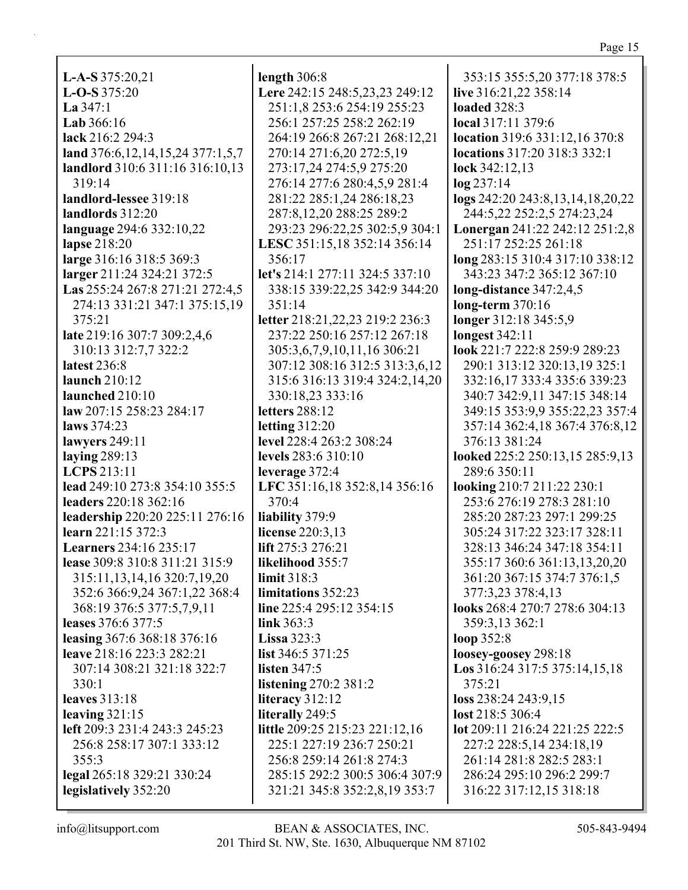**L-A-S** 375:20,21
**L-O-S** 375:20
**La** 347:1
**Lab** 366:16
**lack** 216:2 294:3
**land** 376:6,12,14,15,24 377:1,5,7
**landlord** 310:6 311:16 316:10,13 319:14
**landlord-lessee** 319:18
**landlords** 312:20
**language** 294:6 332:10,22
**lapse** 218:20
**large** 316:16 318:5 369:3
**larger** 211:24 324:21 372:5
**Las** 255:24 267:8 271:21 272:4,5 274:13 331:21 347:1 375:15,19 375:21
**late** 219:16 307:7 309:2,4,6 310:13 312:7,7 322:2
**latest** 236:8
**launch** 210:12
**launched** 210:10
**law** 207:15 258:23 284:17
**laws** 374:23
**lawyers** 249:11
**laying** 289:13
**LCPS** 213:11
**lead** 249:10 273:8 354:10 355:5
**leaders** 220:18 362:16
**leadership** 220:20 225:11 276:16
**learn** 221:15 372:3
**Learners** 234:16 235:17
**lease** 309:8 310:8 311:21 315:9 315:11,13,14,16 320:7,19,20 352:6 366:9,24 367:1,22 368:4 368:19 376:5 377:5,7,9,11
**leases** 376:6 377:5
**leasing** 367:6 368:18 376:16
**leave** 218:16 223:3 282:21 307:14 308:21 321:18 322:7 330:1
**leaves** 313:18
**leaving** 321:15
**left** 209:3 231:4 243:3 245:23 256:8 258:17 307:1 333:12 355:3
**legal** 265:18 329:21 330:24
**legislatively** 352:20
**length** 306:8
**Lere** 242:15 248:5,23,23 249:12 251:1,8 253:6 254:19 255:23 256:1 257:25 258:2 262:19 264:19 266:8 267:21 268:12,21 270:14 271:6,20 272:5,19 273:17,24 274:5,9 275:20 276:14 277:6 280:4,5,9 281:4 281:22 285:1,24 286:18,23 287:8,12,20 288:25 289:2 293:23 296:22,25 302:5,9 304:1
**LESC** 351:15,18 352:14 356:14 356:17
**let's** 214:1 277:11 324:5 337:10 338:15 339:22,25 342:9 344:20 351:14
**letter** 218:21,22,23 219:2 236:3 237:22 250:16 257:12 267:18 305:3,6,7,9,10,11,16 306:21 307:12 308:16 312:5 313:3,6,12 315:6 316:13 319:4 324:2,14,20 330:18,23 333:16
**letters** 288:12
**letting** 312:20
**level** 228:4 263:2 308:24
**levels** 283:6 310:10
**leverage** 372:4
**LFC** 351:16,18 352:8,14 356:16 370:4
**liability** 379:9
**license** 220:3,13
**lift** 275:3 276:21
**likelihood** 355:7
**limit** 318:3
**limitations** 352:23
**line** 225:4 295:12 354:15
**link** 363:3
**Lissa** 323:3
**list** 346:5 371:25
**listen** 347:5
**listening** 270:2 381:2
**literacy** 312:12
**literally** 249:5
**little** 209:25 215:23 221:12,16 225:1 227:19 236:7 250:21 256:8 259:14 261:8 274:3 285:15 292:2 300:5 306:4 307:9 321:21 345:8 352:2,8,19 353:7 353:15 355:5,20 377:18 378:5
**live** 316:21,22 358:14
**loaded** 328:3
**local** 317:11 379:6
**location** 319:6 331:12,16 370:8
**locations** 317:20 318:3 332:1
**lock** 342:12,13
**log** 237:14
**logs** 242:20 243:8,13,14,18,20,22 244:5,22 252:2,5 274:23,24
**Lonergan** 241:22 242:12 251:2,8 251:17 252:25 261:18
**long** 283:15 310:4 317:10 338:12 343:23 347:2 365:12 367:10
**long-distance** 347:2,4,5
**long-term** 370:16
**longer** 312:18 345:5,9
**longest** 342:11
**look** 221:7 222:8 259:9 289:23 290:1 313:12 320:13,19 325:1 332:16,17 333:4 335:6 339:23 340:7 342:9,11 347:15 348:14 349:15 353:9,9 355:22,23 357:4 357:14 362:4,18 367:4 376:8,12 376:13 381:24
**looked** 225:2 250:13,15 285:9,13 289:6 350:11
**looking** 210:7 211:22 230:1 253:6 276:19 278:3 281:10 285:20 287:23 297:1 299:25 305:24 317:22 323:17 328:11 328:13 346:24 347:18 354:11 355:17 360:6 361:13,13,20,20 361:20 367:15 374:7 376:1,5 377:3,23 378:4,13
**looks** 268:4 270:7 278:6 304:13 359:3,13 362:1
**loop** 352:8
**loosey-goosey** 298:18
**Los** 316:24 317:5 375:14,15,18 375:21
**loss** 238:24 243:9,15
**lost** 218:5 306:4
**lot** 209:11 216:24 221:25 222:5 227:2 228:5,14 234:18,19 261:14 281:8 282:5 283:1 286:24 295:10 296:2 299:7 316:22 317:12,15 318:18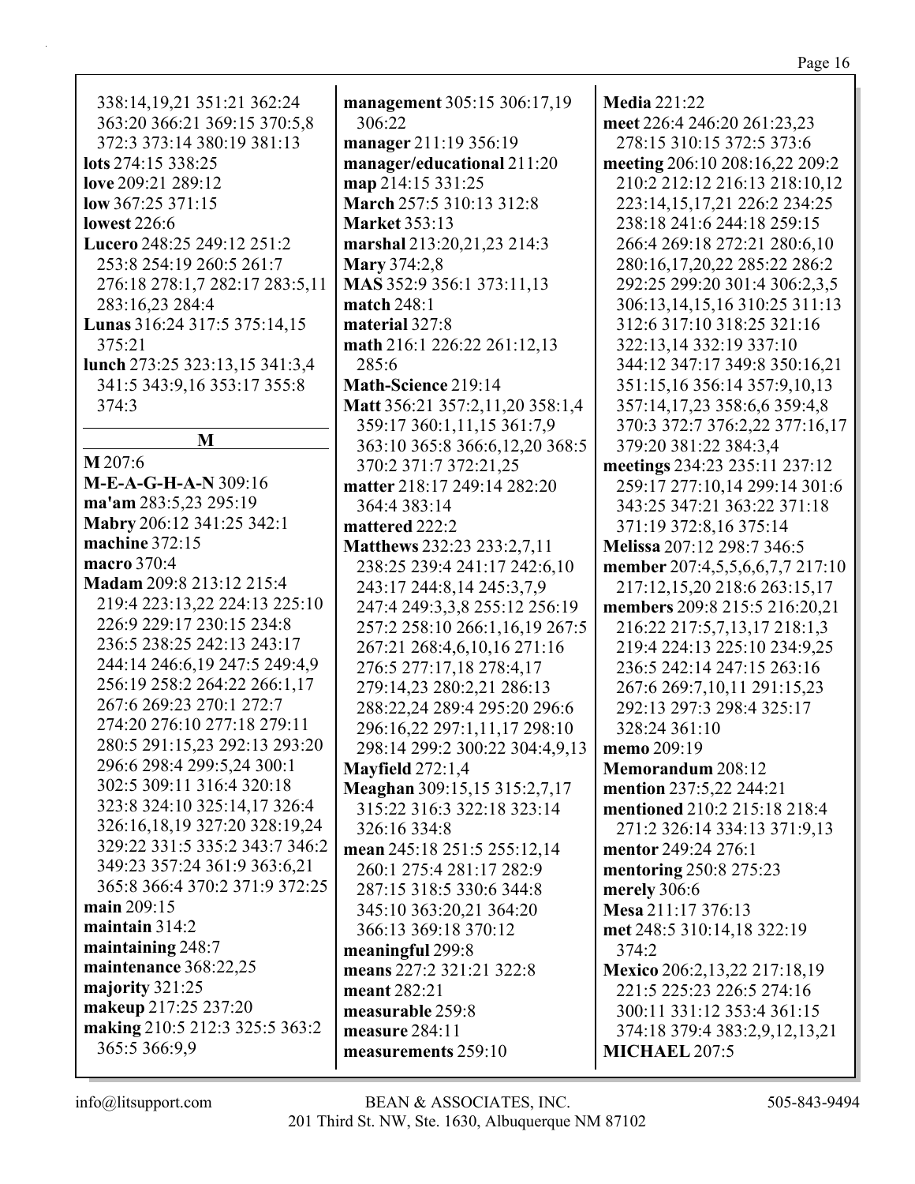338:14,19,21 351:21 362:24 363:20 366:21 369:15 370:5,8 372:3 373:14 380:19 381:13
**lots** 274:15 338:25
**love** 209:21 289:12
**low** 367:25 371:15
**lowest** 226:6
**Lucero** 248:25 249:12 251:2 253:8 254:19 260:5 261:7 276:18 278:1,7 282:17 283:5,11 283:16,23 284:4
**Lunas** 316:24 317:5 375:14,15 375:21
**lunch** 273:25 323:13,15 341:3,4 341:5 343:9,16 353:17 355:8 374:3

## M

**M** 207:6
**M-E-A-G-H-A-N** 309:16
**ma'am** 283:5,23 295:19
**Mabry** 206:12 341:25 342:1
**machine** 372:15
**macro** 370:4
**Madam** 209:8 213:12 215:4 219:4 223:13,22 224:13 225:10 226:9 229:17 230:15 234:8 236:5 238:25 242:13 243:17 244:14 246:6,19 247:5 249:4,9 256:19 258:2 264:22 266:1,17 267:6 269:23 270:1 272:7 274:20 276:10 277:18 279:11 280:5 291:15,23 292:13 293:20 296:6 298:4 299:5,24 300:1 302:5 309:11 316:4 320:18 323:8 324:10 325:14,17 326:4 326:16,18,19 327:20 328:19,24 329:22 331:5 335:2 343:7 346:2 349:23 357:24 361:9 363:6,21 365:8 366:4 370:2 371:9 372:25
**main** 209:15
**maintain** 314:2
**maintaining** 248:7
**maintenance** 368:22,25
**majority** 321:25
**makeup** 217:25 237:20
**making** 210:5 212:3 325:5 363:2 365:5 366:9,9
**management** 305:15 306:17,19 306:22
**manager** 211:19 356:19
**manager/educational** 211:20
**map** 214:15 331:25
**March** 257:5 310:13 312:8
**Market** 353:13
**marshal** 213:20,21,23 214:3
**Mary** 374:2,8
**MAS** 352:9 356:1 373:11,13
**match** 248:1
**material** 327:8
**math** 216:1 226:22 261:12,13 285:6
**Math-Science** 219:14
**Matt** 356:21 357:2,11,20 358:1,4 359:17 360:1,11,15 361:7,9 363:10 365:8 366:6,12,20 368:5 370:2 371:7 372:21,25
**matter** 218:17 249:14 282:20 364:4 383:14
**mattered** 222:2
**Matthews** 232:23 233:2,7,11 238:25 239:4 241:17 242:6,10 243:17 244:8,14 245:3,7,9 247:4 249:3,3,8 255:12 256:19 257:2 258:10 266:1,16,19 267:5 267:21 268:4,6,10,16 271:16 276:5 277:17,18 278:4,17 279:14,23 280:2,21 286:13 288:22,24 289:4 295:20 296:6 296:16,22 297:1,11,17 298:10 298:14 299:2 300:22 304:4,9,13
**Mayfield** 272:1,4
**Meaghan** 309:15,15 315:2,7,17 315:22 316:3 322:18 323:14 326:16 334:8
**mean** 245:18 251:5 255:12,14 260:1 275:4 281:17 282:9 287:15 318:5 330:6 344:8 345:10 363:20,21 364:20 366:13 369:18 370:12
**meaningful** 299:8
**means** 227:2 321:21 322:8
**meant** 282:21
**measurable** 259:8
**measure** 284:11
**measurements** 259:10
**Media** 221:22
**meet** 226:4 246:20 261:23,23 278:15 310:15 372:5 373:6
**meeting** 206:10 208:16,22 209:2 210:2 212:12 216:13 218:10,12 223:14,15,17,21 226:2 234:25 238:18 241:6 244:18 259:15 266:4 269:18 272:21 280:6,10 280:16,17,20,22 285:22 286:2 292:25 299:20 301:4 306:2,3,5 306:13,14,15,16 310:25 311:13 312:6 317:10 318:25 321:16 322:13,14 332:19 337:10 344:12 347:17 349:8 350:16,21 351:15,16 356:14 357:9,10,13 357:14,17,23 358:6,6 359:4,8 370:3 372:7 376:2,22 377:16,17 379:20 381:22 384:3,4
**meetings** 234:23 235:11 237:12 259:17 277:10,14 299:14 301:6 343:25 347:21 363:22 371:18 371:19 372:8,16 375:14
**Melissa** 207:12 298:7 346:5
**member** 207:4,5,5,6,6,7,7 217:10 217:12,15,20 218:6 263:15,17
**members** 209:8 215:5 216:20,21 216:22 217:5,7,13,17 218:1,3 219:4 224:13 225:10 234:9,25 236:5 242:14 247:15 263:16 267:6 269:7,10,11 291:15,23 292:13 297:3 298:4 325:17 328:24 361:10
**memo** 209:19
**Memorandum** 208:12
**mention** 237:5,22 244:21
**mentioned** 210:2 215:18 218:4 271:2 326:14 334:13 371:9,13
**mentor** 249:24 276:1
**mentoring** 250:8 275:23
**merely** 306:6
**Mesa** 211:17 376:13
**met** 248:5 310:14,18 322:19 374:2
**Mexico** 206:2,13,22 217:18,19 221:5 225:23 226:5 274:16 300:11 331:12 353:4 361:15 374:18 379:4 383:2,9,12,13,21
**MICHAEL** 207:5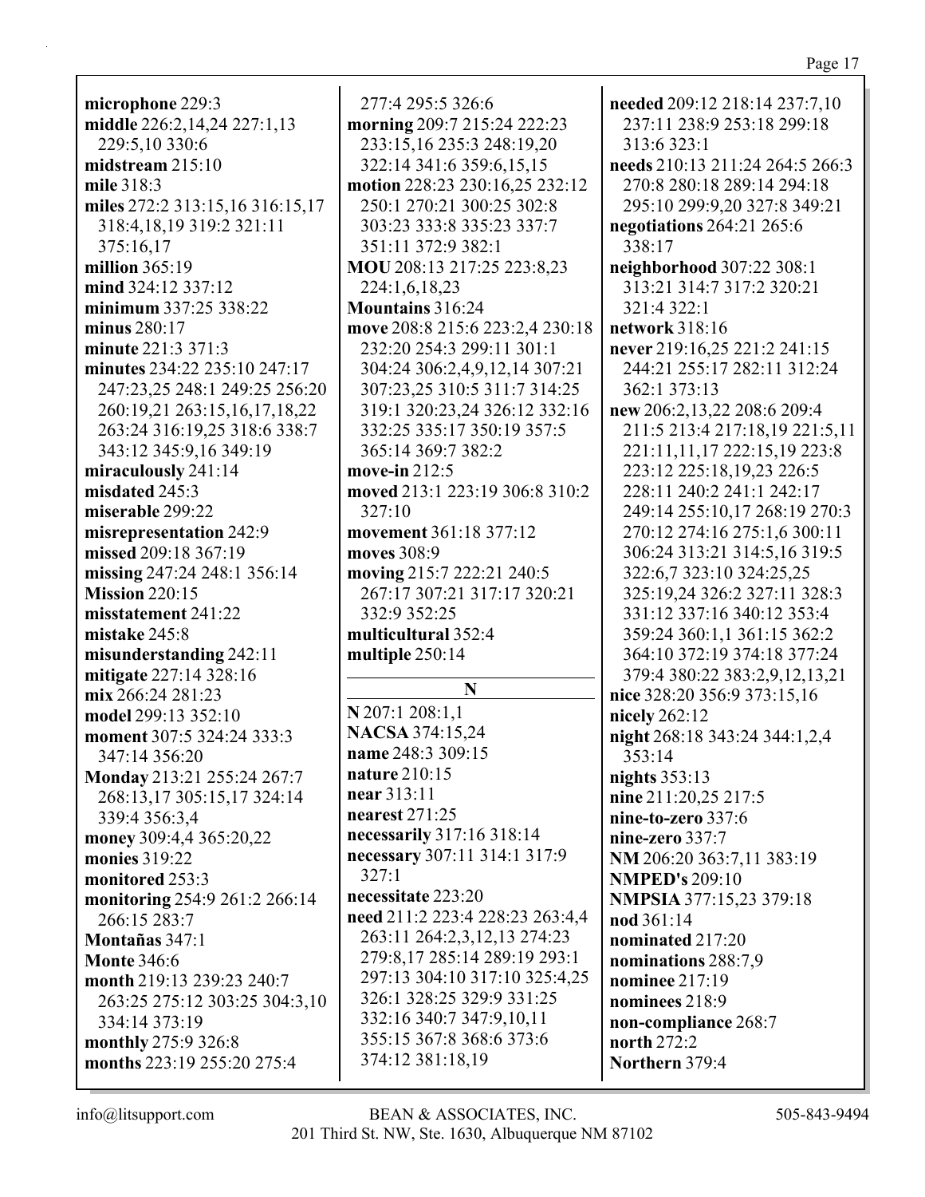**microphone** 229:3
**middle** 226:2,14,24 227:1,13 229:5,10 330:6
**midstream** 215:10
**mile** 318:3
**miles** 272:2 313:15,16 316:15,17 318:4,18,19 319:2 321:11 375:16,17
**million** 365:19
**mind** 324:12 337:12
**minimum** 337:25 338:22
**minus** 280:17
**minute** 221:3 371:3
**minutes** 234:22 235:10 247:17 247:23,25 248:1 249:25 256:20 260:19,21 263:15,16,17,18,22 263:24 316:19,25 318:6 338:7 343:12 345:9,16 349:19
**miraculously** 241:14
**misdated** 245:3
**miserable** 299:22
**misrepresentation** 242:9
**missed** 209:18 367:19
**missing** 247:24 248:1 356:14
**Mission** 220:15
**misstatement** 241:22
**mistake** 245:8
**misunderstanding** 242:11
**mitigate** 227:14 328:16
**mix** 266:24 281:23
**model** 299:13 352:10
**moment** 307:5 324:24 333:3 347:14 356:20
**Monday** 213:21 255:24 267:7 268:13,17 305:15,17 324:14 339:4 356:3,4
**money** 309:4,4 365:20,22
**monies** 319:22
**monitored** 253:3
**monitoring** 254:9 261:2 266:14 266:15 283:7
**Montañas** 347:1
**Monte** 346:6
**month** 219:13 239:23 240:7 263:25 275:12 303:25 304:3,10 334:14 373:19
**monthly** 275:9 326:8
**months** 223:19 255:20 275:4 277:4 295:5 326:6
**morning** 209:7 215:24 222:23 233:15,16 235:3 248:19,20 322:14 341:6 359:6,15,15
**motion** 228:23 230:16,25 232:12 250:1 270:21 300:25 302:8 303:23 333:8 335:23 337:7 351:11 372:9 382:1
**MOU** 208:13 217:25 223:8,23 224:1,6,18,23
**Mountains** 316:24
**move** 208:8 215:6 223:2,4 230:18 232:20 254:3 299:11 301:1 304:24 306:2,4,9,12,14 307:21 307:23,25 310:5 311:7 314:25 319:1 320:23,24 326:12 332:16 332:25 335:17 350:19 357:5 365:14 369:7 382:2
**move-in** 212:5
**moved** 213:1 223:19 306:8 310:2 327:10
**movement** 361:18 377:12
**moves** 308:9
**moving** 215:7 222:21 240:5 267:17 307:21 317:17 320:21 332:9 352:25
**multicultural** 352:4
**multiple** 250:14

## N

**N** 207:1 208:1,1
**NACSA** 374:15,24
**name** 248:3 309:15
**nature** 210:15
**near** 313:11
**nearest** 271:25
**necessarily** 317:16 318:14
**necessary** 307:11 314:1 317:9 327:1
**necessitate** 223:20
**need** 211:2 223:4 228:23 263:4,4 263:11 264:2,3,12,13 274:23 279:8,17 285:14 289:19 293:1 297:13 304:10 317:10 325:4,25 326:1 328:25 329:9 331:25 332:16 340:7 347:9,10,11 355:15 367:8 368:6 373:6 374:12 381:18,19
**needed** 209:12 218:14 237:7,10 237:11 238:9 253:18 299:18 313:6 323:1
**needs** 210:13 211:24 264:5 266:3 270:8 280:18 289:14 294:18 295:10 299:9,20 327:8 349:21
**negotiations** 264:21 265:6 338:17
**neighborhood** 307:22 308:1 313:21 314:7 317:2 320:21 321:4 322:1
**network** 318:16
**never** 219:16,25 221:2 241:15 244:21 255:17 282:11 312:24 362:1 373:13
**new** 206:2,13,22 208:6 209:4 211:5 213:4 217:18,19 221:5,11 221:11,11,17 222:15,19 223:8 223:12 225:18,19,23 226:5 228:11 240:2 241:1 242:17 249:14 255:10,17 268:19 270:3 270:12 274:16 275:1,6 300:11 306:24 313:21 314:5,16 319:5 322:6,7 323:10 324:25,25 325:19,24 326:2 327:11 328:3 331:12 337:16 340:12 353:4 359:24 360:1,1 361:15 362:2 364:10 372:19 374:18 377:24 379:4 380:22 383:2,9,12,13,21
**nice** 328:20 356:9 373:15,16
**nicely** 262:12
**night** 268:18 343:24 344:1,2,4 353:14
**nights** 353:13
**nine** 211:20,25 217:5
**nine-to-zero** 337:6
**nine-zero** 337:7
**NM** 206:20 363:7,11 383:19
**NMPED's** 209:10
**NMPSIA** 377:15,23 379:18
**nod** 361:14
**nominated** 217:20
**nominations** 288:7,9
**nominee** 217:19
**nominees** 218:9
**non-compliance** 268:7
**north** 272:2
**Northern** 379:4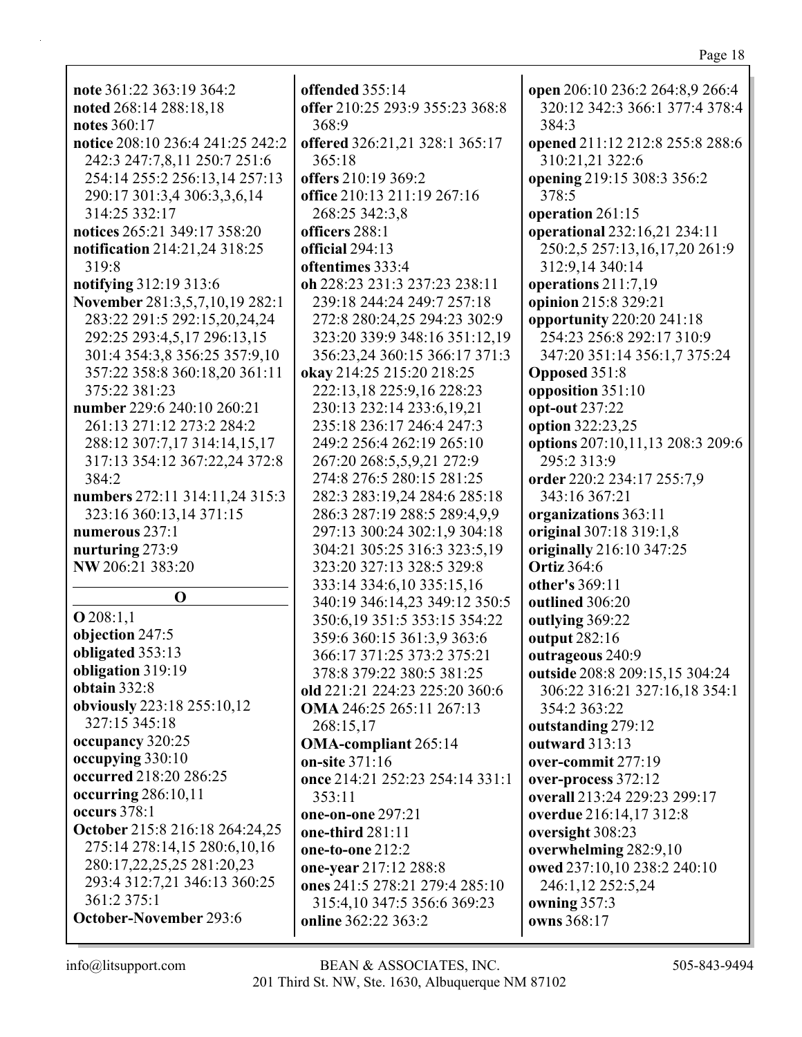**note** 361:22 363:19 364:2
**noted** 268:14 288:18,18
**notes** 360:17
**notice** 208:10 236:4 241:25 242:2 242:3 247:7,8,11 250:7 251:6 254:14 255:2 256:13,14 257:13 290:17 301:3,4 306:3,3,6,14 314:25 332:17
**notices** 265:21 349:17 358:20
**notification** 214:21,24 318:25 319:8
**notifying** 312:19 313:6
**November** 281:3,5,7,10,19 282:1 283:22 291:5 292:15,20,24,24 292:25 293:4,5,17 296:13,15 301:4 354:3,8 356:25 357:9,10 357:22 358:8 360:18,20 361:11 375:22 381:23
**number** 229:6 240:10 260:21 261:13 271:12 273:2 284:2 288:12 307:7,17 314:14,15,17 317:13 354:12 367:22,24 372:8 384:2
**numbers** 272:11 314:11,24 315:3 323:16 360:13,14 371:15
**numerous** 237:1
**nurturing** 273:9
**NW** 206:21 383:20

## O

**O** 208:1,1
**objection** 247:5
**obligated** 353:13
**obligation** 319:19
**obtain** 332:8
**obviously** 223:18 255:10,12 327:15 345:18
**occupancy** 320:25
**occupying** 330:10
**occurred** 218:20 286:25
**occurring** 286:10,11
**occurs** 378:1
**October** 215:8 216:18 264:24,25 275:14 278:14,15 280:6,10,16 280:17,22,25,25 281:20,23 293:4 312:7,21 346:13 360:25 361:2 375:1
**October-November** 293:6
**offended** 355:14
**offer** 210:25 293:9 355:23 368:8 368:9
**offered** 326:21,21 328:1 365:17 365:18
**offers** 210:19 369:2
**office** 210:13 211:19 267:16 268:25 342:3,8
**officers** 288:1
**official** 294:13
**oftentimes** 333:4
**oh** 228:23 231:3 237:23 238:11 239:18 244:24 249:7 257:18 272:8 280:24,25 294:23 302:9 323:20 339:9 348:16 351:12,19 356:23,24 360:15 366:17 371:3
**okay** 214:25 215:20 218:25 222:13,18 225:9,16 228:23 230:13 232:14 233:6,19,21 235:18 236:17 246:4 247:3 249:2 256:4 262:19 265:10 267:20 268:5,5,9,21 272:9 274:8 276:5 280:15 281:25 282:3 283:19,24 284:6 285:18 286:3 287:19 288:5 289:4,9,9 297:13 300:24 302:1,9 304:18 304:21 305:25 316:3 323:5,19 323:20 327:13 328:5 329:8 333:14 334:6,10 335:15,16 340:19 346:14,23 349:12 350:5 350:6,19 351:5 353:15 354:22 359:6 360:15 361:3,9 363:6 366:17 371:25 373:2 375:21 378:8 379:22 380:5 381:25
**old** 221:21 224:23 225:20 360:6
**OMA** 246:25 265:11 267:13 268:15,17
**OMA-compliant** 265:14
**on-site** 371:16
**once** 214:21 252:23 254:14 331:1 353:11
**one-on-one** 297:21
**one-third** 281:11
**one-to-one** 212:2
**one-year** 217:12 288:8
**ones** 241:5 278:21 279:4 285:10 315:4,10 347:5 356:6 369:23
**online** 362:22 363:2
**open** 206:10 236:2 264:8,9 266:4 320:12 342:3 366:1 377:4 378:4 384:3
**opened** 211:12 212:8 255:8 288:6 310:21,21 322:6
**opening** 219:15 308:3 356:2 378:5
**operation** 261:15
**operational** 232:16,21 234:11 250:2,5 257:13,16,17,20 261:9 312:9,14 340:14
**operations** 211:7,19
**opinion** 215:8 329:21
**opportunity** 220:20 241:18 254:23 256:8 292:17 310:9 347:20 351:14 356:1,7 375:24
**Opposed** 351:8
**opposition** 351:10
**opt-out** 237:22
**option** 322:23,25
**options** 207:10,11,13 208:3 209:6 295:2 313:9
**order** 220:2 234:17 255:7,9 343:16 367:21
**organizations** 363:11
**original** 307:18 319:1,8
**originally** 216:10 347:25
**Ortiz** 364:6
**other's** 369:11
**outlined** 306:20
**outlying** 369:22
**output** 282:16
**outrageous** 240:9
**outside** 208:8 209:15,15 304:24 306:22 316:21 327:16,18 354:1 354:2 363:22
**outstanding** 279:12
**outward** 313:13
**over-commit** 277:19
**over-process** 372:12
**overall** 213:24 229:23 299:17
**overdue** 216:14,17 312:8
**oversight** 308:23
**overwhelming** 282:9,10
**owed** 237:10,10 238:2 240:10 246:1,12 252:5,24
**owning** 357:3
**owns** 368:17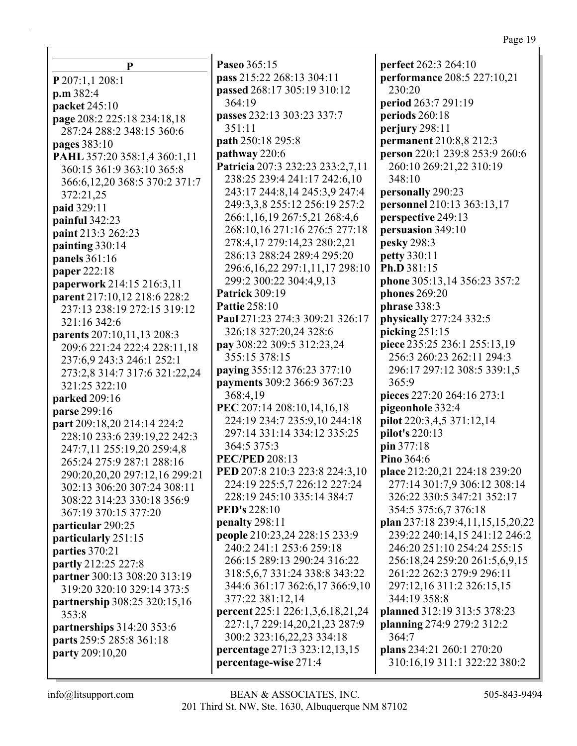# P

**P** 207:1,1 208:1
**p.m** 382:4
**packet** 245:10
**page** 208:2 225:18 234:18,18 287:24 288:2 348:15 360:6
**pages** 383:10
**PAHL** 357:20 358:1,4 360:1,11 360:15 361:9 363:10 365:8 366:6,12,20 368:5 370:2 371:7 372:21,25
**paid** 329:11
**painful** 342:23
**paint** 213:3 262:23
**painting** 330:14
**panels** 361:16
**paper** 222:18
**paperwork** 214:15 216:3,11
**parent** 217:10,12 218:6 228:2 237:13 238:19 272:15 319:12 321:16 342:6
**parents** 207:10,11,13 208:3 209:6 221:24 222:4 228:11,18 237:6,9 243:3 246:1 252:1 273:2,8 314:7 317:6 321:22,24 321:25 322:10
**parked** 209:16
**parse** 299:16
**part** 209:18,20 214:14 224:2 228:10 233:6 239:19,22 242:3 247:7,11 255:19,20 259:4,8 265:24 275:9 287:1 288:16 290:20,20,20 297:12,16 299:21 302:13 306:20 307:24 308:11 308:22 314:23 330:18 356:9 367:19 370:15 377:20
**particular** 290:25
**particularly** 251:15
**parties** 370:21
**partly** 212:25 227:8
**partner** 300:13 308:20 313:19 319:20 320:10 329:14 373:5
**partnership** 308:25 320:15,16 353:8
**partnerships** 314:20 353:6
**parts** 259:5 285:8 361:18
**party** 209:10,20
**Paseo** 365:15
**pass** 215:22 268:13 304:11
**passed** 268:17 305:19 310:12 364:19
**passes** 232:13 303:23 337:7 351:11
**path** 250:18 295:8
**pathway** 220:6
**Patricia** 207:3 232:23 233:2,7,11 238:25 239:4 241:17 242:6,10 243:17 244:8,14 245:3,9 247:4 249:3,3,8 255:12 256:19 257:2 266:1,16,19 267:5,21 268:4,6 268:10,16 271:16 276:5 277:18 278:4,17 279:14,23 280:2,21 286:13 288:24 289:4 295:20 296:6,16,22 297:1,11,17 298:10 299:2 300:22 304:4,9,13
**Patrick** 309:19
**Pattie** 258:10
**Paul** 271:23 274:3 309:21 326:17 326:18 327:20,24 328:6
**pay** 308:22 309:5 312:23,24 355:15 378:15
**paying** 355:12 376:23 377:10
**payments** 309:2 366:9 367:23 368:4,19
**PEC** 207:14 208:10,14,16,18 224:19 234:7 235:9,10 244:18 297:14 331:14 334:12 335:25 364:5 375:3
**PEC/PED** 208:13
**PED** 207:8 210:3 223:8 224:3,10 224:19 225:5,7 226:12 227:24 228:19 245:10 335:14 384:7
**PED's** 228:10
**penalty** 298:11
**people** 210:23,24 228:15 233:9 240:2 241:1 253:6 259:18 266:15 289:13 290:24 316:22 318:5,6,7 331:24 338:8 343:22 344:6 361:17 362:6,17 366:9,10 377:22 381:12,14
**percent** 225:1 226:1,3,6,18,21,24 227:1,7 229:14,20,21,23 287:9 300:2 323:16,22,23 334:18
**percentage** 271:3 323:12,13,15
**percentage-wise** 271:4
**perfect** 262:3 264:10
**performance** 208:5 227:10,21 230:20
**period** 263:7 291:19
**periods** 260:18
**perjury** 298:11
**permanent** 210:8,8 212:3
**person** 220:1 239:8 253:9 260:6 260:10 269:21,22 310:19 348:10
**personally** 290:23
**personnel** 210:13 363:13,17
**perspective** 249:13
**persuasion** 349:10
**pesky** 298:3
**petty** 330:11
**Ph.D** 381:15
**phone** 305:13,14 356:23 357:2
**phones** 269:20
**phrase** 338:3
**physically** 277:24 332:5
**picking** 251:15
**piece** 235:25 236:1 255:13,19 256:3 260:23 262:11 294:3 296:17 297:12 308:5 339:1,5 365:9
**pieces** 227:20 264:16 273:1
**pigeonhole** 332:4
**pilot** 220:3,4,5 371:12,14
**pilot's** 220:13
**pin** 377:18
**Pino** 364:6
**place** 212:20,21 224:18 239:20 277:14 301:7,9 306:12 308:14 326:22 330:5 347:21 352:17 354:5 375:6,7 376:18
**plan** 237:18 239:4,11,15,15,20,22 239:22 240:14,15 241:12 246:2 246:20 251:10 254:24 255:15 256:18,24 259:20 261:5,6,9,15 261:22 262:3 279:9 296:11 297:12,16 311:2 326:15,15 344:19 358:8
**planned** 312:19 313:5 378:23
**planning** 274:9 279:2 312:2 364:7
**plans** 234:21 260:1 270:20 310:16,19 311:1 322:22 380:2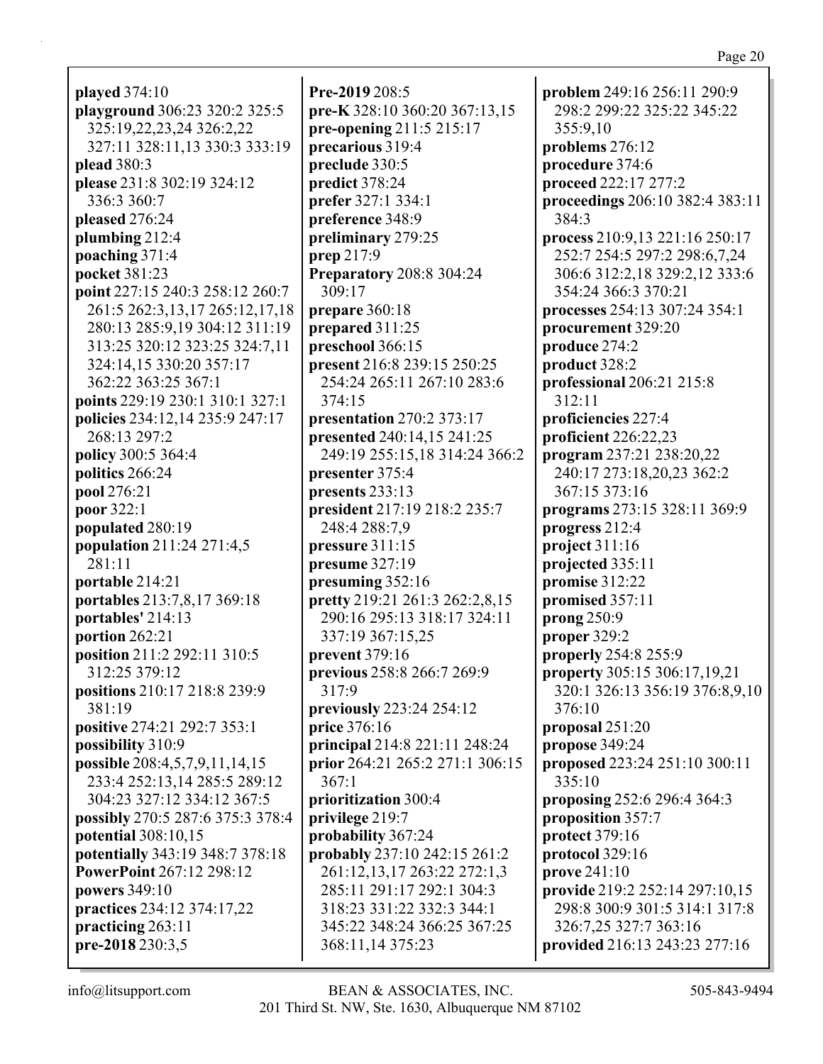**played** 374:10
**playground** 306:23 320:2 325:5 325:19,22,23,24 326:2,22 327:11 328:11,13 330:3 333:19
**plead** 380:3
**please** 231:8 302:19 324:12 336:3 360:7
**pleased** 276:24
**plumbing** 212:4
**poaching** 371:4
**pocket** 381:23
**point** 227:15 240:3 258:12 260:7 261:5 262:3,13,17 265:12,17,18 280:13 285:9,19 304:12 311:19 313:25 320:12 323:25 324:7,11 324:14,15 330:20 357:17 362:22 363:25 367:1
**points** 229:19 230:1 310:1 327:1
**policies** 234:12,14 235:9 247:17 268:13 297:2
**policy** 300:5 364:4
**politics** 266:24
**pool** 276:21
**poor** 322:1
**populated** 280:19
**population** 211:24 271:4,5 281:11
**portable** 214:21
**portables** 213:7,8,17 369:18
**portables'** 214:13
**portion** 262:21
**position** 211:2 292:11 310:5 312:25 379:12
**positions** 210:17 218:8 239:9 381:19
**positive** 274:21 292:7 353:1
**possibility** 310:9
**possible** 208:4,5,7,9,11,14,15 233:4 252:13,14 285:5 289:12 304:23 327:12 334:12 367:5
**possibly** 270:5 287:6 375:3 378:4
**potential** 308:10,15
**potentially** 343:19 348:7 378:18
**PowerPoint** 267:12 298:12
**powers** 349:10
**practices** 234:12 374:17,22
**practicing** 263:11
**pre-2018** 230:3,5
**Pre-2019** 208:5
**pre-K** 328:10 360:20 367:13,15
**pre-opening** 211:5 215:17
**precarious** 319:4
**preclude** 330:5
**predict** 378:24
**prefer** 327:1 334:1
**preference** 348:9
**preliminary** 279:25
**prep** 217:9
**Preparatory** 208:8 304:24 309:17
**prepare** 360:18
**prepared** 311:25
**preschool** 366:15
**present** 216:8 239:15 250:25 254:24 265:11 267:10 283:6 374:15
**presentation** 270:2 373:17
**presented** 240:14,15 241:25 249:19 255:15,18 314:24 366:2
**presenter** 375:4
**presents** 233:13
**president** 217:19 218:2 235:7 248:4 288:7,9
**pressure** 311:15
**presume** 327:19
**presuming** 352:16
**pretty** 219:21 261:3 262:2,8,15 290:16 295:13 318:17 324:11 337:19 367:15,25
**prevent** 379:16
**previous** 258:8 266:7 269:9 317:9
**previously** 223:24 254:12
**price** 376:16
**principal** 214:8 221:11 248:24
**prior** 264:21 265:2 271:1 306:15 367:1
**prioritization** 300:4
**privilege** 219:7
**probability** 367:24
**probably** 237:10 242:15 261:2 261:12,13,17 263:22 272:1,3 285:11 291:17 292:1 304:3 318:23 331:22 332:3 344:1 345:22 348:24 366:25 367:25 368:11,14 375:23
**problem** 249:16 256:11 290:9 298:2 299:22 325:22 345:22 355:9,10
**problems** 276:12
**procedure** 374:6
**proceed** 222:17 277:2
**proceedings** 206:10 382:4 383:11 384:3
**process** 210:9,13 221:16 250:17 252:7 254:5 297:2 298:6,7,24 306:6 312:2,18 329:2,12 333:6 354:24 366:3 370:21
**processes** 254:13 307:24 354:1
**procurement** 329:20
**produce** 274:2
**product** 328:2
**professional** 206:21 215:8 312:11
**proficiencies** 227:4
**proficient** 226:22,23
**program** 237:21 238:20,22 240:17 273:18,20,23 362:2 367:15 373:16
**programs** 273:15 328:11 369:9
**progress** 212:4
**project** 311:16
**projected** 335:11
**promise** 312:22
**promised** 357:11
**prong** 250:9
**proper** 329:2
**properly** 254:8 255:9
**property** 305:15 306:17,19,21 320:1 326:13 356:19 376:8,9,10 376:10
**proposal** 251:20
**propose** 349:24
**proposed** 223:24 251:10 300:11 335:10
**proposing** 252:6 296:4 364:3
**proposition** 357:7
**protect** 379:16
**protocol** 329:16
**prove** 241:10
**provide** 219:2 252:14 297:10,15 298:8 300:9 301:5 314:1 317:8 326:7,25 327:7 363:16
**provided** 216:13 243:23 277:16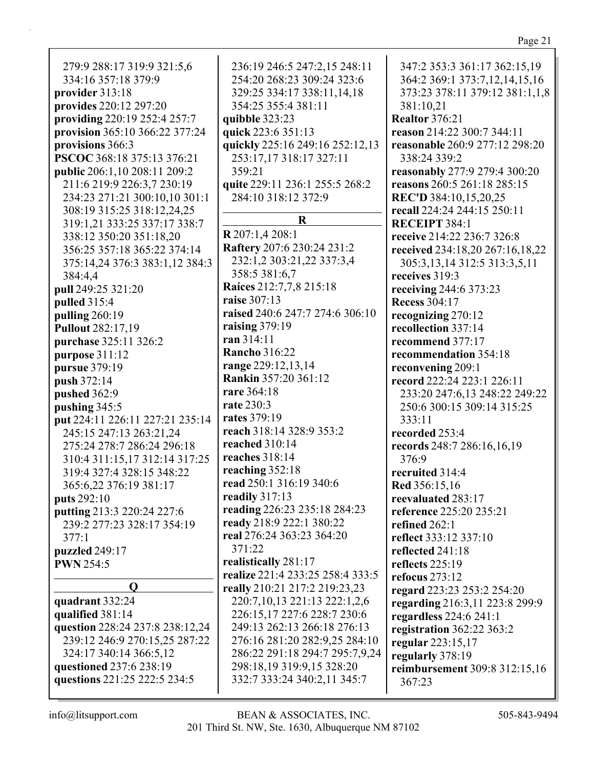279:9 288:17 319:9 321:5,6 334:16 357:18 379:9
**provider** 313:18
**provides** 220:12 297:20
**providing** 220:19 252:4 257:7
**provision** 365:10 366:22 377:24
**provisions** 366:3
**PSCOC** 368:18 375:13 376:21
**public** 206:1,10 208:11 209:2 211:6 219:9 226:3,7 230:19 234:23 271:21 300:10,10 301:1 308:19 315:25 318:12,24,25 319:1,21 333:25 337:17 338:7 338:12 350:20 351:18,20 356:25 357:18 365:22 374:14 375:14,24 376:3 383:1,12 384:3 384:4,4
**pull** 249:25 321:20
**pulled** 315:4
**pulling** 260:19
**Pullout** 282:17,19
**purchase** 325:11 326:2
**purpose** 311:12
**pursue** 379:19
**push** 372:14
**pushed** 362:9
**pushing** 345:5
**put** 224:11 226:11 227:21 235:14 245:15 247:13 263:21,24 275:24 278:7 286:24 296:18 310:4 311:15,17 312:14 317:25 319:4 327:4 328:15 348:22 365:6,22 376:19 381:17
**puts** 292:10
**putting** 213:3 220:24 227:6 239:2 277:23 328:17 354:19 377:1
**puzzled** 249:17
**PWN** 254:5

## Q

**quadrant** 332:24
**qualified** 381:14
**question** 228:24 237:8 238:12,24 239:12 246:9 270:15,25 287:22 324:17 340:14 366:5,12
**questioned** 237:6 238:19
**questions** 221:25 222:5 234:5 236:19 246:5 247:2,15 248:11 254:20 268:23 309:24 323:6 329:25 334:17 338:11,14,18 354:25 355:4 381:11
**quibble** 323:23
**quick** 223:6 351:13
**quickly** 225:16 249:16 252:12,13 253:17,17 318:17 327:11 359:21
**quite** 229:11 236:1 255:5 268:2 284:10 318:12 372:9

## R

**R** 207:1,4 208:1
**Raftery** 207:6 230:24 231:2 232:1,2 303:21,22 337:3,4 358:5 381:6,7
**Raíces** 212:7,7,8 215:18
**raise** 307:13
**raised** 240:6 247:7 274:6 306:10
**raising** 379:19
**ran** 314:11
**Rancho** 316:22
**range** 229:12,13,14
**Rankin** 357:20 361:12
**rare** 364:18
**rate** 230:3
**rates** 379:19
**reach** 318:14 328:9 353:2
**reached** 310:14
**reaches** 318:14
**reaching** 352:18
**read** 250:1 316:19 340:6
**readily** 317:13
**reading** 226:23 235:18 284:23
**ready** 218:9 222:1 380:22
**real** 276:24 363:23 364:20 371:22
**realistically** 281:17
**realize** 221:4 233:25 258:4 333:5
**really** 210:21 217:2 219:23,23 220:7,10,13 221:13 222:1,2,6 226:15,17 227:6 228:7 230:6 249:13 262:13 266:18 276:13 276:16 281:20 282:9,25 284:10 286:22 291:18 294:7 295:7,9,24 298:18,19 319:9,15 328:20 332:7 333:24 340:2,11 345:7 347:2 353:3 361:17 362:15,19 364:2 369:1 373:7,12,14,15,16 373:23 378:11 379:12 381:1,1,8 381:10,21
**Realtor** 376:21
**reason** 214:22 300:7 344:11
**reasonable** 260:9 277:12 298:20 338:24 339:2
**reasonably** 277:9 279:4 300:20
**reasons** 260:5 261:18 285:15
**REC'D** 384:10,15,20,25
**recall** 224:24 244:15 250:11
**RECEIPT** 384:1
**receive** 214:22 236:7 326:8
**received** 234:18,20 267:16,18,22 305:3,13,14 312:5 313:3,5,11
**receives** 319:3
**receiving** 244:6 373:23
**Recess** 304:17
**recognizing** 270:12
**recollection** 337:14
**recommend** 377:17
**recommendation** 354:18
**reconvening** 209:1
**record** 222:24 223:1 226:11 233:20 247:6,13 248:22 249:22 250:6 300:15 309:14 315:25 333:11
**recorded** 253:4
**records** 248:7 286:16,16,19 376:9
**recruited** 314:4
**Red** 356:15,16
**reevaluated** 283:17
**reference** 225:20 235:21
**refined** 262:1
**reflect** 333:12 337:10
**reflected** 241:18
**reflects** 225:19
**refocus** 273:12
**regard** 223:23 253:2 254:20
**regarding** 216:3,11 223:8 299:9
**regardless** 224:6 241:1
**registration** 362:22 363:2
**regular** 223:15,17
**regularly** 378:19
**reimbursement** 309:8 312:15,16 367:23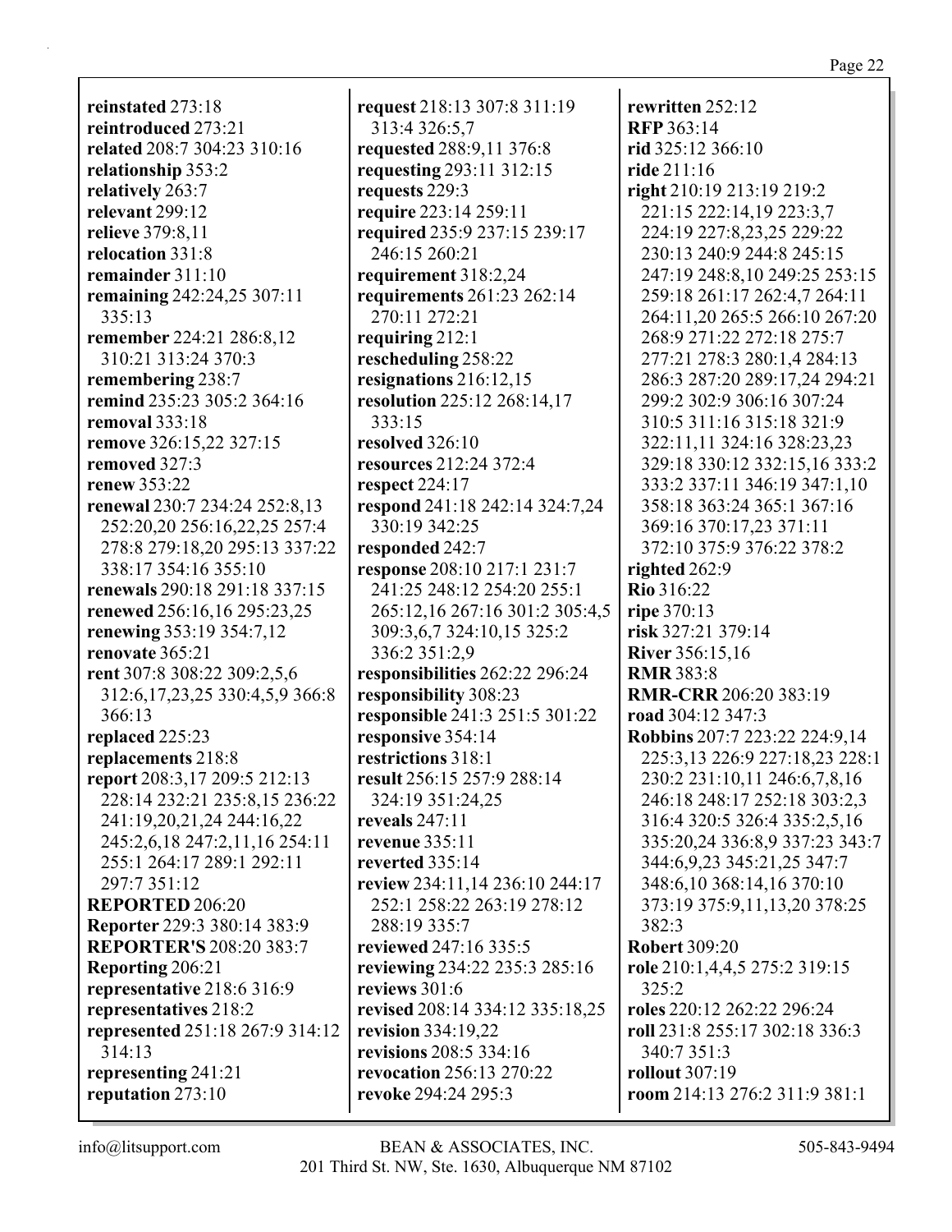**reinstated** 273:18
**reintroduced** 273:21
**related** 208:7 304:23 310:16
**relationship** 353:2
**relatively** 263:7
**relevant** 299:12
**relieve** 379:8,11
**relocation** 331:8
**remainder** 311:10
**remaining** 242:24,25 307:11 335:13
**remember** 224:21 286:8,12 310:21 313:24 370:3
**remembering** 238:7
**remind** 235:23 305:2 364:16
**removal** 333:18
**remove** 326:15,22 327:15
**removed** 327:3
**renew** 353:22
**renewal** 230:7 234:24 252:8,13 252:20,20 256:16,22,25 257:4 278:8 279:18,20 295:13 337:22 338:17 354:16 355:10
**renewals** 290:18 291:18 337:15
**renewed** 256:16,16 295:23,25
**renewing** 353:19 354:7,12
**renovate** 365:21
**rent** 307:8 308:22 309:2,5,6 312:6,17,23,25 330:4,5,9 366:8 366:13
**replaced** 225:23
**replacements** 218:8
**report** 208:3,17 209:5 212:13 228:14 232:21 235:8,15 236:22 241:19,20,21,24 244:16,22 245:2,6,18 247:2,11,16 254:11 255:1 264:17 289:1 292:11 297:7 351:12
**REPORTED** 206:20
**Reporter** 229:3 380:14 383:9
**REPORTER'S** 208:20 383:7
**Reporting** 206:21
**representative** 218:6 316:9
**representatives** 218:2
**represented** 251:18 267:9 314:12 314:13
**representing** 241:21
**reputation** 273:10
**request** 218:13 307:8 311:19 313:4 326:5,7
**requested** 288:9,11 376:8
**requesting** 293:11 312:15
**requests** 229:3
**require** 223:14 259:11
**required** 235:9 237:15 239:17 246:15 260:21
**requirement** 318:2,24
**requirements** 261:23 262:14 270:11 272:21
**requiring** 212:1
**rescheduling** 258:22
**resignations** 216:12,15
**resolution** 225:12 268:14,17 333:15
**resolved** 326:10
**resources** 212:24 372:4
**respect** 224:17
**respond** 241:18 242:14 324:7,24 330:19 342:25
**responded** 242:7
**response** 208:10 217:1 231:7 241:25 248:12 254:20 255:1 265:12,16 267:16 301:2 305:4,5 309:3,6,7 324:10,15 325:2 336:2 351:2,9
**responsibilities** 262:22 296:24
**responsibility** 308:23
**responsible** 241:3 251:5 301:22
**responsive** 354:14
**restrictions** 318:1
**result** 256:15 257:9 288:14 324:19 351:24,25
**reveals** 247:11
**revenue** 335:11
**reverted** 335:14
**review** 234:11,14 236:10 244:17 252:1 258:22 263:19 278:12 288:19 335:7
**reviewed** 247:16 335:5
**reviewing** 234:22 235:3 285:16
**reviews** 301:6
**revised** 208:14 334:12 335:18,25
**revision** 334:19,22
**revisions** 208:5 334:16
**revocation** 256:13 270:22
**revoke** 294:24 295:3
**rewritten** 252:12
**RFP** 363:14
**rid** 325:12 366:10
**ride** 211:16
**right** 210:19 213:19 219:2 221:15 222:14,19 223:3,7 224:19 227:8,23,25 229:22 230:13 240:9 244:8 245:15 247:19 248:8,10 249:25 253:15 259:18 261:17 262:4,7 264:11 264:11,20 265:5 266:10 267:20 268:9 271:22 272:18 275:7 277:21 278:3 280:1,4 284:13 286:3 287:20 289:17,24 294:21 299:2 302:9 306:16 307:24 310:5 311:16 315:18 321:9 322:11,11 324:16 328:23,23 329:18 330:12 332:15,16 333:2 333:2 337:11 346:19 347:1,10 358:18 363:24 365:1 367:16 369:16 370:17,23 371:11 372:10 375:9 376:22 378:2
**righted** 262:9
**Rio** 316:22
**ripe** 370:13
**risk** 327:21 379:14
**River** 356:15,16
**RMR** 383:8
**RMR-CRR** 206:20 383:19
**road** 304:12 347:3
**Robbins** 207:7 223:22 224:9,14 225:3,13 226:9 227:18,23 228:1 230:2 231:10,11 246:6,7,8,16 246:18 248:17 252:18 303:2,3 316:4 320:5 326:4 335:2,5,16 335:20,24 336:8,9 337:23 343:7 344:6,9,23 345:21,25 347:7 348:6,10 368:14,16 370:10 373:19 375:9,11,13,20 378:25 382:3
**Robert** 309:20
**role** 210:1,4,4,5 275:2 319:15 325:2
**roles** 220:12 262:22 296:24
**roll** 231:8 255:17 302:18 336:3 340:7 351:3
**rollout** 307:19
**room** 214:13 276:2 311:9 381:1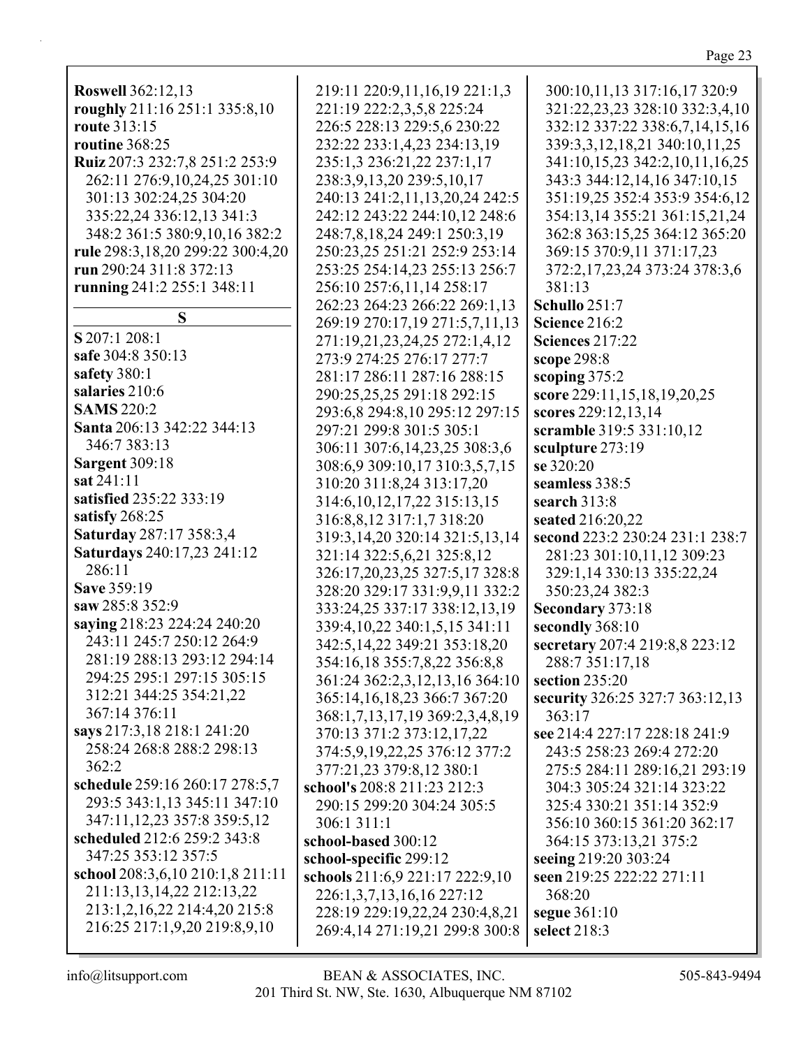**Roswell** 362:12,13
**roughly** 211:16 251:1 335:8,10
**route** 313:15
**routine** 368:25
**Ruiz** 207:3 232:7,8 251:2 253:9 262:11 276:9,10,24,25 301:10 301:13 302:24,25 304:20 335:22,24 336:12,13 341:3 348:2 361:5 380:9,10,16 382:2
**rule** 298:3,18,20 299:22 300:4,20
**run** 290:24 311:8 372:13
**running** 241:2 255:1 348:11

## S

**S** 207:1 208:1
**safe** 304:8 350:13
**safety** 380:1
**salaries** 210:6
**SAMS** 220:2
**Santa** 206:13 342:22 344:13 346:7 383:13
**Sargent** 309:18
**sat** 241:11
**satisfied** 235:22 333:19
**satisfy** 268:25
**Saturday** 287:17 358:3,4
**Saturdays** 240:17,23 241:12 286:11
**Save** 359:19
**saw** 285:8 352:9
**saying** 218:23 224:24 240:20 243:11 245:7 250:12 264:9 281:19 288:13 293:12 294:14 294:25 295:1 297:15 305:15 312:21 344:25 354:21,22 367:14 376:11
**says** 217:3,18 218:1 241:20 258:24 268:8 288:2 298:13 362:2
**schedule** 259:16 260:17 278:5,7 293:5 343:1,13 345:11 347:10 347:11,12,23 357:8 359:5,12
**scheduled** 212:6 259:2 343:8 347:25 353:12 357:5
**school** 208:3,6,10 210:1,8 211:11 211:13,13,14,22 212:13,22 213:1,2,16,22 214:4,20 215:8 216:25 217:1,9,20 219:8,9,10 219:11 220:9,11,16,19 221:1,3 221:19 222:2,3,5,8 225:24 226:5 228:13 229:5,6 230:22 232:22 233:1,4,23 234:13,19 235:1,3 236:21,22 237:1,17 238:3,9,13,20 239:5,10,17 240:13 241:2,11,13,20,24 242:5 242:12 243:22 244:10,12 248:6 248:7,8,18,24 249:1 250:3,19 250:23,25 251:21 252:9 253:14 253:25 254:14,23 255:13 256:7 256:10 257:6,11,14 258:17 262:23 264:23 266:22 269:1,13 269:19 270:17,19 271:5,7,11,13 271:19,21,23,24,25 272:1,4,12 273:9 274:25 276:17 277:7 281:17 286:11 287:16 288:15 290:25,25,25 291:18 292:15 293:6,8 294:8,10 295:12 297:15 297:21 299:8 301:5 305:1 306:11 307:6,14,23,25 308:3,6 308:6,9 309:10,17 310:3,5,7,15 310:20 311:8,24 313:17,20 314:6,10,12,17,22 315:13,15 316:8,8,12 317:1,7 318:20 319:3,14,20 320:14 321:5,13,14 321:14 322:5,6,21 325:8,12 326:17,20,23,25 327:5,17 328:8 328:20 329:17 331:9,9,11 332:2 333:24,25 337:17 338:12,13,19 339:4,10,22 340:1,5,15 341:11 342:5,14,22 349:21 353:18,20 354:16,18 355:7,8,22 356:8,8 361:24 362:2,3,12,13,16 364:10 365:14,16,18,23 366:7 367:20 368:1,7,13,17,19 369:2,3,4,8,19 370:13 371:2 373:12,17,22 374:5,9,19,22,25 376:12 377:2 377:21,23 379:8,12 380:1
**school's** 208:8 211:23 212:3 290:15 299:20 304:24 305:5 306:1 311:1
**school-based** 300:12
**school-specific** 299:12
**schools** 211:6,9 221:17 222:9,10 226:1,3,7,13,16,16 227:12 228:19 229:19,22,24 230:4,8,21 269:4,14 271:19,21 299:8 300:8 300:10,11,13 317:16,17 320:9 321:22,23,23 328:10 332:3,4,10 332:12 337:22 338:6,7,14,15,16 339:3,3,12,18,21 340:10,11,25 341:10,15,23 342:2,10,11,16,25 343:3 344:12,14,16 347:10,15 351:19,25 352:4 353:9 354:6,12 354:13,14 355:21 361:15,21,24 362:8 363:15,25 364:12 365:20 369:15 370:9,11 371:17,23 372:2,17,23,24 373:24 378:3,6 381:13
**Schullo** 251:7
**Science** 216:2
**Sciences** 217:22
**scope** 298:8
**scoping** 375:2
**score** 229:11,15,18,19,20,25
**scores** 229:12,13,14
**scramble** 319:5 331:10,12
**sculpture** 273:19
**se** 320:20
**seamless** 338:5
**search** 313:8
**seated** 216:20,22
**second** 223:2 230:24 231:1 238:7 281:23 301:10,11,12 309:23 329:1,14 330:13 335:22,24 350:23,24 382:3
**Secondary** 373:18
**secondly** 368:10
**secretary** 207:4 219:8,8 223:12 288:7 351:17,18
**section** 235:20
**security** 326:25 327:7 363:12,13 363:17
**see** 214:4 227:17 228:18 241:9 243:5 258:23 269:4 272:20 275:5 284:11 289:16,21 293:19 304:3 305:24 321:14 323:22 325:4 330:21 351:14 352:9 356:10 360:15 361:20 362:17 364:15 373:13,21 375:2
**seeing** 219:20 303:24
**seen** 219:25 222:22 271:11 368:20
**segue** 361:10
**select** 218:3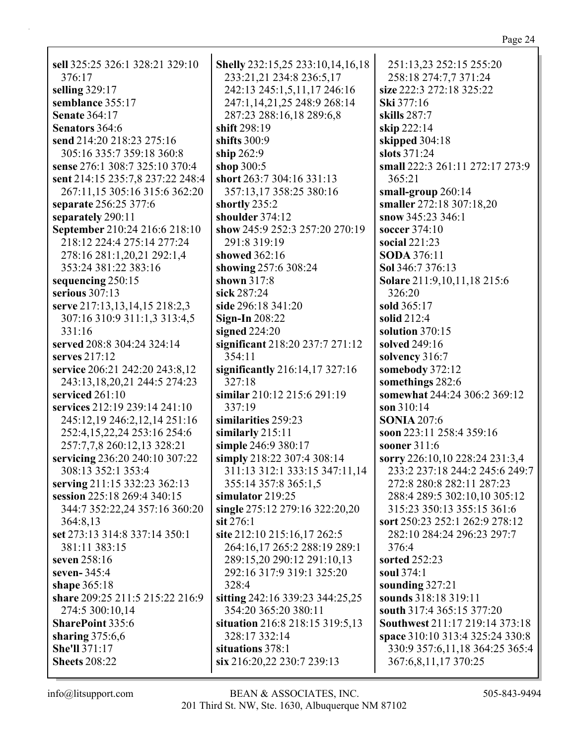**sell** 325:25 326:1 328:21 329:10 376:17
**selling** 329:17
**semblance** 355:17
**Senate** 364:17
**Senators** 364:6
**send** 214:20 218:23 275:16 305:16 335:7 359:18 360:8
**sense** 276:1 308:7 325:10 370:4
**sent** 214:15 235:7,8 237:22 248:4 267:11,15 305:16 315:6 362:20
**separate** 256:25 377:6
**separately** 290:11
**September** 210:24 216:6 218:10 218:12 224:4 275:14 277:24 278:16 281:1,20,21 292:1,4 353:24 381:22 383:16
**sequencing** 250:15
**serious** 307:13
**serve** 217:13,13,14,15 218:2,3 307:16 310:9 311:1,3 313:4,5 331:16
**served** 208:8 304:24 324:14
**serves** 217:12
**service** 206:21 242:20 243:8,12 243:13,18,20,21 244:5 274:23
**serviced** 261:10
**services** 212:19 239:14 241:10 245:12,19 246:2,12,14 251:16 252:4,15,22,24 253:16 254:6 257:7,7,8 260:12,13 328:21
**servicing** 236:20 240:10 307:22 308:13 352:1 353:4
**serving** 211:15 332:23 362:13
**session** 225:18 269:4 340:15 344:7 352:22,24 357:16 360:20 364:8,13
**set** 273:13 314:8 337:14 350:1 381:11 383:15
**seven** 258:16
**seven-** 345:4
**shape** 365:18
**share** 209:25 211:5 215:22 216:9 274:5 300:10,14
**SharePoint** 335:6
**sharing** 375:6,6
**She'll** 371:17
**Sheets** 208:22
**Shelly** 232:15,25 233:10,14,16,18 233:21,21 234:8 236:5,17 242:13 245:1,5,11,17 246:16 247:1,14,21,25 248:9 268:14 287:23 288:16,18 289:6,8
**shift** 298:19
**shifts** 300:9
**ship** 262:9
**shop** 300:5
**short** 263:7 304:16 331:13 357:13,17 358:25 380:16
**shortly** 235:2
**shoulder** 374:12
**show** 245:9 252:3 257:20 270:19 291:8 319:19
**showed** 362:16
**showing** 257:6 308:24
**shown** 317:8
**sick** 287:24
**side** 296:18 341:20
**Sign-In** 208:22
**signed** 224:20
**significant** 218:20 237:7 271:12 354:11
**significantly** 216:14,17 327:16 327:18
**similar** 210:12 215:6 291:19 337:19
**similarities** 259:23
**similarly** 215:11
**simple** 246:9 380:17
**simply** 218:22 307:4 308:14 311:13 312:1 333:15 347:11,14 355:14 357:8 365:1,5
**simulator** 219:25
**single** 275:12 279:16 322:20,20
**sit** 276:1
**site** 212:10 215:16,17 262:5 264:16,17 265:2 288:19 289:1 289:15,20 290:12 291:10,13 292:16 317:9 319:1 325:20 328:4
**sitting** 242:16 339:23 344:25,25 354:20 365:20 380:11
**situation** 216:8 218:15 319:5,13 328:17 332:14
**situations** 378:1
**six** 216:20,22 230:7 239:13 251:13,23 252:15 255:20 258:18 274:7,7 371:24
**size** 222:3 272:18 325:22
**Ski** 377:16
**skills** 287:7
**skip** 222:14
**skipped** 304:18
**slots** 371:24
**small** 222:3 261:11 272:17 273:9 365:21
**small-group** 260:14
**smaller** 272:18 307:18,20
**snow** 345:23 346:1
**soccer** 374:10
**social** 221:23
**SODA** 376:11
**Sol** 346:7 376:13
**Solare** 211:9,10,11,18 215:6 326:20
**sold** 365:17
**solid** 212:4
**solution** 370:15
**solved** 249:16
**solvency** 316:7
**somebody** 372:12
**somethings** 282:6
**somewhat** 244:24 306:2 369:12
**son** 310:14
**SONIA** 207:6
**soon** 223:11 258:4 359:16
**sooner** 311:6
**sorry** 226:10,10 228:24 231:3,4 233:2 237:18 244:2 245:6 249:7 272:8 280:8 282:11 287:23 288:4 289:5 302:10,10 305:12 315:23 350:13 355:15 361:6
**sort** 250:23 252:1 262:9 278:12 282:10 284:24 296:23 297:7 376:4
**sorted** 252:23
**soul** 374:1
**sounding** 327:21
**sounds** 318:18 319:11
**south** 317:4 365:15 377:20
**Southwest** 211:17 219:14 373:18
**space** 310:10 313:4 325:24 330:8 330:9 357:6,11,18 364:25 365:4 367:6,8,11,17 370:25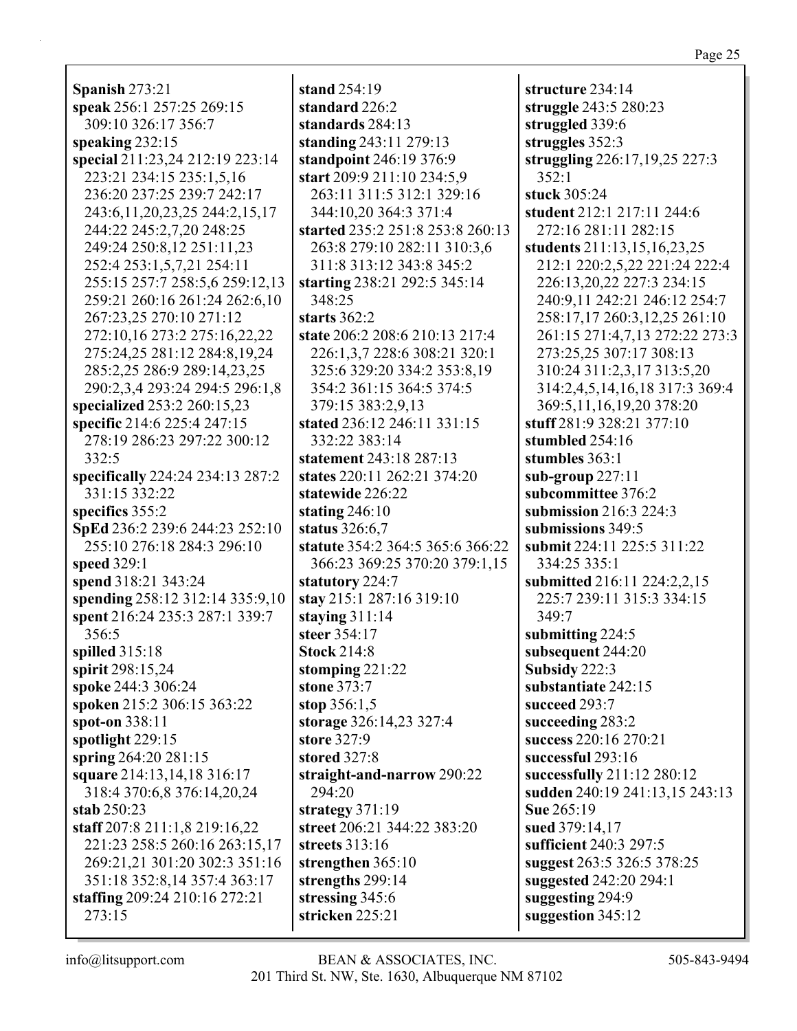**Spanish** 273:21
**speak** 256:1 257:25 269:15 309:10 326:17 356:7
**speaking** 232:15
**special** 211:23,24 212:19 223:14 223:21 234:15 235:1,5,16 236:20 237:25 239:7 242:17 243:6,11,20,23,25 244:2,15,17 244:22 245:2,7,20 248:25 249:24 250:8,12 251:11,23 252:4 253:1,5,7,21 254:11 255:15 257:7 258:5,6 259:12,13 259:21 260:16 261:24 262:6,10 267:23,25 270:10 271:12 272:10,16 273:2 275:16,22,22 275:24,25 281:12 284:8,19,24 285:2,25 286:9 289:14,23,25 290:2,3,4 293:24 294:5 296:1,8
**specialized** 253:2 260:15,23
**specific** 214:6 225:4 247:15 278:19 286:23 297:22 300:12 332:5
**specifically** 224:24 234:13 287:2 331:15 332:22
**specifics** 355:2
**SpEd** 236:2 239:6 244:23 252:10 255:10 276:18 284:3 296:10
**speed** 329:1
**spend** 318:21 343:24
**spending** 258:12 312:14 335:9,10
**spent** 216:24 235:3 287:1 339:7 356:5
**spilled** 315:18
**spirit** 298:15,24
**spoke** 244:3 306:24
**spoken** 215:2 306:15 363:22
**spot-on** 338:11
**spotlight** 229:15
**spring** 264:20 281:15
**square** 214:13,14,18 316:17 318:4 370:6,8 376:14,20,24
**stab** 250:23
**staff** 207:8 211:1,8 219:16,22 221:23 258:5 260:16 263:15,17 269:21,21 301:20 302:3 351:16 351:18 352:8,14 357:4 363:17
**staffing** 209:24 210:16 272:21 273:15
**stand** 254:19
**standard** 226:2
**standards** 284:13
**standing** 243:11 279:13
**standpoint** 246:19 376:9
**start** 209:9 211:10 234:5,9 263:11 311:5 312:1 329:16 344:10,20 364:3 371:4
**started** 235:2 251:8 253:8 260:13 263:8 279:10 282:11 310:3,6 311:8 313:12 343:8 345:2
**starting** 238:21 292:5 345:14 348:25
**starts** 362:2
**state** 206:2 208:6 210:13 217:4 226:1,3,7 228:6 308:21 320:1 325:6 329:20 334:2 353:8,19 354:2 361:15 364:5 374:5 379:15 383:2,9,13
**stated** 236:12 246:11 331:15 332:22 383:14
**statement** 243:18 287:13
**states** 220:11 262:21 374:20
**statewide** 226:22
**stating** 246:10
**status** 326:6,7
**statute** 354:2 364:5 365:6 366:22 366:23 369:25 370:20 379:1,15
**statutory** 224:7
**stay** 215:1 287:16 319:10
**staying** 311:14
**steer** 354:17
**Stock** 214:8
**stomping** 221:22
**stone** 373:7
**stop** 356:1,5
**storage** 326:14,23 327:4
**store** 327:9
**stored** 327:8
**straight-and-narrow** 290:22 294:20
**strategy** 371:19
**street** 206:21 344:22 383:20
**streets** 313:16
**strengthen** 365:10
**strengths** 299:14
**stressing** 345:6
**stricken** 225:21
**structure** 234:14
**struggle** 243:5 280:23
**struggled** 339:6
**struggles** 352:3
**struggling** 226:17,19,25 227:3 352:1
**stuck** 305:24
**student** 212:1 217:11 244:6 272:16 281:11 282:15
**students** 211:13,15,16,23,25 212:1 220:2,5,22 221:24 222:4 226:13,20,22 227:3 234:15 240:9,11 242:21 246:12 254:7 258:17,17 260:3,12,25 261:10 261:15 271:4,7,13 272:22 273:3 273:25,25 307:17 308:13 310:24 311:2,3,17 313:5,20 314:2,4,5,14,16,18 317:3 369:4 369:5,11,16,19,20 378:20
**stuff** 281:9 328:21 377:10
**stumbled** 254:16
**stumbles** 363:1
**sub-group** 227:11
**subcommittee** 376:2
**submission** 216:3 224:3
**submissions** 349:5
**submit** 224:11 225:5 311:22 334:25 335:1
**submitted** 216:11 224:2,2,15 225:7 239:11 315:3 334:15 349:7
**submitting** 224:5
**subsequent** 244:20
**Subsidy** 222:3
**substantiate** 242:15
**succeed** 293:7
**succeeding** 283:2
**success** 220:16 270:21
**successful** 293:16
**successfully** 211:12 280:12
**sudden** 240:19 241:13,15 243:13
**Sue** 265:19
**sued** 379:14,17
**sufficient** 240:3 297:5
**suggest** 263:5 326:5 378:25
**suggested** 242:20 294:1
**suggesting** 294:9
**suggestion** 345:12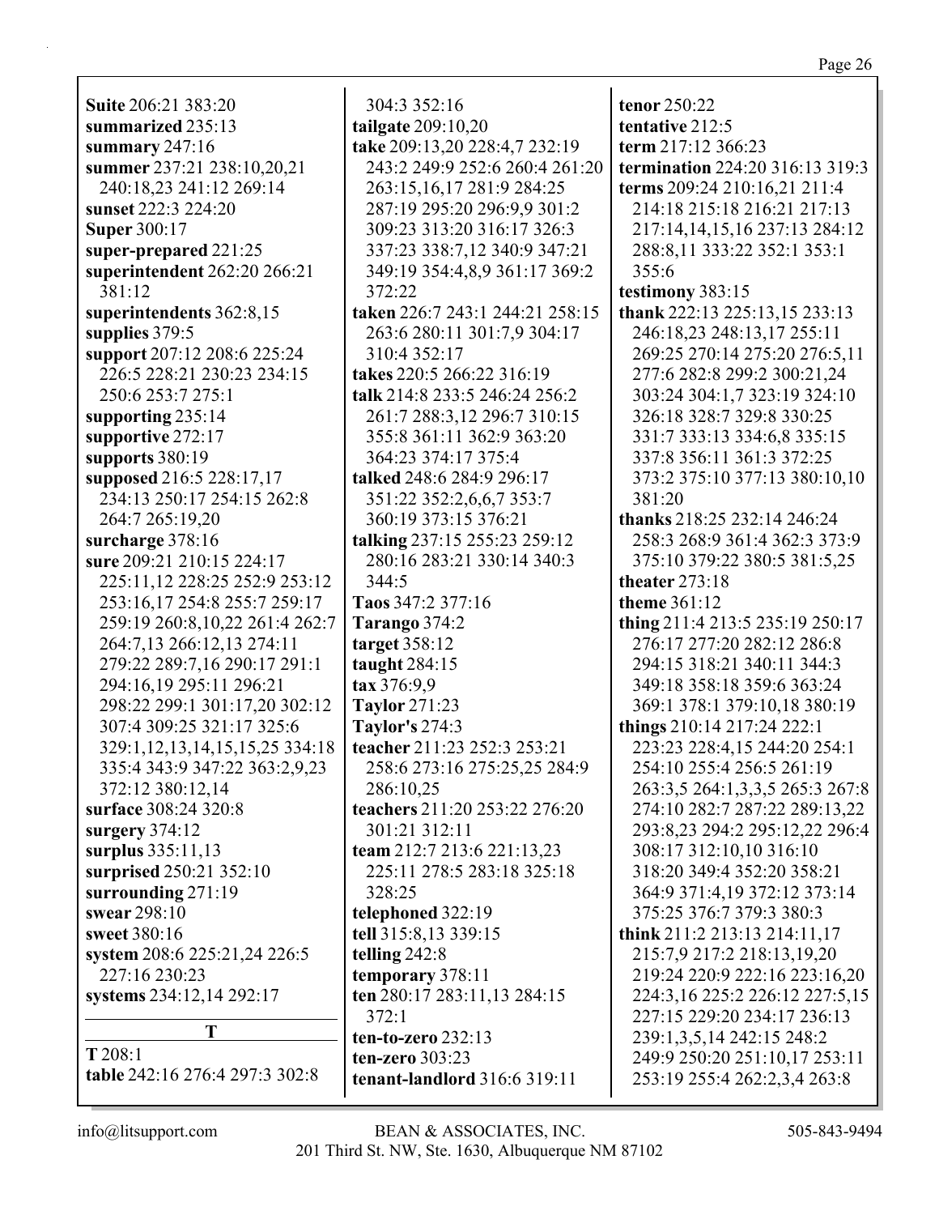**Suite** 206:21 383:20
**summarized** 235:13
**summary** 247:16
**summer** 237:21 238:10,20,21 240:18,23 241:12 269:14
**sunset** 222:3 224:20
**Super** 300:17
**super-prepared** 221:25
**superintendent** 262:20 266:21 381:12
**superintendents** 362:8,15
**supplies** 379:5
**support** 207:12 208:6 225:24 226:5 228:21 230:23 234:15 250:6 253:7 275:1
**supporting** 235:14
**supportive** 272:17
**supports** 380:19
**supposed** 216:5 228:17,17 234:13 250:17 254:15 262:8 264:7 265:19,20
**surcharge** 378:16
**sure** 209:21 210:15 224:17 225:11,12 228:25 252:9 253:12 253:16,17 254:8 255:7 259:17 259:19 260:8,10,22 261:4 262:7 264:7,13 266:12,13 274:11 279:22 289:7,16 290:17 291:1 294:16,19 295:11 296:21 298:22 299:1 301:17,20 302:12 307:4 309:25 321:17 325:6 329:1,12,13,14,15,15,25 334:18 335:4 343:9 347:22 363:2,9,23 372:12 380:12,14
**surface** 308:24 320:8
**surgery** 374:12
**surplus** 335:11,13
**surprised** 250:21 352:10
**surrounding** 271:19
**swear** 298:10
**sweet** 380:16
**system** 208:6 225:21,24 226:5 227:16 230:23
**systems** 234:12,14 292:17

## T

**T** 208:1
**table** 242:16 276:4 297:3 302:8 304:3 352:16
**tailgate** 209:10,20
**take** 209:13,20 228:4,7 232:19 243:2 249:9 252:6 260:4 261:20 263:15,16,17 281:9 284:25 287:19 295:20 296:9,9 301:2 309:23 313:20 316:17 326:3 337:23 338:7,12 340:9 347:21 349:19 354:4,8,9 361:17 369:2 372:22
**taken** 226:7 243:1 244:21 258:15 263:6 280:11 301:7,9 304:17 310:4 352:17
**takes** 220:5 266:22 316:19
**talk** 214:8 233:5 246:24 256:2 261:7 288:3,12 296:7 310:15 355:8 361:11 362:9 363:20 364:23 374:17 375:4
**talked** 248:6 284:9 296:17 351:22 352:2,6,6,7 353:7 360:19 373:15 376:21
**talking** 237:15 255:23 259:12 280:16 283:21 330:14 340:3 344:5
**Taos** 347:2 377:16
**Tarango** 374:2
**target** 358:12
**taught** 284:15
**tax** 376:9,9
**Taylor** 271:23
**Taylor's** 274:3
**teacher** 211:23 252:3 253:21 258:6 273:16 275:25,25 284:9 286:10,25
**teachers** 211:20 253:22 276:20 301:21 312:11
**team** 212:7 213:6 221:13,23 225:11 278:5 283:18 325:18 328:25
**telephoned** 322:19
**tell** 315:8,13 339:15
**telling** 242:8
**temporary** 378:11
**ten** 280:17 283:11,13 284:15 372:1
**ten-to-zero** 232:13
**ten-zero** 303:23
**tenant-landlord** 316:6 319:11
**tenor** 250:22
**tentative** 212:5
**term** 217:12 366:23
**termination** 224:20 316:13 319:3
**terms** 209:24 210:16,21 211:4 214:18 215:18 216:21 217:13 217:14,14,15,16 237:13 284:12 288:8,11 333:22 352:1 353:1 355:6
**testimony** 383:15
**thank** 222:13 225:13,15 233:13 246:18,23 248:13,17 255:11 269:25 270:14 275:20 276:5,11 277:6 282:8 299:2 300:21,24 303:24 304:1,7 323:19 324:10 326:18 328:7 329:8 330:25 331:7 333:13 334:6,8 335:15 337:8 356:11 361:3 372:25 373:2 375:10 377:13 380:10,10 381:20
**thanks** 218:25 232:14 246:24 258:3 268:9 361:4 362:3 373:9 375:10 379:22 380:5 381:5,25
**theater** 273:18
**theme** 361:12
**thing** 211:4 213:5 235:19 250:17 276:17 277:20 282:12 286:8 294:15 318:21 340:11 344:3 349:18 358:18 359:6 363:24 369:1 378:1 379:10,18 380:19
**things** 210:14 217:24 222:1 223:23 228:4,15 244:20 254:1 254:10 255:4 256:5 261:19 263:3,5 264:1,3,3,5 265:3 267:8 274:10 282:7 287:22 289:13,22 293:8,23 294:2 295:12,22 296:4 308:17 312:10,10 316:10 318:20 349:4 352:20 358:21 364:9 371:4,19 372:12 373:14 375:25 376:7 379:3 380:3
**think** 211:2 213:13 214:11,17 215:7,9 217:2 218:13,19,20 219:24 220:9 222:16 223:16,20 224:3,16 225:2 226:12 227:5,15 227:15 229:20 234:17 236:13 239:1,3,5,14 242:15 248:2 249:9 250:20 251:10,17 253:11 253:19 255:4 262:2,3,4 263:8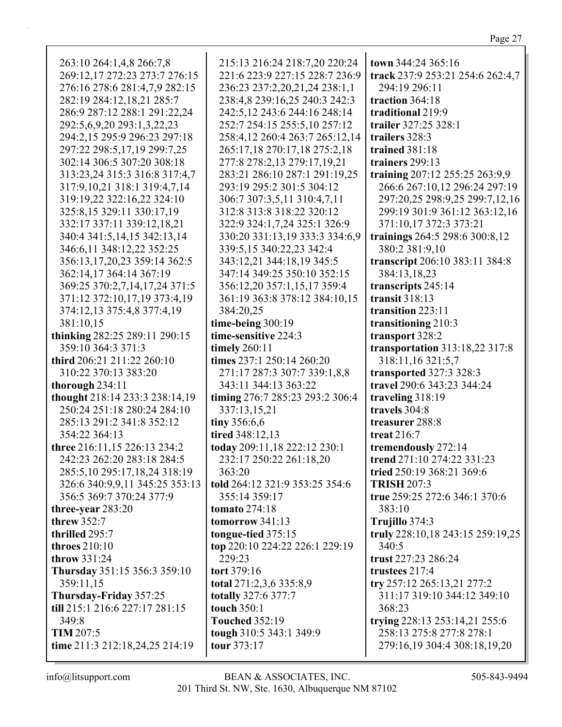263:10 264:1,4,8 266:7,8 269:12,17 272:23 273:7 276:15 276:16 278:6 281:4,7,9 282:15 282:19 284:12,18,21 285:7 286:9 287:12 288:1 291:22,24 292:5,6,9,20 293:1,3,22,23 294:2,15 295:9 296:23 297:18 297:22 298:5,17,19 299:7,25 302:14 306:5 307:20 308:18 313:23,24 315:3 316:8 317:4,7 317:9,10,21 318:1 319:4,7,14 319:19,22 322:16,22 324:10 325:8,15 329:11 330:17,19 332:17 337:11 339:12,18,21 340:4 341:5,14,15 342:13,14 346:6,11 348:12,22 352:25 356:13,17,20,23 359:14 362:5 362:14,17 364:14 367:19 369:25 370:2,7,14,17,24 371:5 371:12 372:10,17,19 373:4,19 374:12,13 375:4,8 377:4,19 381:10,15

**thinking** 282:25 289:11 290:15 359:10 364:3 371:3

**third** 206:21 211:22 260:10 310:22 370:13 383:20

**thorough** 234:11

**thought** 218:14 233:3 238:14,19 250:24 251:18 280:24 284:10 285:13 291:2 341:8 352:12 354:22 364:13

**three** 216:11,15 226:13 234:2 242:23 262:20 283:18 284:5 285:5,10 295:17,18,24 318:19 326:6 340:9,9,11 345:25 353:13 356:5 369:7 370:24 377:9

**three-year** 283:20

**threw** 352:7

**thrilled** 295:7

**throes** 210:10

**throw** 331:24

**Thursday** 351:15 356:3 359:10 359:11,15

**Thursday-Friday** 357:25

**till** 215:1 216:6 227:17 281:15 349:8

**TIM** 207:5

**time** 211:3 212:18,24,25 214:19 215:13 216:24 218:7,20 220:24 221:6 223:9 227:15 228:7 236:9 236:23 237:2,20,21,24 238:1,1 238:4,8 239:16,25 240:3 242:3 242:5,12 243:6 244:16 248:14 252:7 254:15 255:5,10 257:12 258:4,12 260:4 263:7 265:12,14 265:17,18 270:17,18 275:2,18 277:8 278:2,13 279:17,19,21 283:21 286:10 287:1 291:19,25 293:19 295:2 301:5 304:12 306:7 307:3,5,11 310:4,7,11 312:8 313:8 318:22 320:12 322:9 324:1,7,24 325:1 326:9 330:20 331:13,19 333:3 334:6,9 339:5,15 340:22,23 342:4 343:12,21 344:18,19 345:5 347:14 349:25 350:10 352:15 356:12,20 357:1,15,17 359:4 361:19 363:8 378:12 384:10,15 384:20,25

**time-being** 300:19

**time-sensitive** 224:3

**timely** 260:11

**times** 237:1 250:14 260:20 271:17 287:3 307:7 339:1,8,8 343:11 344:13 363:22

**timing** 276:7 285:23 293:2 306:4 337:13,15,21

**tiny** 356:6,6

**tired** 348:12,13

**today** 209:11,18 222:12 230:1 232:17 250:22 261:18,20 363:20

**told** 264:12 321:9 353:25 354:6 355:14 359:17

**tomato** 274:18

**tomorrow** 341:13

**tongue-tied** 375:15

**top** 220:10 224:22 226:1 229:19 229:23

**tort** 379:16

**total** 271:2,3,6 335:8,9

**totally** 327:6 377:7

**touch** 350:1

**Touched** 352:19

**tough** 310:5 343:1 349:9

**tour** 373:17

**town** 344:24 365:16

**track** 237:9 253:21 254:6 262:4,7 294:19 296:11

**traction** 364:18

**traditional** 219:9

**trailer** 327:25 328:1

**trailers** 328:3

**trained** 381:18

**trainers** 299:13

**training** 207:12 255:25 263:9,9 266:6 267:10,12 296:24 297:19 297:20,25 298:9,25 299:7,12,16 299:19 301:9 361:12 363:12,16 371:10,17 372:3 373:21

**trainings** 264:5 298:6 300:8,12 380:2 381:9,10

**transcript** 206:10 383:11 384:8 384:13,18,23

**transcripts** 245:14

**transit** 318:13

**transition** 223:11

**transitioning** 210:3

**transport** 328:2

**transportation** 313:18,22 317:8 318:11,16 321:5,7

**transported** 327:3 328:3

**travel** 290:6 343:23 344:24

**traveling** 318:19

**travels** 304:8

**treasurer** 288:8

**treat** 216:7

**tremendously** 272:14

**trend** 271:10 274:22 331:23

**tried** 250:19 368:21 369:6

**TRISH** 207:3

**true** 259:25 272:6 346:1 370:6 383:10

**Trujillo** 374:3

**truly** 228:10,18 243:15 259:19,25 340:5

**trust** 227:23 286:24

**trustees** 217:4

**try** 257:12 265:13,21 277:2 311:17 319:10 344:12 349:10 368:23

**trying** 228:13 253:14,21 255:6 258:13 275:8 277:8 278:1 279:16,19 304:4 308:18,19,20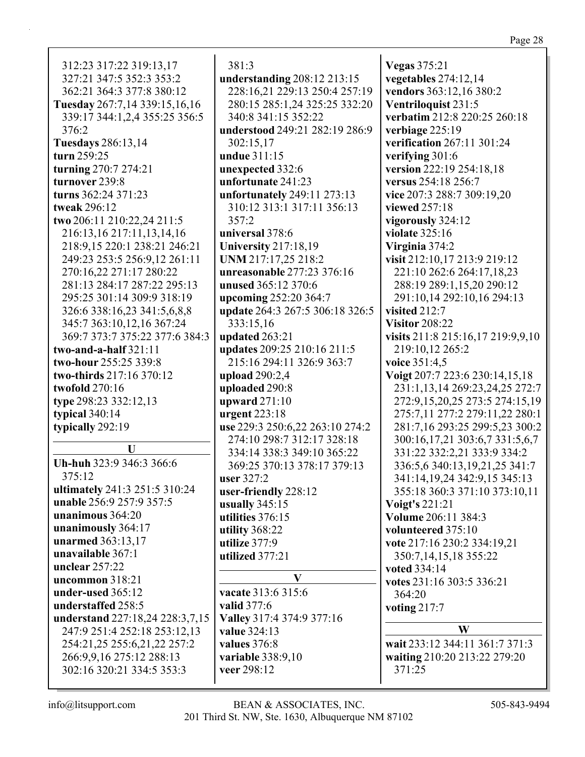312:23 317:22 319:13,17 327:21 347:5 352:3 353:2 362:21 364:3 377:8 380:12
**Tuesday** 267:7,14 339:15,16,16 339:17 344:1,2,4 355:25 356:5 376:2
**Tuesdays** 286:13,14
**turn** 259:25
**turning** 270:7 274:21
**turnover** 239:8
**turns** 362:24 371:23
**tweak** 296:12
**two** 206:11 210:22,24 211:5 216:13,16 217:11,13,14,16 218:9,15 220:1 238:21 246:21 249:23 253:5 256:9,12 261:11 270:16,22 271:17 280:22 281:13 284:17 287:22 295:13 295:25 301:14 309:9 318:19 326:6 338:16,23 341:5,6,8,8 345:7 363:10,12,16 367:24 369:7 373:7 375:22 377:6 384:3
**two-and-a-half** 321:11
**two-hour** 255:25 339:8
**two-thirds** 217:16 370:12
**twofold** 270:16
**type** 298:23 332:12,13
**typical** 340:14
**typically** 292:19

## U

**Uh-huh** 323:9 346:3 366:6 375:12
**ultimately** 241:3 251:5 310:24
**unable** 256:9 257:9 357:5
**unanimous** 364:20
**unanimously** 364:17
**unarmed** 363:13,17
**unavailable** 367:1
**unclear** 257:22
**uncommon** 318:21
**under-used** 365:12
**understaffed** 258:5
**understand** 227:18,24 228:3,7,15 247:9 251:4 252:18 253:12,13 254:21,25 255:6,21,22 257:2 266:9,9,16 275:12 288:13 302:16 320:21 334:5 353:3 381:3
**understanding** 208:12 213:15 228:16,21 229:13 250:4 257:19 280:15 285:1,24 325:25 332:20 340:8 341:15 352:22
**understood** 249:21 282:19 286:9 302:15,17
**undue** 311:15
**unexpected** 332:6
**unfortunate** 241:23
**unfortunately** 249:11 273:13 310:12 313:1 317:11 356:13 357:2
**universal** 378:6
**University** 217:18,19
**UNM** 217:17,25 218:2
**unreasonable** 277:23 376:16
**unused** 365:12 370:6
**upcoming** 252:20 364:7
**update** 264:3 267:5 306:18 326:5 333:15,16
**updated** 263:21
**updates** 209:25 210:16 211:5 215:16 294:11 326:9 363:7
**upload** 290:2,4
**uploaded** 290:8
**upward** 271:10
**urgent** 223:18
**use** 229:3 250:6,22 263:10 274:2 274:10 298:7 312:17 328:18 334:14 338:3 349:10 365:22 369:25 370:13 378:17 379:13
**user** 327:2
**user-friendly** 228:12
**usually** 345:15
**utilities** 376:15
**utility** 368:22
**utilize** 377:9
**utilized** 377:21

## V

**vacate** 313:6 315:6
**valid** 377:6
**Valley** 317:4 374:9 377:16
**value** 324:13
**values** 376:8
**variable** 338:9,10
**veer** 298:12
**Vegas** 375:21
**vegetables** 274:12,14
**vendors** 363:12,16 380:2
**Ventriloquist** 231:5
**verbatim** 212:8 220:25 260:18
**verbiage** 225:19
**verification** 267:11 301:24
**verifying** 301:6
**version** 222:19 254:18,18
**versus** 254:18 256:7
**vice** 207:3 288:7 309:19,20
**viewed** 257:18
**vigorously** 324:12
**violate** 325:16
**Virginia** 374:2
**visit** 212:10,17 213:9 219:12 221:10 262:6 264:17,18,23 288:19 289:1,15,20 290:12 291:10,14 292:10,16 294:13
**visited** 212:7
**Visitor** 208:22
**visits** 211:8 215:16,17 219:9,9,10 219:10,12 265:2
**voice** 351:4,5
**Voigt** 207:7 223:6 230:14,15,18 231:1,13,14 269:23,24,25 272:7 272:9,15,20,25 273:5 274:15,19 275:7,11 277:2 279:11,22 280:1 281:7,16 293:25 299:5,23 300:2 300:16,17,21 303:6,7 331:5,6,7 331:22 332:2,21 333:9 334:2 336:5,6 340:13,19,21,25 341:7 341:14,19,24 342:9,15 345:13 355:18 360:3 371:10 373:10,11
**Voigt's** 221:21
**Volume** 206:11 384:3
**volunteered** 375:10
**vote** 217:16 230:2 334:19,21 350:7,14,15,18 355:22
**voted** 334:14
**votes** 231:16 303:5 336:21 364:20
**voting** 217:7

## W

**wait** 233:12 344:11 361:7 371:3
**waiting** 210:20 213:22 279:20 371:25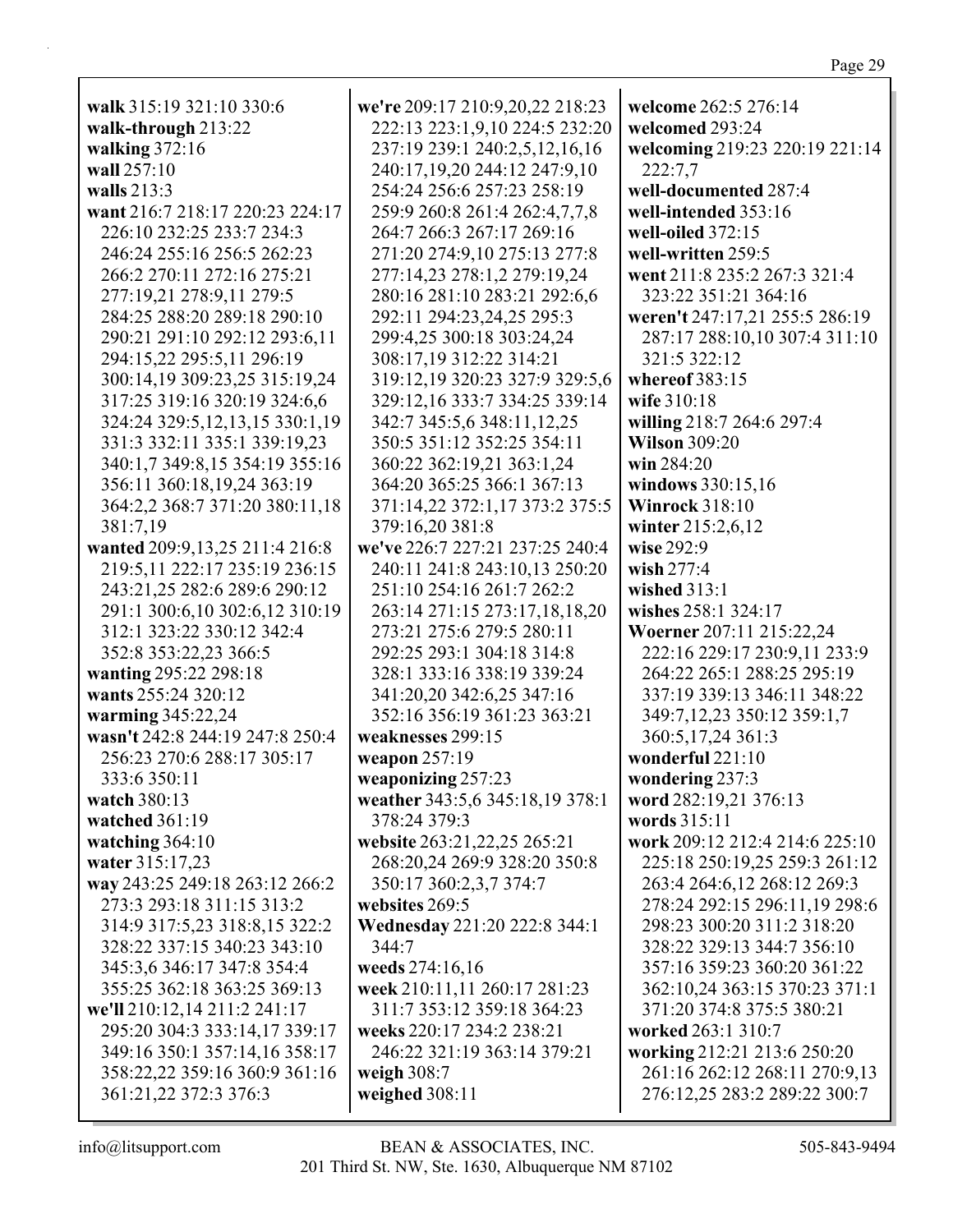**walk** 315:19 321:10 330:6
**walk-through** 213:22
**walking** 372:16
**wall** 257:10
**walls** 213:3
**want** 216:7 218:17 220:23 224:17 226:10 232:25 233:7 234:3 246:24 255:16 256:5 262:23 266:2 270:11 272:16 275:21 277:19,21 278:9,11 279:5 284:25 288:20 289:18 290:10 290:21 291:10 292:12 293:6,11 294:15,22 295:5,11 296:19 300:14,19 309:23,25 315:19,24 317:25 319:16 320:19 324:6,6 324:24 329:5,12,13,15 330:1,19 331:3 332:11 335:1 339:19,23 340:1,7 349:8,15 354:19 355:16 356:11 360:18,19,24 363:19 364:2,2 368:7 371:20 380:11,18 381:7,19
**wanted** 209:9,13,25 211:4 216:8 219:5,11 222:17 235:19 236:15 243:21,25 282:6 289:6 290:12 291:1 300:6,10 302:6,12 310:19 312:1 323:22 330:12 342:4 352:8 353:22,23 366:5
**wanting** 295:22 298:18
**wants** 255:24 320:12
**warming** 345:22,24
**wasn't** 242:8 244:19 247:8 250:4 256:23 270:6 288:17 305:17 333:6 350:11
**watch** 380:13
**watched** 361:19
**watching** 364:10
**water** 315:17,23
**way** 243:25 249:18 263:12 266:2 273:3 293:18 311:15 313:2 314:9 317:5,23 318:8,15 322:2 328:22 337:15 340:23 343:10 345:3,6 346:17 347:8 354:4 355:25 362:18 363:25 369:13
**we'll** 210:12,14 211:2 241:17 295:20 304:3 333:14,17 339:17 349:16 350:1 357:14,16 358:17 358:22,22 359:16 360:9 361:16 361:21,22 372:3 376:3
**we're** 209:17 210:9,20,22 218:23 222:13 223:1,9,10 224:5 232:20 237:19 239:1 240:2,5,12,16,16 240:17,19,20 244:12 247:9,10 254:24 256:6 257:23 258:19 259:9 260:8 261:4 262:4,7,7,8 264:7 266:3 267:17 269:16 271:20 274:9,10 275:13 277:8 277:14,23 278:1,2 279:19,24 280:16 281:10 283:21 292:6,6 292:11 294:23,24,25 295:3 299:4,25 300:18 303:24,24 308:17,19 312:22 314:21 319:12,19 320:23 327:9 329:5,6 329:12,16 333:7 334:25 339:14 342:7 345:5,6 348:11,12,25 350:5 351:12 352:25 354:11 360:22 362:19,21 363:1,24 364:20 365:25 366:1 367:13 371:14,22 372:1,17 373:2 375:5 379:16,20 381:8
**we've** 226:7 227:21 237:25 240:4 240:11 241:8 243:10,13 250:20 251:10 254:16 261:7 262:2 263:14 271:15 273:17,18,18,20 273:21 275:6 279:5 280:11 292:25 293:1 304:18 314:8 328:1 333:16 338:19 339:24 341:20,20 342:6,25 347:16 352:16 356:19 361:23 363:21
**weaknesses** 299:15
**weapon** 257:19
**weaponizing** 257:23
**weather** 343:5,6 345:18,19 378:1 378:24 379:3
**website** 263:21,22,25 265:21 268:20,24 269:9 328:20 350:8 350:17 360:2,3,7 374:7
**websites** 269:5
**Wednesday** 221:20 222:8 344:1 344:7
**weeds** 274:16,16
**week** 210:11,11 260:17 281:23 311:7 353:12 359:18 364:23
**weeks** 220:17 234:2 238:21 246:22 321:19 363:14 379:21
**weigh** 308:7
**weighed** 308:11
**welcome** 262:5 276:14
**welcomed** 293:24
**welcoming** 219:23 220:19 221:14 222:7,7
**well-documented** 287:4
**well-intended** 353:16
**well-oiled** 372:15
**well-written** 259:5
**went** 211:8 235:2 267:3 321:4 323:22 351:21 364:16
**weren't** 247:17,21 255:5 286:19 287:17 288:10,10 307:4 311:10 321:5 322:12
**whereof** 383:15
**wife** 310:18
**willing** 218:7 264:6 297:4
**Wilson** 309:20
**win** 284:20
**windows** 330:15,16
**Winrock** 318:10
**winter** 215:2,6,12
**wise** 292:9
**wish** 277:4
**wished** 313:1
**wishes** 258:1 324:17
**Woerner** 207:11 215:22,24 222:16 229:17 230:9,11 233:9 264:22 265:1 288:25 295:19 337:19 339:13 346:11 348:22 349:7,12,23 350:12 359:1,7 360:5,17,24 361:3
**wonderful** 221:10
**wondering** 237:3
**word** 282:19,21 376:13
**words** 315:11
**work** 209:12 212:4 214:6 225:10 225:18 250:19,25 259:3 261:12 263:4 264:6,12 268:12 269:3 278:24 292:15 296:11,19 298:6 298:23 300:20 311:2 318:20 328:22 329:13 344:7 356:10 357:16 359:23 360:20 361:22 362:10,24 363:15 370:23 371:1 371:20 374:8 375:5 380:21
**worked** 263:1 310:7
**working** 212:21 213:6 250:20 261:16 262:12 268:11 270:9,13 276:12,25 283:2 289:22 300:7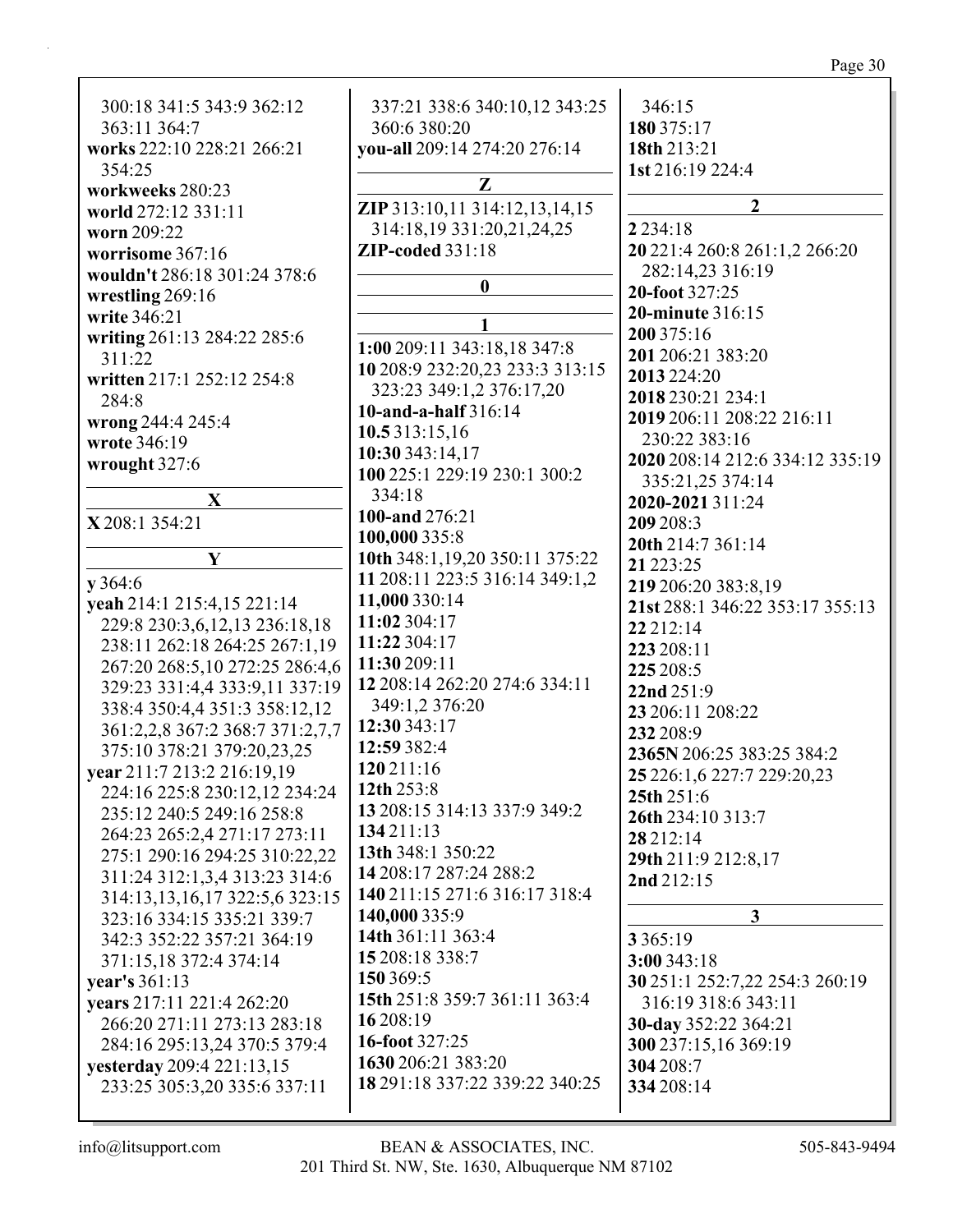300:18 341:5 343:9 362:12 363:11 364:7
**works** 222:10 228:21 266:21 354:25
**workweeks** 280:23
**world** 272:12 331:11
**worn** 209:22
**worrisome** 367:16
**wouldn't** 286:18 301:24 378:6
**wrestling** 269:16
**write** 346:21
**writing** 261:13 284:22 285:6 311:22
**written** 217:1 252:12 254:8 284:8
**wrong** 244:4 245:4
**wrote** 346:19
**wrought** 327:6

### X

**X** 208:1 354:21

### Y

**y** 364:6
**yeah** 214:1 215:4,15 221:14 229:8 230:3,6,12,13 236:18,18 238:11 262:18 264:25 267:1,19 267:20 268:5,10 272:25 286:4,6 329:23 331:4,4 333:9,11 337:19 338:4 350:4,4 351:3 358:12,12 361:2,2,8 367:2 368:7 371:2,7,7 375:10 378:21 379:20,23,25
**year** 211:7 213:2 216:19,19 224:16 225:8 230:12,12 234:24 235:12 240:5 249:16 258:8 264:23 265:2,4 271:17 273:11 275:1 290:16 294:25 310:22,22 311:24 312:1,3,4 313:23 314:6 314:13,13,16,17 322:5,6 323:15 323:16 334:15 335:21 339:7 342:3 352:22 357:21 364:19 371:15,18 372:4 374:14
**year's** 361:13
**years** 217:11 221:4 262:20 266:20 271:11 273:13 283:18 284:16 295:13,24 370:5 379:4
**yesterday** 209:4 221:13,15 233:25 305:3,20 335:6 337:11 337:21 338:6 340:10,12 343:25 360:6 380:20
**you-all** 209:14 274:20 276:14

### Z

**ZIP** 313:10,11 314:12,13,14,15 314:18,19 331:20,21,24,25
**ZIP-coded** 331:18

### 0

### 1

**1:00** 209:11 343:18,18 347:8
**10** 208:9 232:20,23 233:3 313:15 323:23 349:1,2 376:17,20
**10-and-a-half** 316:14
**10.5** 313:15,16
**10:30** 343:14,17
**100** 225:1 229:19 230:1 300:2 334:18
**100-and** 276:21
**100,000** 335:8
**10th** 348:1,19,20 350:11 375:22
**11** 208:11 223:5 316:14 349:1,2
**11,000** 330:14
**11:02** 304:17
**11:22** 304:17
**11:30** 209:11
**12** 208:14 262:20 274:6 334:11 349:1,2 376:20
**12:30** 343:17
**12:59** 382:4
**120** 211:16
**12th** 253:8
**13** 208:15 314:13 337:9 349:2
**134** 211:13
**13th** 348:1 350:22
**14** 208:17 287:24 288:2
**140** 211:15 271:6 316:17 318:4
**140,000** 335:9
**14th** 361:11 363:4
**15** 208:18 338:7
**150** 369:5
**15th** 251:8 359:7 361:11 363:4
**16** 208:19
**16-foot** 327:25
**1630** 206:21 383:20
**18** 291:18 337:22 339:22 340:25 346:15
**180** 375:17
**18th** 213:21
**1st** 216:19 224:4

### 2

**2** 234:18
**20** 221:4 260:8 261:1,2 266:20 282:14,23 316:19
**20-foot** 327:25
**20-minute** 316:15
**200** 375:16
**201** 206:21 383:20
**2013** 224:20
**2018** 230:21 234:1
**2019** 206:11 208:22 216:11 230:22 383:16
**2020** 208:14 212:6 334:12 335:19 335:21,25 374:14
**2020-2021** 311:24
**209** 208:3
**20th** 214:7 361:14
**21** 223:25
**219** 206:20 383:8,19
**21st** 288:1 346:22 353:17 355:13
**22** 212:14
**223** 208:11
**225** 208:5
**22nd** 251:9
**23** 206:11 208:22
**232** 208:9
**2365N** 206:25 383:25 384:2
**25** 226:1,6 227:7 229:20,23
**25th** 251:6
**26th** 234:10 313:7
**28** 212:14
**29th** 211:9 212:8,17
**2nd** 212:15

### 3

**3** 365:19
**3:00** 343:18
**30** 251:1 252:7,22 254:3 260:19 316:19 318:6 343:11
**30-day** 352:22 364:21
**300** 237:15,16 369:19
**304** 208:7
**334** 208:14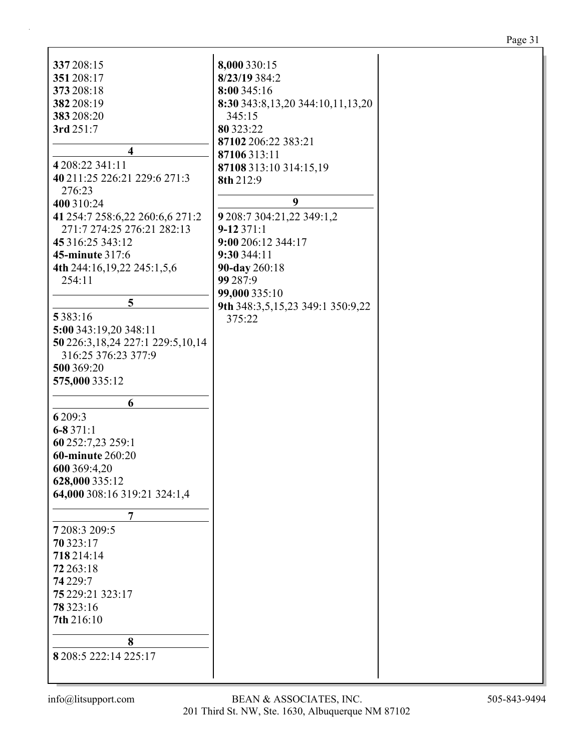**337** 208:15
**351** 208:17
**373** 208:18
**382** 208:19
**383** 208:20
**3rd** 251:7

### 4

**4** 208:22 341:11
**40** 211:25 226:21 229:6 271:3 276:23
**400** 310:24
**41** 254:7 258:6,22 260:6,6 271:2 271:7 274:25 276:21 282:13
**45** 316:25 343:12
**45-minute** 317:6
**4th** 244:16,19,22 245:1,5,6 254:11

### 5

**5** 383:16
**5:00** 343:19,20 348:11
**50** 226:3,18,24 227:1 229:5,10,14 316:25 376:23 377:9
**500** 369:20
**575,000** 335:12

### 6

**6** 209:3
**6-8** 371:1
**60** 252:7,23 259:1
**60-minute** 260:20
**600** 369:4,20
**628,000** 335:12
**64,000** 308:16 319:21 324:1,4

### 7

**7** 208:3 209:5
**70** 323:17
**718** 214:14
**72** 263:18
**74** 229:7
**75** 229:21 323:17
**78** 323:16
**7th** 216:10

### 8

**8** 208:5 222:14 225:17
**8,000** 330:15
**8/23/19** 384:2
**8:00** 345:16
**8:30** 343:8,13,20 344:10,11,13,20 345:15
**80** 323:22
**87102** 206:22 383:21
**87106** 313:11
**87108** 313:10 314:15,19
**8th** 212:9

### 9

**9** 208:7 304:21,22 349:1,2
**9-12** 371:1
**9:00** 206:12 344:17
**9:30** 344:11
**90-day** 260:18
**99** 287:9
**99,000** 335:10
**9th** 348:3,5,15,23 349:1 350:9,22 375:22